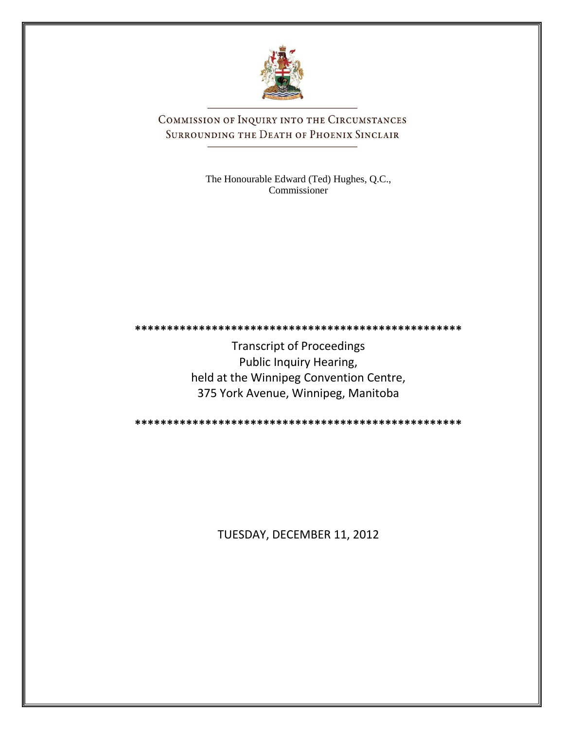# Commission of Inquiry into the Circumstances Surrounding the Death of Phoenix Sinclair

The Honourable Edward (Ted) Hughes, Q.C.,
Commissioner

\*\*\*\*\*\*\*\*\*\*\*\*\*\*\*\*\*\*\*\*\*\*\*\*\*\*\*\*\*\*\*\*\*\*\*\*\*\*\*\*\*\*\*\*\*\*\*\*\*\*\*\*

Transcript of Proceedings
Public Inquiry Hearing,
held at the Winnipeg Convention Centre,
375 York Avenue, Winnipeg, Manitoba

\*\*\*\*\*\*\*\*\*\*\*\*\*\*\*\*\*\*\*\*\*\*\*\*\*\*\*\*\*\*\*\*\*\*\*\*\*\*\*\*\*\*\*\*\*\*\*\*\*\*\*\*

TUESDAY, DECEMBER 11, 2012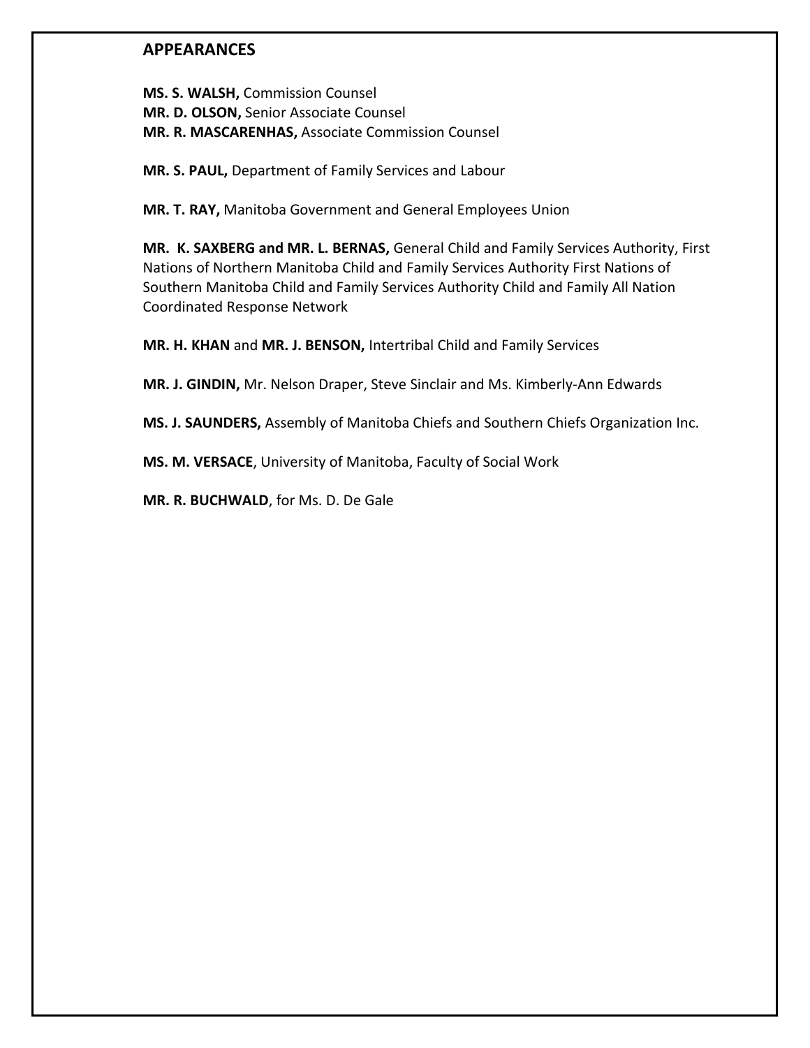## APPEARANCES

**MS. S. WALSH,** Commission Counsel
**MR. D. OLSON,** Senior Associate Counsel
**MR. R. MASCARENHAS,** Associate Commission Counsel

**MR. S. PAUL,** Department of Family Services and Labour

**MR. T. RAY,** Manitoba Government and General Employees Union

**MR. K. SAXBERG and MR. L. BERNAS,** General Child and Family Services Authority, First Nations of Northern Manitoba Child and Family Services Authority First Nations of Southern Manitoba Child and Family Services Authority Child and Family All Nation Coordinated Response Network

**MR. H. KHAN** and **MR. J. BENSON,** Intertribal Child and Family Services

**MR. J. GINDIN,** Mr. Nelson Draper, Steve Sinclair and Ms. Kimberly-Ann Edwards

**MS. J. SAUNDERS,** Assembly of Manitoba Chiefs and Southern Chiefs Organization Inc.

**MS. M. VERSACE**, University of Manitoba, Faculty of Social Work

**MR. R. BUCHWALD**, for Ms. D. De Gale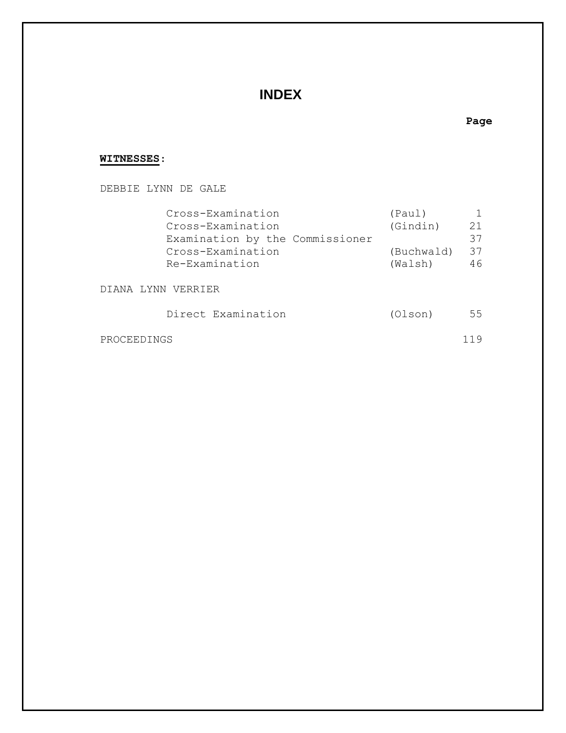# INDEX

**WITNESSES:**

| | | Page |
|---|---|---|
| DEBBIE LYNN DE GALE | | |
| Cross-Examination | (Paul) | 1 |
| Cross-Examination | (Gindin) | 21 |
| Examination by the Commissioner | | 37 |
| Cross-Examination | (Buchwald) | 37 |
| Re-Examination | (Walsh) | 46 |
| DIANA LYNN VERRIER | | |
| Direct Examination | (Olson) | 55 |
| PROCEEDINGS | | 119 |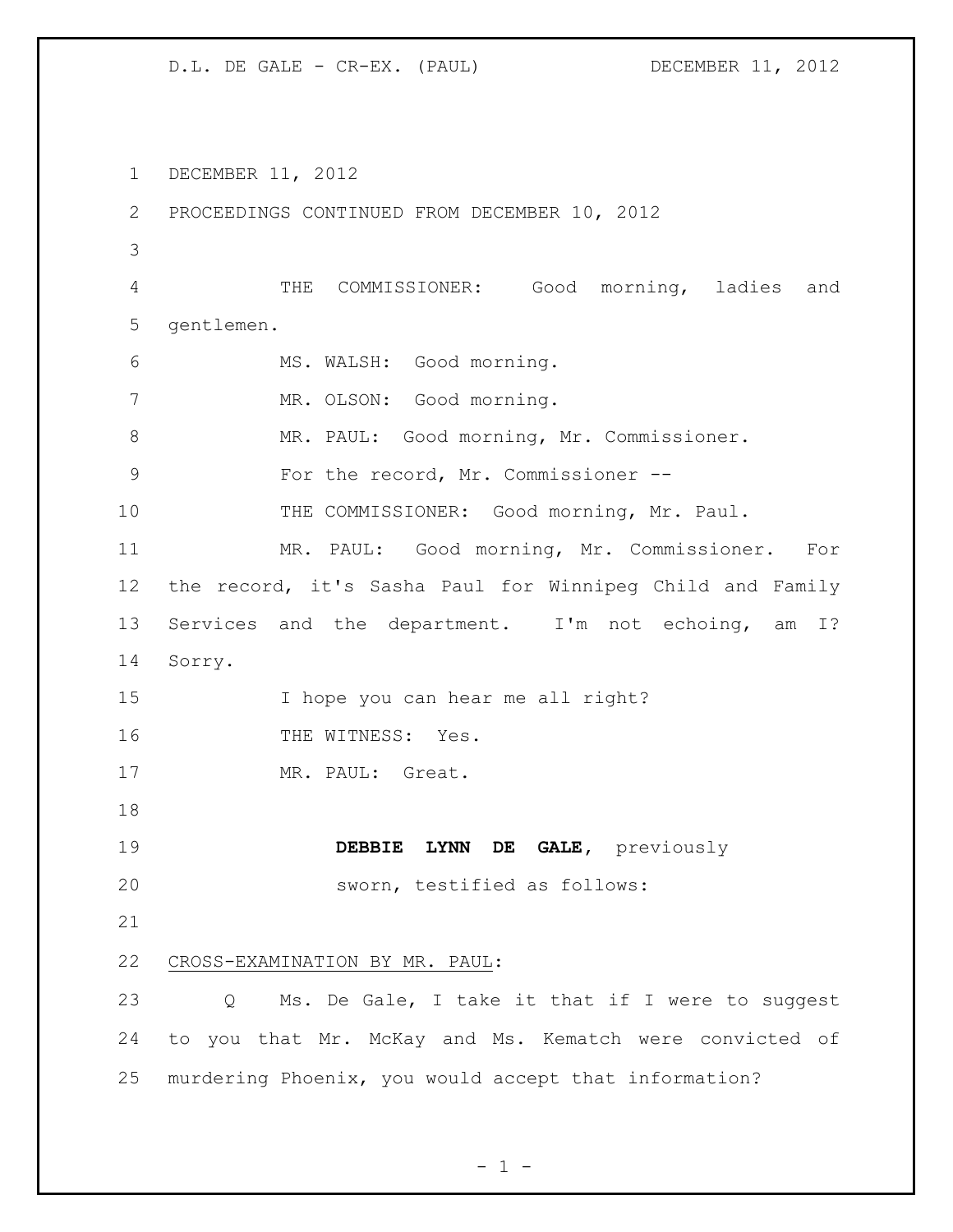DECEMBER 11, 2012

PROCEEDINGS CONTINUED FROM DECEMBER 10, 2012

THE COMMISSIONER: Good morning, ladies and gentlemen.

MS. WALSH: Good morning.

MR. OLSON: Good morning.

MR. PAUL: Good morning, Mr. Commissioner.

For the record, Mr. Commissioner --

THE COMMISSIONER: Good morning, Mr. Paul.

MR. PAUL: Good morning, Mr. Commissioner. For the record, it's Sasha Paul for Winnipeg Child and Family Services and the department. I'm not echoing, am I? Sorry.

I hope you can hear me all right?

THE WITNESS: Yes.

MR. PAUL: Great.

**DEBBIE LYNN DE GALE**, previously sworn, testified as follows:

CROSS-EXAMINATION BY MR. PAUL:

Q Ms. De Gale, I take it that if I were to suggest to you that Mr. McKay and Ms. Kematch were convicted of murdering Phoenix, you would accept that information?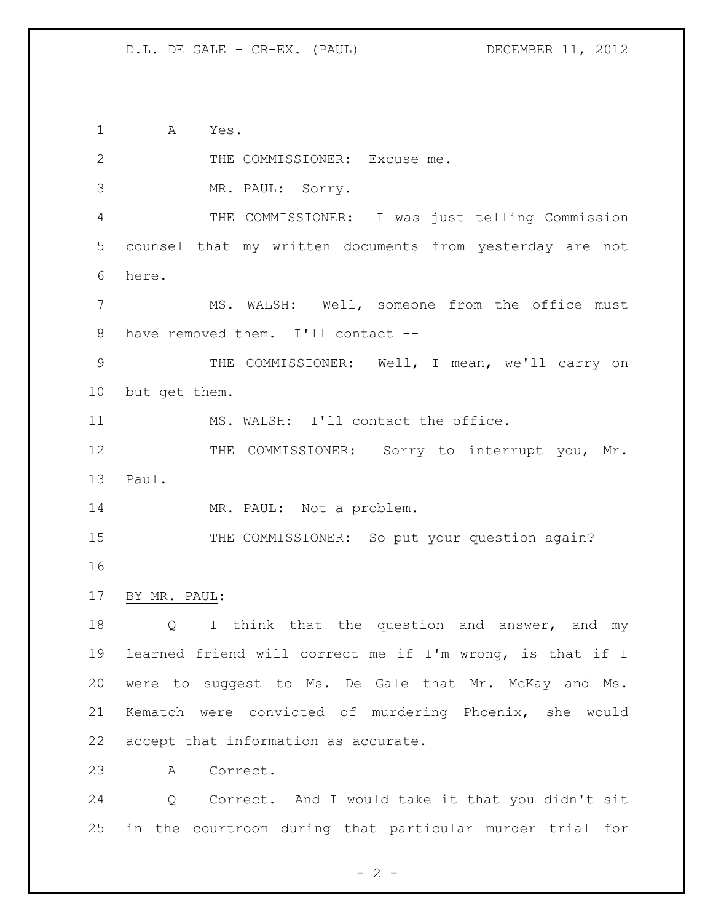A Yes.

THE COMMISSIONER: Excuse me.

MR. PAUL: Sorry.

THE COMMISSIONER: I was just telling Commission counsel that my written documents from yesterday are not here.

MS. WALSH: Well, someone from the office must have removed them. I'll contact --

THE COMMISSIONER: Well, I mean, we'll carry on but get them.

MS. WALSH: I'll contact the office.

THE COMMISSIONER: Sorry to interrupt you, Mr. Paul.

MR. PAUL: Not a problem.

THE COMMISSIONER: So put your question again?

BY MR. PAUL:

Q I think that the question and answer, and my learned friend will correct me if I'm wrong, is that if I were to suggest to Ms. De Gale that Mr. McKay and Ms. Kematch were convicted of murdering Phoenix, she would accept that information as accurate.

A Correct.

Q Correct. And I would take it that you didn't sit in the courtroom during that particular murder trial for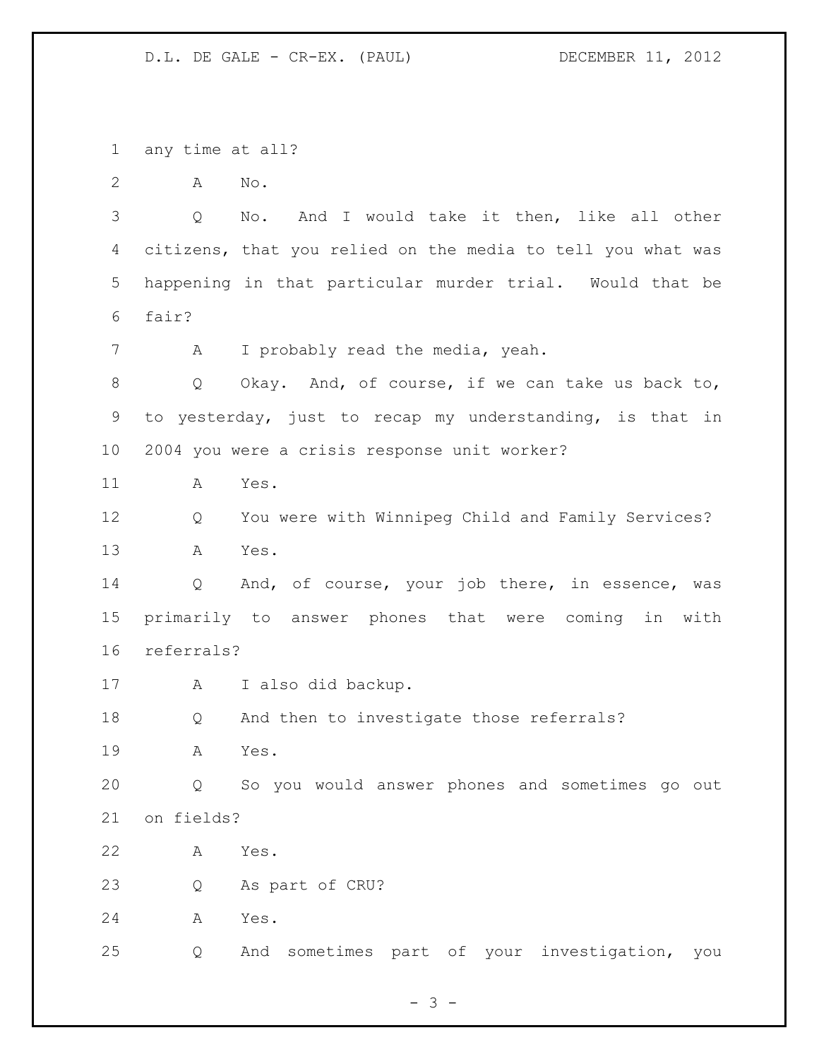any time at all?

A No.

Q No. And I would take it then, like all other citizens, that you relied on the media to tell you what was happening in that particular murder trial. Would that be fair?

A I probably read the media, yeah.

Q Okay. And, of course, if we can take us back to, to yesterday, just to recap my understanding, is that in 2004 you were a crisis response unit worker?

A Yes.

Q You were with Winnipeg Child and Family Services?

A Yes.

Q And, of course, your job there, in essence, was primarily to answer phones that were coming in with referrals?

A I also did backup.

Q And then to investigate those referrals?

A Yes.

Q So you would answer phones and sometimes go out on fields?

A Yes.

Q As part of CRU?

A Yes.

Q And sometimes part of your investigation, you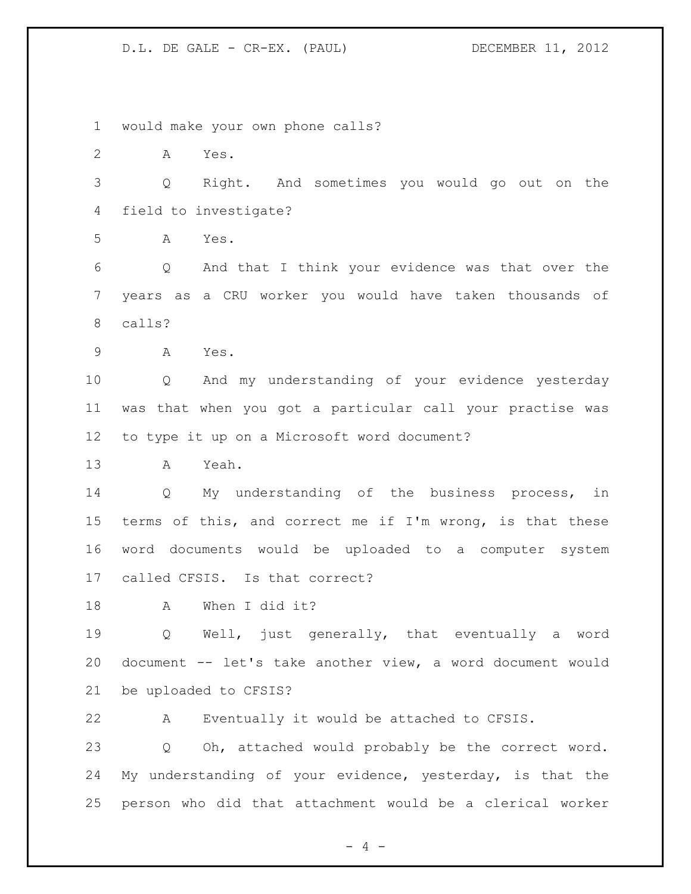would make your own phone calls?

A Yes.

Q Right. And sometimes you would go out on the field to investigate?

A Yes.

Q And that I think your evidence was that over the years as a CRU worker you would have taken thousands of calls?

A Yes.

Q And my understanding of your evidence yesterday was that when you got a particular call your practise was to type it up on a Microsoft word document?

A Yeah.

Q My understanding of the business process, in terms of this, and correct me if I'm wrong, is that these word documents would be uploaded to a computer system called CFSIS. Is that correct?

A When I did it?

Q Well, just generally, that eventually a word document -- let's take another view, a word document would be uploaded to CFSIS?

A Eventually it would be attached to CFSIS.

Q Oh, attached would probably be the correct word. My understanding of your evidence, yesterday, is that the person who did that attachment would be a clerical worker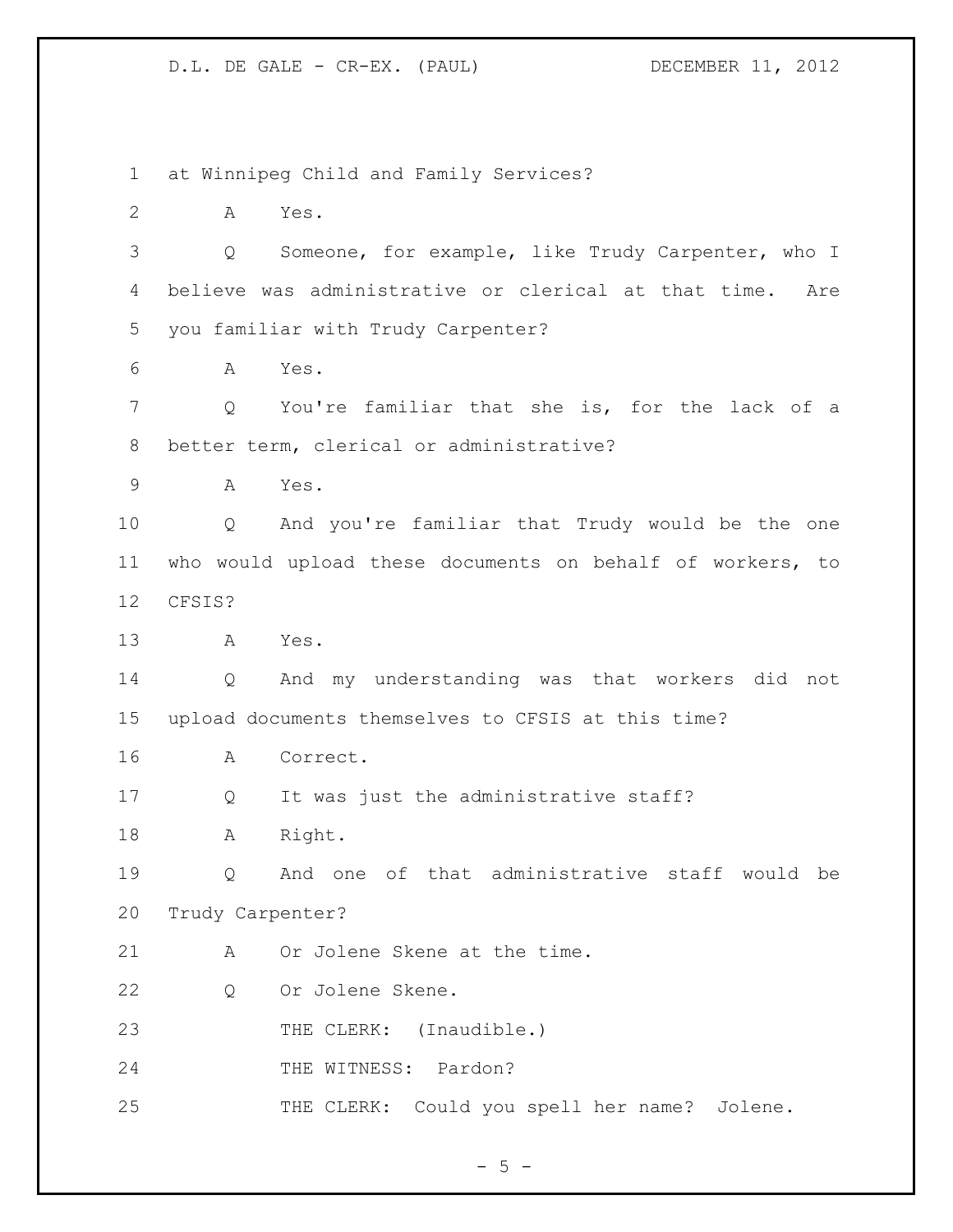at Winnipeg Child and Family Services?

A Yes.

Q Someone, for example, like Trudy Carpenter, who I believe was administrative or clerical at that time. Are you familiar with Trudy Carpenter?

A Yes.

Q You're familiar that she is, for the lack of a better term, clerical or administrative?

A Yes.

Q And you're familiar that Trudy would be the one who would upload these documents on behalf of workers, to CFSIS?

A Yes.

Q And my understanding was that workers did not upload documents themselves to CFSIS at this time?

A Correct.

Q It was just the administrative staff?

A Right.

Q And one of that administrative staff would be Trudy Carpenter?

A Or Jolene Skene at the time.

Q Or Jolene Skene.

THE CLERK: (Inaudible.)

THE WITNESS: Pardon?

THE CLERK: Could you spell her name? Jolene.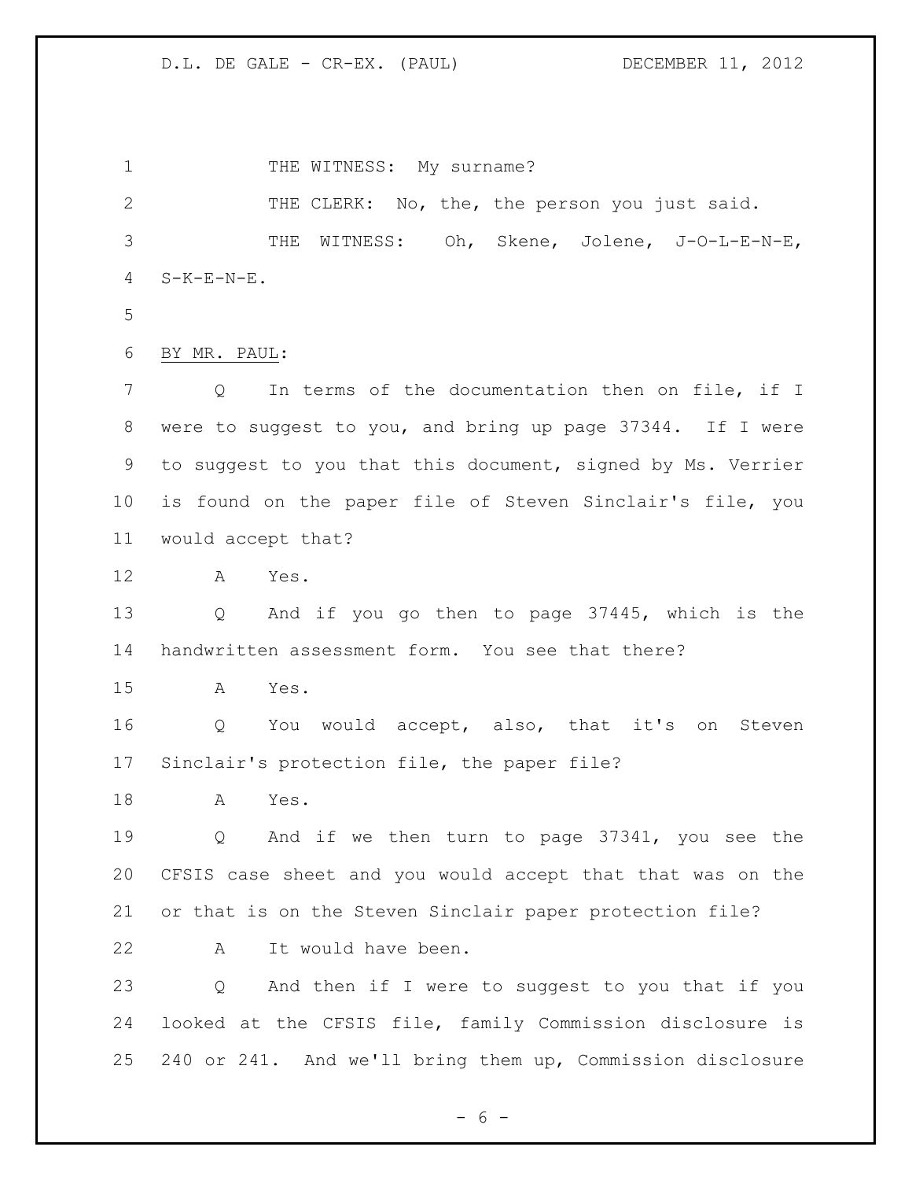THE WITNESS: My surname?

THE CLERK: No, the, the person you just said.

THE WITNESS: Oh, Skene, Jolene, J-O-L-E-N-E, S-K-E-N-E.

BY MR. PAUL:

Q In terms of the documentation then on file, if I were to suggest to you, and bring up page 37344. If I were to suggest to you that this document, signed by Ms. Verrier is found on the paper file of Steven Sinclair's file, you would accept that?

A Yes.

Q And if you go then to page 37445, which is the handwritten assessment form. You see that there?

A Yes.

Q You would accept, also, that it's on Steven Sinclair's protection file, the paper file?

A Yes.

Q And if we then turn to page 37341, you see the CFSIS case sheet and you would accept that that was on the or that is on the Steven Sinclair paper protection file?

A It would have been.

Q And then if I were to suggest to you that if you looked at the CFSIS file, family Commission disclosure is 240 or 241. And we'll bring them up, Commission disclosure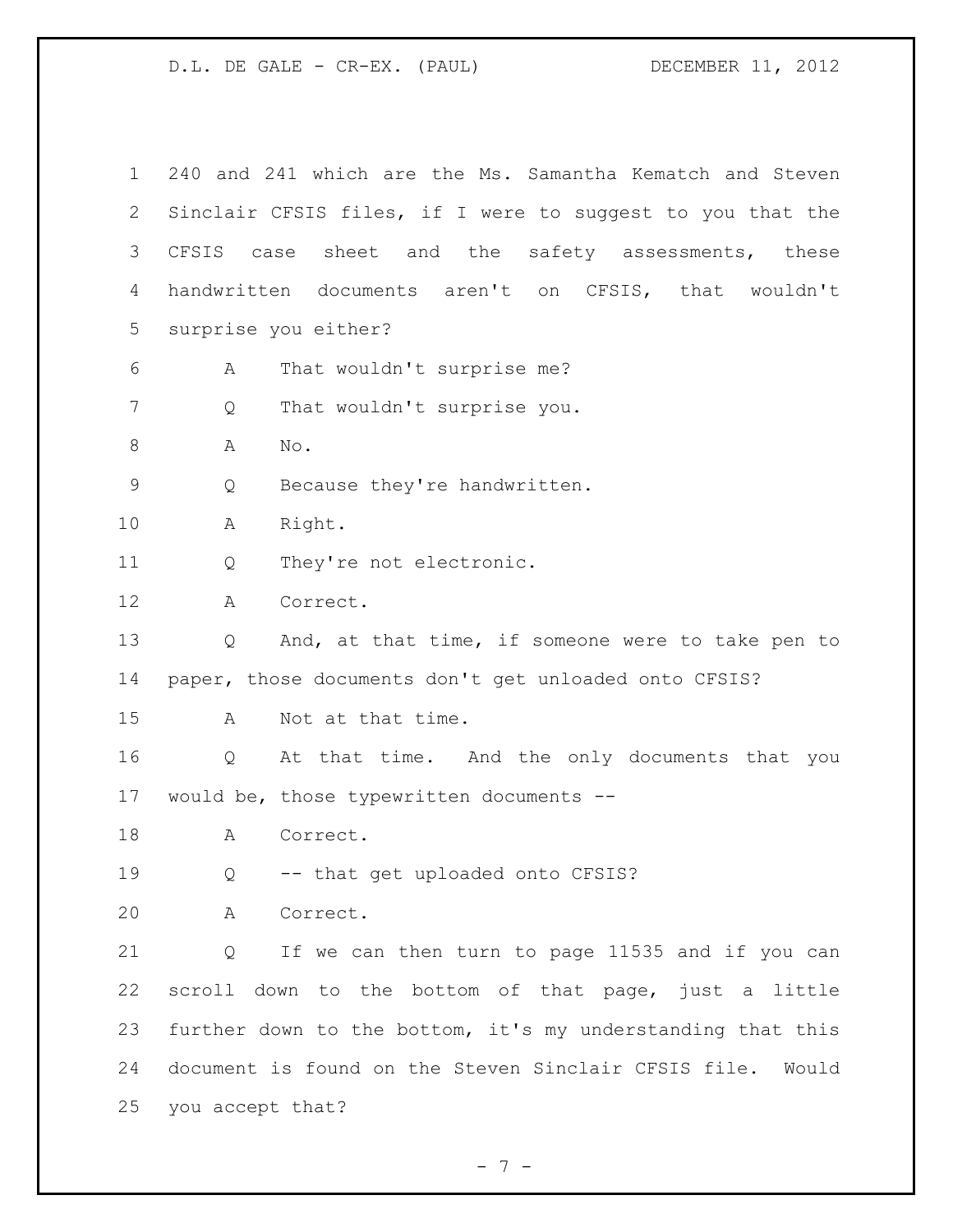240 and 241 which are the Ms. Samantha Kematch and Steven Sinclair CFSIS files, if I were to suggest to you that the CFSIS case sheet and the safety assessments, these handwritten documents aren't on CFSIS, that wouldn't surprise you either?

A That wouldn't surprise me?

Q That wouldn't surprise you.

A No.

Q Because they're handwritten.

A Right.

Q They're not electronic.

A Correct.

Q And, at that time, if someone were to take pen to paper, those documents don't get unloaded onto CFSIS?

A Not at that time.

Q At that time. And the only documents that you would be, those typewritten documents --

A Correct.

Q -- that get uploaded onto CFSIS?

A Correct.

Q If we can then turn to page 11535 and if you can scroll down to the bottom of that page, just a little further down to the bottom, it's my understanding that this document is found on the Steven Sinclair CFSIS file. Would you accept that?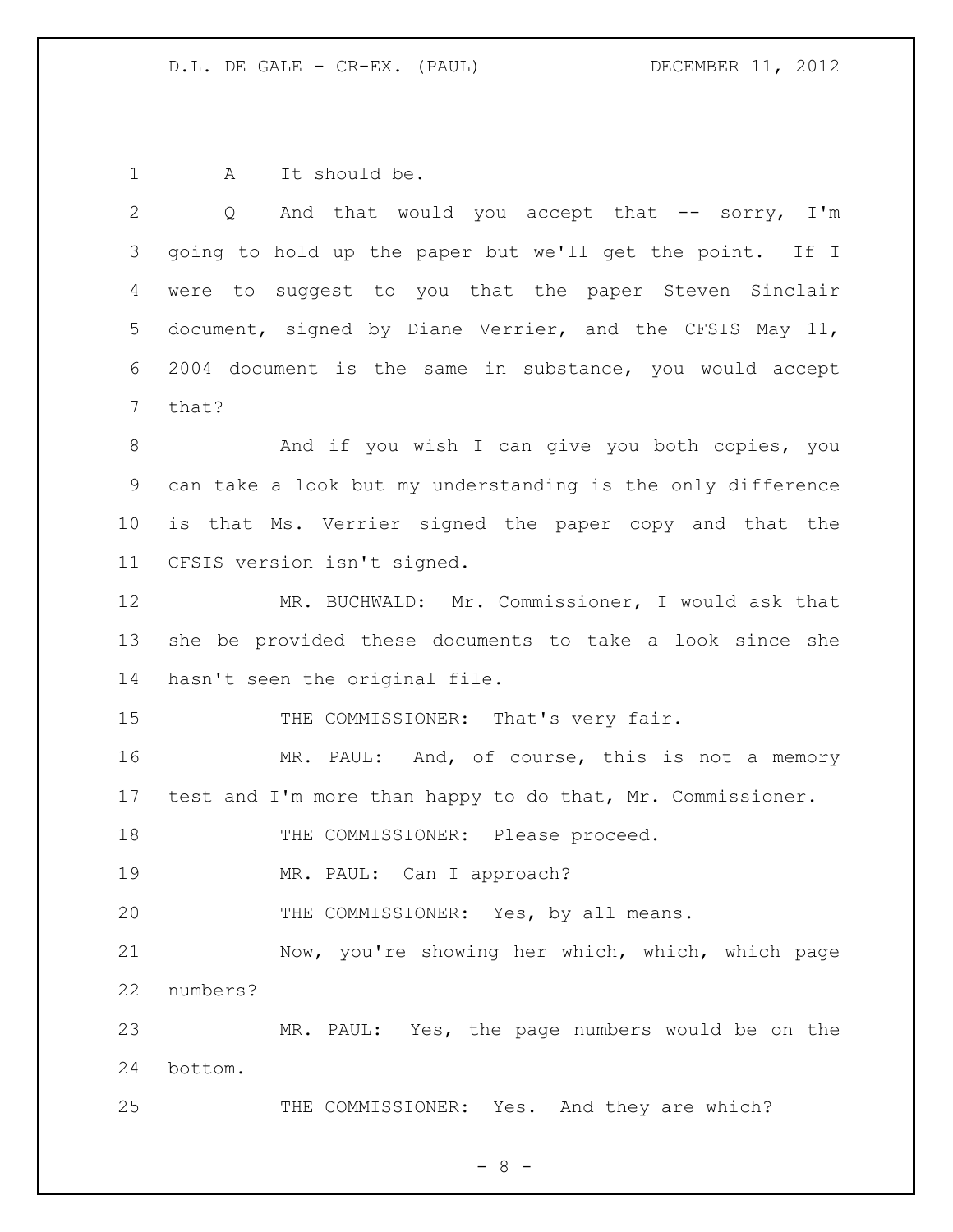A It should be.

Q And that would you accept that -- sorry, I'm going to hold up the paper but we'll get the point. If I were to suggest to you that the paper Steven Sinclair document, signed by Diane Verrier, and the CFSIS May 11, 2004 document is the same in substance, you would accept that?

And if you wish I can give you both copies, you can take a look but my understanding is the only difference is that Ms. Verrier signed the paper copy and that the CFSIS version isn't signed.

MR. BUCHWALD: Mr. Commissioner, I would ask that she be provided these documents to take a look since she hasn't seen the original file.

THE COMMISSIONER: That's very fair.

MR. PAUL: And, of course, this is not a memory test and I'm more than happy to do that, Mr. Commissioner.

THE COMMISSIONER: Please proceed.

MR. PAUL: Can I approach?

THE COMMISSIONER: Yes, by all means.

Now, you're showing her which, which, which page numbers?

MR. PAUL: Yes, the page numbers would be on the bottom.

THE COMMISSIONER: Yes. And they are which?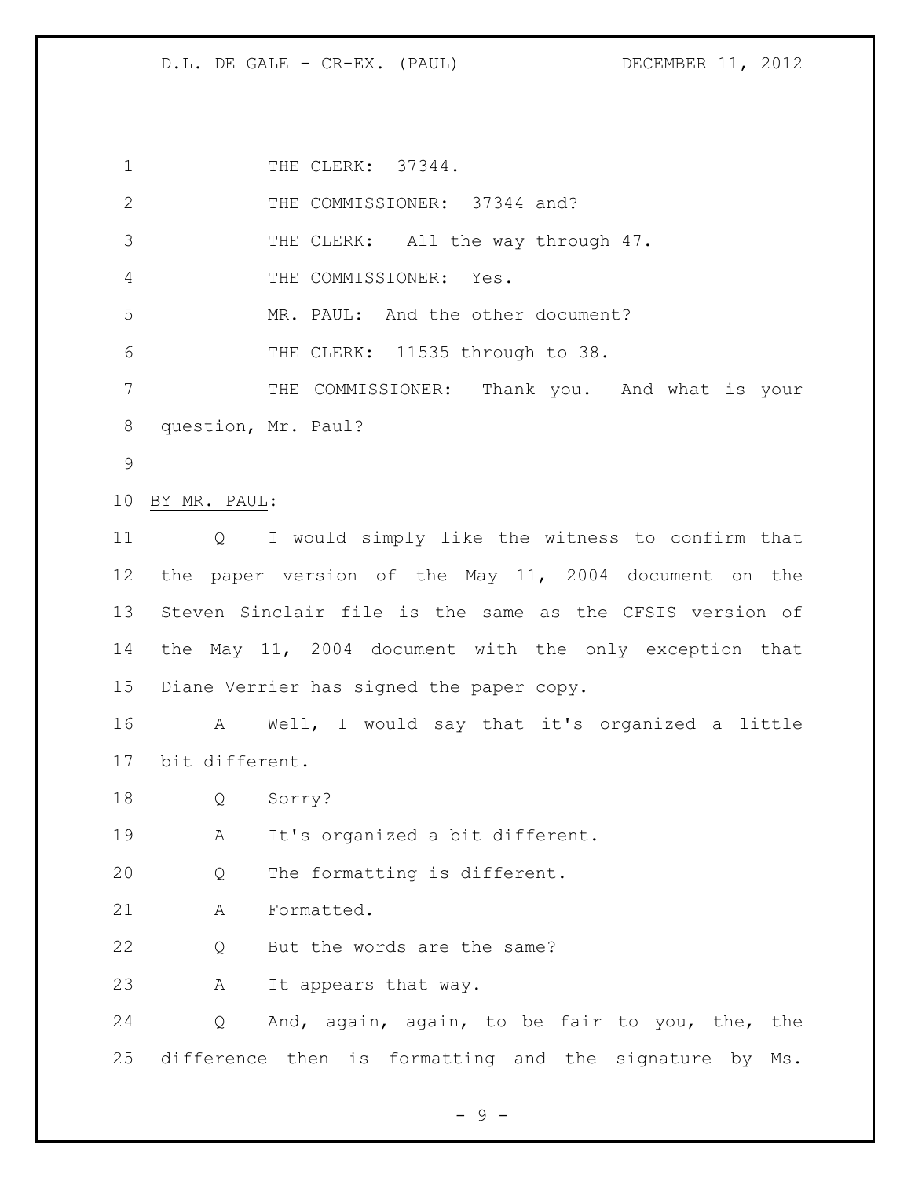THE CLERK: 37344.

THE COMMISSIONER: 37344 and?

THE CLERK: All the way through 47.

THE COMMISSIONER: Yes.

MR. PAUL: And the other document?

THE CLERK: 11535 through to 38.

THE COMMISSIONER: Thank you. And what is your question, Mr. Paul?

BY MR. PAUL:

Q I would simply like the witness to confirm that the paper version of the May 11, 2004 document on the Steven Sinclair file is the same as the CFSIS version of the May 11, 2004 document with the only exception that Diane Verrier has signed the paper copy.

A Well, I would say that it's organized a little bit different.

Q Sorry?

A It's organized a bit different.

Q The formatting is different.

A Formatted.

Q But the words are the same?

A It appears that way.

Q And, again, again, to be fair to you, the, the difference then is formatting and the signature by Ms.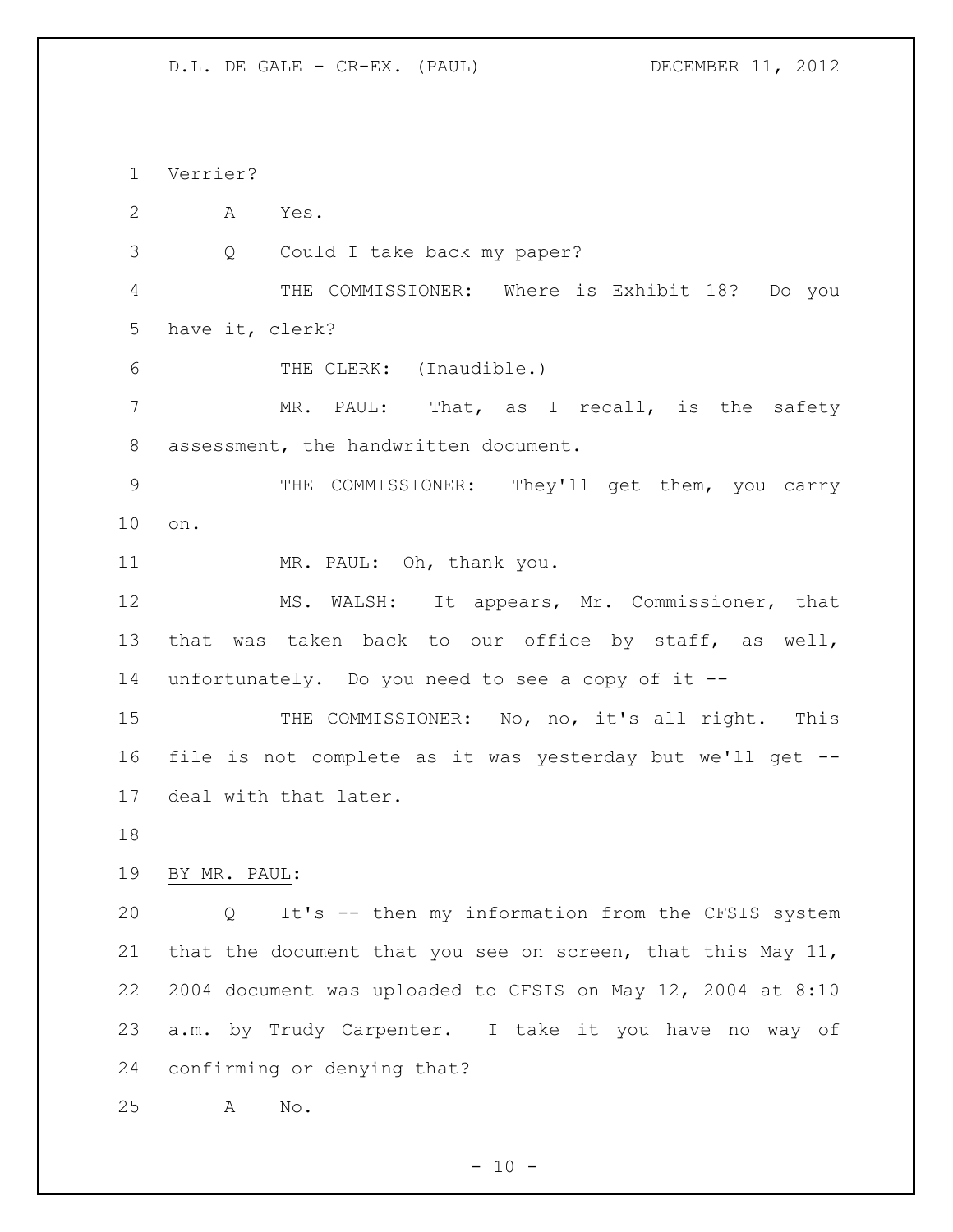Verrier?

A Yes.

Q Could I take back my paper?

THE COMMISSIONER: Where is Exhibit 18? Do you have it, clerk?

THE CLERK: (Inaudible.)

MR. PAUL: That, as I recall, is the safety assessment, the handwritten document.

THE COMMISSIONER: They'll get them, you carry on.

MR. PAUL: Oh, thank you.

MS. WALSH: It appears, Mr. Commissioner, that that was taken back to our office by staff, as well, unfortunately. Do you need to see a copy of it --

THE COMMISSIONER: No, no, it's all right. This file is not complete as it was yesterday but we'll get -- deal with that later.

BY MR. PAUL:

Q It's -- then my information from the CFSIS system that the document that you see on screen, that this May 11, 2004 document was uploaded to CFSIS on May 12, 2004 at 8:10 a.m. by Trudy Carpenter. I take it you have no way of confirming or denying that?

A No.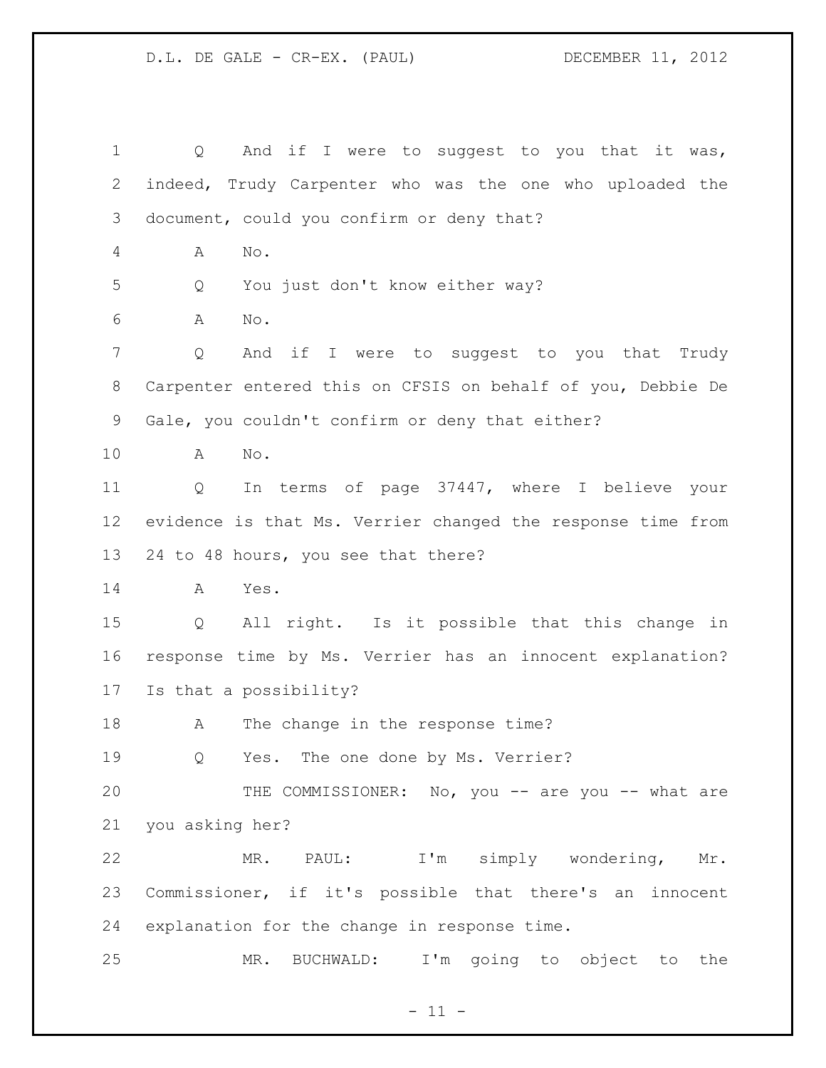Q And if I were to suggest to you that it was, indeed, Trudy Carpenter who was the one who uploaded the document, could you confirm or deny that?

A No.

Q You just don't know either way?

A No.

Q And if I were to suggest to you that Trudy Carpenter entered this on CFSIS on behalf of you, Debbie De Gale, you couldn't confirm or deny that either?

A No.

Q In terms of page 37447, where I believe your evidence is that Ms. Verrier changed the response time from 24 to 48 hours, you see that there?

A Yes.

Q All right. Is it possible that this change in response time by Ms. Verrier has an innocent explanation? Is that a possibility?

A The change in the response time?

Q Yes. The one done by Ms. Verrier?

THE COMMISSIONER: No, you -- are you -- what are you asking her?

MR. PAUL: I'm simply wondering, Mr. Commissioner, if it's possible that there's an innocent explanation for the change in response time.

MR. BUCHWALD: I'm going to object to the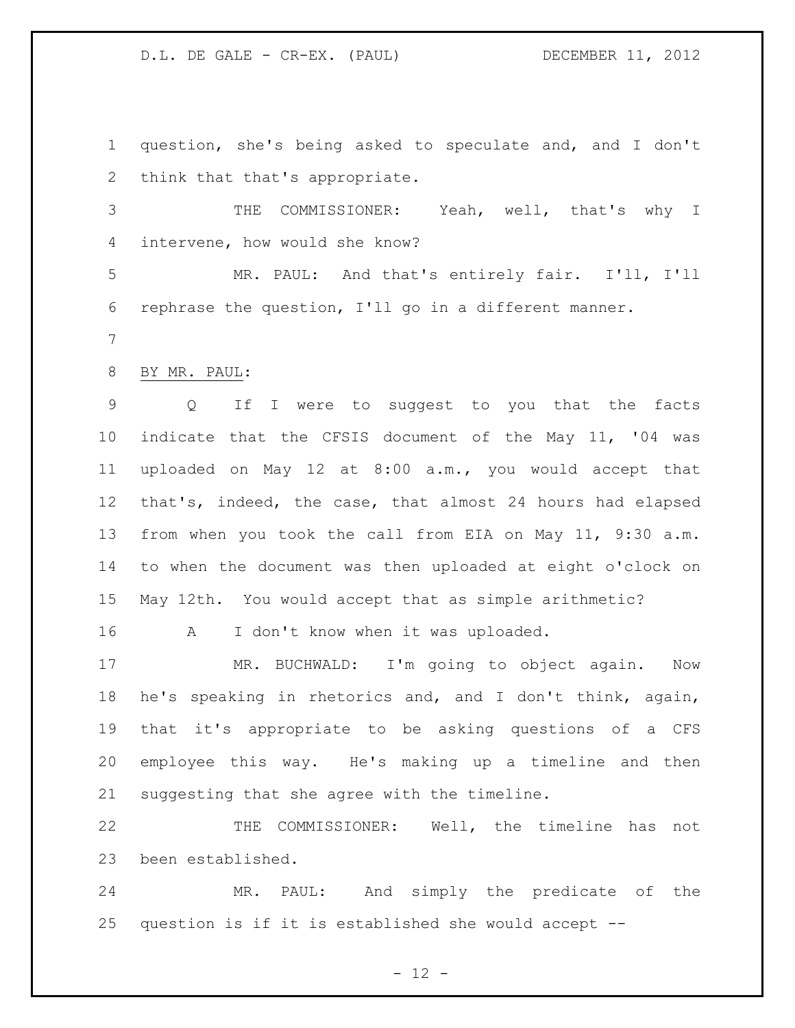question, she's being asked to speculate and, and I don't think that that's appropriate.

THE COMMISSIONER: Yeah, well, that's why I intervene, how would she know?

MR. PAUL: And that's entirely fair. I'll, I'll rephrase the question, I'll go in a different manner.

BY MR. PAUL:

Q If I were to suggest to you that the facts indicate that the CFSIS document of the May 11, '04 was uploaded on May 12 at 8:00 a.m., you would accept that that's, indeed, the case, that almost 24 hours had elapsed from when you took the call from EIA on May 11, 9:30 a.m. to when the document was then uploaded at eight o'clock on May 12th. You would accept that as simple arithmetic?

A I don't know when it was uploaded.

MR. BUCHWALD: I'm going to object again. Now he's speaking in rhetorics and, and I don't think, again, that it's appropriate to be asking questions of a CFS employee this way. He's making up a timeline and then suggesting that she agree with the timeline.

THE COMMISSIONER: Well, the timeline has not been established.

MR. PAUL: And simply the predicate of the question is if it is established she would accept --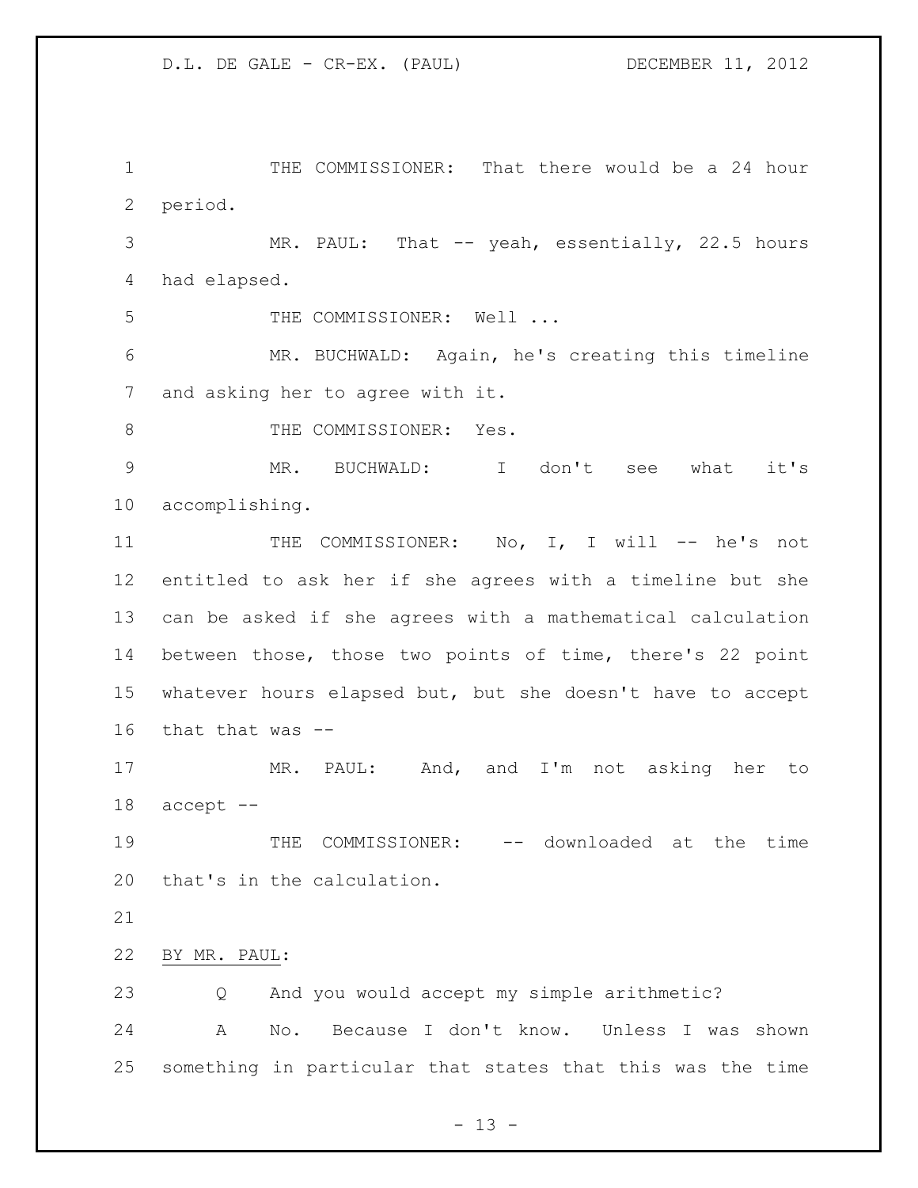THE COMMISSIONER: That there would be a 24 hour period.

MR. PAUL: That -- yeah, essentially, 22.5 hours had elapsed.

THE COMMISSIONER: Well ...

MR. BUCHWALD: Again, he's creating this timeline and asking her to agree with it.

THE COMMISSIONER: Yes.

MR. BUCHWALD: I don't see what it's accomplishing.

THE COMMISSIONER: No, I, I will -- he's not entitled to ask her if she agrees with a timeline but she can be asked if she agrees with a mathematical calculation between those, those two points of time, there's 22 point whatever hours elapsed but, but she doesn't have to accept that that was --

MR. PAUL: And, and I'm not asking her to accept --

THE COMMISSIONER: -- downloaded at the time that's in the calculation.

BY MR. PAUL:

Q And you would accept my simple arithmetic?

A No. Because I don't know. Unless I was shown something in particular that states that this was the time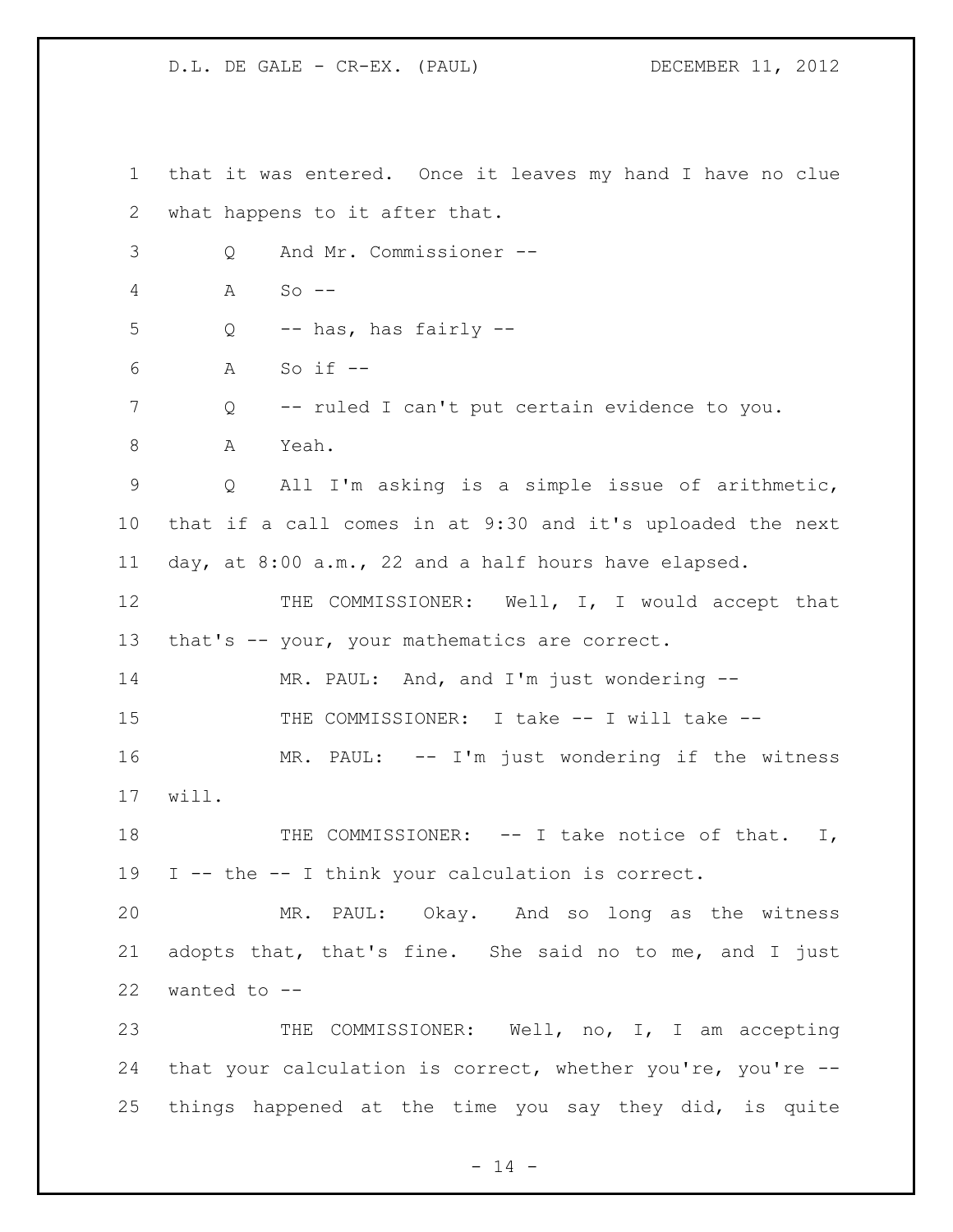that it was entered. Once it leaves my hand I have no clue what happens to it after that.

Q And Mr. Commissioner --

A So --

Q -- has, has fairly --

A So if --

Q -- ruled I can't put certain evidence to you.

A Yeah.

Q All I'm asking is a simple issue of arithmetic, that if a call comes in at 9:30 and it's uploaded the next day, at 8:00 a.m., 22 and a half hours have elapsed.

THE COMMISSIONER: Well, I, I would accept that that's -- your, your mathematics are correct.

MR. PAUL: And, and I'm just wondering --

THE COMMISSIONER: I take -- I will take --

MR. PAUL: -- I'm just wondering if the witness will.

THE COMMISSIONER: -- I take notice of that. I, I -- the -- I think your calculation is correct.

MR. PAUL: Okay. And so long as the witness adopts that, that's fine. She said no to me, and I just wanted to --

THE COMMISSIONER: Well, no, I, I am accepting that your calculation is correct, whether you're, you're -- things happened at the time you say they did, is quite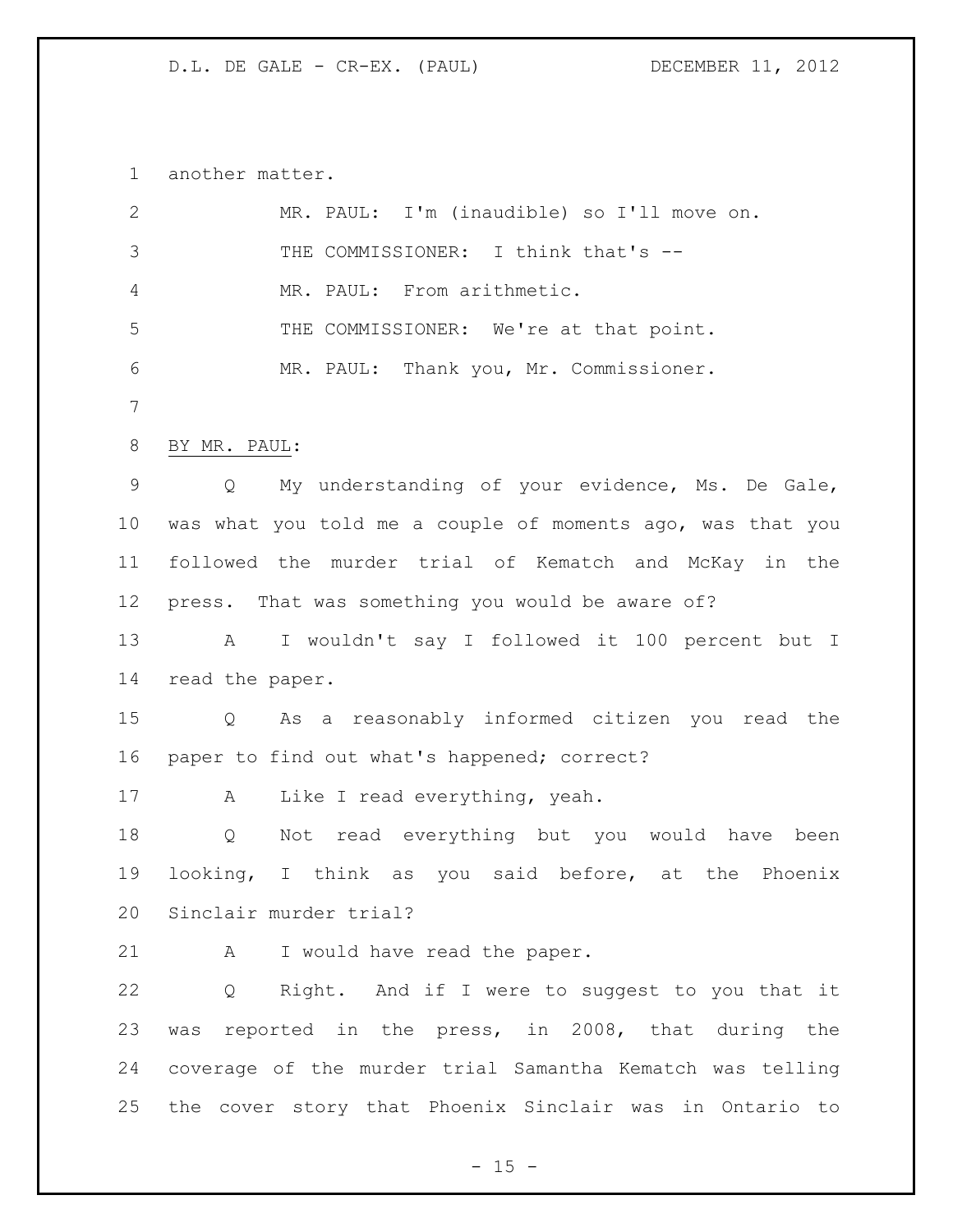another matter.

MR. PAUL: I'm (inaudible) so I'll move on.

THE COMMISSIONER: I think that's --

MR. PAUL: From arithmetic.

THE COMMISSIONER: We're at that point.

MR. PAUL: Thank you, Mr. Commissioner.

BY MR. PAUL:

Q My understanding of your evidence, Ms. De Gale, was what you told me a couple of moments ago, was that you followed the murder trial of Kematch and McKay in the press. That was something you would be aware of?

A I wouldn't say I followed it 100 percent but I read the paper.

Q As a reasonably informed citizen you read the paper to find out what's happened; correct?

A Like I read everything, yeah.

Q Not read everything but you would have been looking, I think as you said before, at the Phoenix Sinclair murder trial?

A I would have read the paper.

Q Right. And if I were to suggest to you that it was reported in the press, in 2008, that during the coverage of the murder trial Samantha Kematch was telling the cover story that Phoenix Sinclair was in Ontario to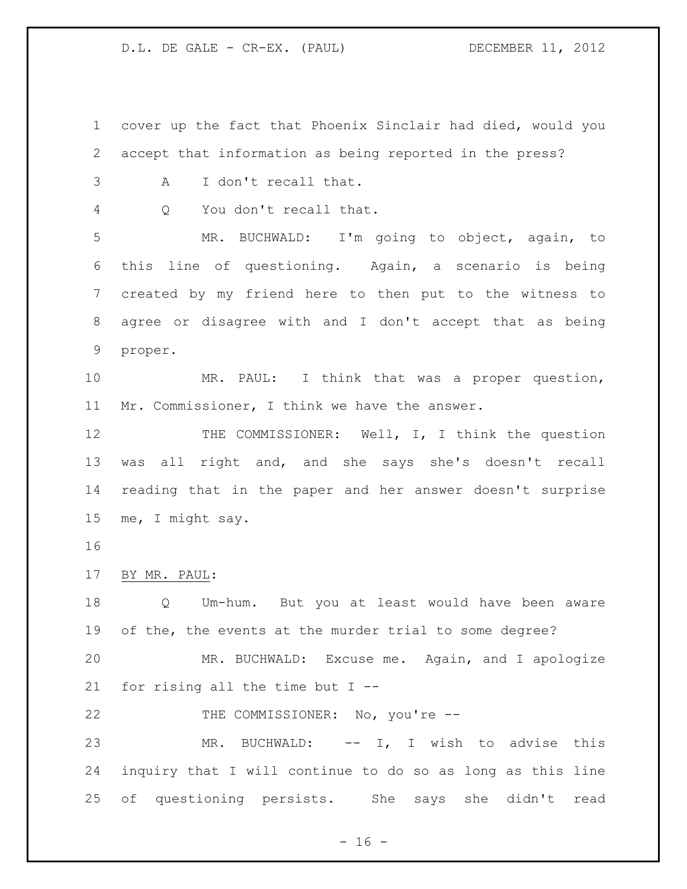cover up the fact that Phoenix Sinclair had died, would you accept that information as being reported in the press?

A I don't recall that.

Q You don't recall that.

MR. BUCHWALD: I'm going to object, again, to this line of questioning. Again, a scenario is being created by my friend here to then put to the witness to agree or disagree with and I don't accept that as being proper.

MR. PAUL: I think that was a proper question, Mr. Commissioner, I think we have the answer.

THE COMMISSIONER: Well, I, I think the question was all right and, and she says she's doesn't recall reading that in the paper and her answer doesn't surprise me, I might say.

BY MR. PAUL:

Q Um-hum. But you at least would have been aware of the, the events at the murder trial to some degree?

MR. BUCHWALD: Excuse me. Again, and I apologize for rising all the time but I --

THE COMMISSIONER: No, you're --

MR. BUCHWALD: -- I, I wish to advise this inquiry that I will continue to do so as long as this line of questioning persists. She says she didn't read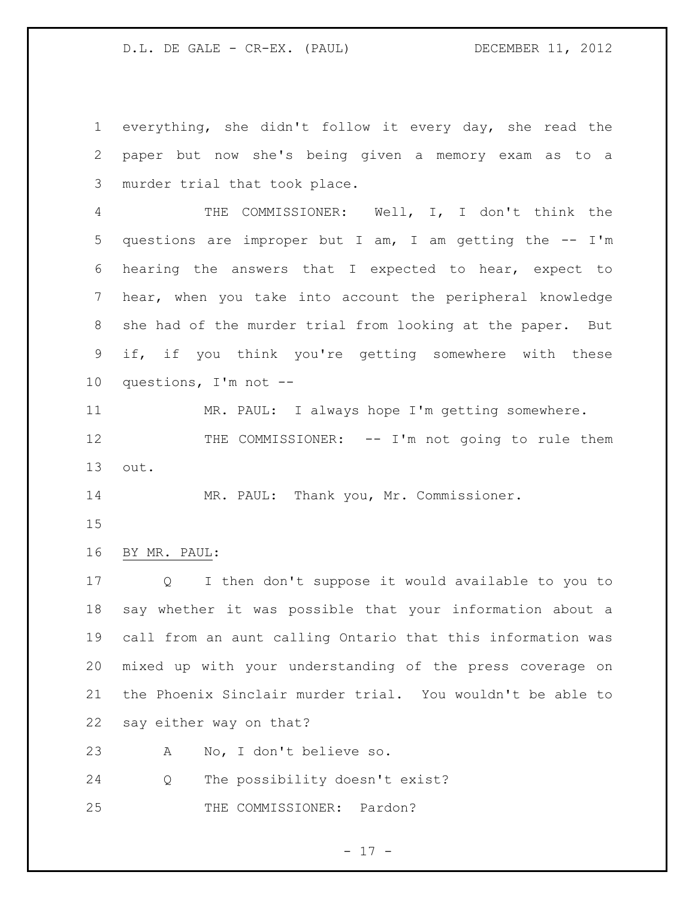everything, she didn't follow it every day, she read the paper but now she's being given a memory exam as to a murder trial that took place.

THE COMMISSIONER: Well, I, I don't think the questions are improper but I am, I am getting the -- I'm hearing the answers that I expected to hear, expect to hear, when you take into account the peripheral knowledge she had of the murder trial from looking at the paper. But if, if you think you're getting somewhere with these questions, I'm not --

MR. PAUL: I always hope I'm getting somewhere.

THE COMMISSIONER: -- I'm not going to rule them out.

MR. PAUL: Thank you, Mr. Commissioner.

BY MR. PAUL:

Q I then don't suppose it would available to you to say whether it was possible that your information about a call from an aunt calling Ontario that this information was mixed up with your understanding of the press coverage on the Phoenix Sinclair murder trial. You wouldn't be able to say either way on that?

A No, I don't believe so.

Q The possibility doesn't exist?

THE COMMISSIONER: Pardon?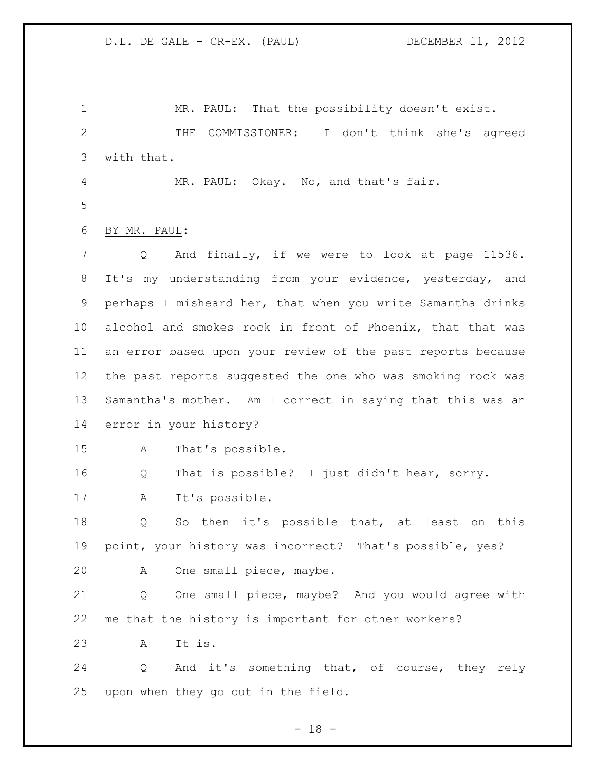MR. PAUL: That the possibility doesn't exist.

THE COMMISSIONER: I don't think she's agreed with that.

MR. PAUL: Okay. No, and that's fair.

BY MR. PAUL:

Q And finally, if we were to look at page 11536. It's my understanding from your evidence, yesterday, and perhaps I misheard her, that when you write Samantha drinks alcohol and smokes rock in front of Phoenix, that that was an error based upon your review of the past reports because the past reports suggested the one who was smoking rock was Samantha's mother. Am I correct in saying that this was an error in your history?

A That's possible.

Q That is possible? I just didn't hear, sorry.

A It's possible.

Q So then it's possible that, at least on this point, your history was incorrect? That's possible, yes?

A One small piece, maybe.

Q One small piece, maybe? And you would agree with me that the history is important for other workers?

A It is.

Q And it's something that, of course, they rely upon when they go out in the field.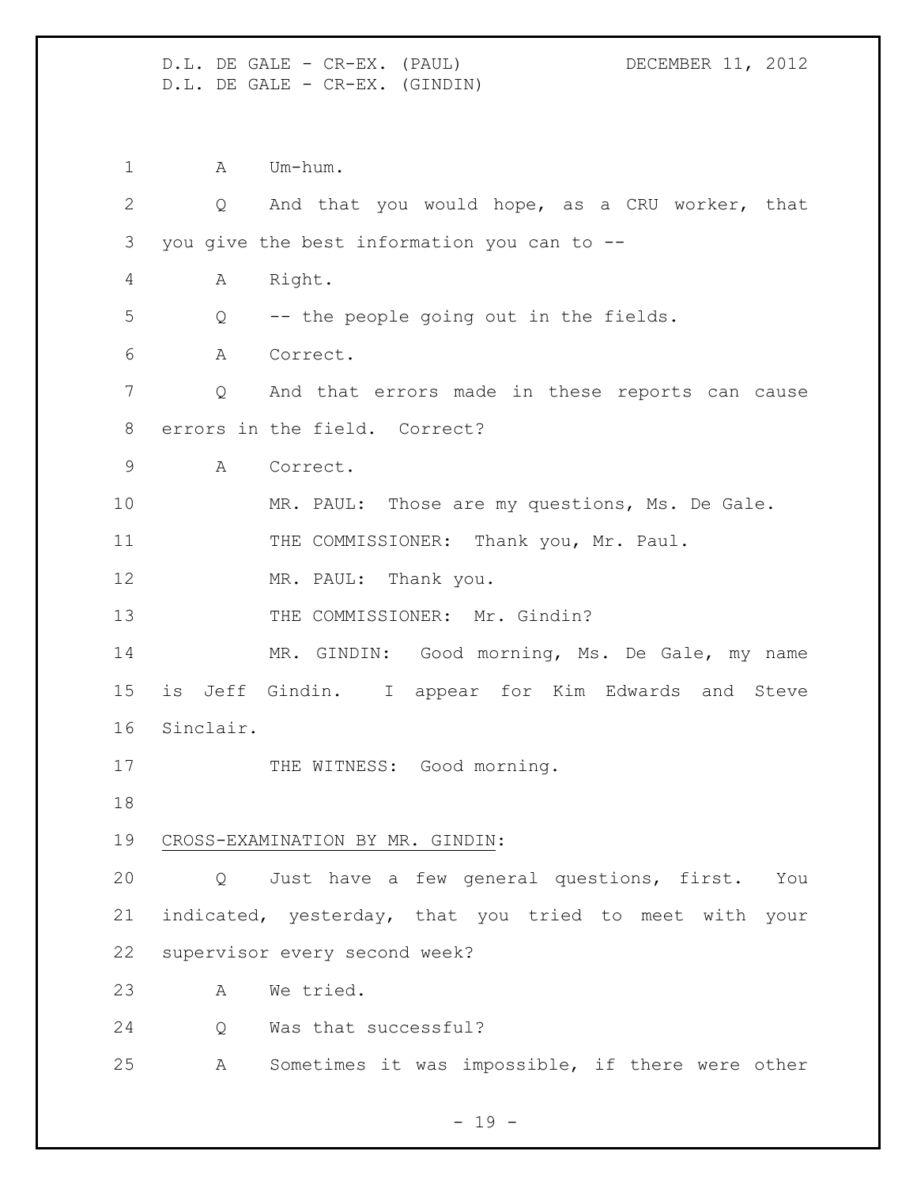A Um-hum.

Q And that you would hope, as a CRU worker, that you give the best information you can to --

A Right.

Q -- the people going out in the fields.

A Correct.

Q And that errors made in these reports can cause errors in the field. Correct?

A Correct.

MR. PAUL: Those are my questions, Ms. De Gale.

THE COMMISSIONER: Thank you, Mr. Paul.

MR. PAUL: Thank you.

THE COMMISSIONER: Mr. Gindin?

MR. GINDIN: Good morning, Ms. De Gale, my name is Jeff Gindin. I appear for Kim Edwards and Steve Sinclair.

THE WITNESS: Good morning.

CROSS-EXAMINATION BY MR. GINDIN:

Q Just have a few general questions, first. You indicated, yesterday, that you tried to meet with your supervisor every second week?

A We tried.

Q Was that successful?

A Sometimes it was impossible, if there were other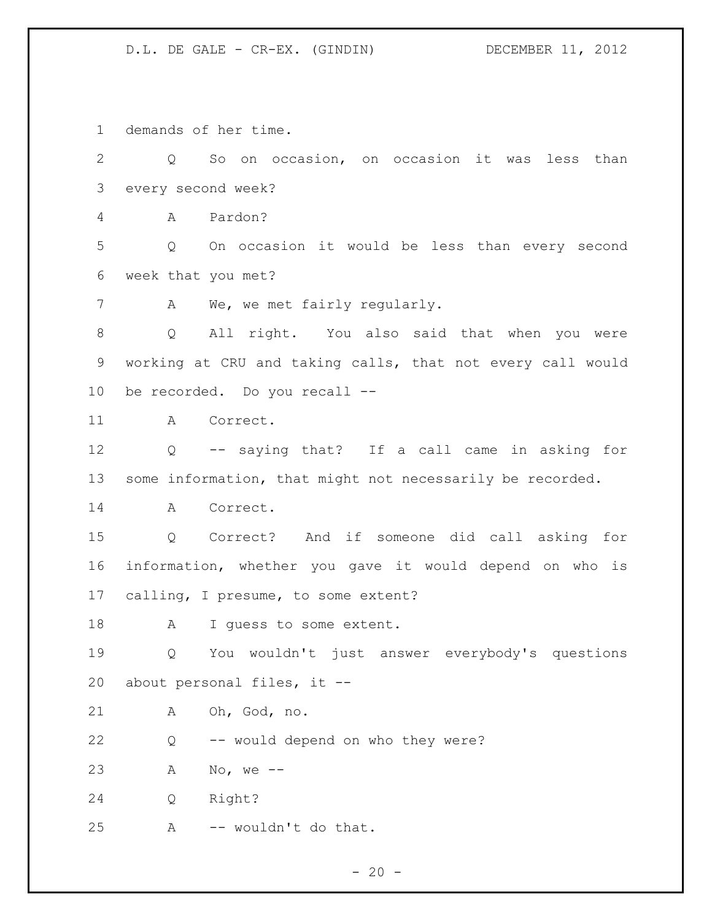demands of her time.

Q So on occasion, on occasion it was less than every second week?

A Pardon?

Q On occasion it would be less than every second week that you met?

A We, we met fairly regularly.

Q All right. You also said that when you were working at CRU and taking calls, that not every call would be recorded. Do you recall --

A Correct.

Q -- saying that? If a call came in asking for some information, that might not necessarily be recorded.

A Correct.

Q Correct? And if someone did call asking for information, whether you gave it would depend on who is calling, I presume, to some extent?

A I guess to some extent.

Q You wouldn't just answer everybody's questions about personal files, it --

A Oh, God, no.

Q -- would depend on who they were?

A No, we --

Q Right?

A -- wouldn't do that.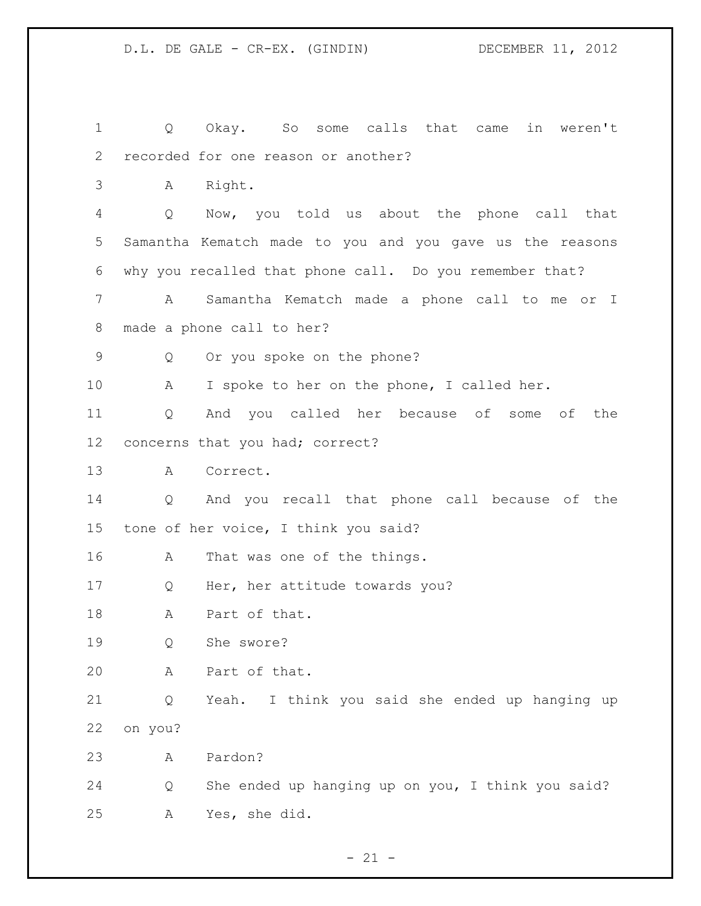Q Okay. So some calls that came in weren't recorded for one reason or another?

A Right.

Q Now, you told us about the phone call that Samantha Kematch made to you and you gave us the reasons why you recalled that phone call. Do you remember that?

A Samantha Kematch made a phone call to me or I made a phone call to her?

Q Or you spoke on the phone?

A I spoke to her on the phone, I called her.

Q And you called her because of some of the concerns that you had; correct?

A Correct.

Q And you recall that phone call because of the tone of her voice, I think you said?

A That was one of the things.

Q Her, her attitude towards you?

A Part of that.

Q She swore?

A Part of that.

Q Yeah. I think you said she ended up hanging up on you?

A Pardon?

Q She ended up hanging up on you, I think you said?

A Yes, she did.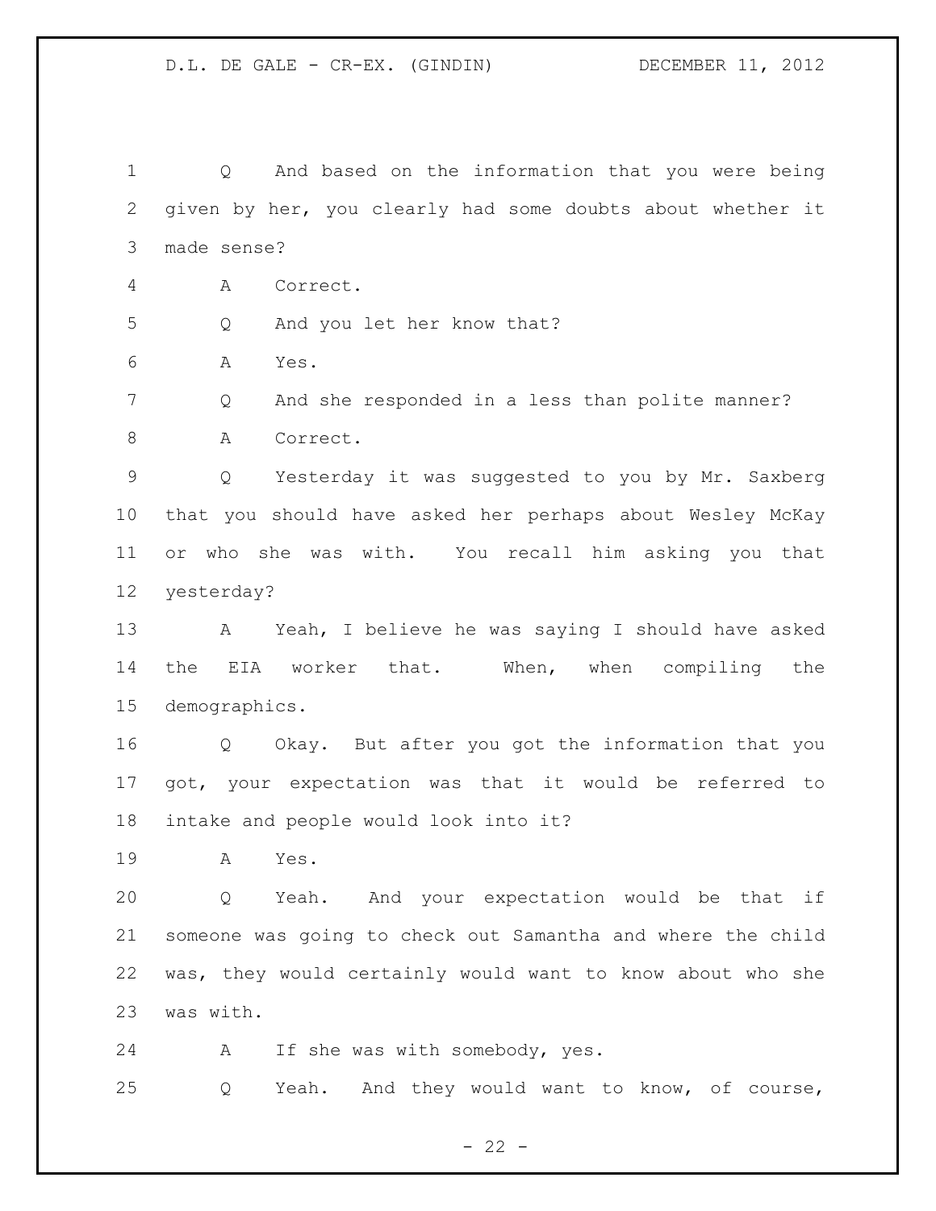Q And based on the information that you were being given by her, you clearly had some doubts about whether it made sense?

A Correct.

Q And you let her know that?

A Yes.

Q And she responded in a less than polite manner?

A Correct.

Q Yesterday it was suggested to you by Mr. Saxberg that you should have asked her perhaps about Wesley McKay or who she was with. You recall him asking you that yesterday?

A Yeah, I believe he was saying I should have asked the EIA worker that. When, when compiling the demographics.

Q Okay. But after you got the information that you got, your expectation was that it would be referred to intake and people would look into it?

A Yes.

Q Yeah. And your expectation would be that if someone was going to check out Samantha and where the child was, they would certainly would want to know about who she was with.

A If she was with somebody, yes.

Q Yeah. And they would want to know, of course,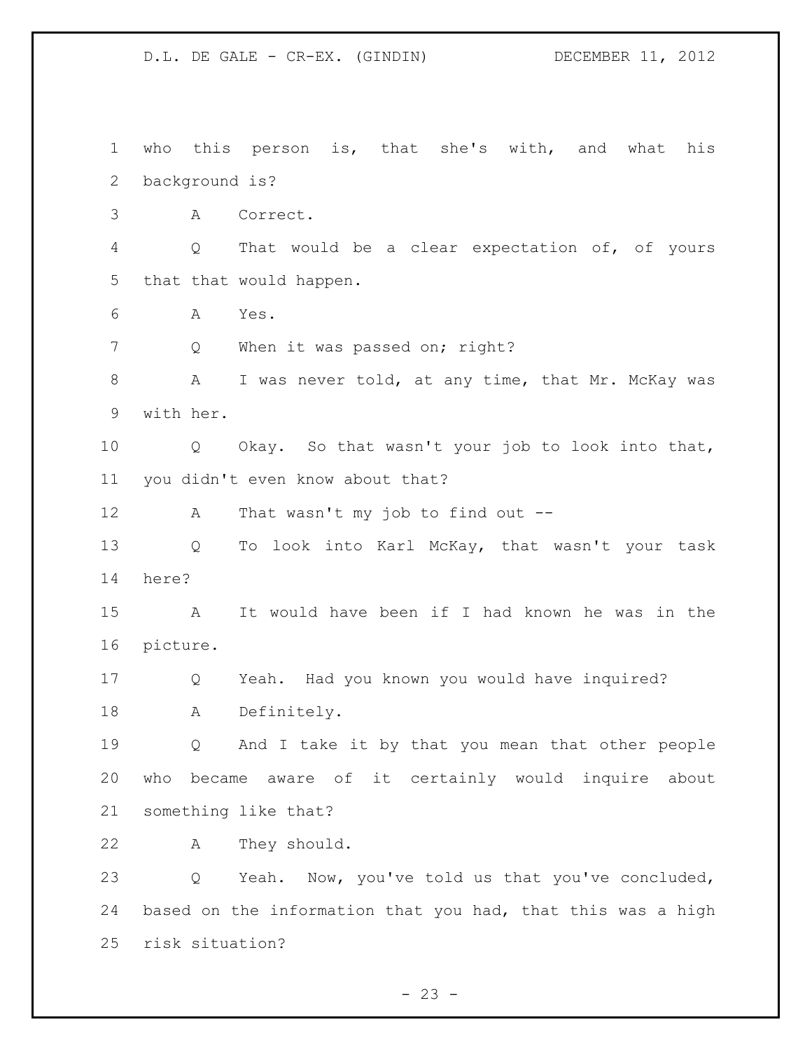who this person is, that she's with, and what his background is?

A Correct.

Q That would be a clear expectation of, of yours that that would happen.

A Yes.

Q When it was passed on; right?

A I was never told, at any time, that Mr. McKay was with her.

Q Okay. So that wasn't your job to look into that, you didn't even know about that?

A That wasn't my job to find out --

Q To look into Karl McKay, that wasn't your task here?

A It would have been if I had known he was in the picture.

Q Yeah. Had you known you would have inquired?

A Definitely.

Q And I take it by that you mean that other people who became aware of it certainly would inquire about something like that?

A They should.

Q Yeah. Now, you've told us that you've concluded, based on the information that you had, that this was a high risk situation?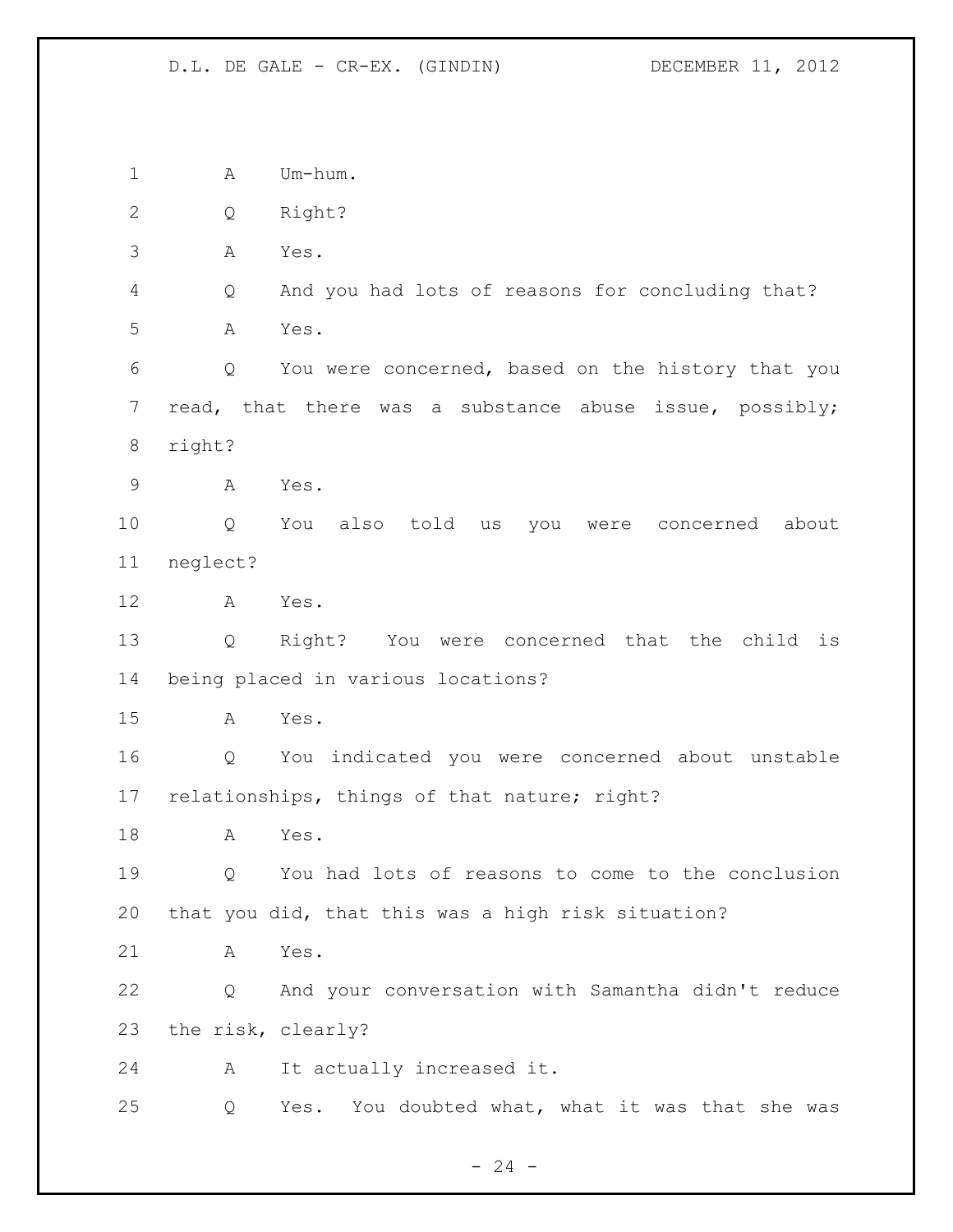1 A Um-hum.

2 Q Right?

3 A Yes.

4 Q And you had lots of reasons for concluding that?

5 A Yes.

6 Q You were concerned, based on the history that you

7 read, that there was a substance abuse issue, possibly;

8 right?

9 A Yes.

10 Q You also told us you were concerned about

11 neglect?

12 A Yes.

13 Q Right? You were concerned that the child is

14 being placed in various locations?

15 A Yes.

16 Q You indicated you were concerned about unstable

17 relationships, things of that nature; right?

18 A Yes.

19 Q You had lots of reasons to come to the conclusion

20 that you did, that this was a high risk situation?

21 A Yes.

22 Q And your conversation with Samantha didn't reduce

23 the risk, clearly?

24 A It actually increased it.

25 Q Yes. You doubted what, what it was that she was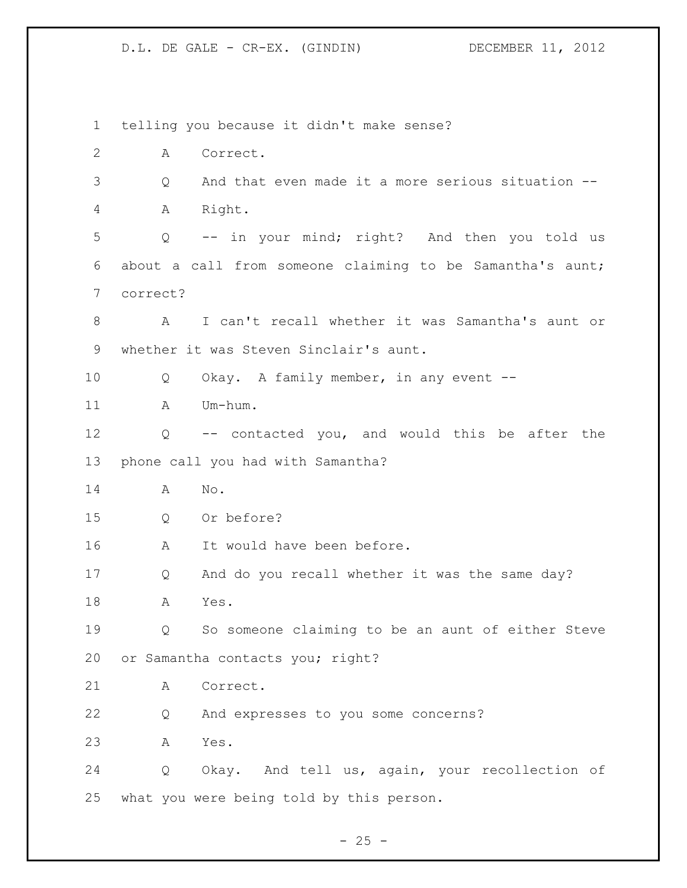telling you because it didn't make sense?

A Correct.

Q And that even made it a more serious situation --

A Right.

Q -- in your mind; right? And then you told us about a call from someone claiming to be Samantha's aunt; correct?

A I can't recall whether it was Samantha's aunt or whether it was Steven Sinclair's aunt.

Q Okay. A family member, in any event --

A Um-hum.

Q -- contacted you, and would this be after the phone call you had with Samantha?

A No.

Q Or before?

A It would have been before.

Q And do you recall whether it was the same day?

A Yes.

Q So someone claiming to be an aunt of either Steve or Samantha contacts you; right?

A Correct.

Q And expresses to you some concerns?

A Yes.

Q Okay. And tell us, again, your recollection of what you were being told by this person.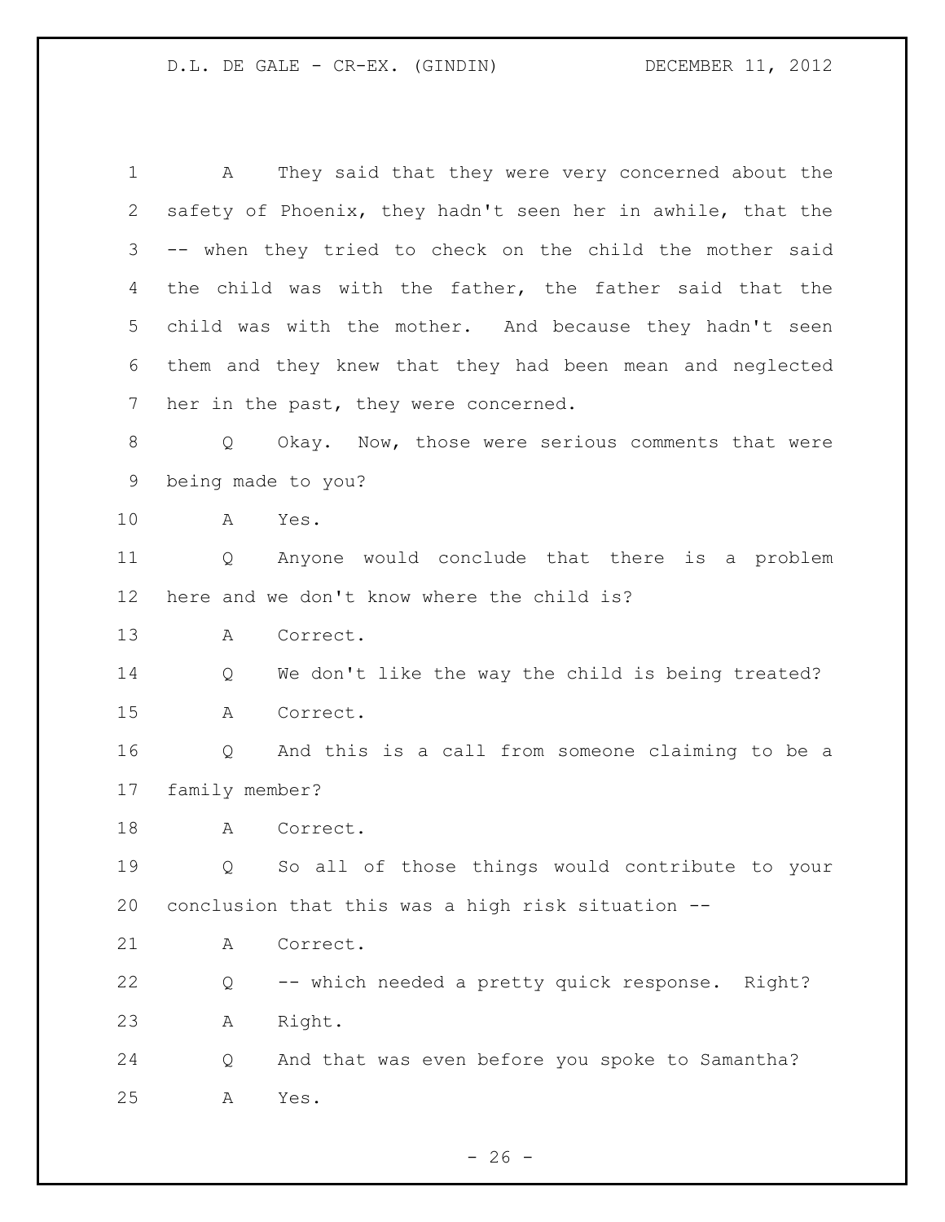A They said that they were very concerned about the safety of Phoenix, they hadn't seen her in awhile, that the -- when they tried to check on the child the mother said the child was with the father, the father said that the child was with the mother. And because they hadn't seen them and they knew that they had been mean and neglected her in the past, they were concerned.

Q Okay. Now, those were serious comments that were being made to you?

A Yes.

Q Anyone would conclude that there is a problem here and we don't know where the child is?

A Correct.

Q We don't like the way the child is being treated?

A Correct.

Q And this is a call from someone claiming to be a family member?

A Correct.

Q So all of those things would contribute to your conclusion that this was a high risk situation --

A Correct.

Q -- which needed a pretty quick response. Right?

A Right.

Q And that was even before you spoke to Samantha?

A Yes.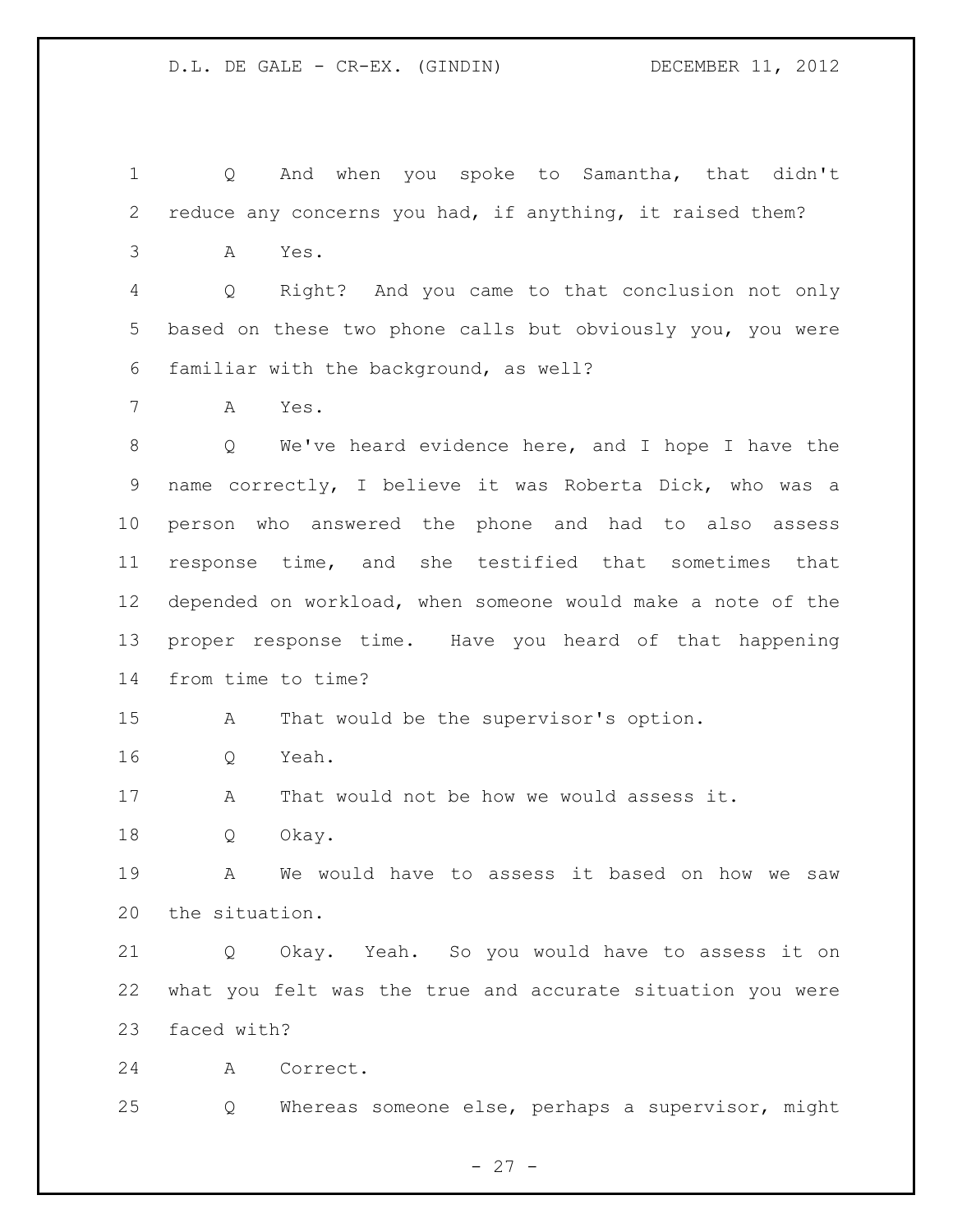Q And when you spoke to Samantha, that didn't reduce any concerns you had, if anything, it raised them?

A Yes.

Q Right? And you came to that conclusion not only based on these two phone calls but obviously you, you were familiar with the background, as well?

A Yes.

Q We've heard evidence here, and I hope I have the name correctly, I believe it was Roberta Dick, who was a person who answered the phone and had to also assess response time, and she testified that sometimes that depended on workload, when someone would make a note of the proper response time. Have you heard of that happening from time to time?

A That would be the supervisor's option.

Q Yeah.

A That would not be how we would assess it.

Q Okay.

A We would have to assess it based on how we saw the situation.

Q Okay. Yeah. So you would have to assess it on what you felt was the true and accurate situation you were faced with?

A Correct.

Q Whereas someone else, perhaps a supervisor, might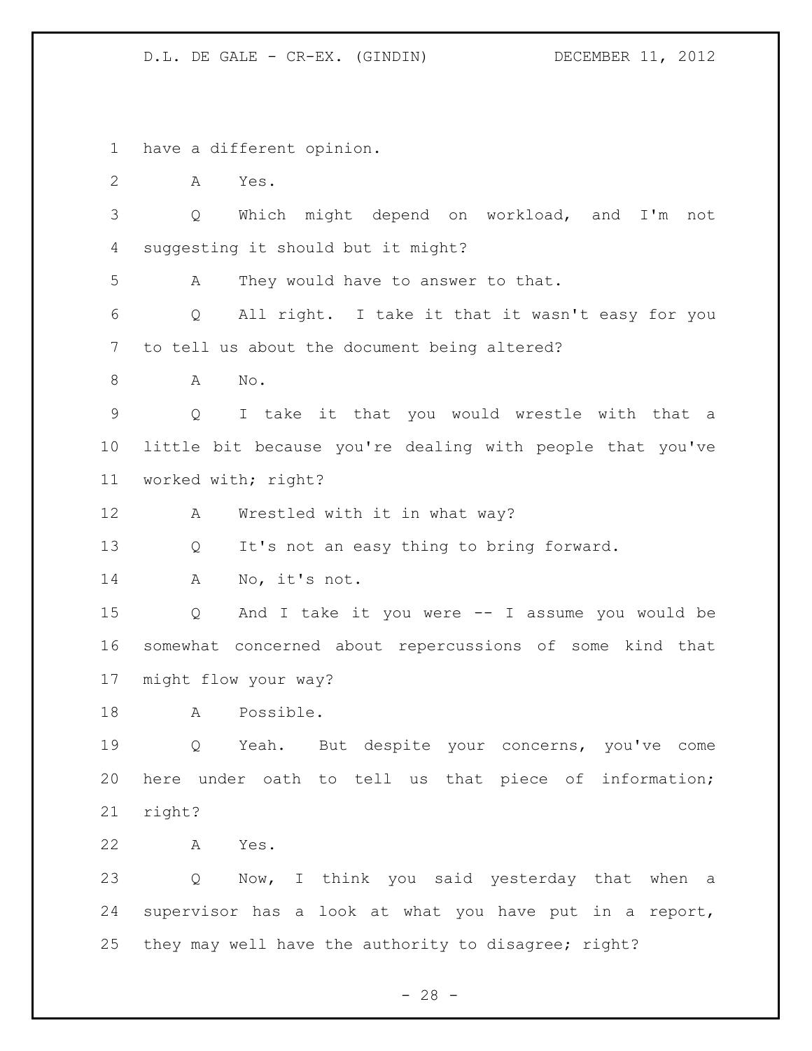1 have a different opinion.

2 A Yes.

3 Q Which might depend on workload, and I'm not

4 suggesting it should but it might?

5 A They would have to answer to that.

6 Q All right. I take it that it wasn't easy for you

7 to tell us about the document being altered?

8 A No.

9 Q I take it that you would wrestle with that a

10 little bit because you're dealing with people that you've

11 worked with; right?

12 A Wrestled with it in what way?

13 Q It's not an easy thing to bring forward.

14 A No, it's not.

15 Q And I take it you were -- I assume you would be

16 somewhat concerned about repercussions of some kind that

17 might flow your way?

18 A Possible.

19 Q Yeah. But despite your concerns, you've come

20 here under oath to tell us that piece of information;

21 right?

22 A Yes.

23 Q Now, I think you said yesterday that when a

24 supervisor has a look at what you have put in a report,

25 they may well have the authority to disagree; right?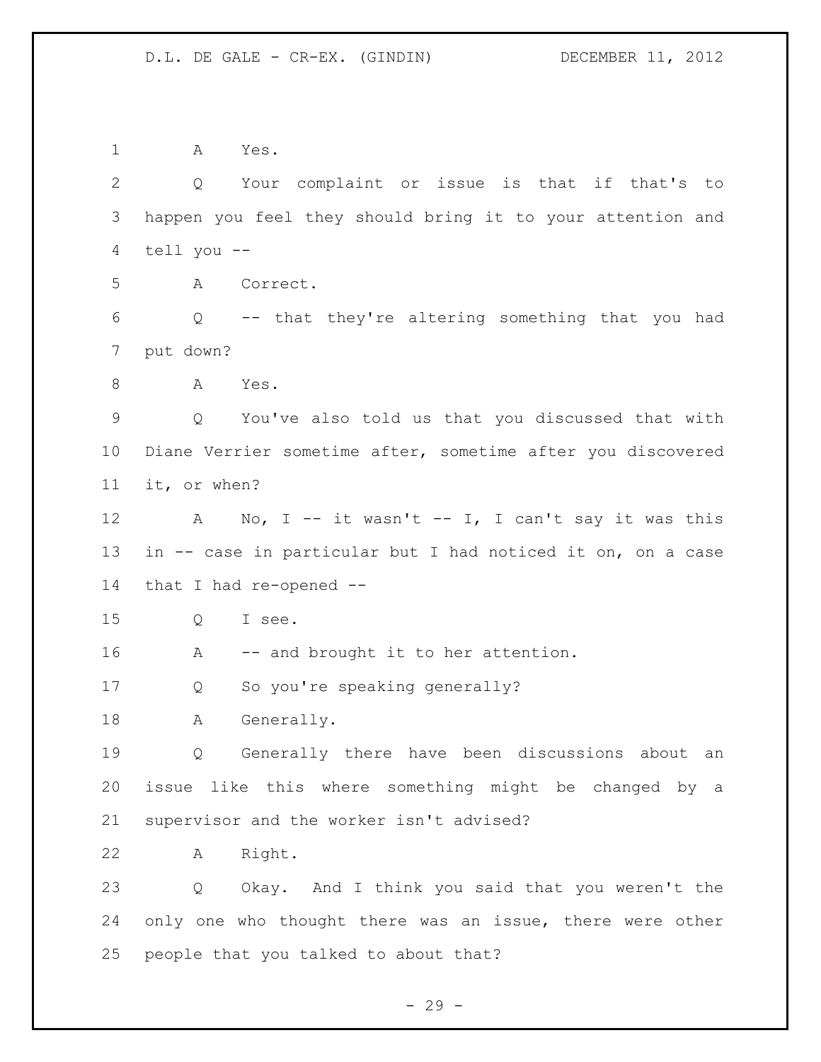A Yes.

Q Your complaint or issue is that if that's to happen you feel they should bring it to your attention and tell you --

A Correct.

Q -- that they're altering something that you had put down?

A Yes.

Q You've also told us that you discussed that with Diane Verrier sometime after, sometime after you discovered it, or when?

A No, I -- it wasn't -- I, I can't say it was this in -- case in particular but I had noticed it on, on a case that I had re-opened --

Q I see.

A -- and brought it to her attention.

Q So you're speaking generally?

A Generally.

Q Generally there have been discussions about an issue like this where something might be changed by a supervisor and the worker isn't advised?

A Right.

Q Okay. And I think you said that you weren't the only one who thought there was an issue, there were other people that you talked to about that?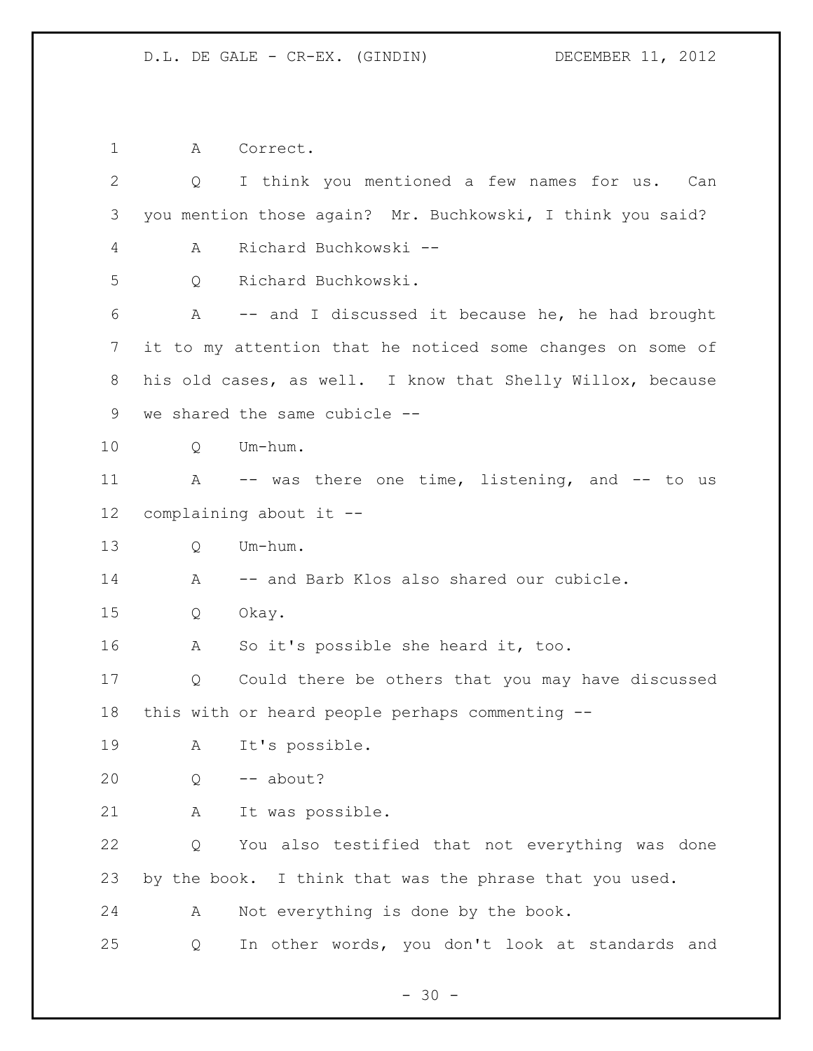A Correct.

Q I think you mentioned a few names for us. Can you mention those again? Mr. Buchkowski, I think you said?

A Richard Buchkowski --

Q Richard Buchkowski.

A -- and I discussed it because he, he had brought it to my attention that he noticed some changes on some of his old cases, as well. I know that Shelly Willox, because we shared the same cubicle --

Q Um-hum.

A -- was there one time, listening, and -- to us complaining about it --

Q Um-hum.

A -- and Barb Klos also shared our cubicle.

Q Okay.

A So it's possible she heard it, too.

Q Could there be others that you may have discussed this with or heard people perhaps commenting --

A It's possible.

Q -- about?

A It was possible.

Q You also testified that not everything was done by the book. I think that was the phrase that you used.

A Not everything is done by the book.

Q In other words, you don't look at standards and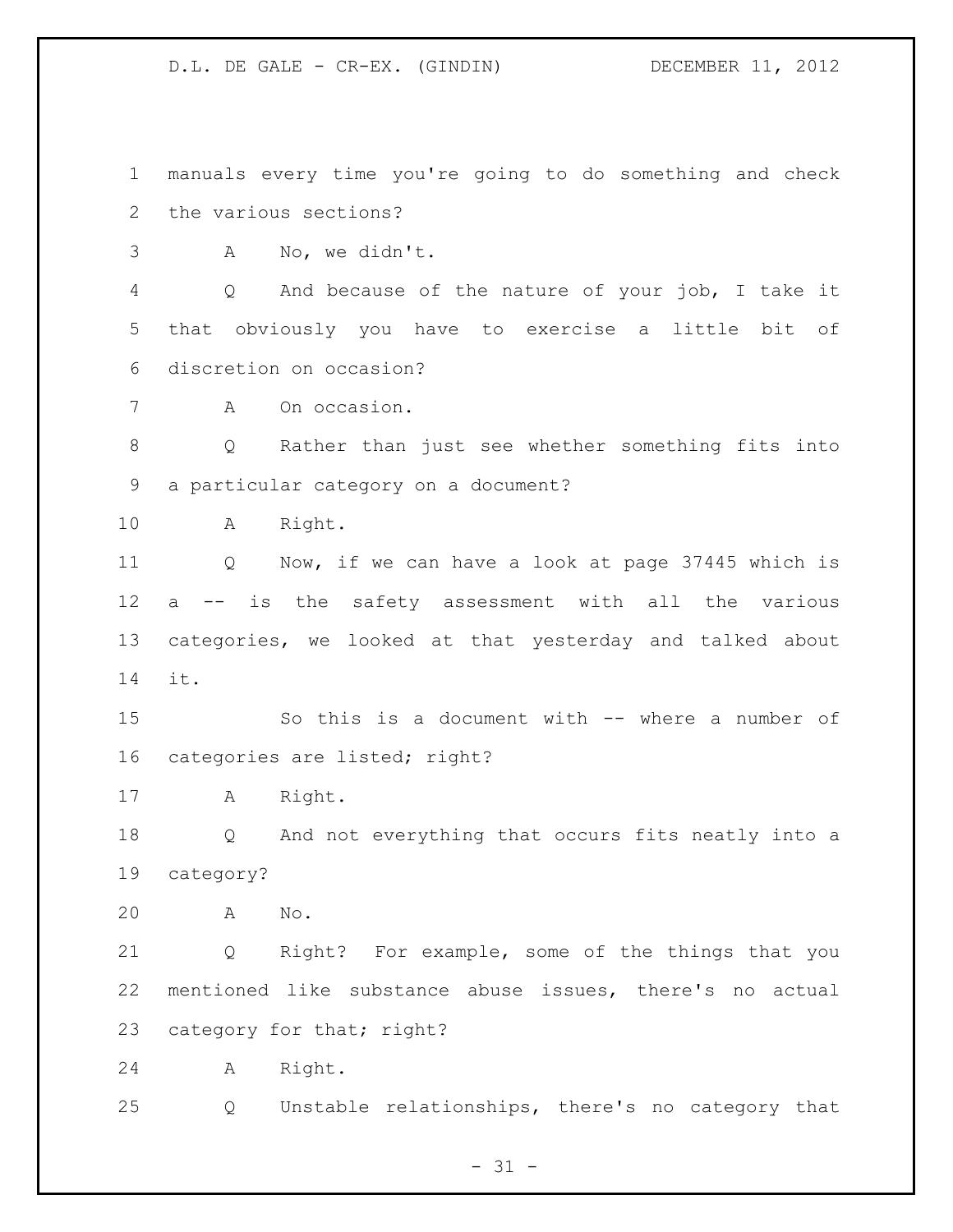manuals every time you're going to do something and check the various sections?

A No, we didn't.

Q And because of the nature of your job, I take it that obviously you have to exercise a little bit of discretion on occasion?

A On occasion.

Q Rather than just see whether something fits into a particular category on a document?

A Right.

Q Now, if we can have a look at page 37445 which is a -- is the safety assessment with all the various categories, we looked at that yesterday and talked about it.

So this is a document with -- where a number of categories are listed; right?

A Right.

Q And not everything that occurs fits neatly into a category?

A No.

Q Right? For example, some of the things that you mentioned like substance abuse issues, there's no actual category for that; right?

A Right.

Q Unstable relationships, there's no category that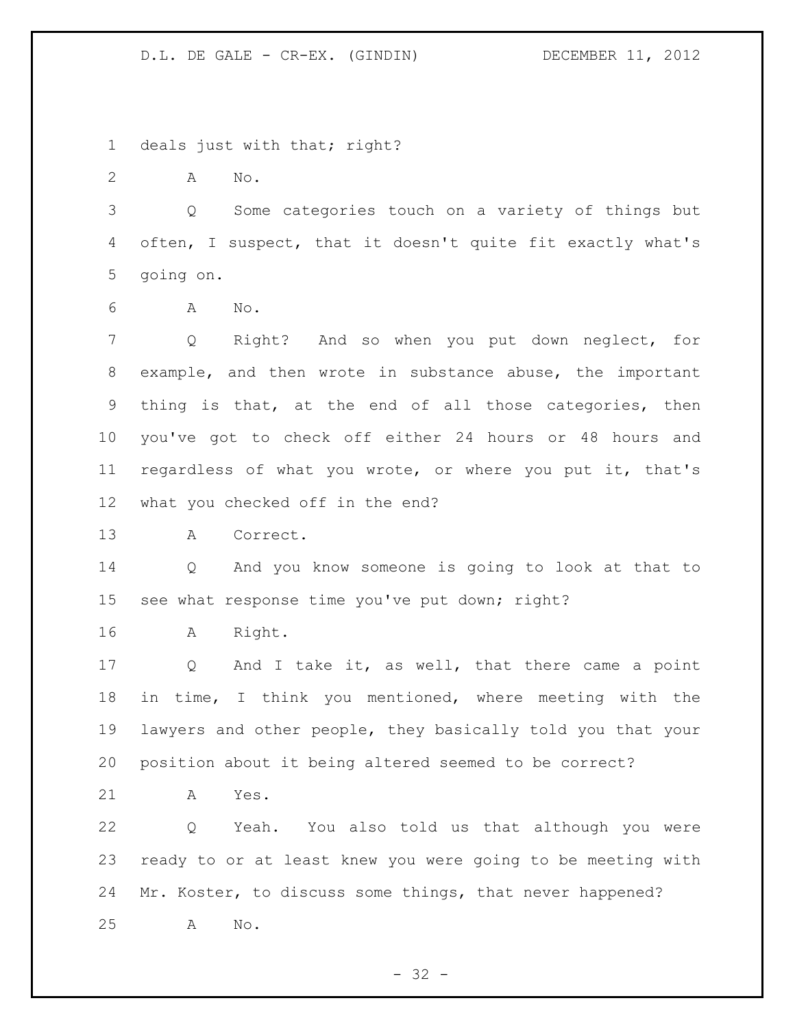deals just with that; right?

A No.

Q Some categories touch on a variety of things but often, I suspect, that it doesn't quite fit exactly what's going on.

A No.

Q Right? And so when you put down neglect, for example, and then wrote in substance abuse, the important thing is that, at the end of all those categories, then you've got to check off either 24 hours or 48 hours and regardless of what you wrote, or where you put it, that's what you checked off in the end?

A Correct.

Q And you know someone is going to look at that to see what response time you've put down; right?

A Right.

Q And I take it, as well, that there came a point in time, I think you mentioned, where meeting with the lawyers and other people, they basically told you that your position about it being altered seemed to be correct?

A Yes.

Q Yeah. You also told us that although you were ready to or at least knew you were going to be meeting with Mr. Koster, to discuss some things, that never happened?

A No.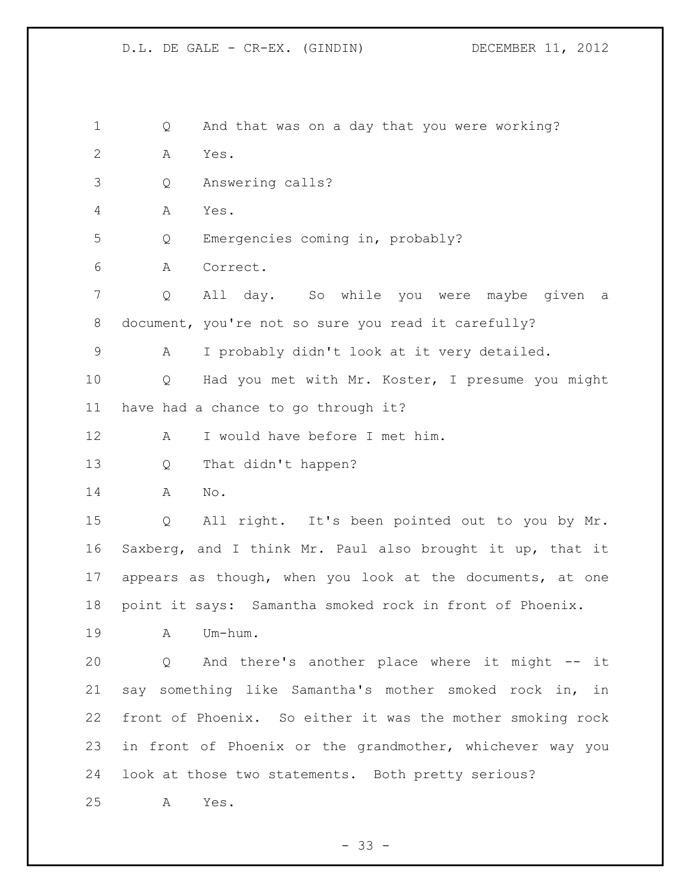Q And that was on a day that you were working?

A Yes.

Q Answering calls?

A Yes.

Q Emergencies coming in, probably?

A Correct.

Q All day. So while you were maybe given a document, you're not so sure you read it carefully?

A I probably didn't look at it very detailed.

Q Had you met with Mr. Koster, I presume you might have had a chance to go through it?

A I would have before I met him.

Q That didn't happen?

A No.

Q All right. It's been pointed out to you by Mr. Saxberg, and I think Mr. Paul also brought it up, that it appears as though, when you look at the documents, at one point it says: Samantha smoked rock in front of Phoenix.

A Um-hum.

Q And there's another place where it might -- it say something like Samantha's mother smoked rock in, in front of Phoenix. So either it was the mother smoking rock in front of Phoenix or the grandmother, whichever way you look at those two statements. Both pretty serious?

A Yes.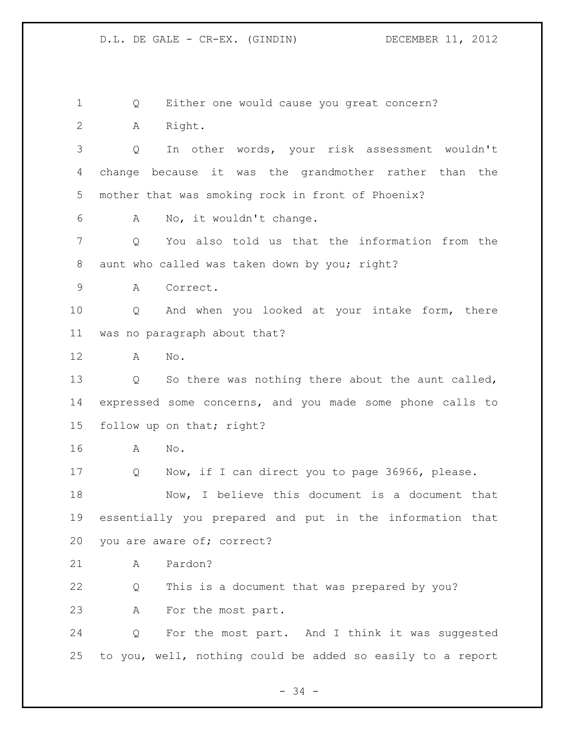Q Either one would cause you great concern?

A Right.

Q In other words, your risk assessment wouldn't change because it was the grandmother rather than the mother that was smoking rock in front of Phoenix?

A No, it wouldn't change.

Q You also told us that the information from the aunt who called was taken down by you; right?

A Correct.

Q And when you looked at your intake form, there was no paragraph about that?

A No.

Q So there was nothing there about the aunt called, expressed some concerns, and you made some phone calls to follow up on that; right?

A No.

Q Now, if I can direct you to page 36966, please.

Now, I believe this document is a document that essentially you prepared and put in the information that you are aware of; correct?

A Pardon?

Q This is a document that was prepared by you?

A For the most part.

Q For the most part. And I think it was suggested to you, well, nothing could be added so easily to a report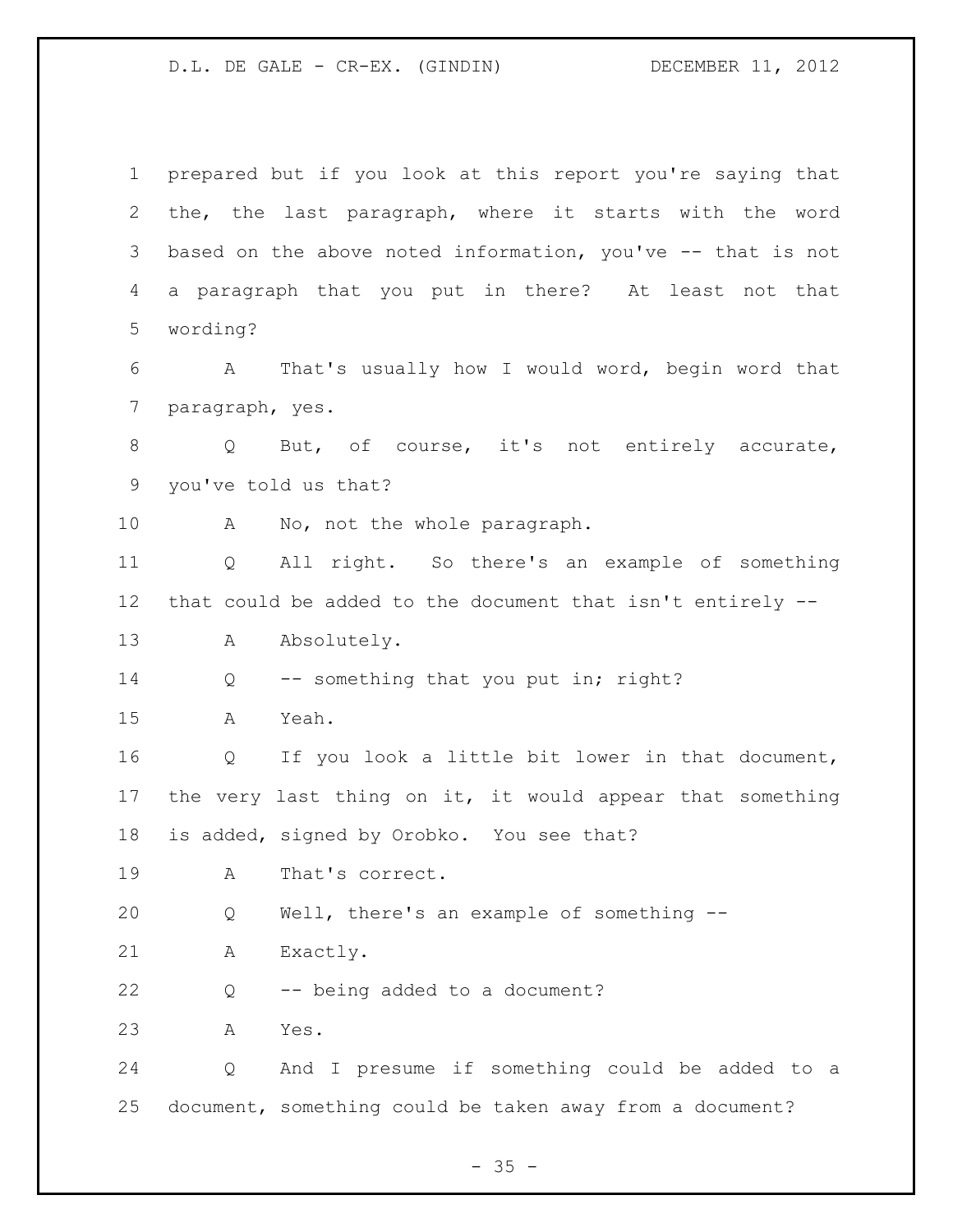prepared but if you look at this report you're saying that the, the last paragraph, where it starts with the word based on the above noted information, you've -- that is not a paragraph that you put in there? At least not that wording?

A That's usually how I would word, begin word that paragraph, yes.

Q But, of course, it's not entirely accurate, you've told us that?

A No, not the whole paragraph.

Q All right. So there's an example of something that could be added to the document that isn't entirely --

A Absolutely.

Q -- something that you put in; right?

A Yeah.

Q If you look a little bit lower in that document, the very last thing on it, it would appear that something is added, signed by Orobko. You see that?

A That's correct.

Q Well, there's an example of something --

A Exactly.

Q -- being added to a document?

A Yes.

Q And I presume if something could be added to a document, something could be taken away from a document?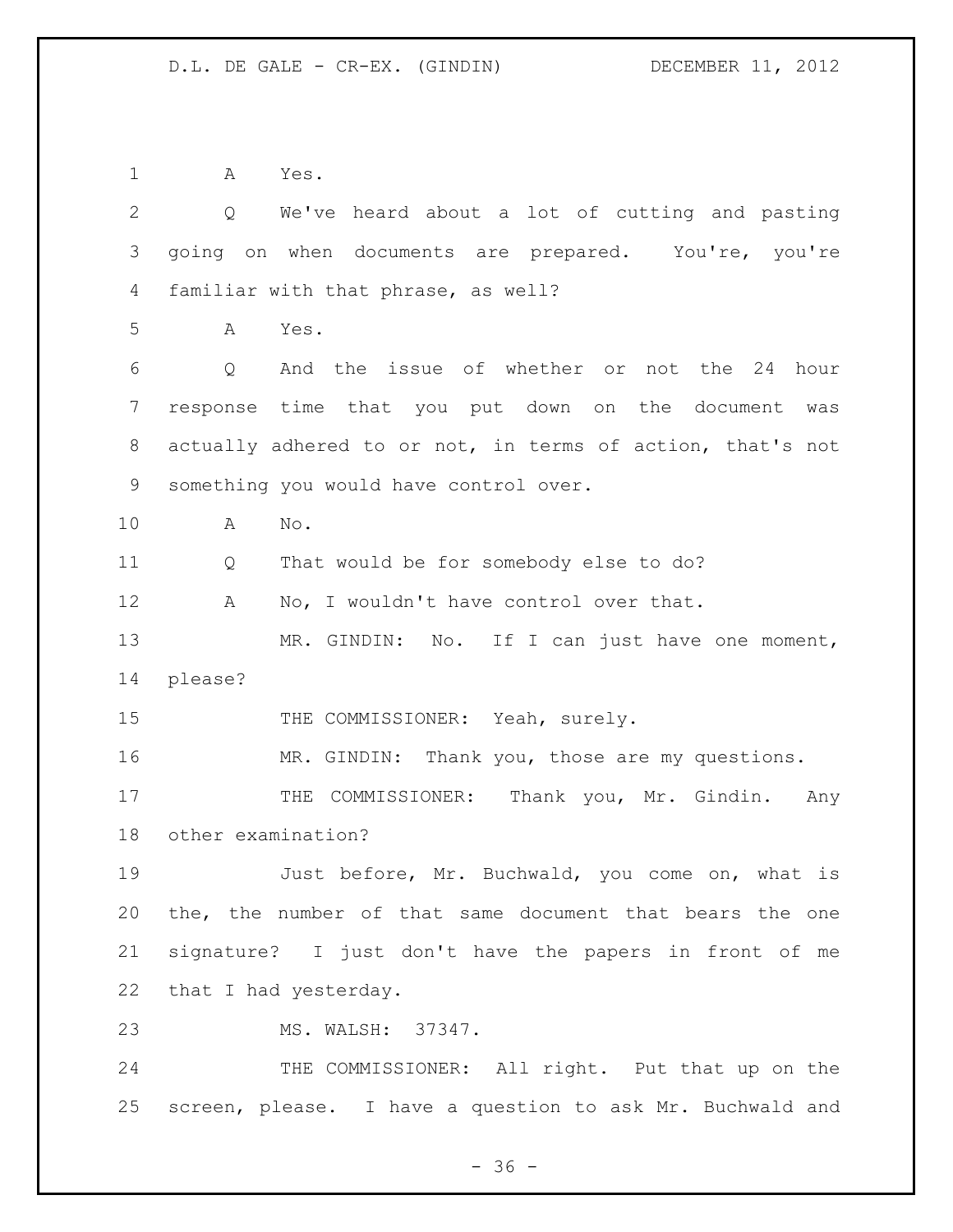A Yes.

Q We've heard about a lot of cutting and pasting going on when documents are prepared. You're, you're familiar with that phrase, as well?

A Yes.

Q And the issue of whether or not the 24 hour response time that you put down on the document was actually adhered to or not, in terms of action, that's not something you would have control over.

A No.

Q That would be for somebody else to do?

A No, I wouldn't have control over that.

MR. GINDIN: No. If I can just have one moment, please?

THE COMMISSIONER: Yeah, surely.

MR. GINDIN: Thank you, those are my questions.

THE COMMISSIONER: Thank you, Mr. Gindin. Any other examination?

Just before, Mr. Buchwald, you come on, what is the, the number of that same document that bears the one signature? I just don't have the papers in front of me that I had yesterday.

MS. WALSH: 37347.

THE COMMISSIONER: All right. Put that up on the screen, please. I have a question to ask Mr. Buchwald and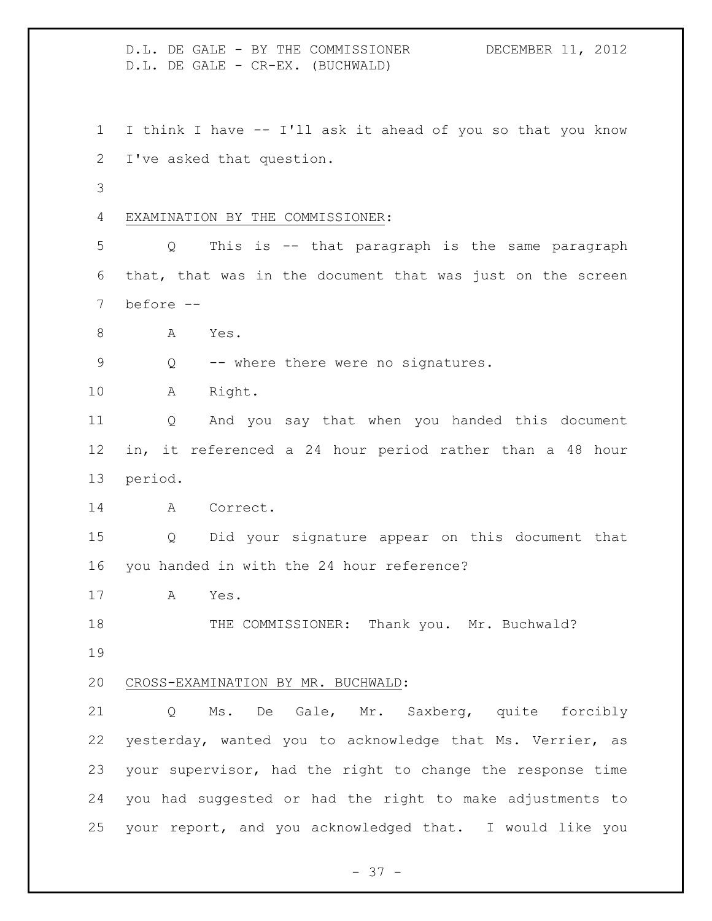I think I have -- I'll ask it ahead of you so that you know I've asked that question.

EXAMINATION BY THE COMMISSIONER:

Q This is -- that paragraph is the same paragraph that, that was in the document that was just on the screen before --

A Yes.

Q -- where there were no signatures.

A Right.

Q And you say that when you handed this document in, it referenced a 24 hour period rather than a 48 hour period.

A Correct.

Q Did your signature appear on this document that you handed in with the 24 hour reference?

A Yes.

THE COMMISSIONER: Thank you. Mr. Buchwald?

CROSS-EXAMINATION BY MR. BUCHWALD:

Q Ms. De Gale, Mr. Saxberg, quite forcibly yesterday, wanted you to acknowledge that Ms. Verrier, as your supervisor, had the right to change the response time you had suggested or had the right to make adjustments to your report, and you acknowledged that. I would like you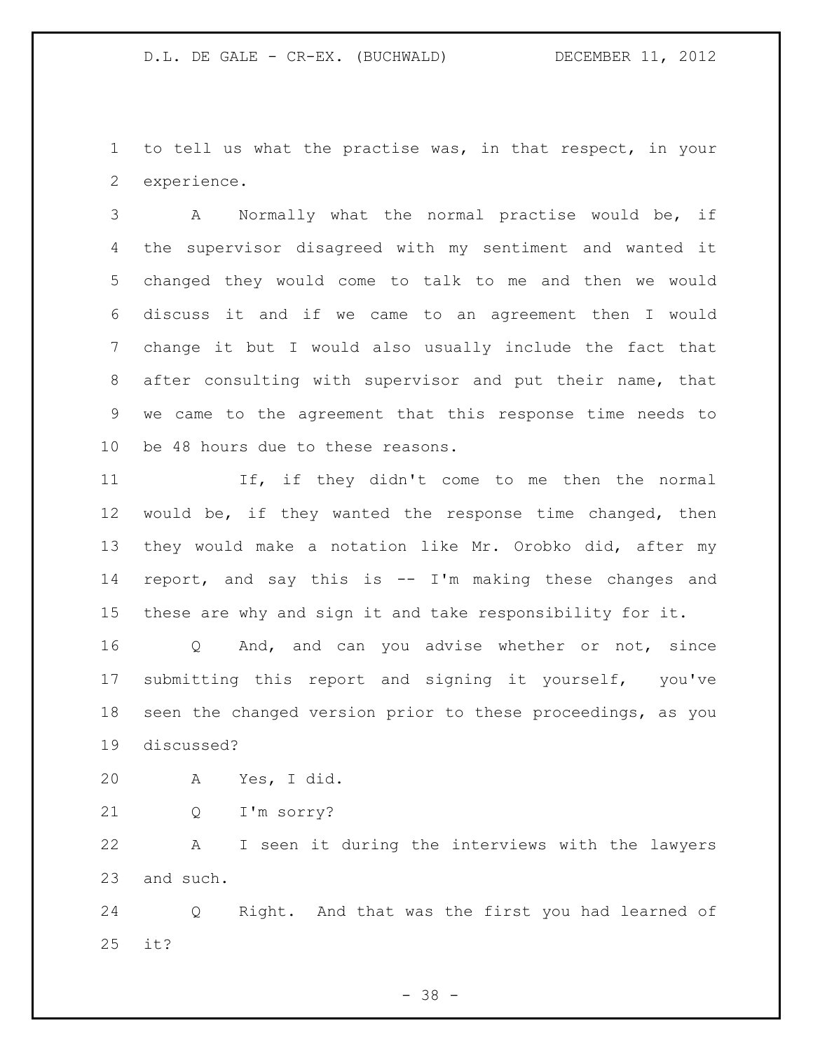to tell us what the practise was, in that respect, in your experience.

A Normally what the normal practise would be, if the supervisor disagreed with my sentiment and wanted it changed they would come to talk to me and then we would discuss it and if we came to an agreement then I would change it but I would also usually include the fact that after consulting with supervisor and put their name, that we came to the agreement that this response time needs to be 48 hours due to these reasons.

If, if they didn't come to me then the normal would be, if they wanted the response time changed, then they would make a notation like Mr. Orobko did, after my report, and say this is -- I'm making these changes and these are why and sign it and take responsibility for it.

Q And, and can you advise whether or not, since submitting this report and signing it yourself, you've seen the changed version prior to these proceedings, as you discussed?

A Yes, I did.

Q I'm sorry?

A I seen it during the interviews with the lawyers and such.

Q Right. And that was the first you had learned of it?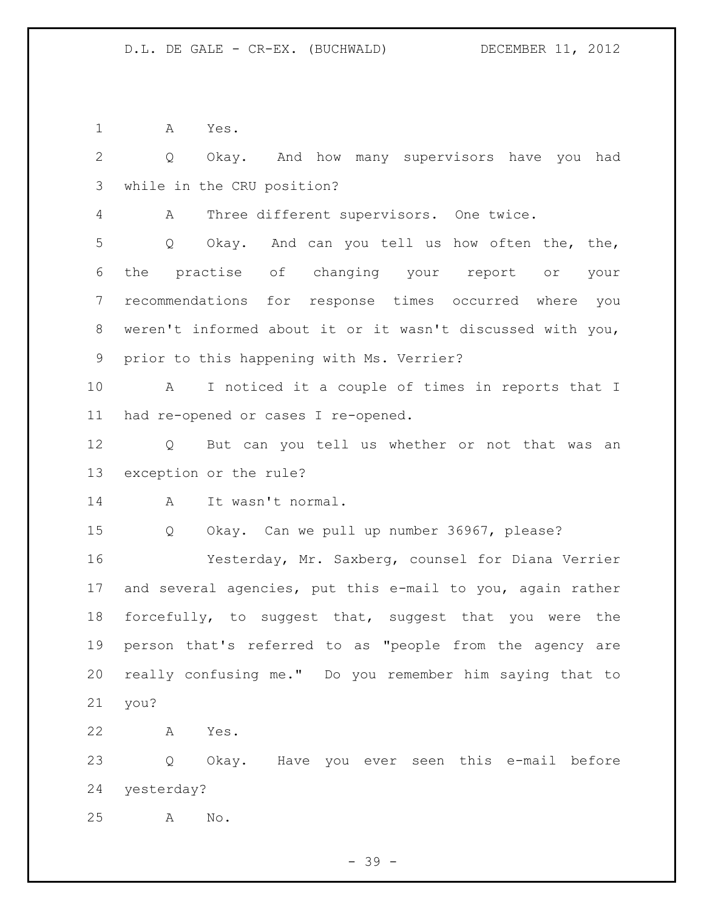A Yes.

Q Okay. And how many supervisors have you had while in the CRU position?

A Three different supervisors. One twice.

Q Okay. And can you tell us how often the, the, the practise of changing your report or your recommendations for response times occurred where you weren't informed about it or it wasn't discussed with you, prior to this happening with Ms. Verrier?

A I noticed it a couple of times in reports that I had re-opened or cases I re-opened.

Q But can you tell us whether or not that was an exception or the rule?

A It wasn't normal.

Q Okay. Can we pull up number 36967, please?

Yesterday, Mr. Saxberg, counsel for Diana Verrier and several agencies, put this e-mail to you, again rather forcefully, to suggest that, suggest that you were the person that's referred to as "people from the agency are really confusing me." Do you remember him saying that to you?

A Yes.

Q Okay. Have you ever seen this e-mail before yesterday?

A No.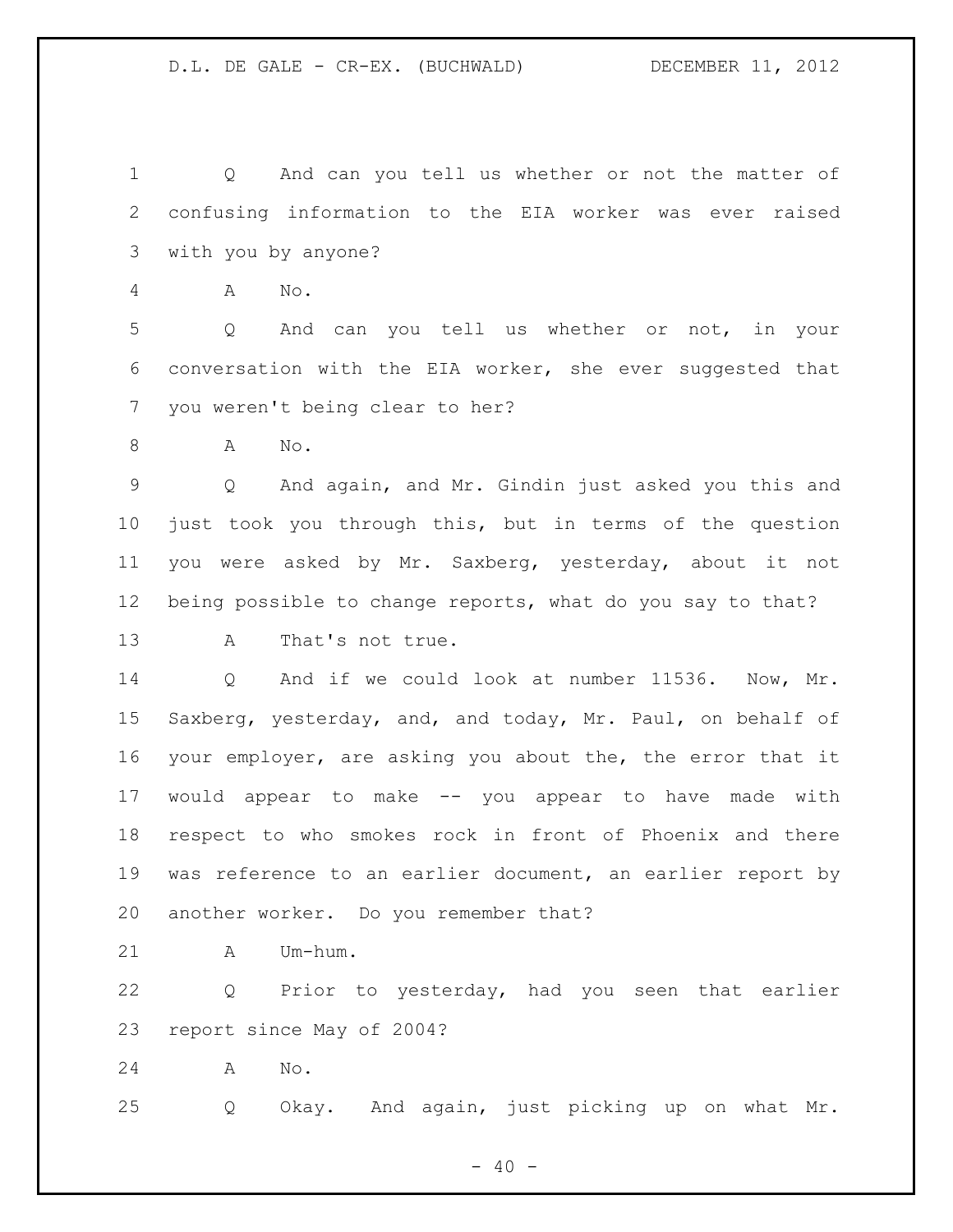Q And can you tell us whether or not the matter of confusing information to the EIA worker was ever raised with you by anyone?

A No.

Q And can you tell us whether or not, in your conversation with the EIA worker, she ever suggested that you weren't being clear to her?

A No.

Q And again, and Mr. Gindin just asked you this and just took you through this, but in terms of the question you were asked by Mr. Saxberg, yesterday, about it not being possible to change reports, what do you say to that?

A That's not true.

Q And if we could look at number 11536. Now, Mr. Saxberg, yesterday, and, and today, Mr. Paul, on behalf of your employer, are asking you about the, the error that it would appear to make -- you appear to have made with respect to who smokes rock in front of Phoenix and there was reference to an earlier document, an earlier report by another worker. Do you remember that?

A Um-hum.

Q Prior to yesterday, had you seen that earlier report since May of 2004?

A No.

Q Okay. And again, just picking up on what Mr.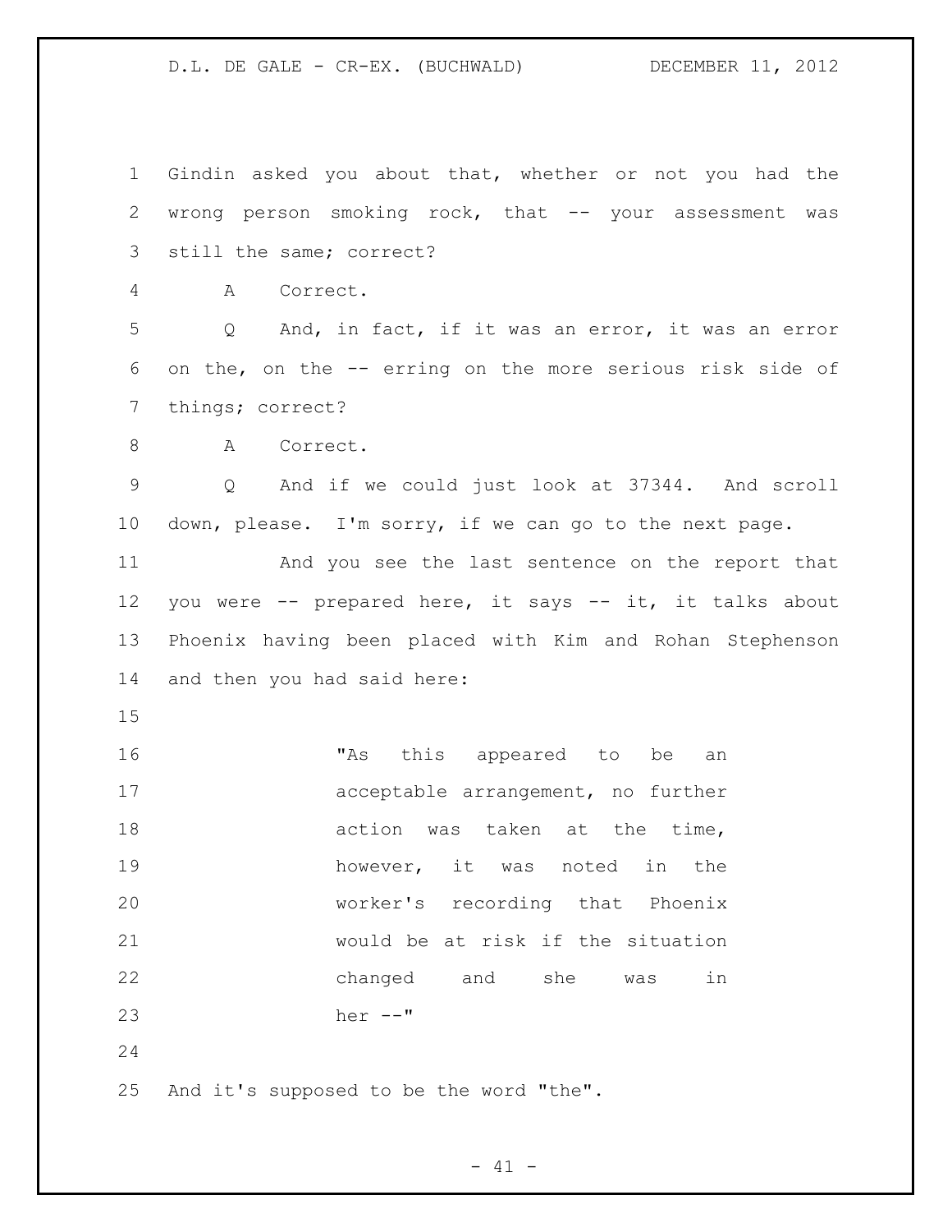Gindin asked you about that, whether or not you had the wrong person smoking rock, that -- your assessment was still the same; correct?

A Correct.

Q And, in fact, if it was an error, it was an error on the, on the -- erring on the more serious risk side of things; correct?

A Correct.

Q And if we could just look at 37344. And scroll down, please. I'm sorry, if we can go to the next page.

And you see the last sentence on the report that you were -- prepared here, it says -- it, it talks about Phoenix having been placed with Kim and Rohan Stephenson and then you had said here:

> "As this appeared to be an acceptable arrangement, no further action was taken at the time, however, it was noted in the worker's recording that Phoenix would be at risk if the situation changed and she was in her --"

And it's supposed to be the word "the".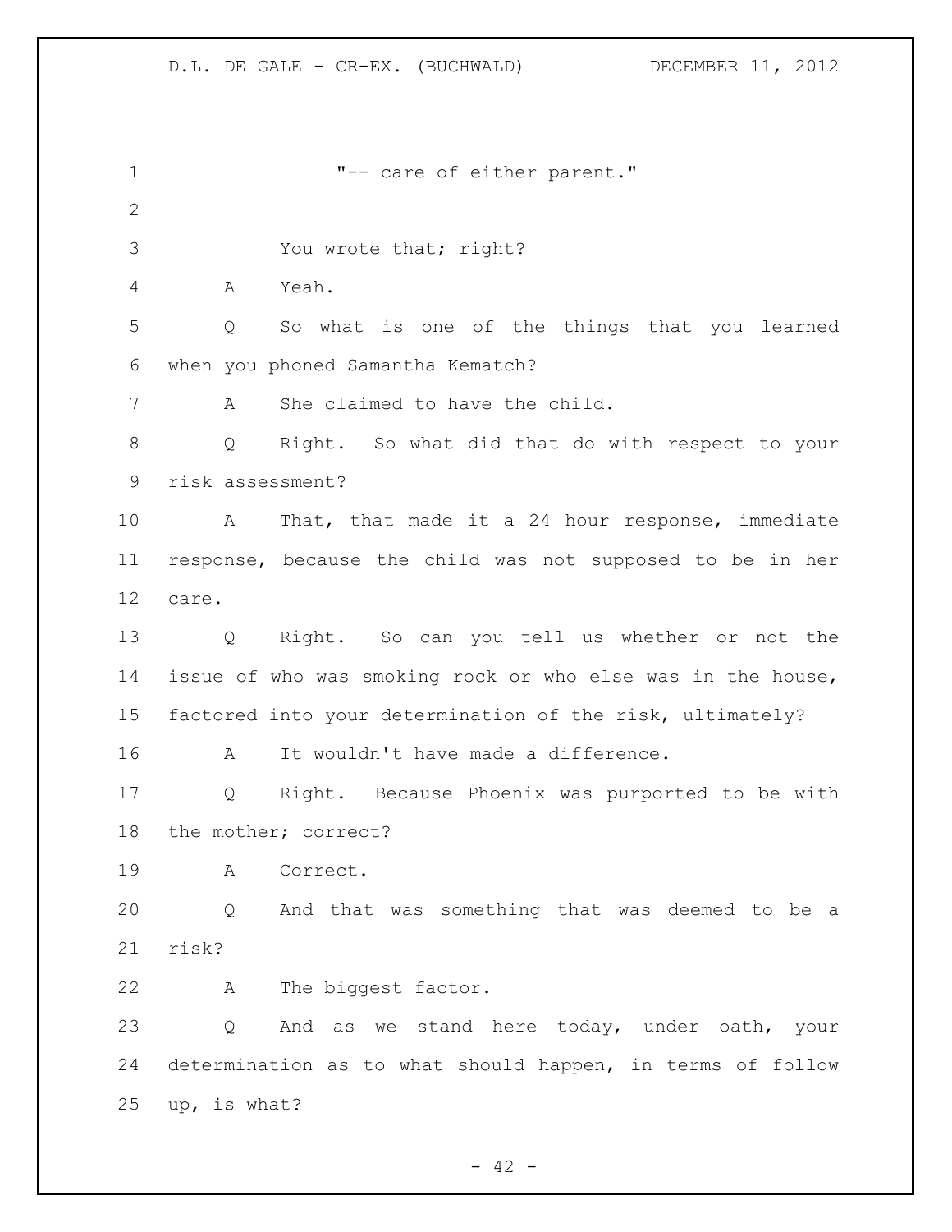"-- care of either parent."

You wrote that; right?

A Yeah.

Q So what is one of the things that you learned when you phoned Samantha Kematch?

A She claimed to have the child.

Q Right. So what did that do with respect to your risk assessment?

A That, that made it a 24 hour response, immediate response, because the child was not supposed to be in her care.

Q Right. So can you tell us whether or not the issue of who was smoking rock or who else was in the house, factored into your determination of the risk, ultimately?

A It wouldn't have made a difference.

Q Right. Because Phoenix was purported to be with the mother; correct?

A Correct.

Q And that was something that was deemed to be a risk?

A The biggest factor.

Q And as we stand here today, under oath, your determination as to what should happen, in terms of follow up, is what?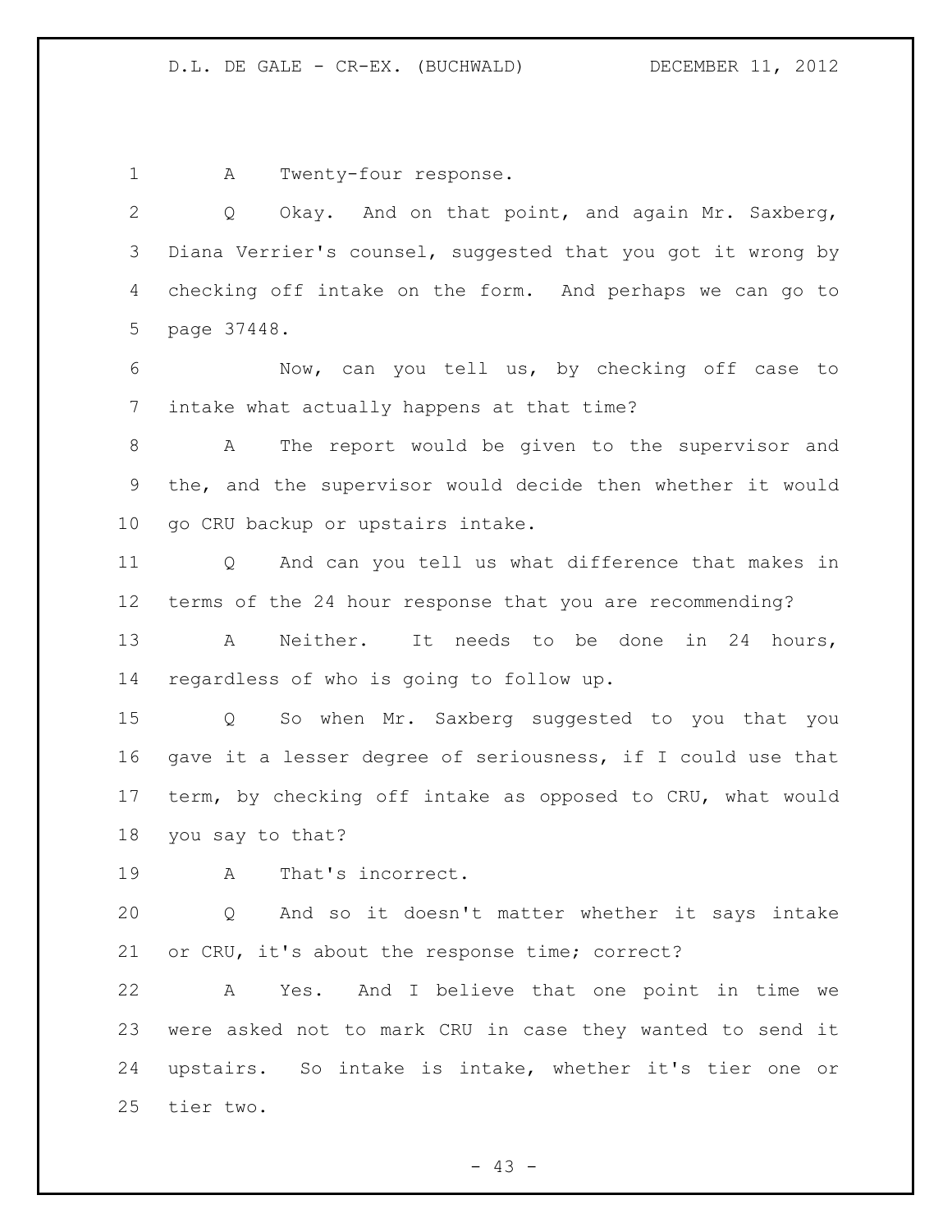A Twenty-four response.

Q Okay. And on that point, and again Mr. Saxberg, Diana Verrier's counsel, suggested that you got it wrong by checking off intake on the form. And perhaps we can go to page 37448.

Now, can you tell us, by checking off case to intake what actually happens at that time?

A The report would be given to the supervisor and the, and the supervisor would decide then whether it would go CRU backup or upstairs intake.

Q And can you tell us what difference that makes in terms of the 24 hour response that you are recommending?

A Neither. It needs to be done in 24 hours, regardless of who is going to follow up.

Q So when Mr. Saxberg suggested to you that you gave it a lesser degree of seriousness, if I could use that term, by checking off intake as opposed to CRU, what would you say to that?

A That's incorrect.

Q And so it doesn't matter whether it says intake or CRU, it's about the response time; correct?

A Yes. And I believe that one point in time we were asked not to mark CRU in case they wanted to send it upstairs. So intake is intake, whether it's tier one or tier two.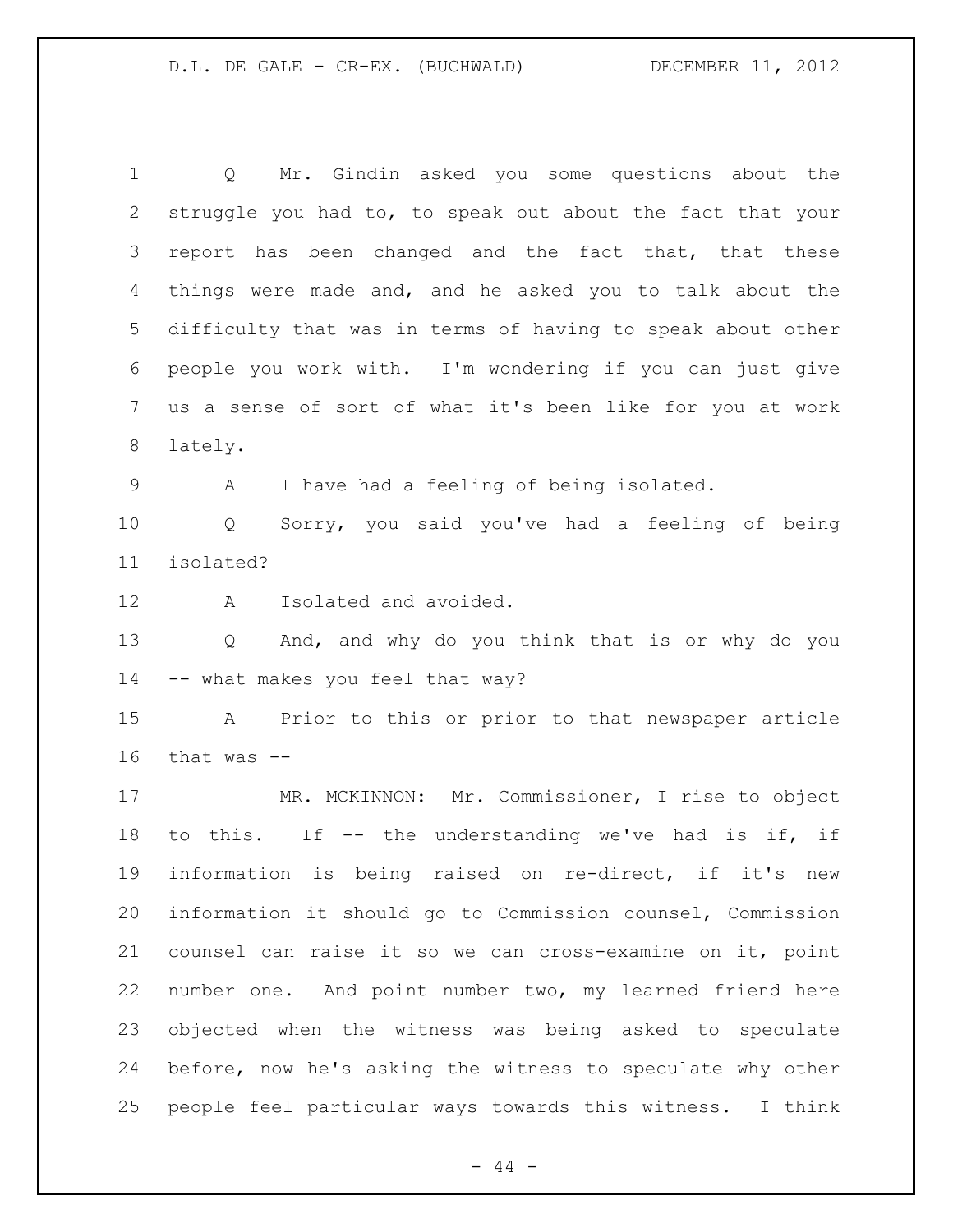Q Mr. Gindin asked you some questions about the struggle you had to, to speak out about the fact that your report has been changed and the fact that, that these things were made and, and he asked you to talk about the difficulty that was in terms of having to speak about other people you work with. I'm wondering if you can just give us a sense of sort of what it's been like for you at work lately.

A I have had a feeling of being isolated.

Q Sorry, you said you've had a feeling of being isolated?

A Isolated and avoided.

Q And, and why do you think that is or why do you -- what makes you feel that way?

A Prior to this or prior to that newspaper article that was --

MR. MCKINNON: Mr. Commissioner, I rise to object to this. If -- the understanding we've had is if, if information is being raised on re-direct, if it's new information it should go to Commission counsel, Commission counsel can raise it so we can cross-examine on it, point number one. And point number two, my learned friend here objected when the witness was being asked to speculate before, now he's asking the witness to speculate why other people feel particular ways towards this witness. I think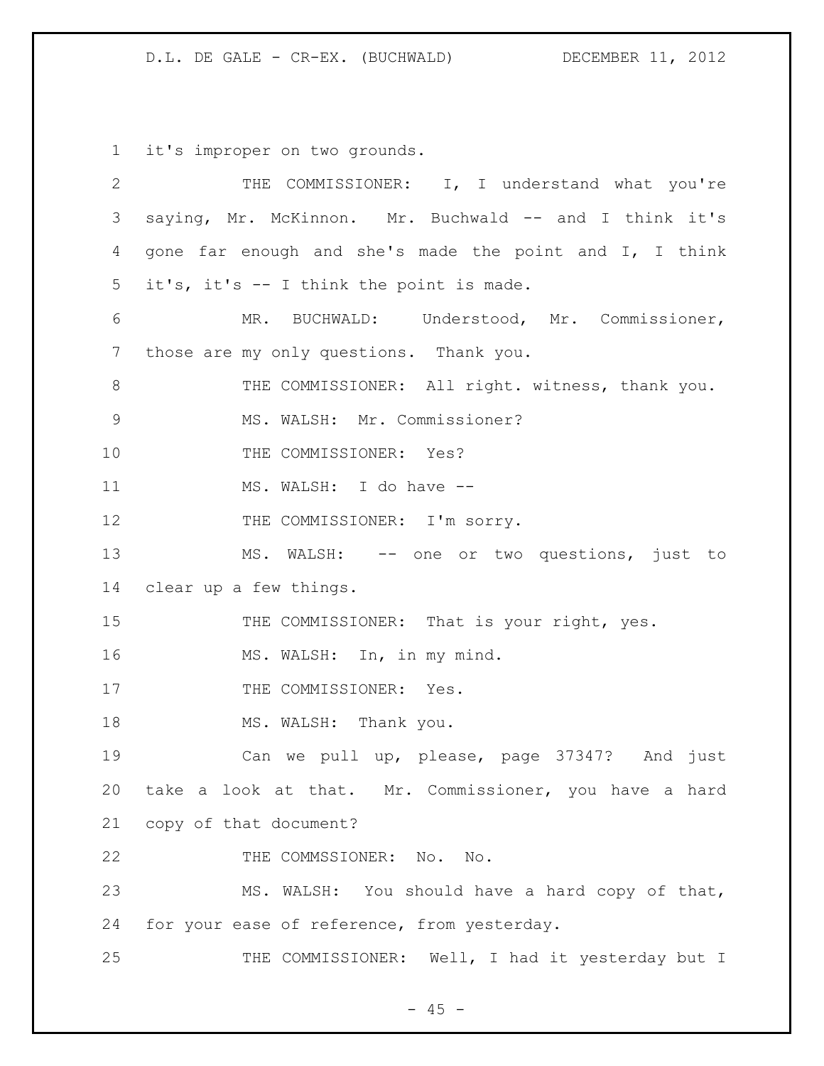it's improper on two grounds.

THE COMMISSIONER: I, I understand what you're saying, Mr. McKinnon. Mr. Buchwald -- and I think it's gone far enough and she's made the point and I, I think it's, it's -- I think the point is made.

MR. BUCHWALD: Understood, Mr. Commissioner, those are my only questions. Thank you.

THE COMMISSIONER: All right. witness, thank you.

MS. WALSH: Mr. Commissioner?

THE COMMISSIONER: Yes?

MS. WALSH: I do have --

THE COMMISSIONER: I'm sorry.

MS. WALSH: -- one or two questions, just to clear up a few things.

THE COMMISSIONER: That is your right, yes.

MS. WALSH: In, in my mind.

THE COMMISSIONER: Yes.

MS. WALSH: Thank you.

Can we pull up, please, page 37347? And just take a look at that. Mr. Commissioner, you have a hard copy of that document?

THE COMMSSIONER: No. No.

MS. WALSH: You should have a hard copy of that, for your ease of reference, from yesterday.

THE COMMISSIONER: Well, I had it yesterday but I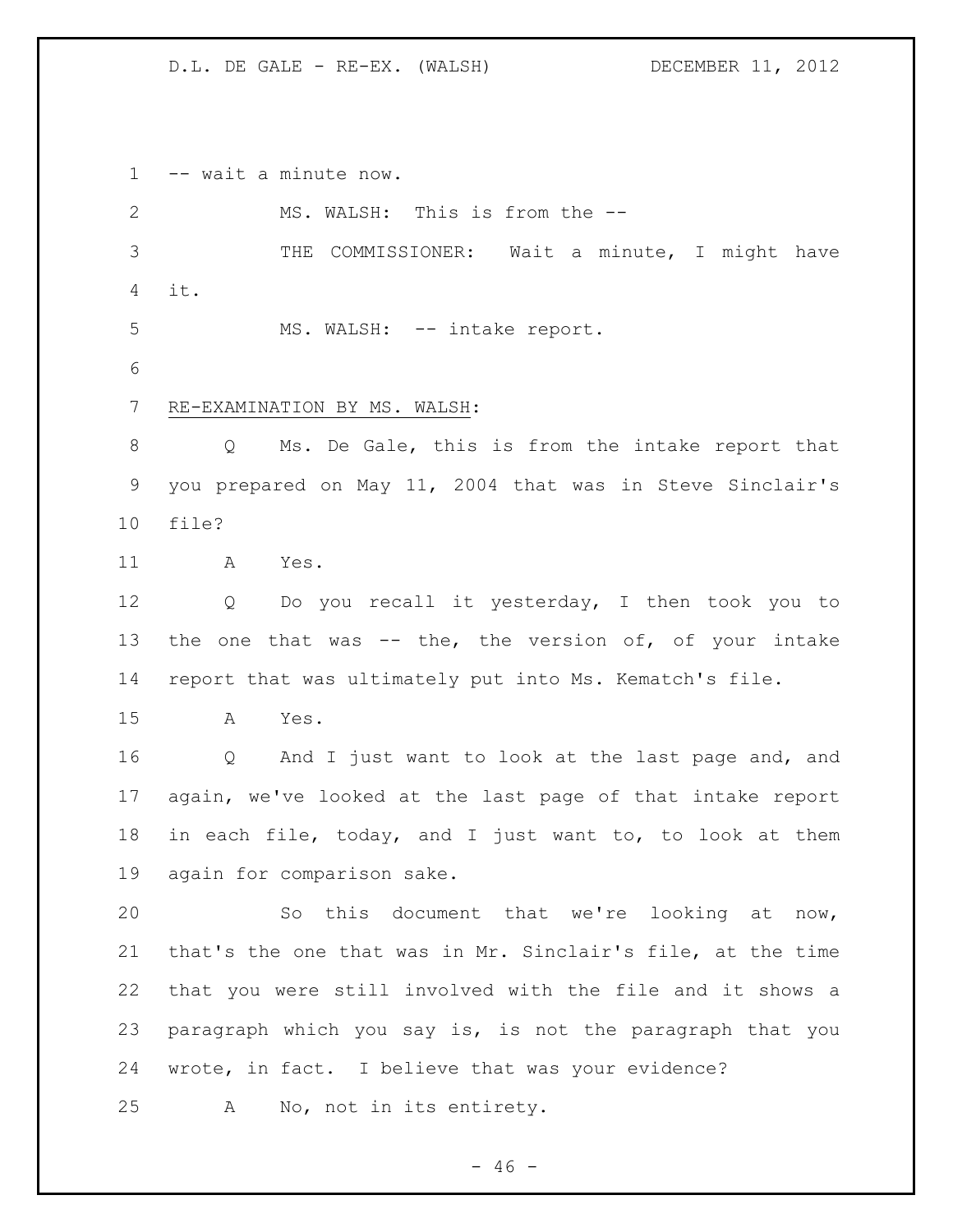-- wait a minute now.

MS. WALSH: This is from the --

THE COMMISSIONER: Wait a minute, I might have it.

MS. WALSH: -- intake report.

RE-EXAMINATION BY MS. WALSH:

Q Ms. De Gale, this is from the intake report that you prepared on May 11, 2004 that was in Steve Sinclair's file?

A Yes.

Q Do you recall it yesterday, I then took you to the one that was -- the, the version of, of your intake report that was ultimately put into Ms. Kematch's file.

A Yes.

Q And I just want to look at the last page and, and again, we've looked at the last page of that intake report in each file, today, and I just want to, to look at them again for comparison sake.

So this document that we're looking at now, that's the one that was in Mr. Sinclair's file, at the time that you were still involved with the file and it shows a paragraph which you say is, is not the paragraph that you wrote, in fact. I believe that was your evidence?

A No, not in its entirety.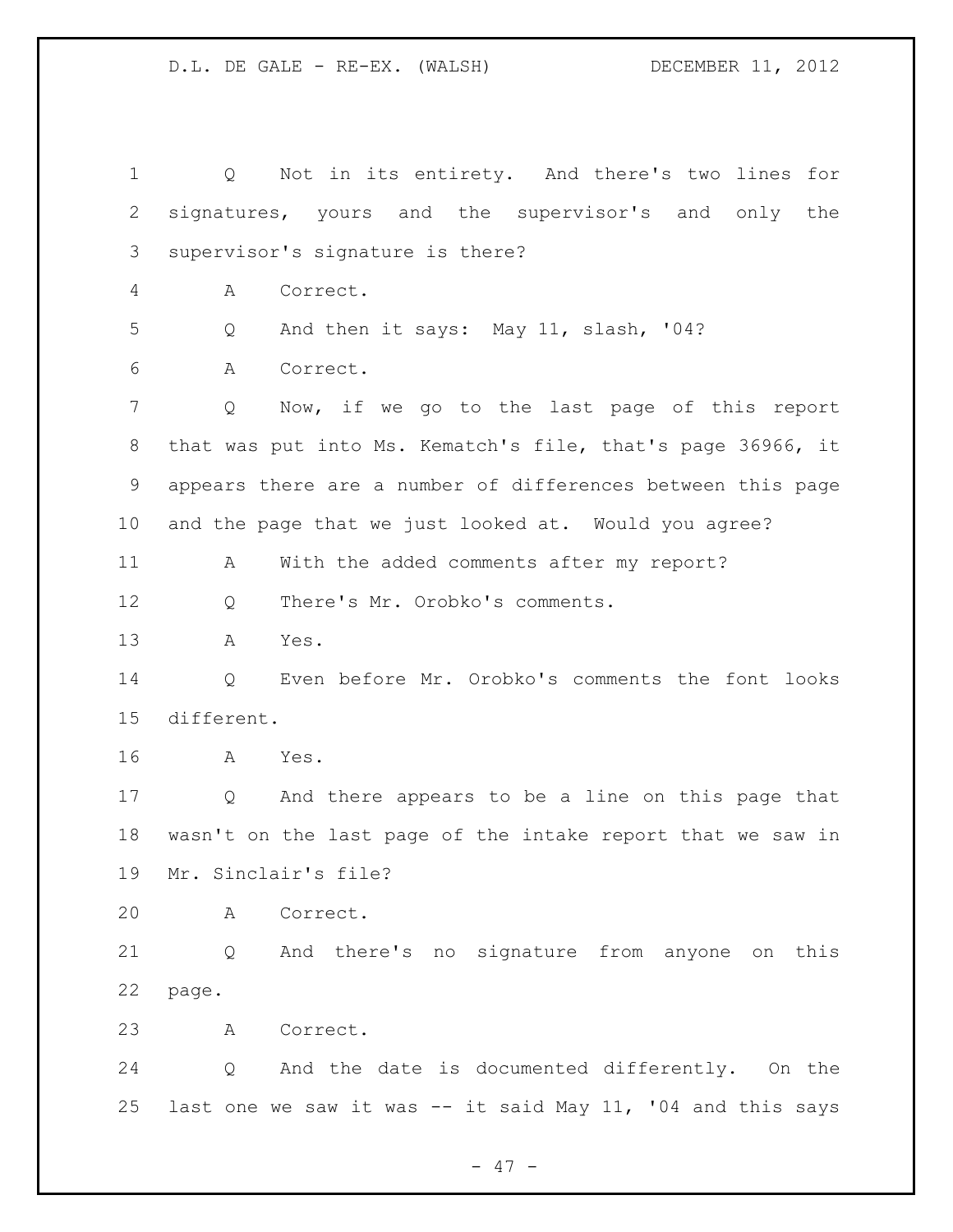Q Not in its entirety. And there's two lines for signatures, yours and the supervisor's and only the supervisor's signature is there?

A Correct.

Q And then it says: May 11, slash, '04?

A Correct.

Q Now, if we go to the last page of this report that was put into Ms. Kematch's file, that's page 36966, it appears there are a number of differences between this page and the page that we just looked at. Would you agree?

A With the added comments after my report?

Q There's Mr. Orobko's comments.

A Yes.

Q Even before Mr. Orobko's comments the font looks different.

A Yes.

Q And there appears to be a line on this page that wasn't on the last page of the intake report that we saw in Mr. Sinclair's file?

A Correct.

Q And there's no signature from anyone on this page.

A Correct.

Q And the date is documented differently. On the last one we saw it was -- it said May 11, '04 and this says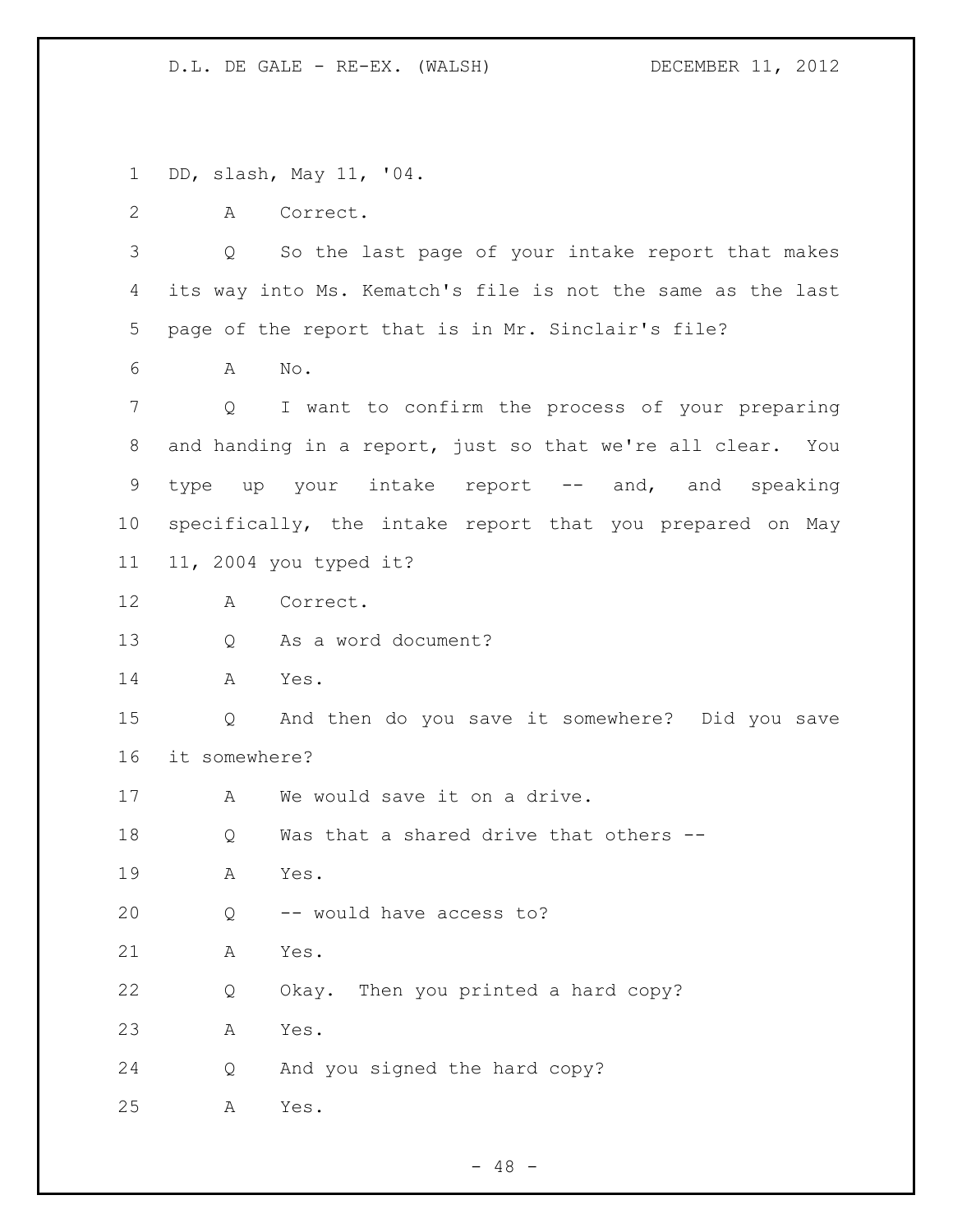DD, slash, May 11, '04.

A Correct.

Q So the last page of your intake report that makes its way into Ms. Kematch's file is not the same as the last page of the report that is in Mr. Sinclair's file?

A No.

Q I want to confirm the process of your preparing and handing in a report, just so that we're all clear. You type up your intake report -- and, and speaking specifically, the intake report that you prepared on May 11, 2004 you typed it?

A Correct.

Q As a word document?

A Yes.

Q And then do you save it somewhere? Did you save it somewhere?

A We would save it on a drive.

Q Was that a shared drive that others --

A Yes.

Q -- would have access to?

A Yes.

Q Okay. Then you printed a hard copy?

A Yes.

Q And you signed the hard copy?

A Yes.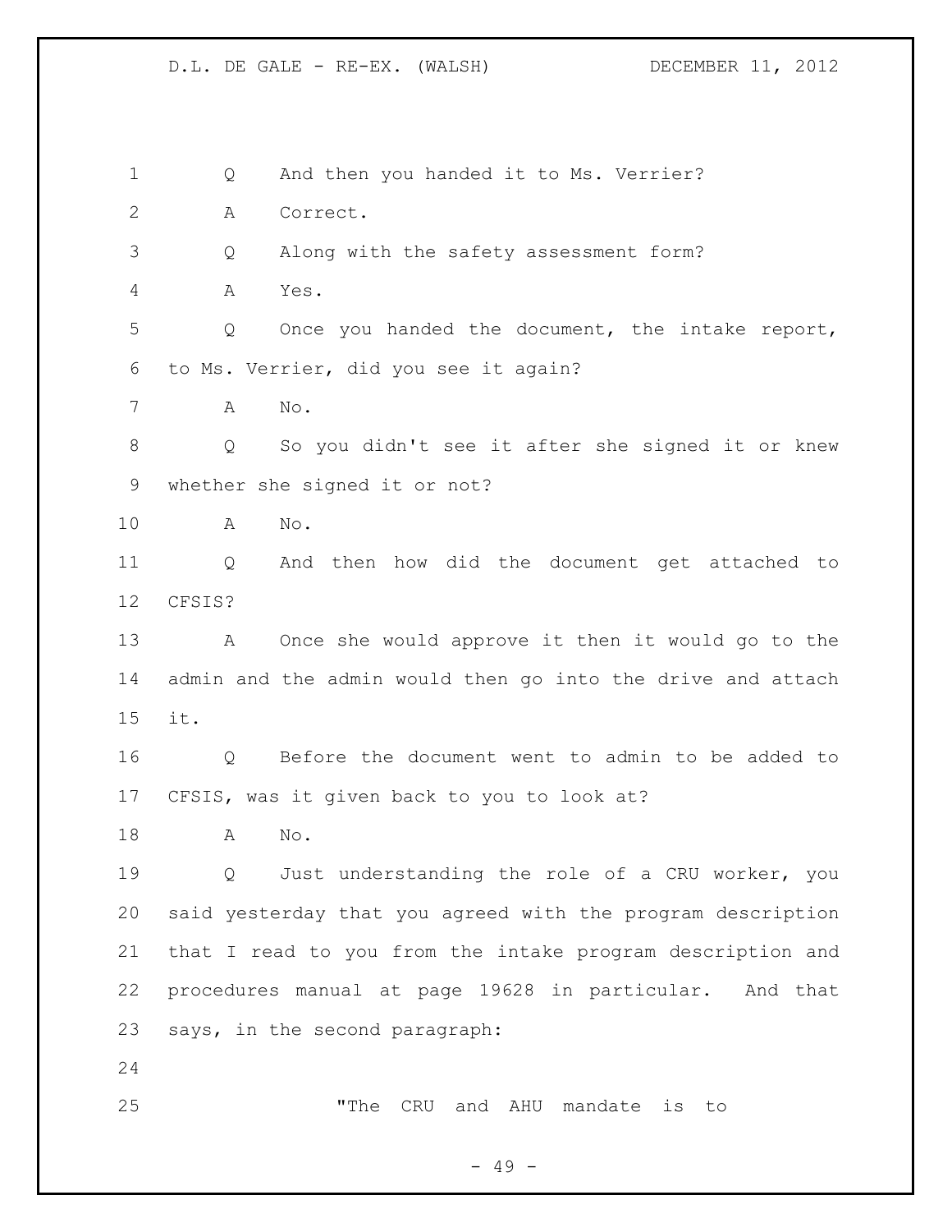Q And then you handed it to Ms. Verrier?

A Correct.

Q Along with the safety assessment form?

A Yes.

Q Once you handed the document, the intake report, to Ms. Verrier, did you see it again?

A No.

Q So you didn't see it after she signed it or knew whether she signed it or not?

A No.

Q And then how did the document get attached to CFSIS?

A Once she would approve it then it would go to the admin and the admin would then go into the drive and attach it.

Q Before the document went to admin to be added to CFSIS, was it given back to you to look at?

A No.

Q Just understanding the role of a CRU worker, you said yesterday that you agreed with the program description that I read to you from the intake program description and procedures manual at page 19628 in particular. And that says, in the second paragraph:

> "The CRU and AHU mandate is to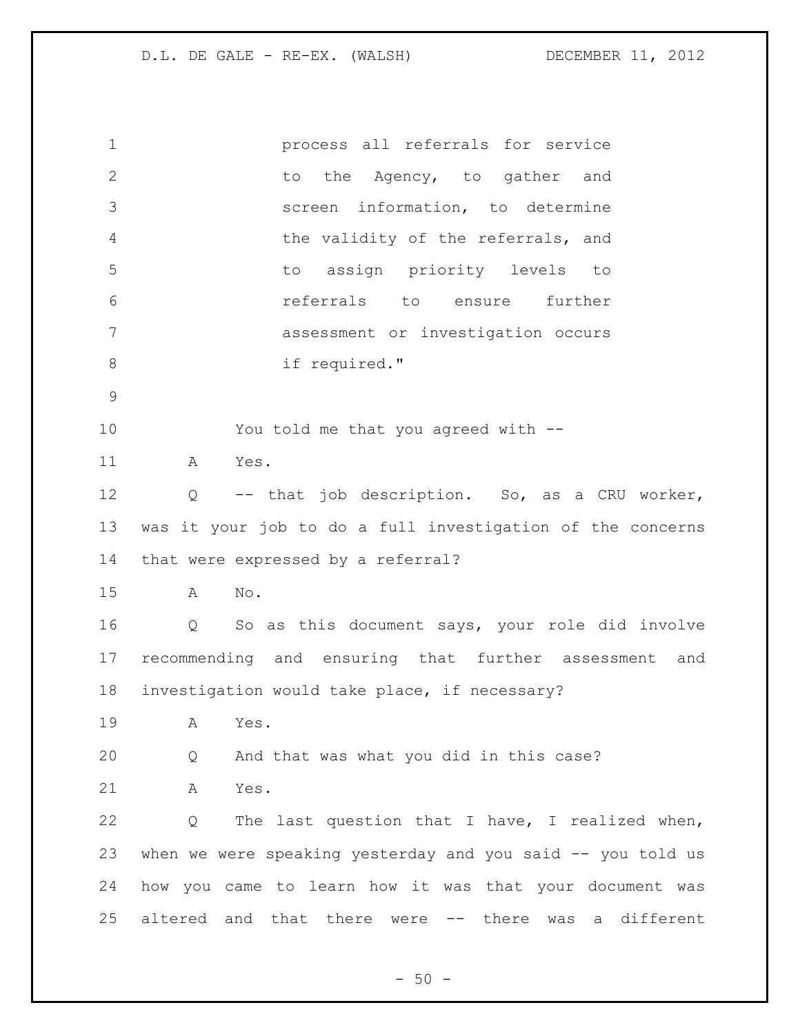process all referrals for service to the Agency, to gather and screen information, to determine the validity of the referrals, and to assign priority levels to referrals to ensure further assessment or investigation occurs if required."

You told me that you agreed with --

A Yes.

Q -- that job description. So, as a CRU worker, was it your job to do a full investigation of the concerns that were expressed by a referral?

A No.

Q So as this document says, your role did involve recommending and ensuring that further assessment and investigation would take place, if necessary?

A Yes.

Q And that was what you did in this case?

A Yes.

Q The last question that I have, I realized when, when we were speaking yesterday and you said -- you told us how you came to learn how it was that your document was altered and that there were -- there was a different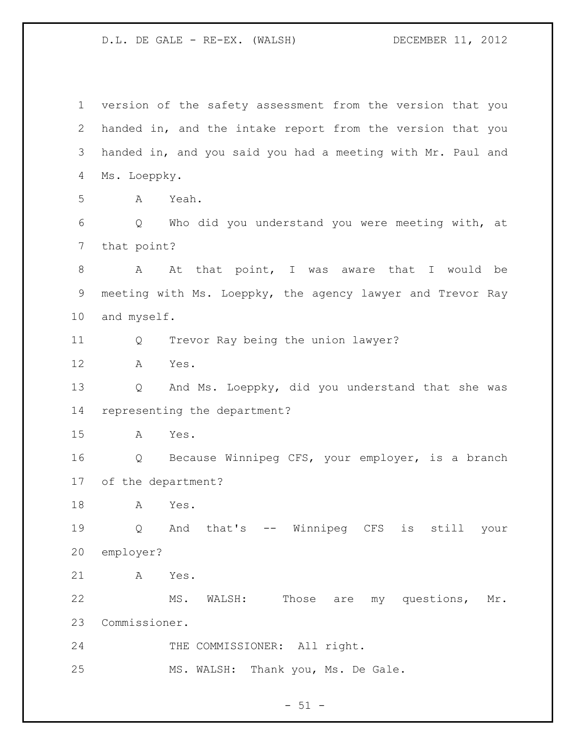version of the safety assessment from the version that you handed in, and the intake report from the version that you handed in, and you said you had a meeting with Mr. Paul and Ms. Loeppky.

A Yeah.

Q Who did you understand you were meeting with, at that point?

A At that point, I was aware that I would be meeting with Ms. Loeppky, the agency lawyer and Trevor Ray and myself.

Q Trevor Ray being the union lawyer?

A Yes.

Q And Ms. Loeppky, did you understand that she was representing the department?

A Yes.

Q Because Winnipeg CFS, your employer, is a branch of the department?

A Yes.

Q And that's -- Winnipeg CFS is still your employer?

A Yes.

MS. WALSH: Those are my questions, Mr. Commissioner.

THE COMMISSIONER: All right.

MS. WALSH: Thank you, Ms. De Gale.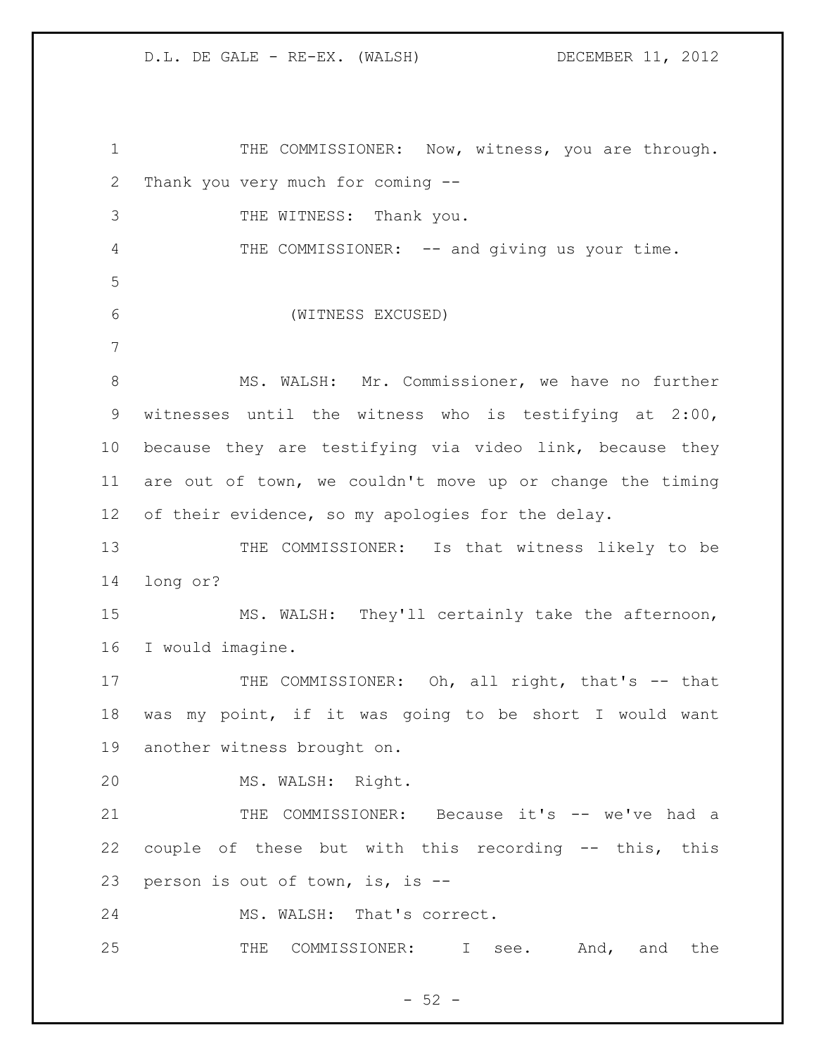THE COMMISSIONER: Now, witness, you are through. Thank you very much for coming --

THE WITNESS: Thank you.

THE COMMISSIONER: -- and giving us your time.

(WITNESS EXCUSED)

MS. WALSH: Mr. Commissioner, we have no further witnesses until the witness who is testifying at 2:00, because they are testifying via video link, because they are out of town, we couldn't move up or change the timing of their evidence, so my apologies for the delay.

THE COMMISSIONER: Is that witness likely to be long or?

MS. WALSH: They'll certainly take the afternoon, I would imagine.

THE COMMISSIONER: Oh, all right, that's -- that was my point, if it was going to be short I would want another witness brought on.

MS. WALSH: Right.

THE COMMISSIONER: Because it's -- we've had a couple of these but with this recording -- this, this person is out of town, is, is --

MS. WALSH: That's correct.

THE COMMISSIONER: I see. And, and the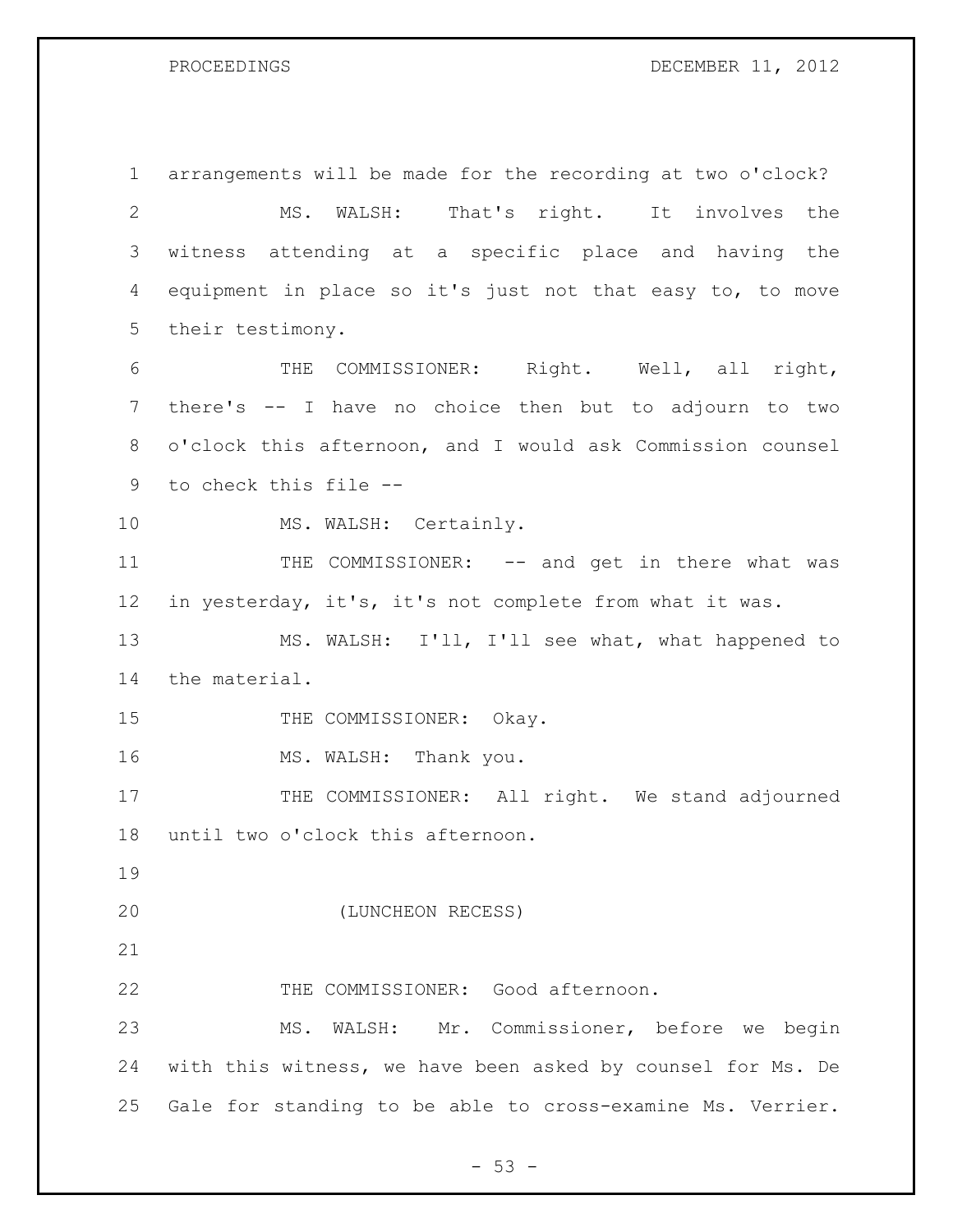arrangements will be made for the recording at two o'clock?

MS. WALSH: That's right. It involves the witness attending at a specific place and having the equipment in place so it's just not that easy to, to move their testimony.

THE COMMISSIONER: Right. Well, all right, there's -- I have no choice then but to adjourn to two o'clock this afternoon, and I would ask Commission counsel to check this file --

MS. WALSH: Certainly.

THE COMMISSIONER: -- and get in there what was in yesterday, it's, it's not complete from what it was.

MS. WALSH: I'll, I'll see what, what happened to the material.

THE COMMISSIONER: Okay.

MS. WALSH: Thank you.

THE COMMISSIONER: All right. We stand adjourned until two o'clock this afternoon.

(LUNCHEON RECESS)

THE COMMISSIONER: Good afternoon.

MS. WALSH: Mr. Commissioner, before we begin with this witness, we have been asked by counsel for Ms. De Gale for standing to be able to cross-examine Ms. Verrier.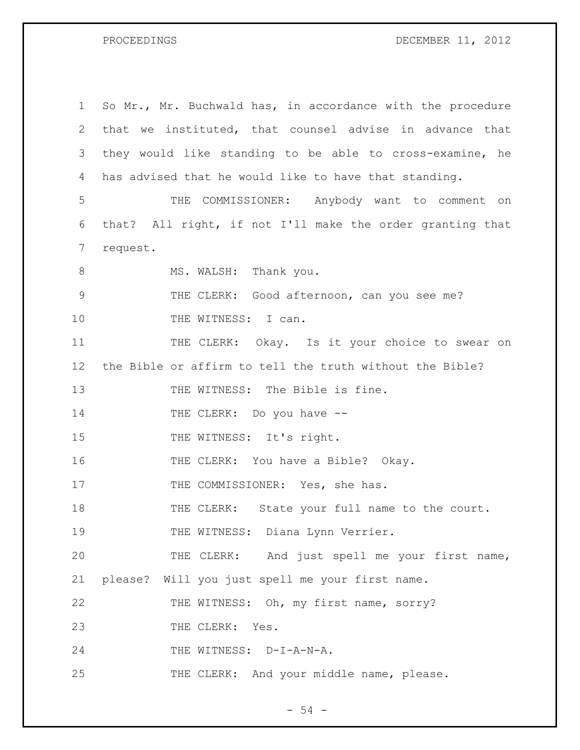So Mr., Mr. Buchwald has, in accordance with the procedure that we instituted, that counsel advise in advance that they would like standing to be able to cross-examine, he has advised that he would like to have that standing.

THE COMMISSIONER: Anybody want to comment on that? All right, if not I'll make the order granting that request.

MS. WALSH: Thank you.

THE CLERK: Good afternoon, can you see me?

THE WITNESS: I can.

THE CLERK: Okay. Is it your choice to swear on the Bible or affirm to tell the truth without the Bible?

THE WITNESS: The Bible is fine.

THE CLERK: Do you have --

THE WITNESS: It's right.

THE CLERK: You have a Bible? Okay.

THE COMMISSIONER: Yes, she has.

THE CLERK: State your full name to the court.

THE WITNESS: Diana Lynn Verrier.

THE CLERK: And just spell me your first name, please? Will you just spell me your first name.

THE WITNESS: Oh, my first name, sorry?

THE CLERK: Yes.

THE WITNESS: D-I-A-N-A.

THE CLERK: And your middle name, please.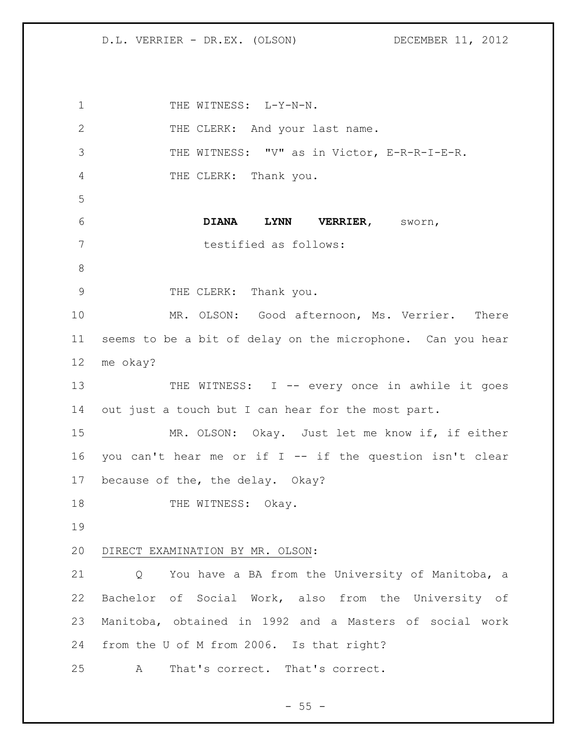THE WITNESS: L-Y-N-N.

THE CLERK: And your last name.

THE WITNESS: "V" as in Victor, E-R-R-I-E-R.

THE CLERK: Thank you.

**DIANA LYNN VERRIER**, sworn,
testified as follows:

THE CLERK: Thank you.

MR. OLSON: Good afternoon, Ms. Verrier. There seems to be a bit of delay on the microphone. Can you hear me okay?

THE WITNESS: I -- every once in awhile it goes out just a touch but I can hear for the most part.

MR. OLSON: Okay. Just let me know if, if either you can't hear me or if I -- if the question isn't clear because of the, the delay. Okay?

THE WITNESS: Okay.

DIRECT EXAMINATION BY MR. OLSON:

Q You have a BA from the University of Manitoba, a Bachelor of Social Work, also from the University of Manitoba, obtained in 1992 and a Masters of social work from the U of M from 2006. Is that right?

A That's correct. That's correct.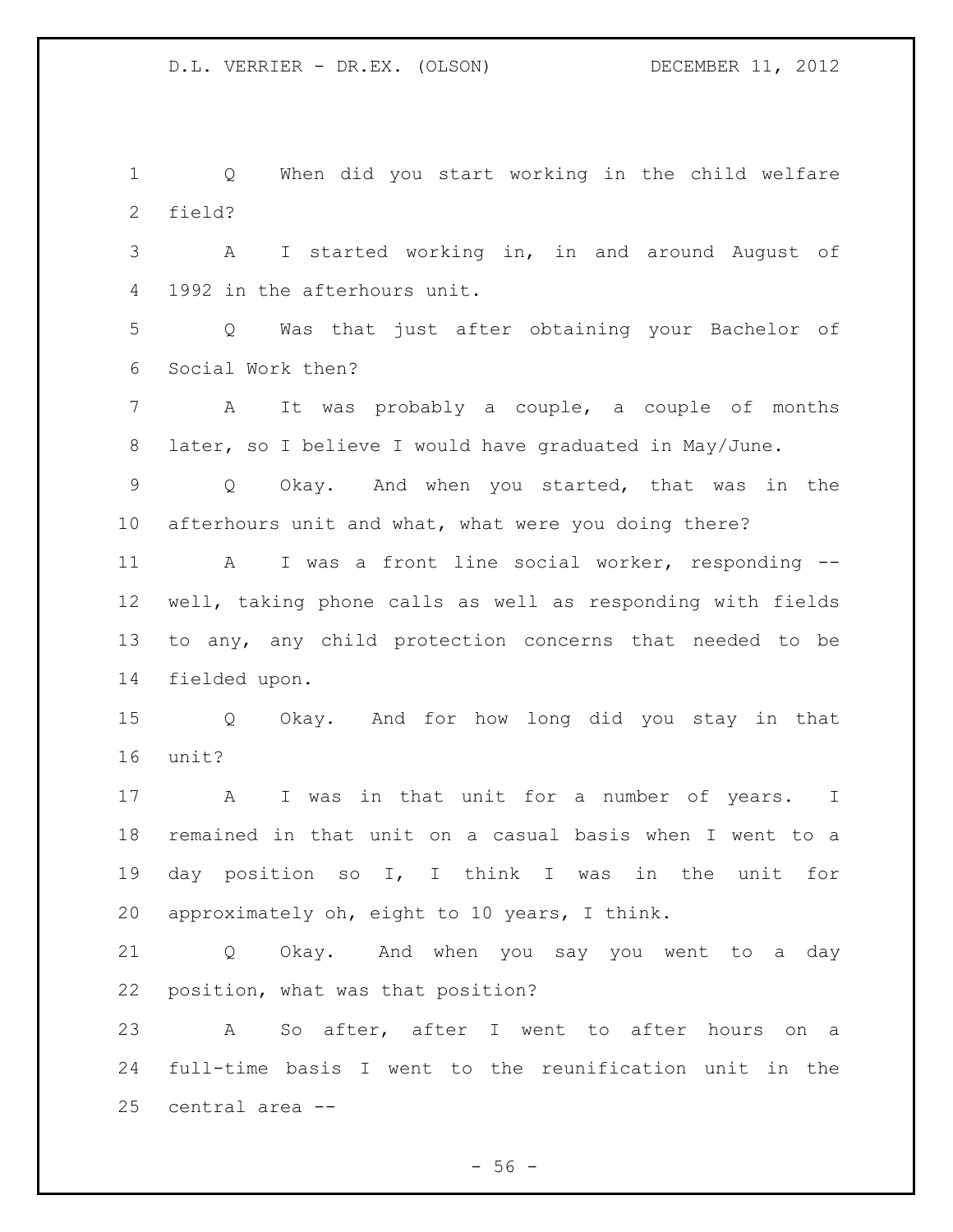Q When did you start working in the child welfare field?

A I started working in, in and around August of 1992 in the afterhours unit.

Q Was that just after obtaining your Bachelor of Social Work then?

A It was probably a couple, a couple of months later, so I believe I would have graduated in May/June.

Q Okay. And when you started, that was in the afterhours unit and what, what were you doing there?

A I was a front line social worker, responding -- well, taking phone calls as well as responding with fields to any, any child protection concerns that needed to be fielded upon.

Q Okay. And for how long did you stay in that unit?

A I was in that unit for a number of years. I remained in that unit on a casual basis when I went to a day position so I, I think I was in the unit for approximately oh, eight to 10 years, I think.

Q Okay. And when you say you went to a day position, what was that position?

A So after, after I went to after hours on a full-time basis I went to the reunification unit in the central area --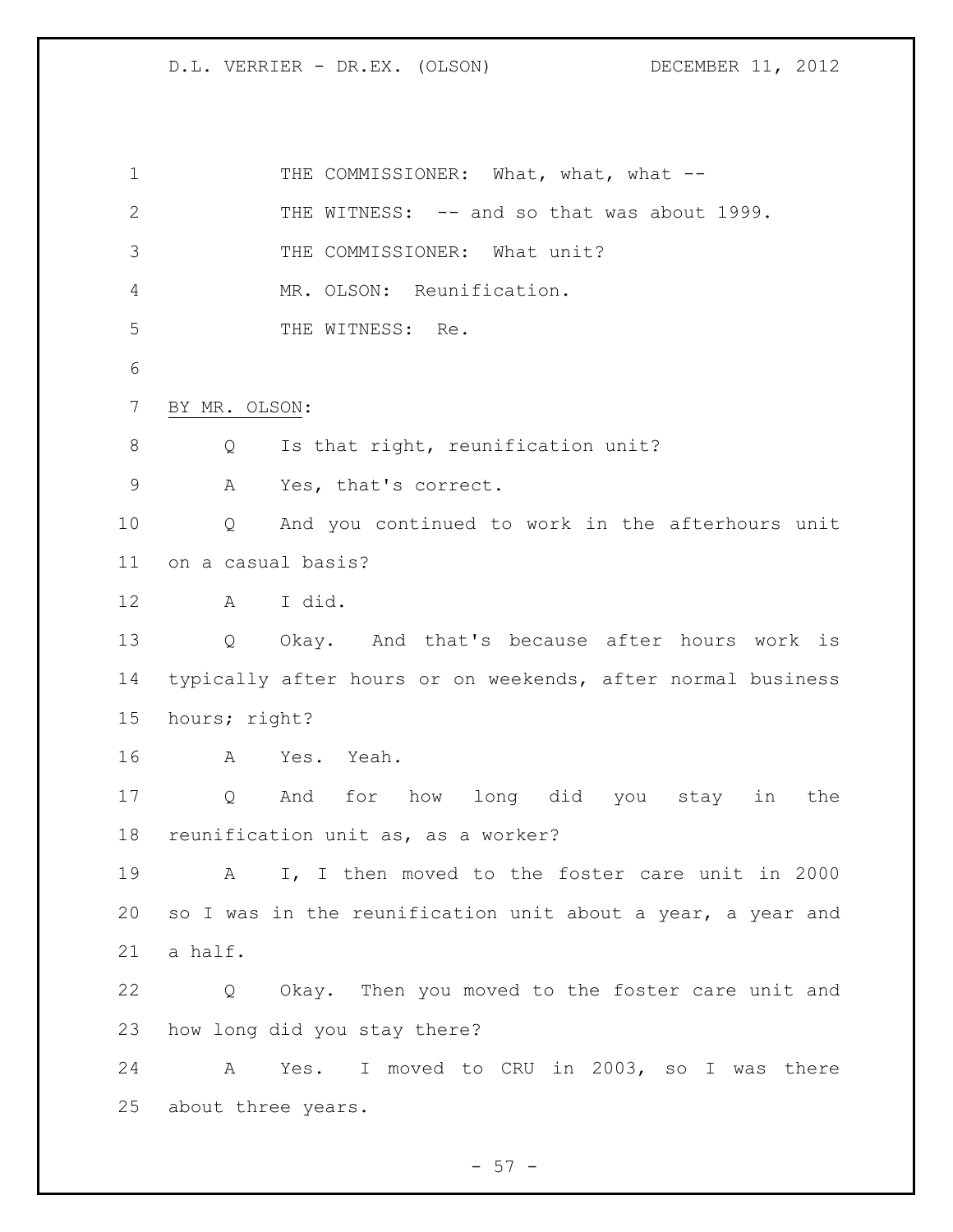THE COMMISSIONER: What, what, what --

THE WITNESS: -- and so that was about 1999.

THE COMMISSIONER: What unit?

MR. OLSON: Reunification.

THE WITNESS: Re.

BY MR. OLSON:

Q Is that right, reunification unit?

A Yes, that's correct.

Q And you continued to work in the afterhours unit on a casual basis?

A I did.

Q Okay. And that's because after hours work is typically after hours or on weekends, after normal business hours; right?

A Yes. Yeah.

Q And for how long did you stay in the reunification unit as, as a worker?

A I, I then moved to the foster care unit in 2000 so I was in the reunification unit about a year, a year and a half.

Q Okay. Then you moved to the foster care unit and how long did you stay there?

A Yes. I moved to CRU in 2003, so I was there about three years.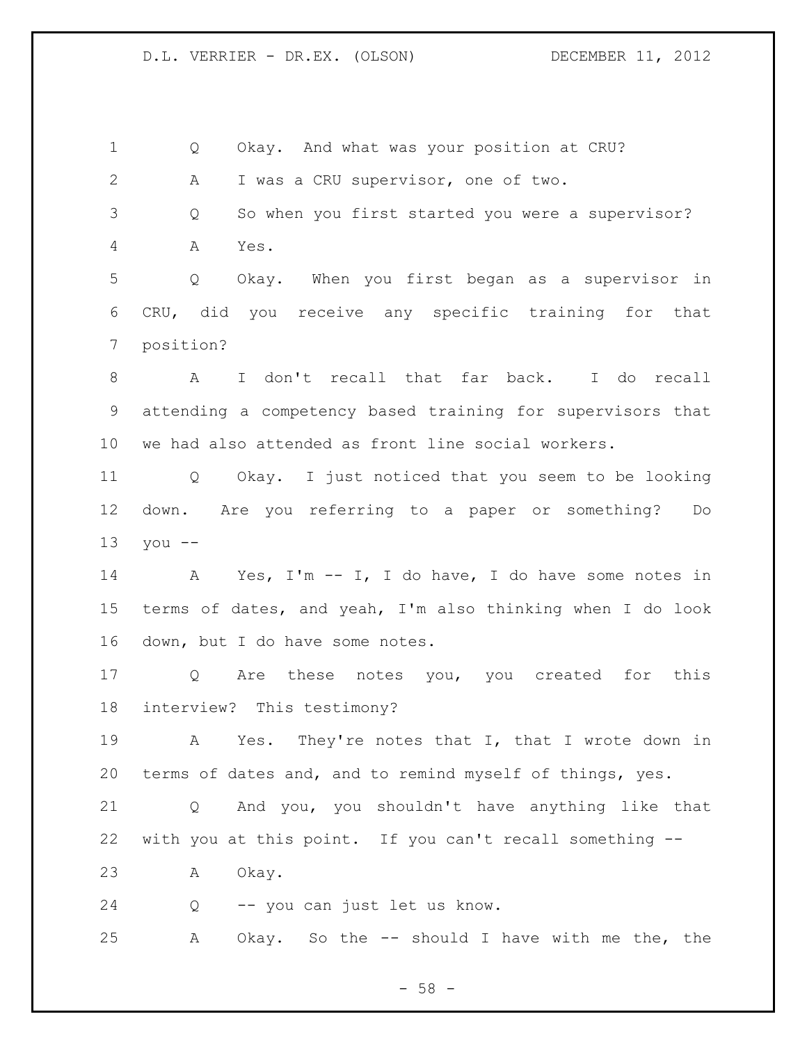Q Okay. And what was your position at CRU?

A I was a CRU supervisor, one of two.

Q So when you first started you were a supervisor?

A Yes.

Q Okay. When you first began as a supervisor in CRU, did you receive any specific training for that position?

A I don't recall that far back. I do recall attending a competency based training for supervisors that we had also attended as front line social workers.

Q Okay. I just noticed that you seem to be looking down. Are you referring to a paper or something? Do you --

A Yes, I'm -- I, I do have, I do have some notes in terms of dates, and yeah, I'm also thinking when I do look down, but I do have some notes.

Q Are these notes you, you created for this interview? This testimony?

A Yes. They're notes that I, that I wrote down in terms of dates and, and to remind myself of things, yes.

Q And you, you shouldn't have anything like that with you at this point. If you can't recall something --

A Okay.

Q -- you can just let us know.

A Okay. So the -- should I have with me the, the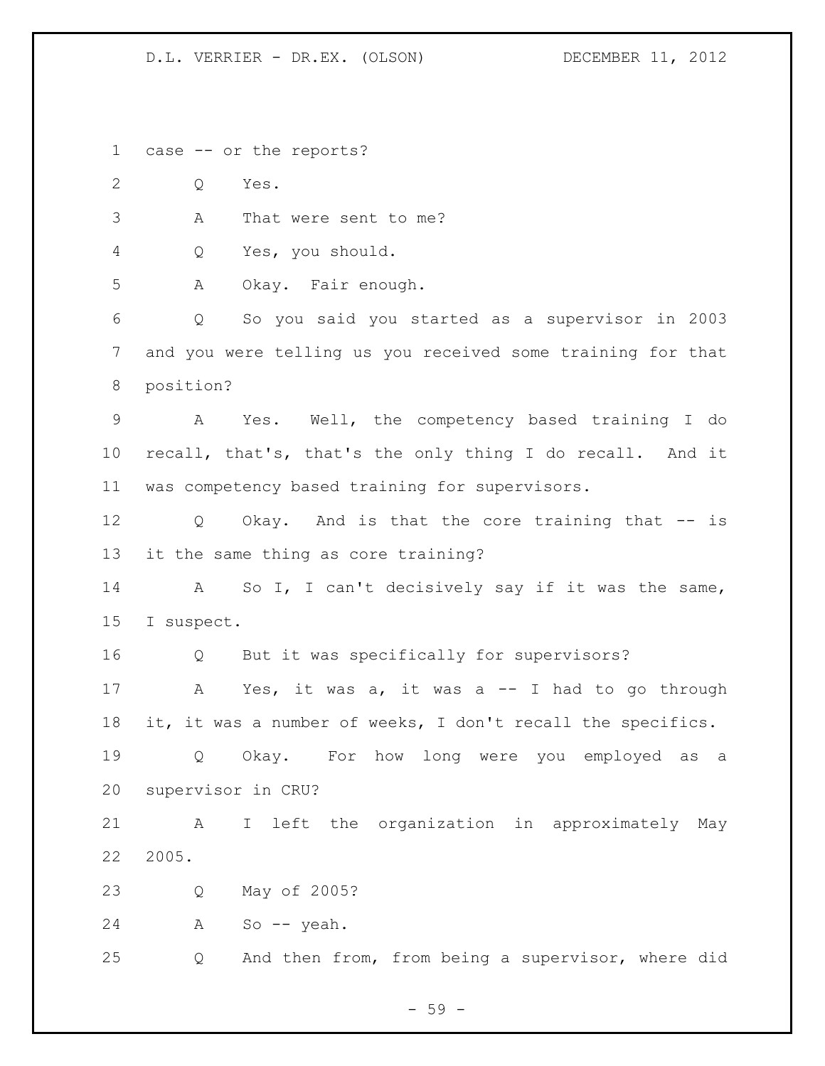case -- or the reports?

Q Yes.

A That were sent to me?

Q Yes, you should.

A Okay. Fair enough.

Q So you said you started as a supervisor in 2003 and you were telling us you received some training for that position?

A Yes. Well, the competency based training I do recall, that's, that's the only thing I do recall. And it was competency based training for supervisors.

Q Okay. And is that the core training that -- is it the same thing as core training?

A So I, I can't decisively say if it was the same, I suspect.

Q But it was specifically for supervisors?

A Yes, it was a, it was a -- I had to go through it, it was a number of weeks, I don't recall the specifics.

Q Okay. For how long were you employed as a supervisor in CRU?

A I left the organization in approximately May 2005.

Q May of 2005?

A So -- yeah.

Q And then from, from being a supervisor, where did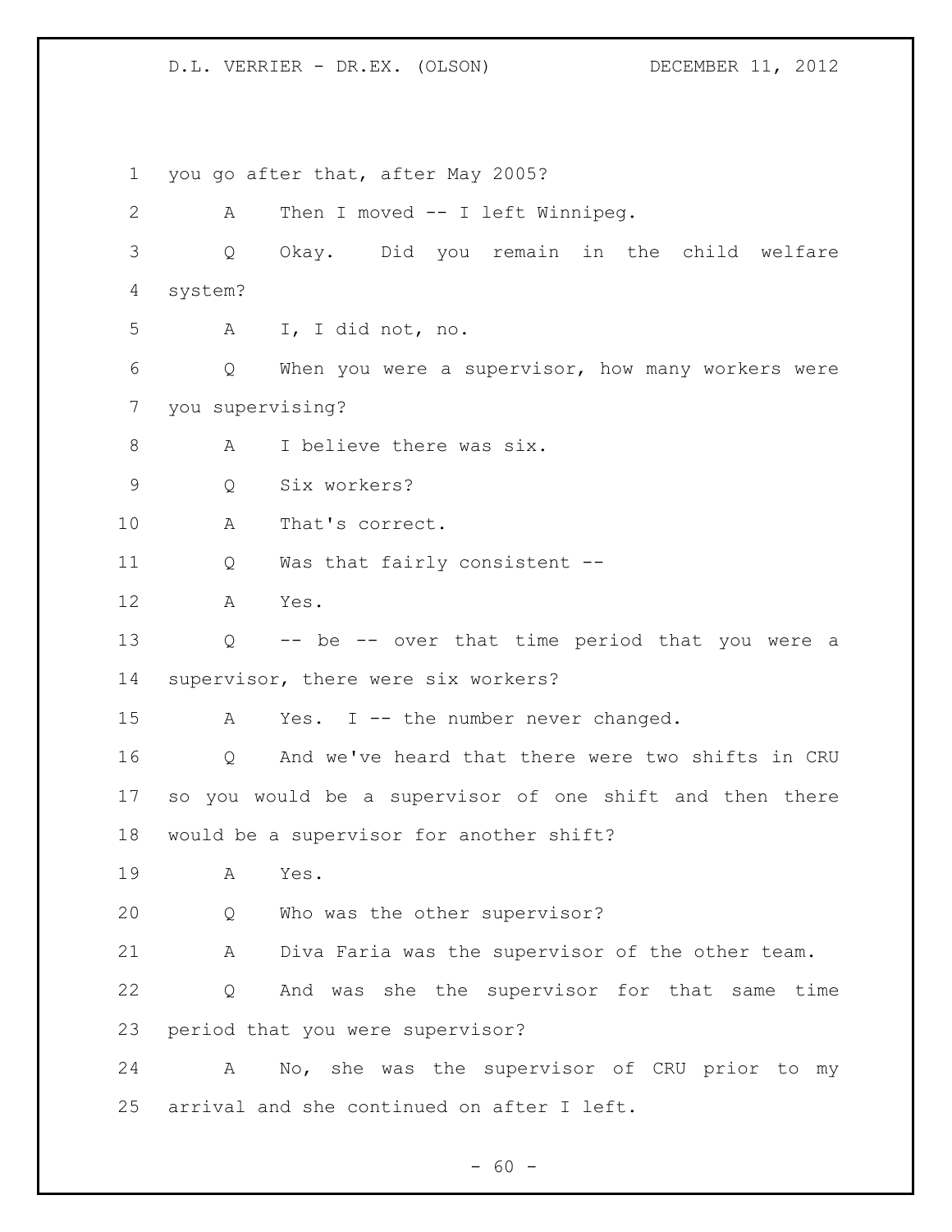1 you go after that, after May 2005?

2 A Then I moved -- I left Winnipeg.

3 Q Okay. Did you remain in the child welfare

4 system?

5 A I, I did not, no.

6 Q When you were a supervisor, how many workers were

7 you supervising?

8 A I believe there was six.

9 Q Six workers?

10 A That's correct.

11 Q Was that fairly consistent --

12 A Yes.

13 Q -- be -- over that time period that you were a

14 supervisor, there were six workers?

15 A Yes. I -- the number never changed.

16 Q And we've heard that there were two shifts in CRU

17 so you would be a supervisor of one shift and then there

18 would be a supervisor for another shift?

19 A Yes.

20 Q Who was the other supervisor?

21 A Diva Faria was the supervisor of the other team.

22 Q And was she the supervisor for that same time

23 period that you were supervisor?

24 A No, she was the supervisor of CRU prior to my

25 arrival and she continued on after I left.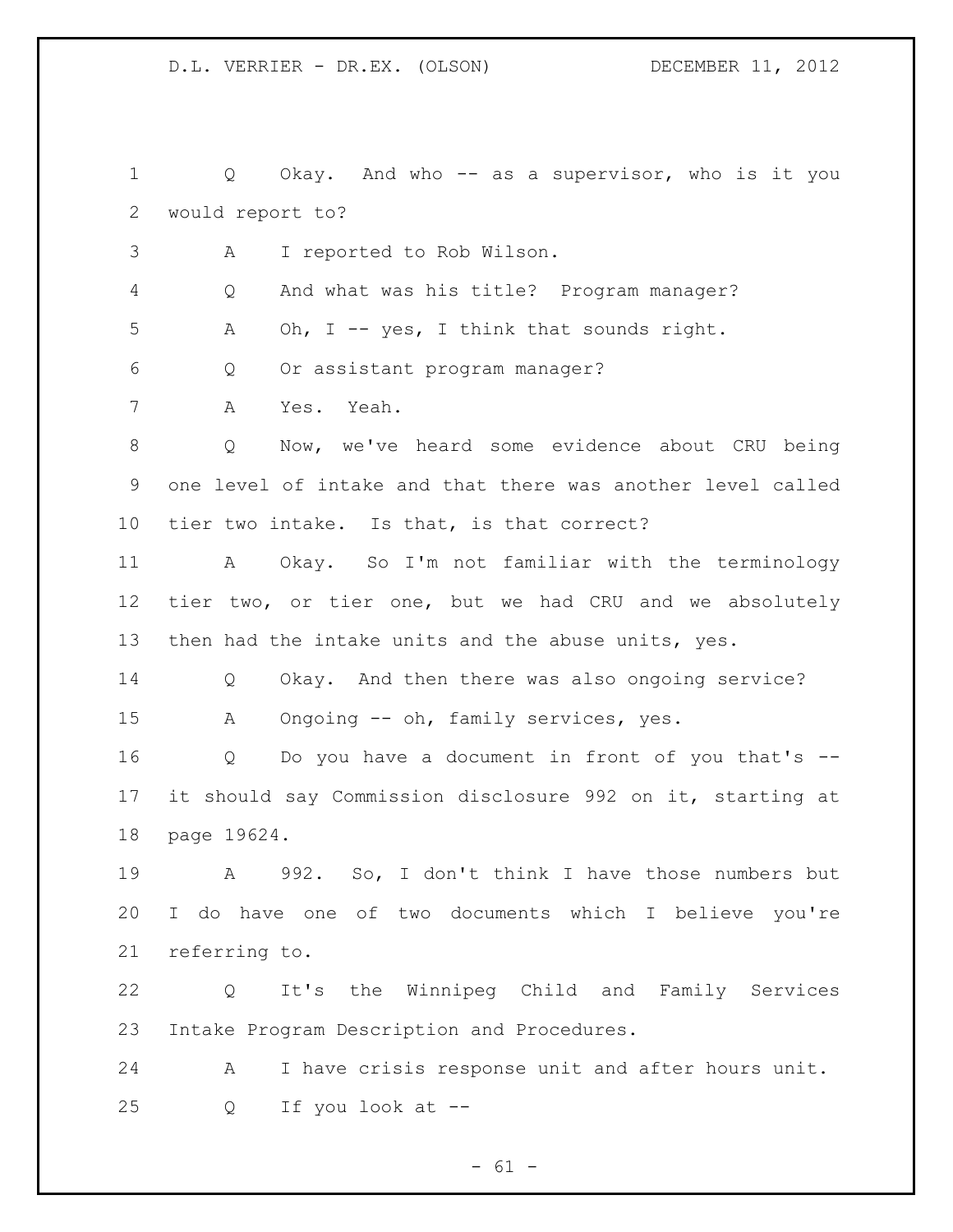Q Okay. And who -- as a supervisor, who is it you would report to?

A I reported to Rob Wilson.

Q And what was his title? Program manager?

A Oh, I -- yes, I think that sounds right.

Q Or assistant program manager?

A Yes. Yeah.

Q Now, we've heard some evidence about CRU being one level of intake and that there was another level called tier two intake. Is that, is that correct?

A Okay. So I'm not familiar with the terminology tier two, or tier one, but we had CRU and we absolutely then had the intake units and the abuse units, yes.

Q Okay. And then there was also ongoing service?

A Ongoing -- oh, family services, yes.

Q Do you have a document in front of you that's -- it should say Commission disclosure 992 on it, starting at page 19624.

A 992. So, I don't think I have those numbers but I do have one of two documents which I believe you're referring to.

Q It's the Winnipeg Child and Family Services Intake Program Description and Procedures.

A I have crisis response unit and after hours unit.

Q If you look at --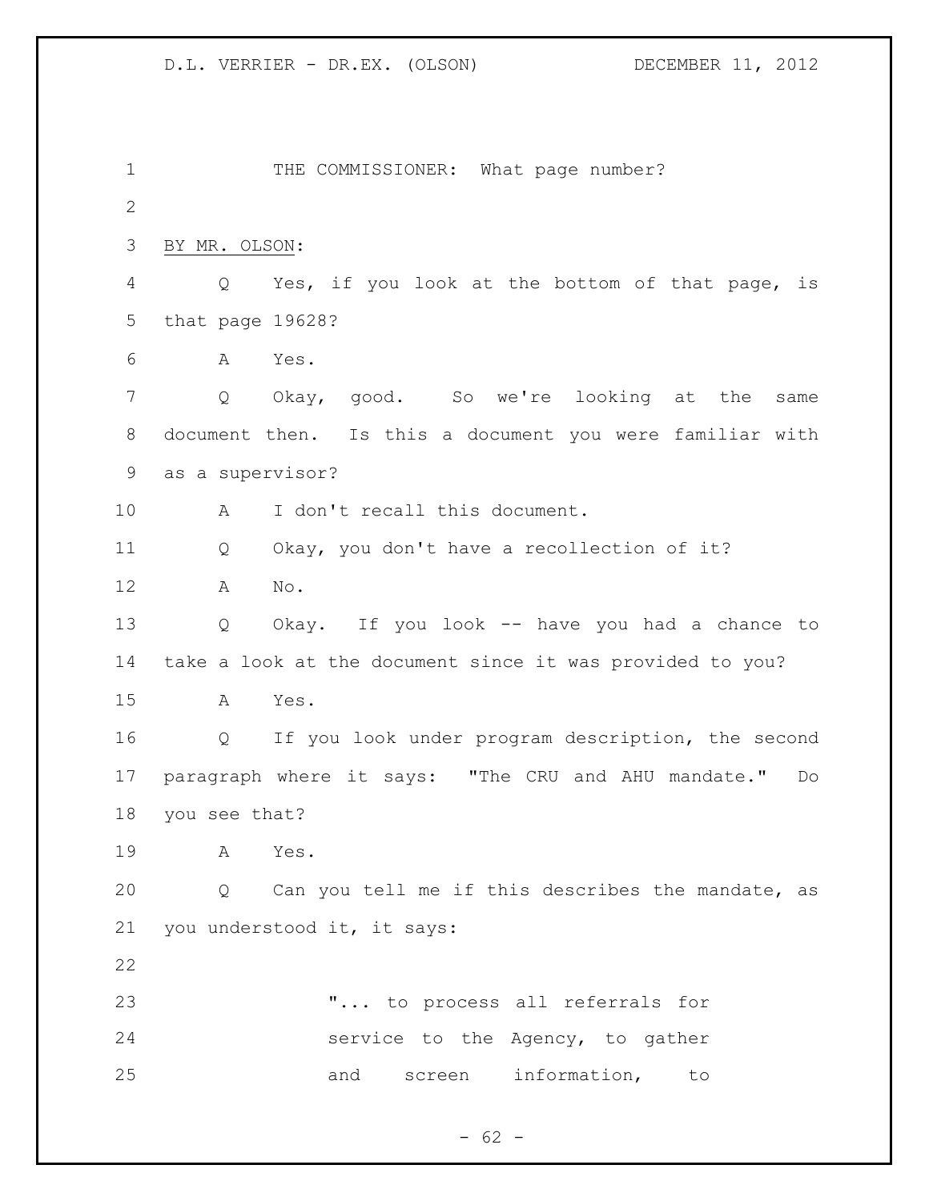THE COMMISSIONER: What page number?

BY MR. OLSON:

Q Yes, if you look at the bottom of that page, is that page 19628?

A Yes.

Q Okay, good. So we're looking at the same document then. Is this a document you were familiar with as a supervisor?

A I don't recall this document.

Q Okay, you don't have a recollection of it?

A No.

Q Okay. If you look -- have you had a chance to take a look at the document since it was provided to you?

A Yes.

Q If you look under program description, the second paragraph where it says: "The CRU and AHU mandate." Do you see that?

A Yes.

Q Can you tell me if this describes the mandate, as you understood it, it says:

> "... to process all referrals for service to the Agency, to gather and screen information, to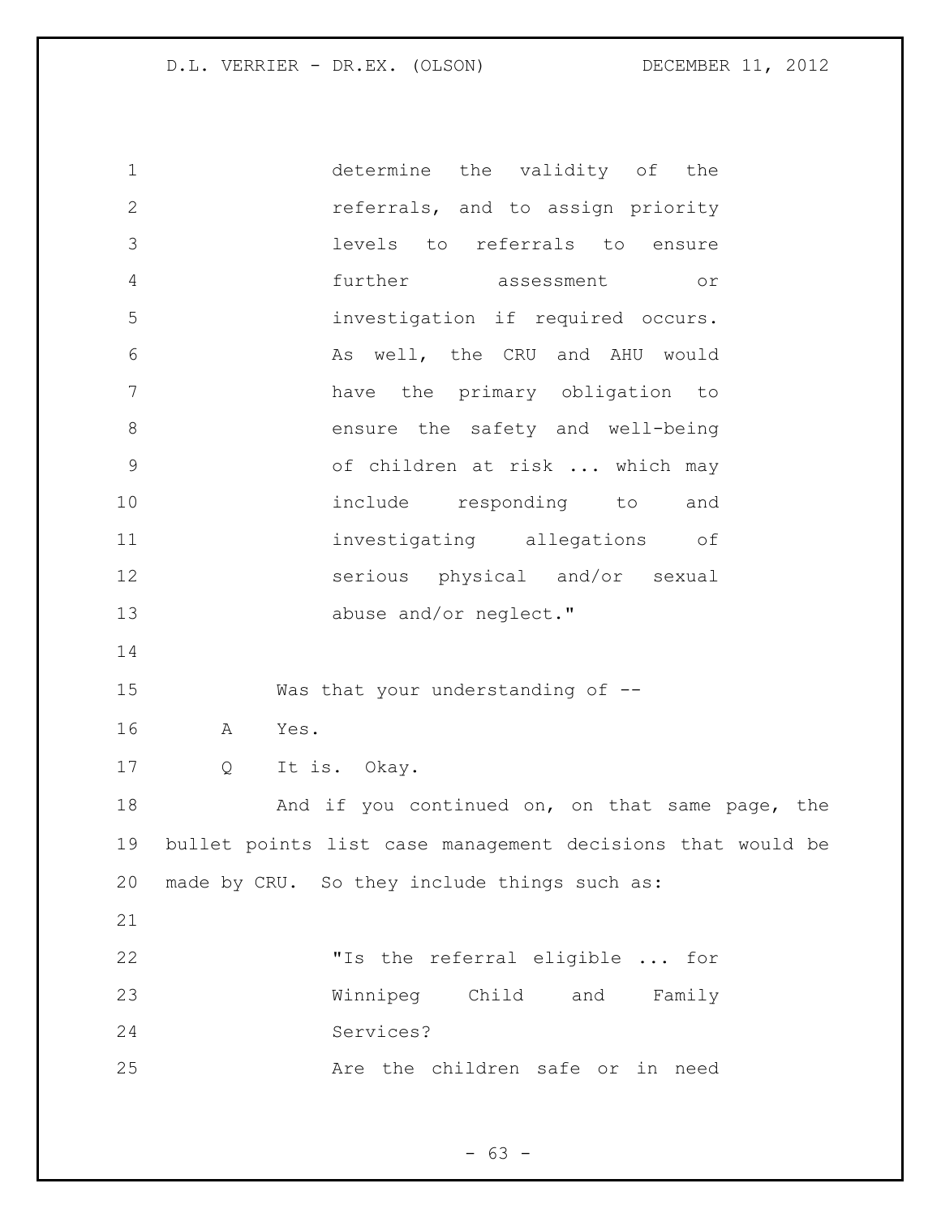> determine the validity of the referrals, and to assign priority levels to referrals to ensure further assessment or investigation if required occurs. As well, the CRU and AHU would have the primary obligation to ensure the safety and well-being of children at risk ... which may include responding to and investigating allegations of serious physical and/or sexual abuse and/or neglect."

Was that your understanding of --

A Yes.

Q It is. Okay.

And if you continued on, on that same page, the bullet points list case management decisions that would be made by CRU. So they include things such as:

> "Is the referral eligible ... for Winnipeg Child and Family Services?
> Are the children safe or in need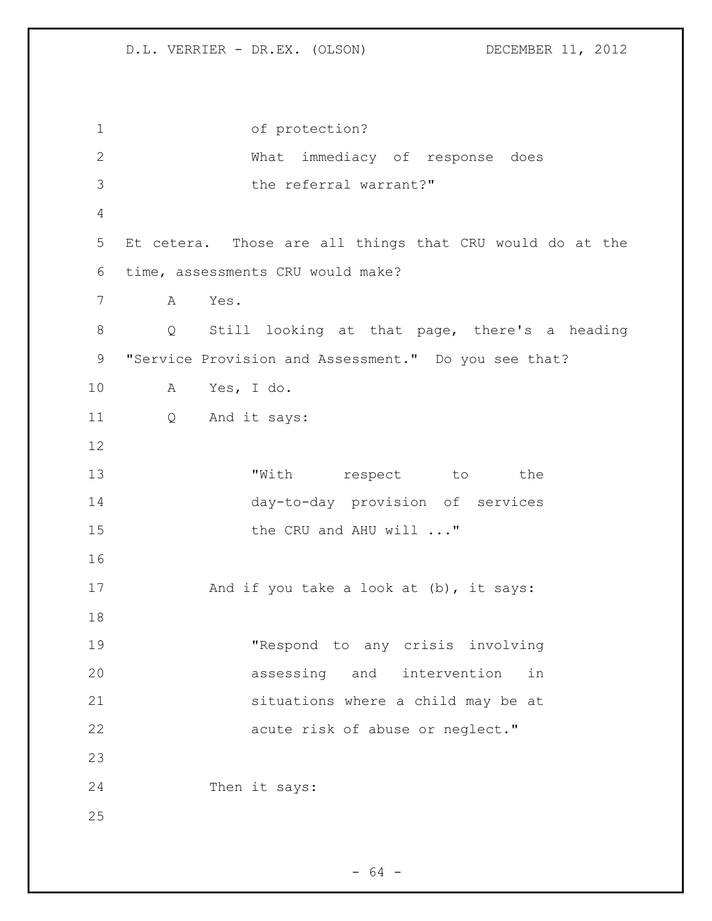of protection?
What immediacy of response does the referral warrant?"

Et cetera. Those are all things that CRU would do at the time, assessments CRU would make?

A Yes.

Q Still looking at that page, there's a heading "Service Provision and Assessment." Do you see that?

A Yes, I do.

Q And it says:

> "With respect to the day-to-day provision of services the CRU and AHU will ..."

And if you take a look at (b), it says:

> "Respond to any crisis involving assessing and intervention in situations where a child may be at acute risk of abuse or neglect."

Then it says: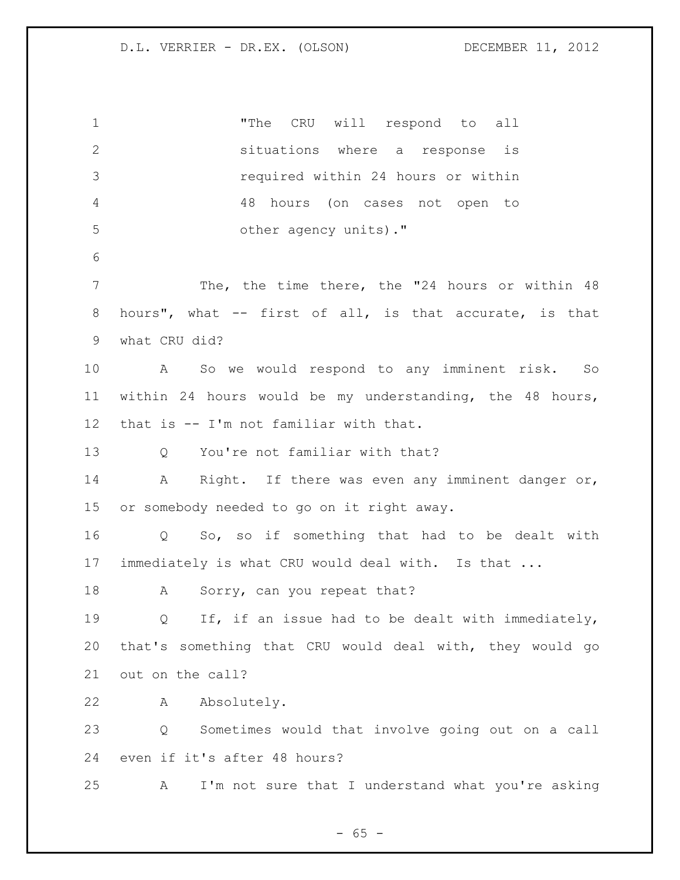"The CRU will respond to all situations where a response is required within 24 hours or within 48 hours (on cases not open to other agency units)."

The, the time there, the "24 hours or within 48 hours", what -- first of all, is that accurate, is that what CRU did?

A So we would respond to any imminent risk. So within 24 hours would be my understanding, the 48 hours, that is -- I'm not familiar with that.

Q You're not familiar with that?

A Right. If there was even any imminent danger or, or somebody needed to go on it right away.

Q So, so if something that had to be dealt with immediately is what CRU would deal with. Is that ...

A Sorry, can you repeat that?

Q If, if an issue had to be dealt with immediately, that's something that CRU would deal with, they would go out on the call?

A Absolutely.

Q Sometimes would that involve going out on a call even if it's after 48 hours?

A I'm not sure that I understand what you're asking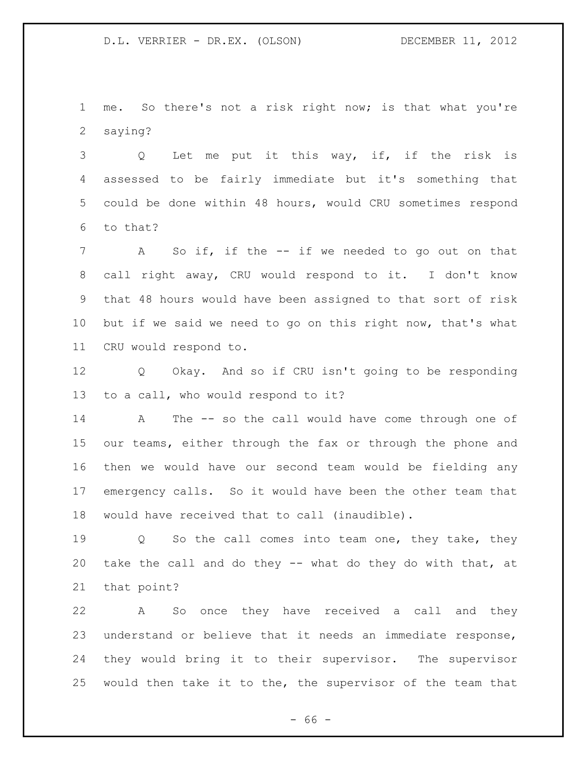me. So there's not a risk right now; is that what you're saying?

Q Let me put it this way, if, if the risk is assessed to be fairly immediate but it's something that could be done within 48 hours, would CRU sometimes respond to that?

A So if, if the -- if we needed to go out on that call right away, CRU would respond to it. I don't know that 48 hours would have been assigned to that sort of risk but if we said we need to go on this right now, that's what CRU would respond to.

Q Okay. And so if CRU isn't going to be responding to a call, who would respond to it?

A The -- so the call would have come through one of our teams, either through the fax or through the phone and then we would have our second team would be fielding any emergency calls. So it would have been the other team that would have received that to call (inaudible).

Q So the call comes into team one, they take, they take the call and do they -- what do they do with that, at that point?

A So once they have received a call and they understand or believe that it needs an immediate response, they would bring it to their supervisor. The supervisor would then take it to the, the supervisor of the team that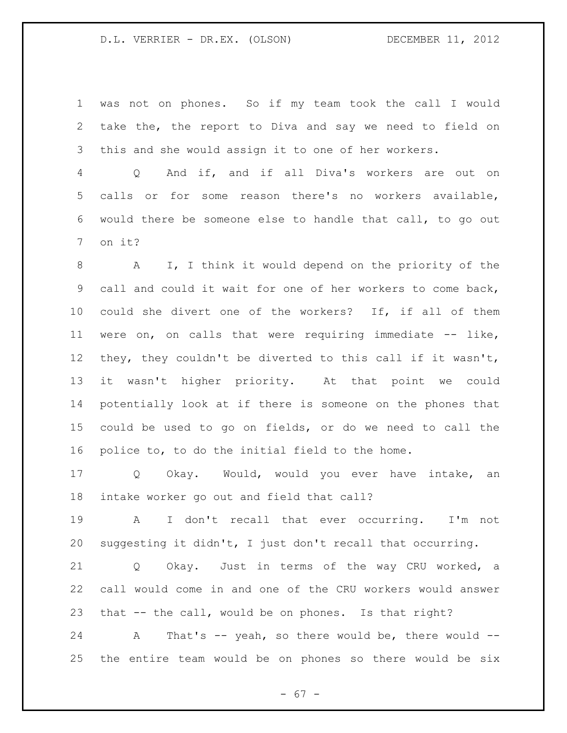was not on phones. So if my team took the call I would take the, the report to Diva and say we need to field on this and she would assign it to one of her workers.

Q And if, and if all Diva's workers are out on calls or for some reason there's no workers available, would there be someone else to handle that call, to go out on it?

A I, I think it would depend on the priority of the call and could it wait for one of her workers to come back, could she divert one of the workers? If, if all of them were on, on calls that were requiring immediate -- like, they, they couldn't be diverted to this call if it wasn't, it wasn't higher priority. At that point we could potentially look at if there is someone on the phones that could be used to go on fields, or do we need to call the police to, to do the initial field to the home.

Q Okay. Would, would you ever have intake, an intake worker go out and field that call?

A I don't recall that ever occurring. I'm not suggesting it didn't, I just don't recall that occurring.

Q Okay. Just in terms of the way CRU worked, a call would come in and one of the CRU workers would answer that -- the call, would be on phones. Is that right?

A That's -- yeah, so there would be, there would -- the entire team would be on phones so there would be six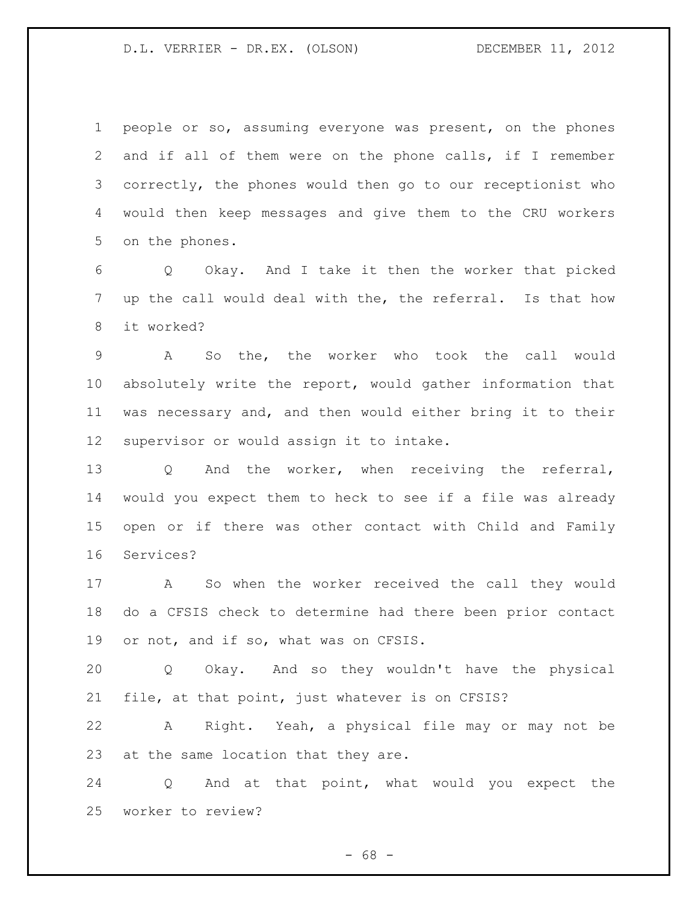people or so, assuming everyone was present, on the phones and if all of them were on the phone calls, if I remember correctly, the phones would then go to our receptionist who would then keep messages and give them to the CRU workers on the phones.

Q Okay. And I take it then the worker that picked up the call would deal with the, the referral. Is that how it worked?

A So the, the worker who took the call would absolutely write the report, would gather information that was necessary and, and then would either bring it to their supervisor or would assign it to intake.

Q And the worker, when receiving the referral, would you expect them to heck to see if a file was already open or if there was other contact with Child and Family Services?

A So when the worker received the call they would do a CFSIS check to determine had there been prior contact or not, and if so, what was on CFSIS.

Q Okay. And so they wouldn't have the physical file, at that point, just whatever is on CFSIS?

A Right. Yeah, a physical file may or may not be at the same location that they are.

Q And at that point, what would you expect the worker to review?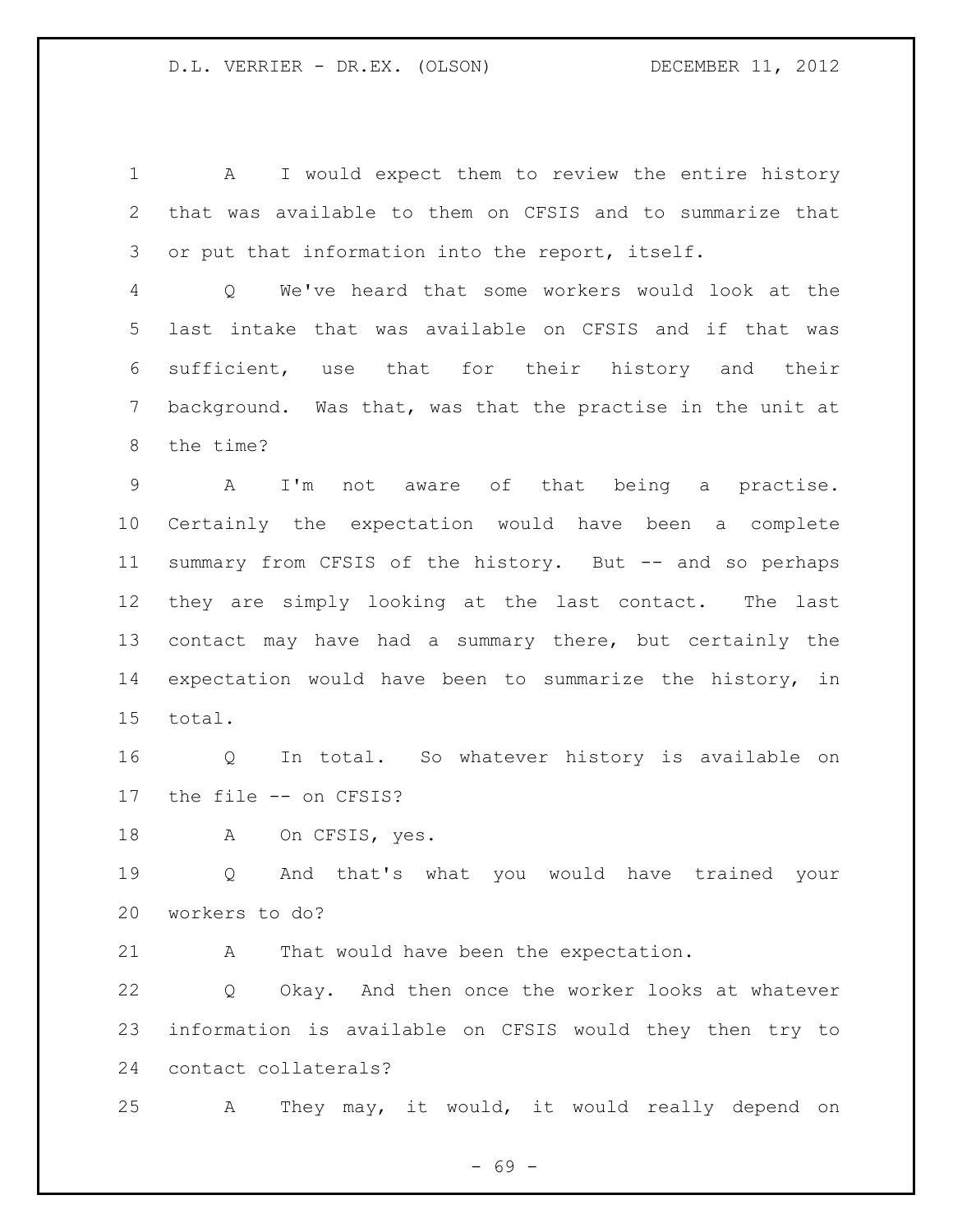A I would expect them to review the entire history that was available to them on CFSIS and to summarize that or put that information into the report, itself.

Q We've heard that some workers would look at the last intake that was available on CFSIS and if that was sufficient, use that for their history and their background. Was that, was that the practise in the unit at the time?

A I'm not aware of that being a practise. Certainly the expectation would have been a complete summary from CFSIS of the history. But -- and so perhaps they are simply looking at the last contact. The last contact may have had a summary there, but certainly the expectation would have been to summarize the history, in total.

Q In total. So whatever history is available on the file -- on CFSIS?

A On CFSIS, yes.

Q And that's what you would have trained your workers to do?

A That would have been the expectation.

Q Okay. And then once the worker looks at whatever information is available on CFSIS would they then try to contact collaterals?

A They may, it would, it would really depend on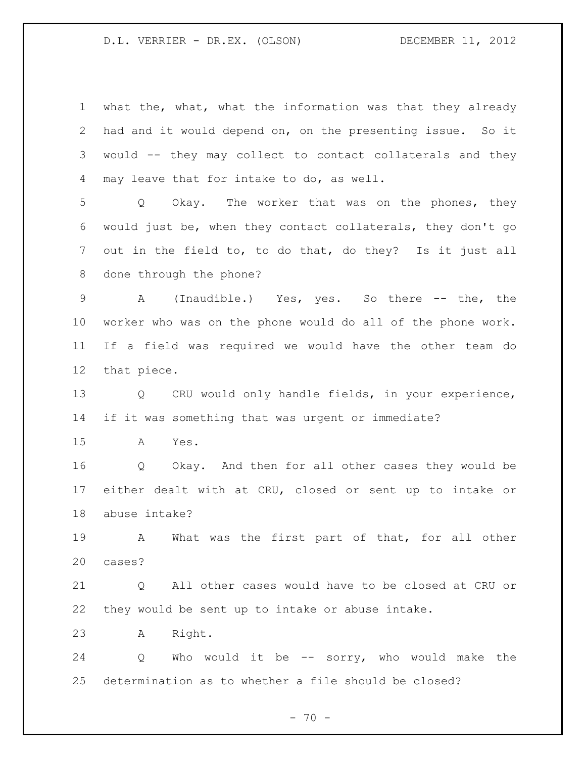what the, what, what the information was that they already had and it would depend on, on the presenting issue. So it would -- they may collect to contact collaterals and they may leave that for intake to do, as well.

Q Okay. The worker that was on the phones, they would just be, when they contact collaterals, they don't go out in the field to, to do that, do they? Is it just all done through the phone?

A (Inaudible.) Yes, yes. So there -- the, the worker who was on the phone would do all of the phone work. If a field was required we would have the other team do that piece.

Q CRU would only handle fields, in your experience, if it was something that was urgent or immediate?

A Yes.

Q Okay. And then for all other cases they would be either dealt with at CRU, closed or sent up to intake or abuse intake?

A What was the first part of that, for all other cases?

Q All other cases would have to be closed at CRU or they would be sent up to intake or abuse intake.

A Right.

Q Who would it be -- sorry, who would make the determination as to whether a file should be closed?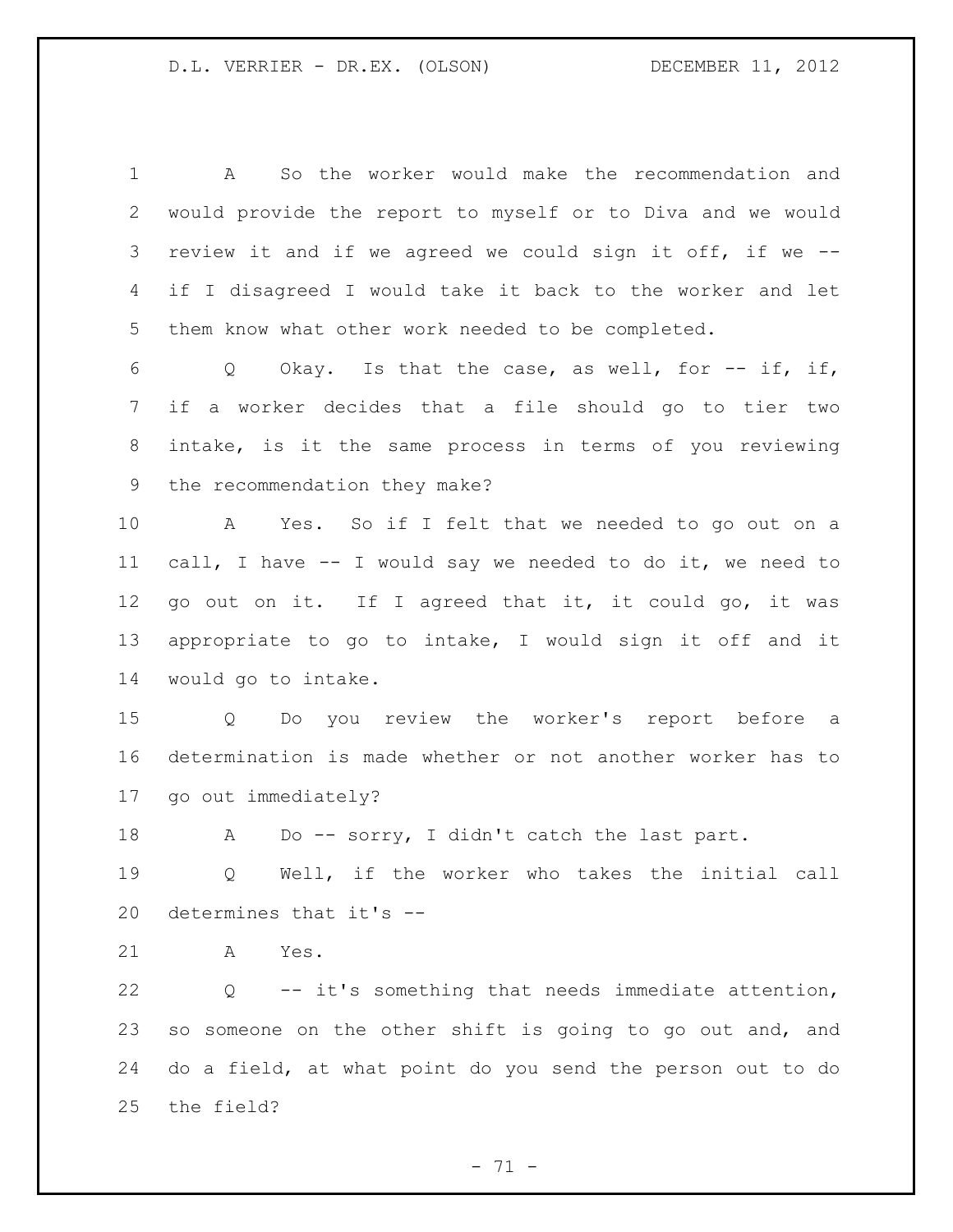A So the worker would make the recommendation and would provide the report to myself or to Diva and we would review it and if we agreed we could sign it off, if we -- if I disagreed I would take it back to the worker and let them know what other work needed to be completed.

Q Okay. Is that the case, as well, for -- if, if, if a worker decides that a file should go to tier two intake, is it the same process in terms of you reviewing the recommendation they make?

A Yes. So if I felt that we needed to go out on a call, I have -- I would say we needed to do it, we need to go out on it. If I agreed that it, it could go, it was appropriate to go to intake, I would sign it off and it would go to intake.

Q Do you review the worker's report before a determination is made whether or not another worker has to go out immediately?

A Do -- sorry, I didn't catch the last part.

Q Well, if the worker who takes the initial call determines that it's --

A Yes.

Q -- it's something that needs immediate attention, so someone on the other shift is going to go out and, and do a field, at what point do you send the person out to do the field?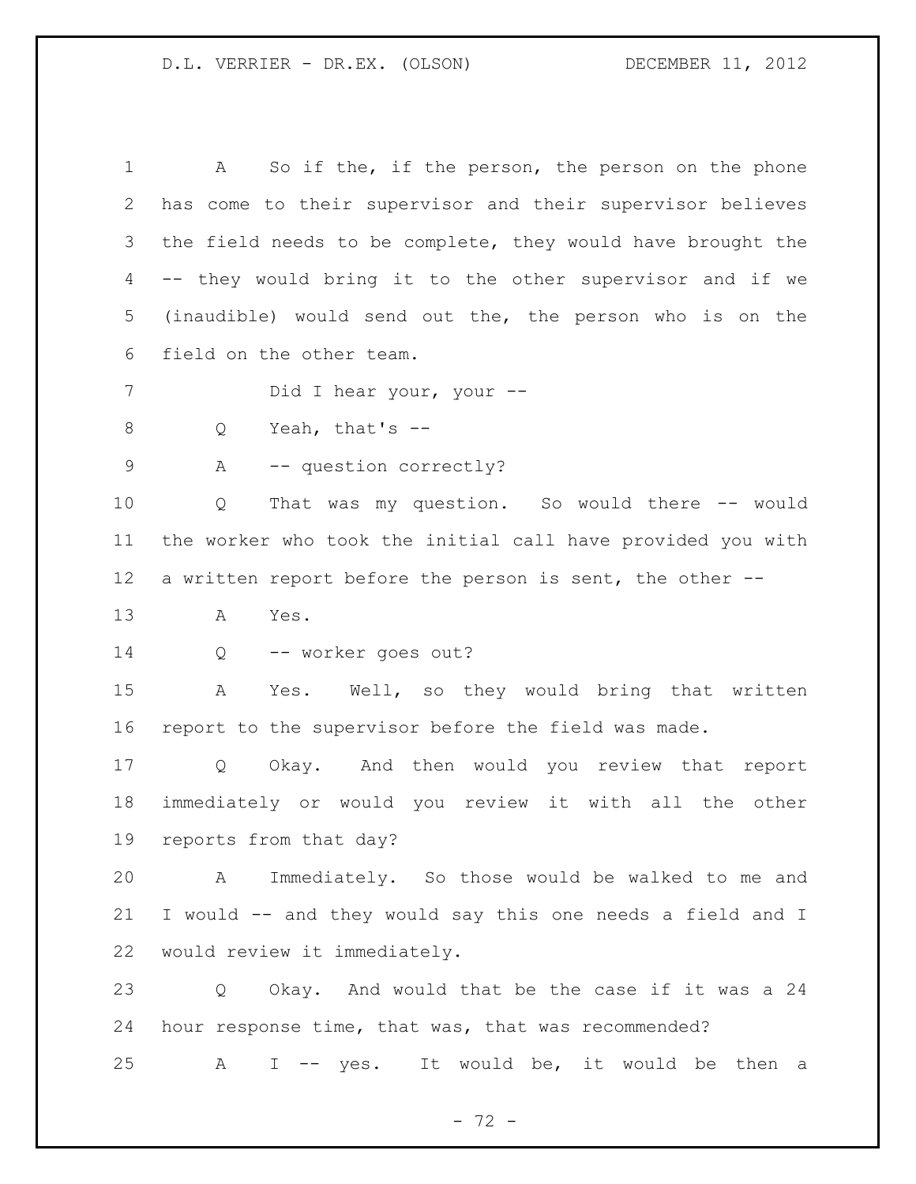A So if the, if the person, the person on the phone has come to their supervisor and their supervisor believes the field needs to be complete, they would have brought the -- they would bring it to the other supervisor and if we (inaudible) would send out the, the person who is on the field on the other team.

Did I hear your, your --

Q Yeah, that's --

A -- question correctly?

Q That was my question. So would there -- would the worker who took the initial call have provided you with a written report before the person is sent, the other --

A Yes.

Q -- worker goes out?

A Yes. Well, so they would bring that written report to the supervisor before the field was made.

Q Okay. And then would you review that report immediately or would you review it with all the other reports from that day?

A Immediately. So those would be walked to me and I would -- and they would say this one needs a field and I would review it immediately.

Q Okay. And would that be the case if it was a 24 hour response time, that was, that was recommended?

A I -- yes. It would be, it would be then a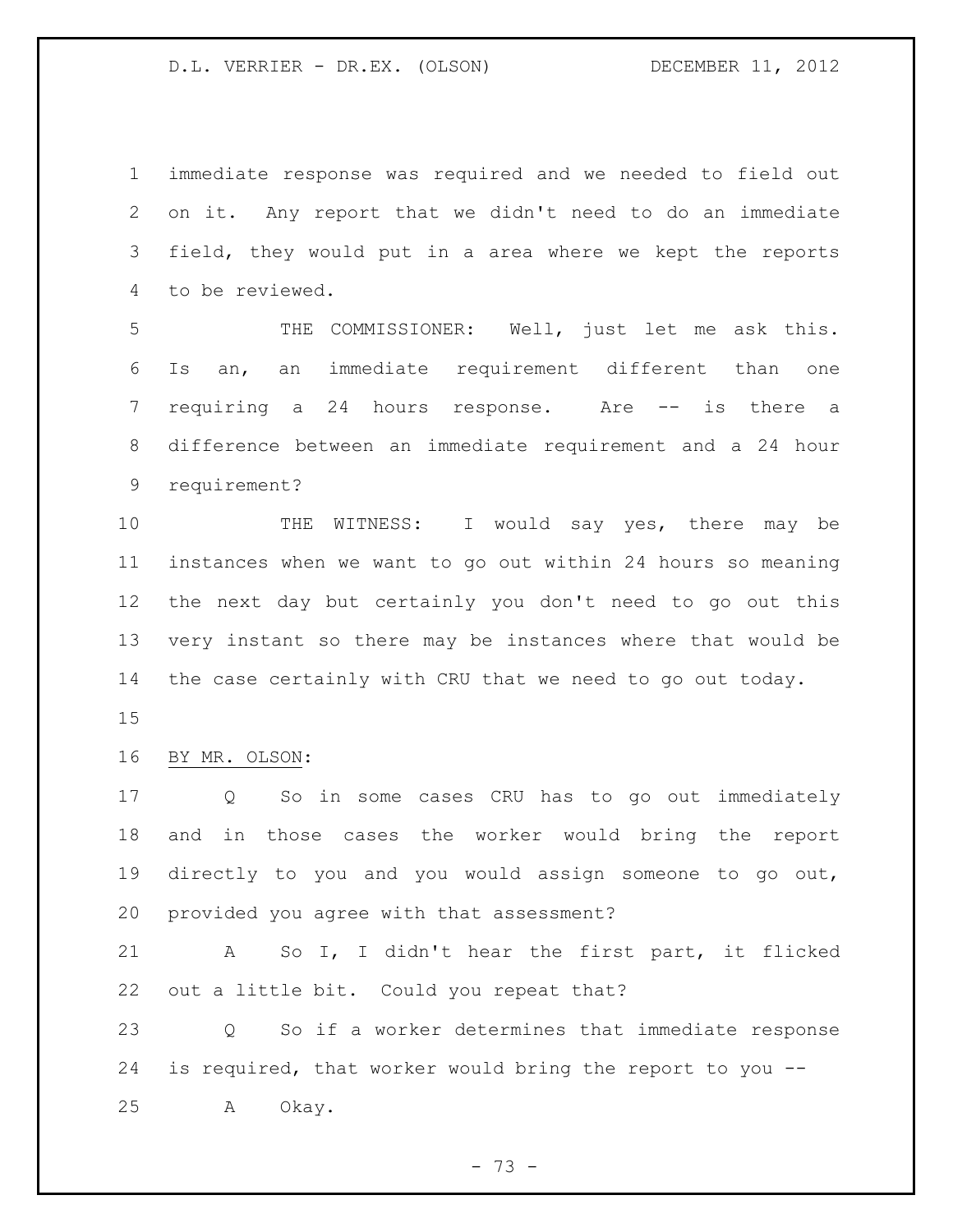immediate response was required and we needed to field out on it. Any report that we didn't need to do an immediate field, they would put in a area where we kept the reports to be reviewed.

THE COMMISSIONER: Well, just let me ask this. Is an, an immediate requirement different than one requiring a 24 hours response. Are -- is there a difference between an immediate requirement and a 24 hour requirement?

THE WITNESS: I would say yes, there may be instances when we want to go out within 24 hours so meaning the next day but certainly you don't need to go out this very instant so there may be instances where that would be the case certainly with CRU that we need to go out today.

BY MR. OLSON:

Q So in some cases CRU has to go out immediately and in those cases the worker would bring the report directly to you and you would assign someone to go out, provided you agree with that assessment?

A So I, I didn't hear the first part, it flicked out a little bit. Could you repeat that?

Q So if a worker determines that immediate response is required, that worker would bring the report to you --

A Okay.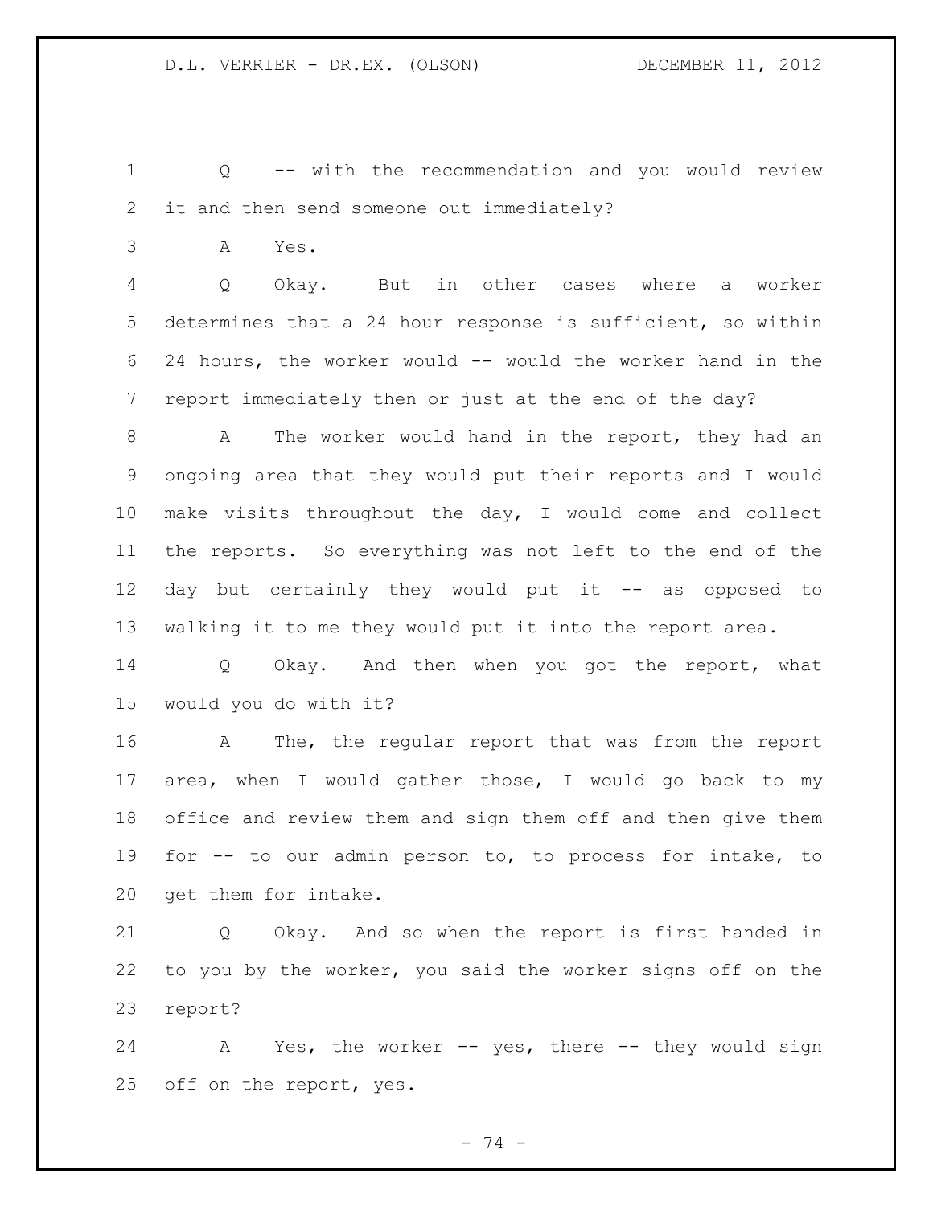Q -- with the recommendation and you would review it and then send someone out immediately?

A Yes.

Q Okay. But in other cases where a worker determines that a 24 hour response is sufficient, so within 24 hours, the worker would -- would the worker hand in the report immediately then or just at the end of the day?

A The worker would hand in the report, they had an ongoing area that they would put their reports and I would make visits throughout the day, I would come and collect the reports. So everything was not left to the end of the day but certainly they would put it -- as opposed to walking it to me they would put it into the report area.

Q Okay. And then when you got the report, what would you do with it?

A The, the regular report that was from the report area, when I would gather those, I would go back to my office and review them and sign them off and then give them for -- to our admin person to, to process for intake, to get them for intake.

Q Okay. And so when the report is first handed in to you by the worker, you said the worker signs off on the report?

A Yes, the worker -- yes, there -- they would sign off on the report, yes.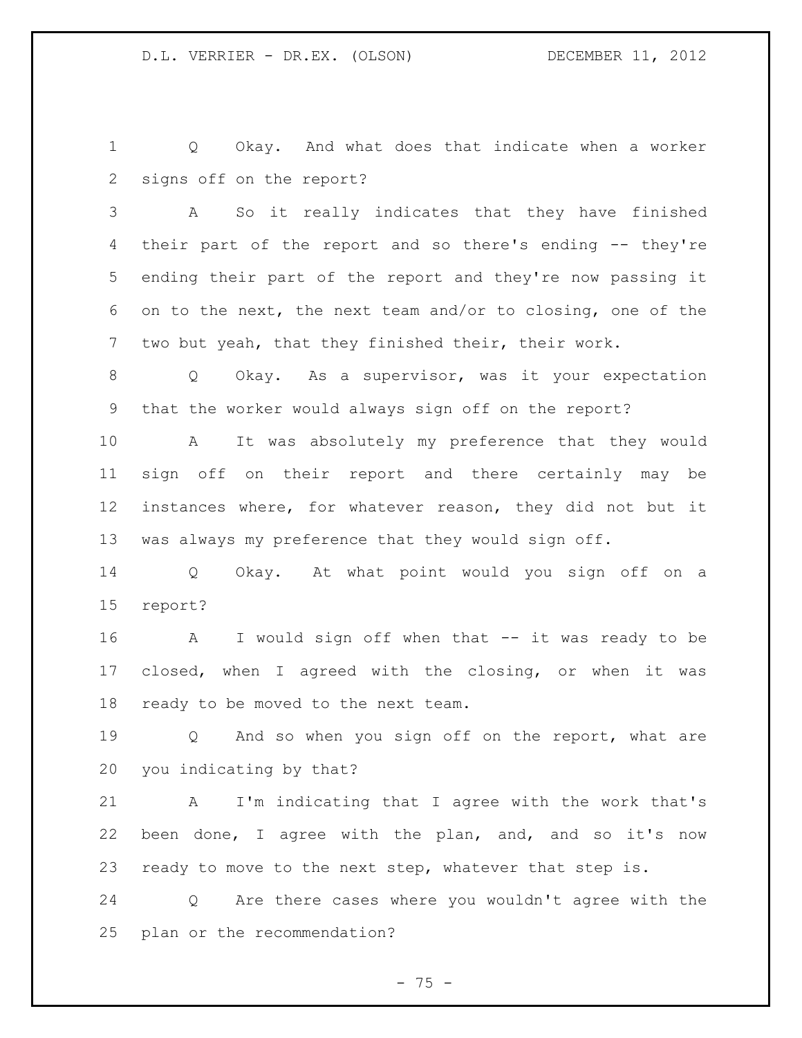Q Okay. And what does that indicate when a worker signs off on the report?

A So it really indicates that they have finished their part of the report and so there's ending -- they're ending their part of the report and they're now passing it on to the next, the next team and/or to closing, one of the two but yeah, that they finished their, their work.

Q Okay. As a supervisor, was it your expectation that the worker would always sign off on the report?

A It was absolutely my preference that they would sign off on their report and there certainly may be instances where, for whatever reason, they did not but it was always my preference that they would sign off.

Q Okay. At what point would you sign off on a report?

A I would sign off when that -- it was ready to be closed, when I agreed with the closing, or when it was ready to be moved to the next team.

Q And so when you sign off on the report, what are you indicating by that?

A I'm indicating that I agree with the work that's been done, I agree with the plan, and, and so it's now ready to move to the next step, whatever that step is.

Q Are there cases where you wouldn't agree with the plan or the recommendation?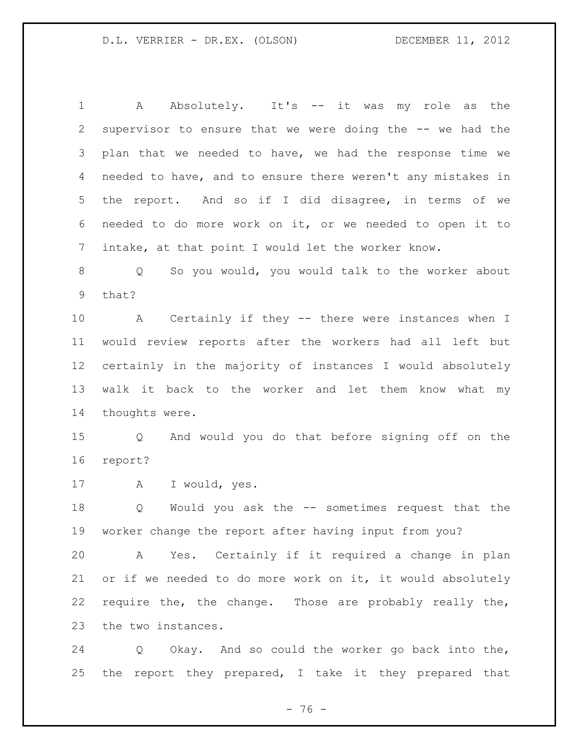A Absolutely. It's -- it was my role as the supervisor to ensure that we were doing the -- we had the plan that we needed to have, we had the response time we needed to have, and to ensure there weren't any mistakes in the report. And so if I did disagree, in terms of we needed to do more work on it, or we needed to open it to intake, at that point I would let the worker know.

Q So you would, you would talk to the worker about that?

A Certainly if they -- there were instances when I would review reports after the workers had all left but certainly in the majority of instances I would absolutely walk it back to the worker and let them know what my thoughts were.

Q And would you do that before signing off on the report?

A I would, yes.

Q Would you ask the -- sometimes request that the worker change the report after having input from you?

A Yes. Certainly if it required a change in plan or if we needed to do more work on it, it would absolutely require the, the change. Those are probably really the, the two instances.

Q Okay. And so could the worker go back into the, the report they prepared, I take it they prepared that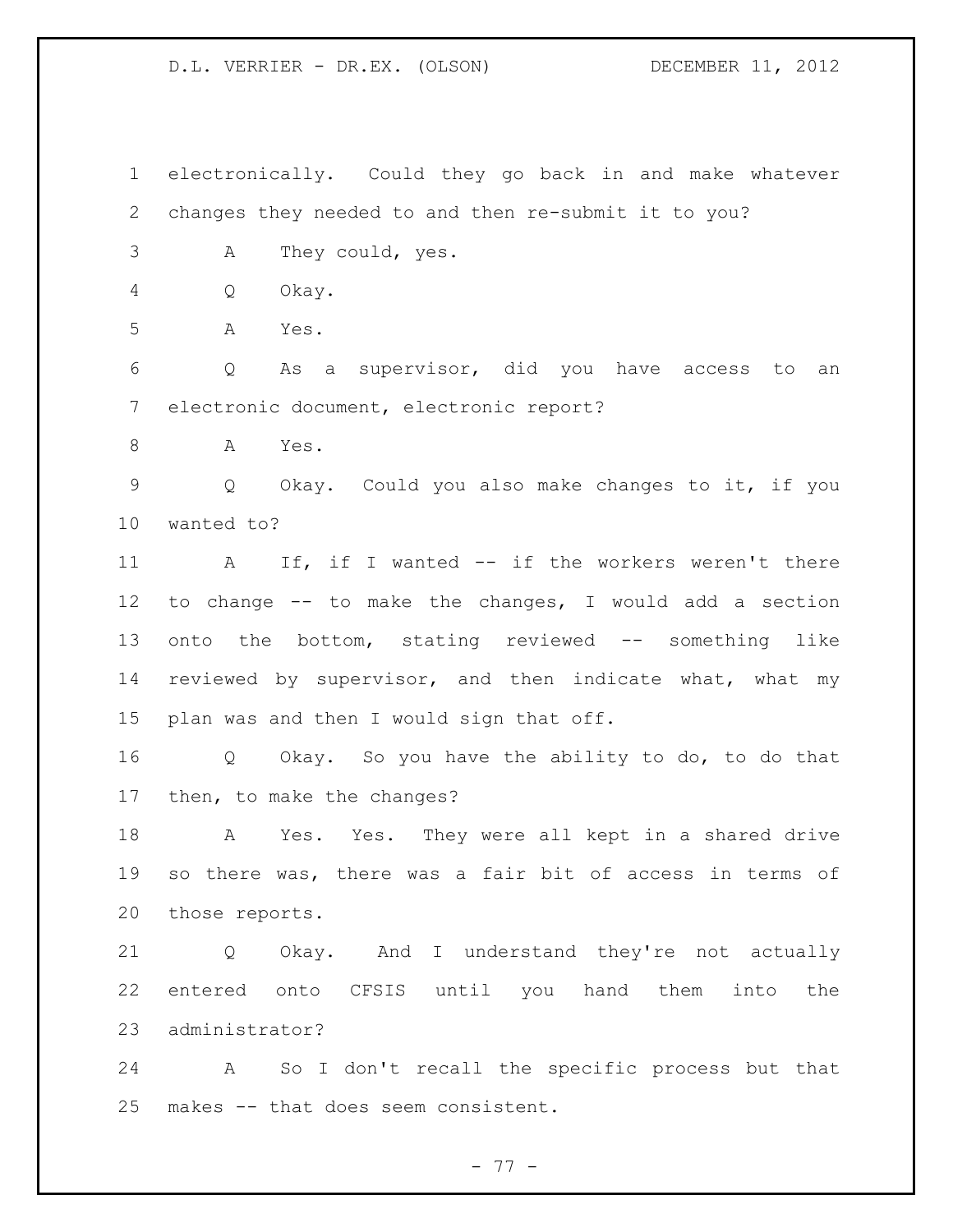electronically. Could they go back in and make whatever changes they needed to and then re-submit it to you?

A They could, yes.

Q Okay.

A Yes.

Q As a supervisor, did you have access to an electronic document, electronic report?

A Yes.

Q Okay. Could you also make changes to it, if you wanted to?

A If, if I wanted -- if the workers weren't there to change -- to make the changes, I would add a section onto the bottom, stating reviewed -- something like reviewed by supervisor, and then indicate what, what my plan was and then I would sign that off.

Q Okay. So you have the ability to do, to do that then, to make the changes?

A Yes. Yes. They were all kept in a shared drive so there was, there was a fair bit of access in terms of those reports.

Q Okay. And I understand they're not actually entered onto CFSIS until you hand them into the administrator?

A So I don't recall the specific process but that makes -- that does seem consistent.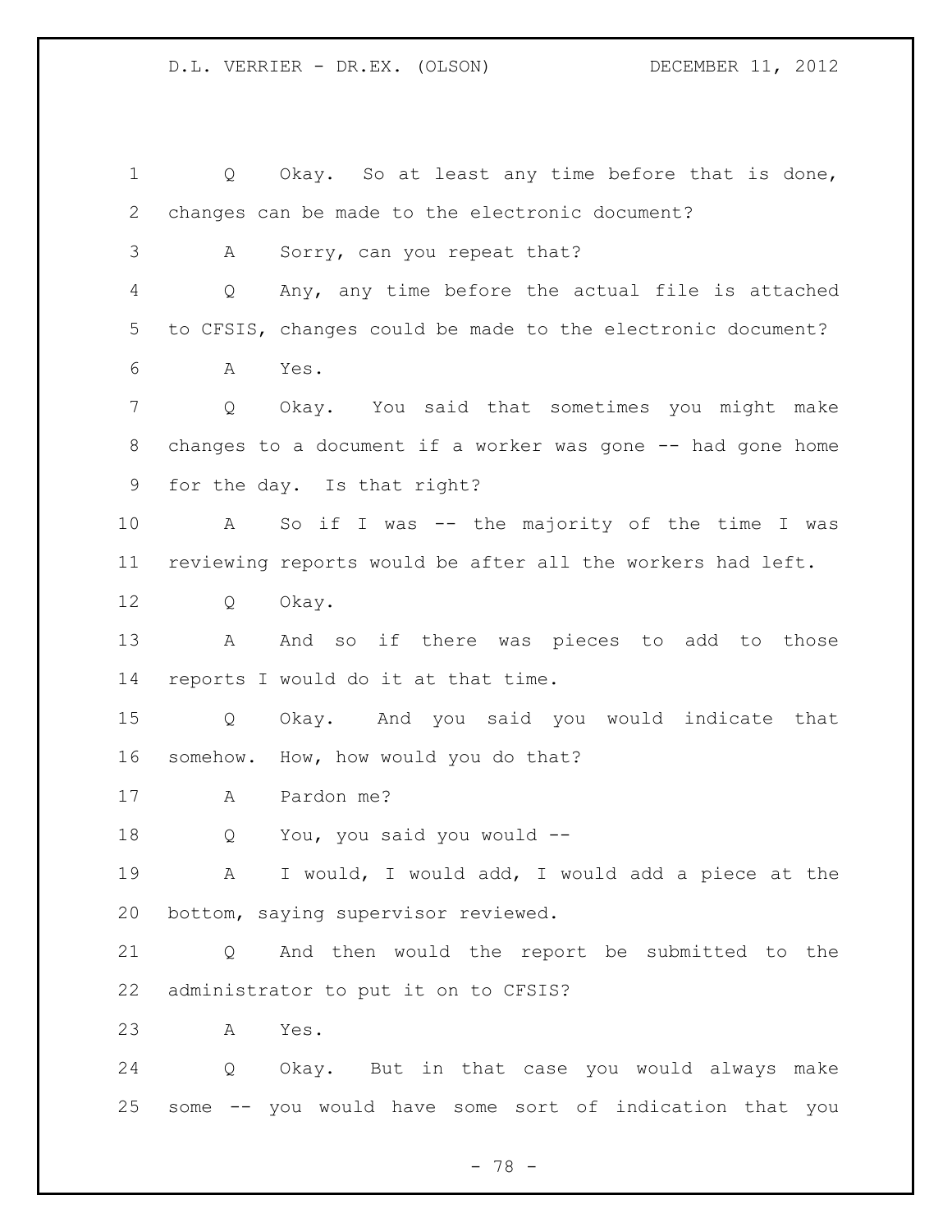Q Okay. So at least any time before that is done, changes can be made to the electronic document?

A Sorry, can you repeat that?

Q Any, any time before the actual file is attached to CFSIS, changes could be made to the electronic document?

A Yes.

Q Okay. You said that sometimes you might make changes to a document if a worker was gone -- had gone home for the day. Is that right?

A So if I was -- the majority of the time I was reviewing reports would be after all the workers had left.

Q Okay.

A And so if there was pieces to add to those reports I would do it at that time.

Q Okay. And you said you would indicate that somehow. How, how would you do that?

A Pardon me?

Q You, you said you would --

A I would, I would add, I would add a piece at the bottom, saying supervisor reviewed.

Q And then would the report be submitted to the administrator to put it on to CFSIS?

A Yes.

Q Okay. But in that case you would always make some -- you would have some sort of indication that you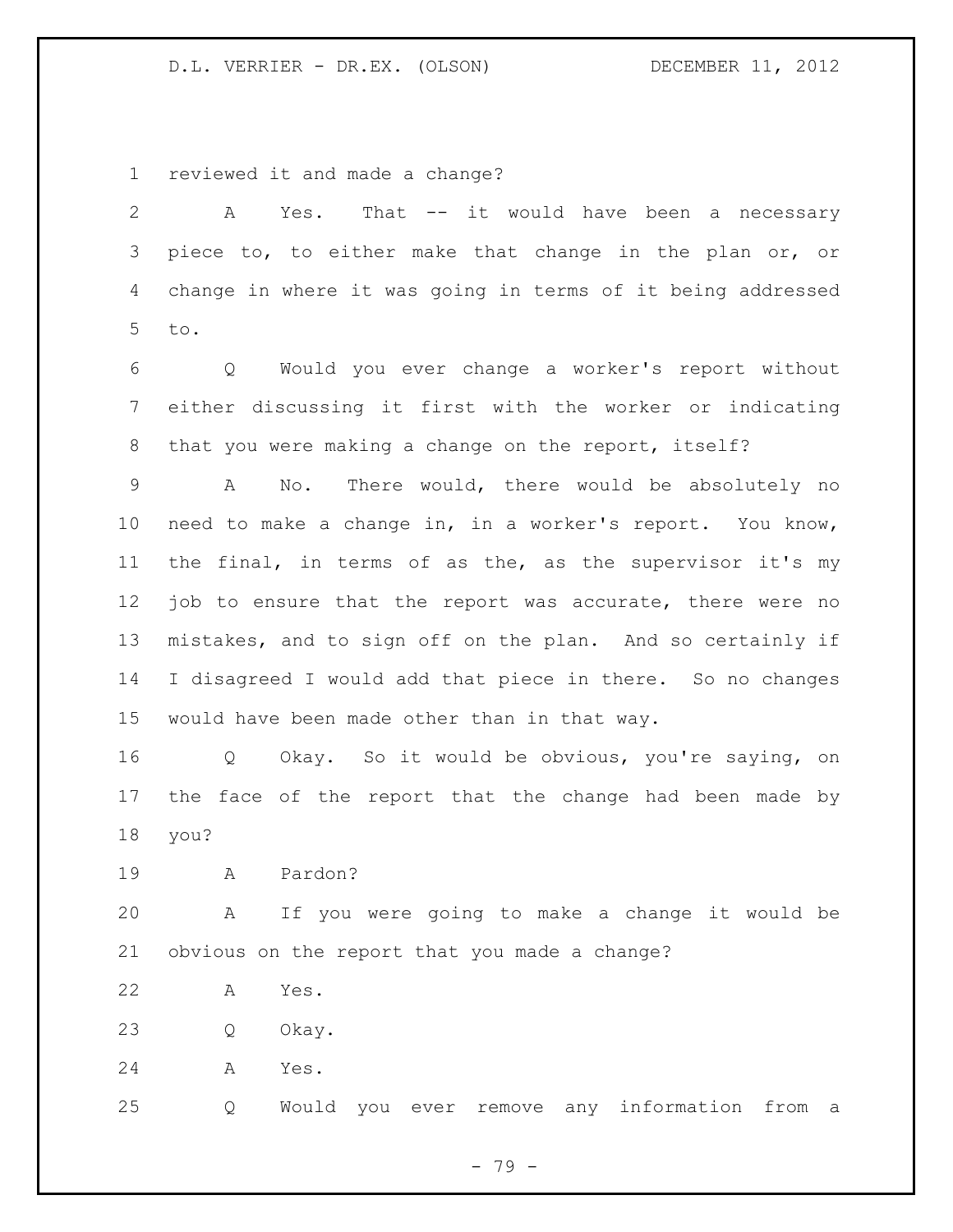reviewed it and made a change?

A Yes. That -- it would have been a necessary piece to, to either make that change in the plan or, or change in where it was going in terms of it being addressed to.

Q Would you ever change a worker's report without either discussing it first with the worker or indicating that you were making a change on the report, itself?

A No. There would, there would be absolutely no need to make a change in, in a worker's report. You know, the final, in terms of as the, as the supervisor it's my job to ensure that the report was accurate, there were no mistakes, and to sign off on the plan. And so certainly if I disagreed I would add that piece in there. So no changes would have been made other than in that way.

Q Okay. So it would be obvious, you're saying, on the face of the report that the change had been made by you?

A Pardon?

A If you were going to make a change it would be obvious on the report that you made a change?

A Yes.

Q Okay.

A Yes.

Q Would you ever remove any information from a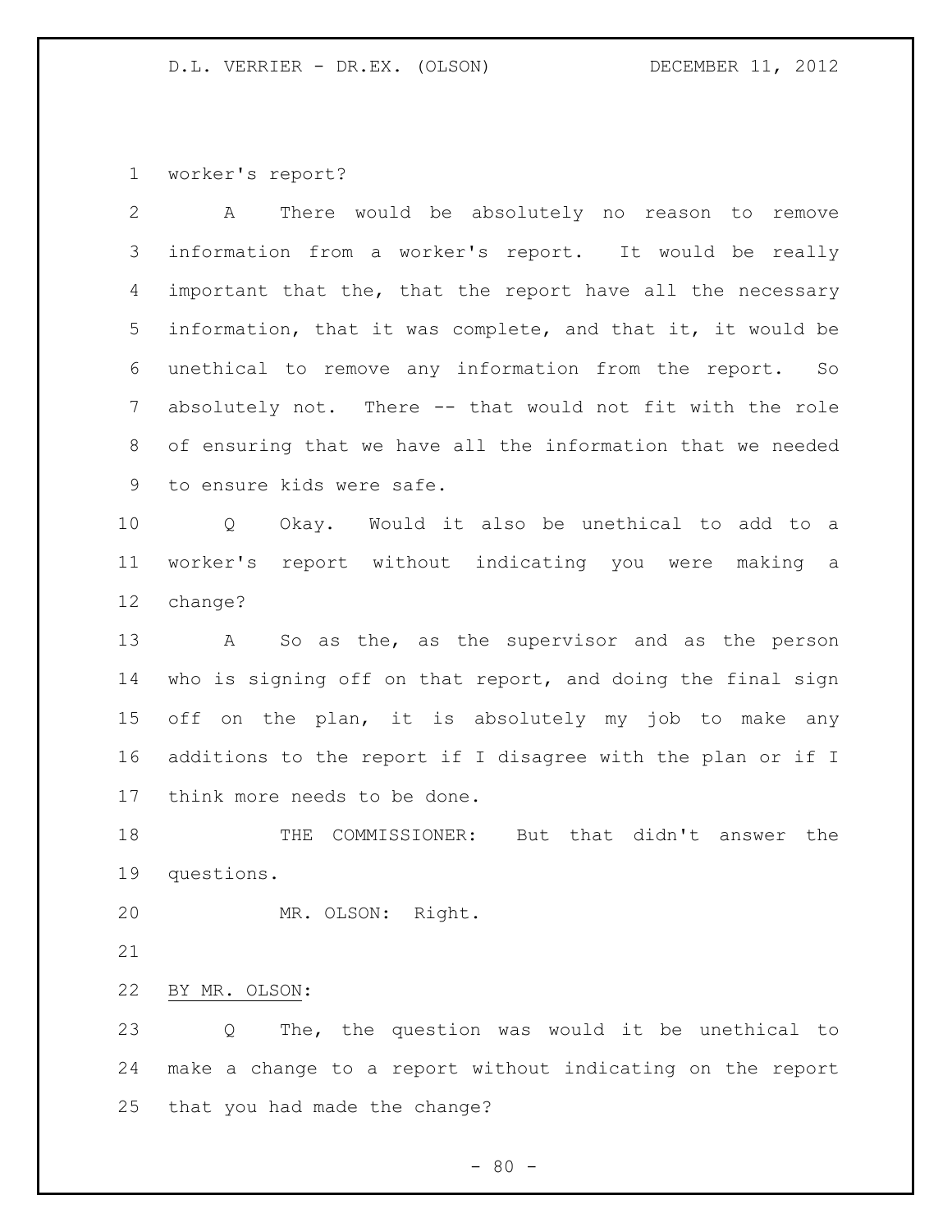worker's report?

A There would be absolutely no reason to remove information from a worker's report. It would be really important that the, that the report have all the necessary information, that it was complete, and that it, it would be unethical to remove any information from the report. So absolutely not. There -- that would not fit with the role of ensuring that we have all the information that we needed to ensure kids were safe.

Q Okay. Would it also be unethical to add to a worker's report without indicating you were making a change?

A So as the, as the supervisor and as the person who is signing off on that report, and doing the final sign off on the plan, it is absolutely my job to make any additions to the report if I disagree with the plan or if I think more needs to be done.

THE COMMISSIONER: But that didn't answer the questions.

MR. OLSON: Right.

BY MR. OLSON:

Q The, the question was would it be unethical to make a change to a report without indicating on the report that you had made the change?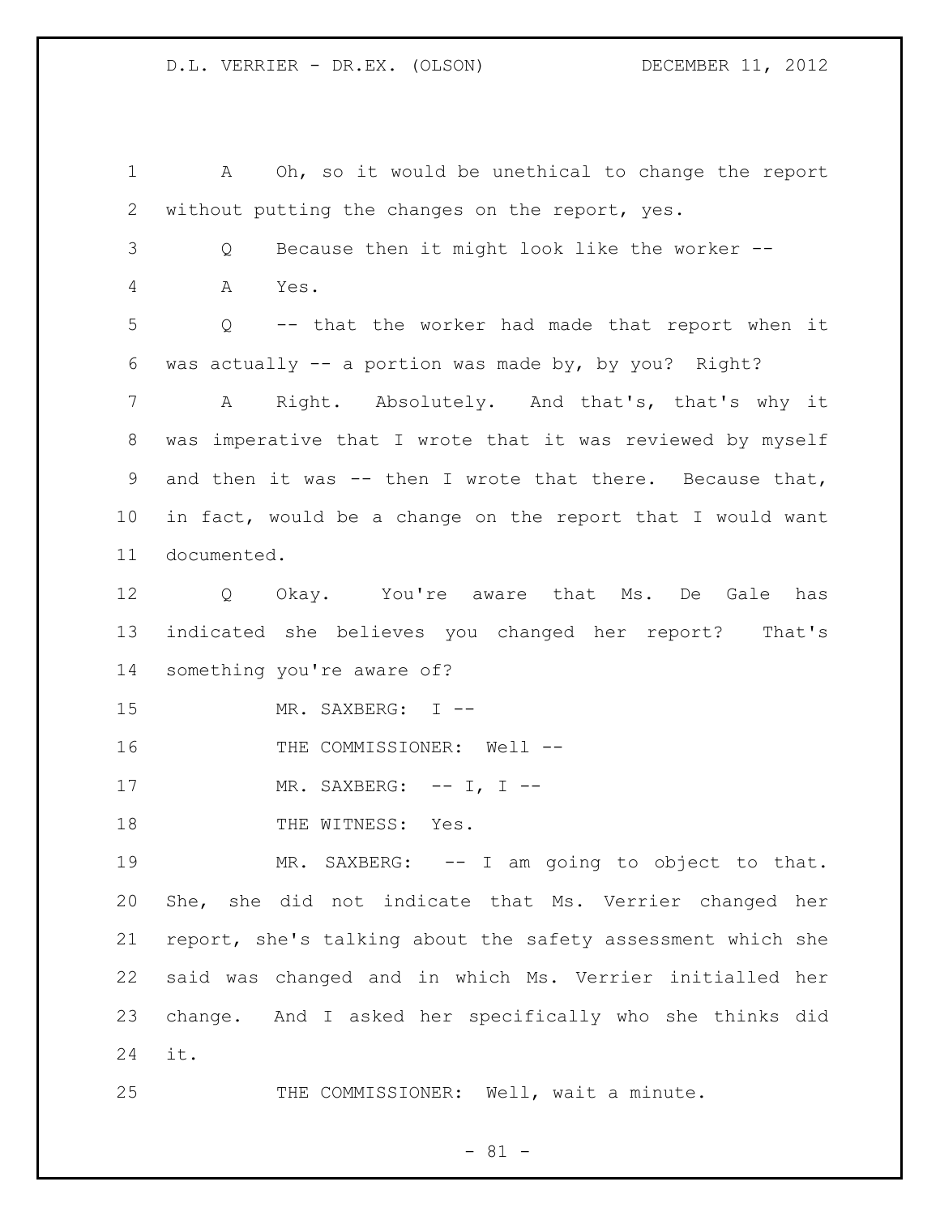A Oh, so it would be unethical to change the report without putting the changes on the report, yes.

Q Because then it might look like the worker --

A Yes.

Q -- that the worker had made that report when it was actually -- a portion was made by, by you? Right?

A Right. Absolutely. And that's, that's why it was imperative that I wrote that it was reviewed by myself and then it was -- then I wrote that there. Because that, in fact, would be a change on the report that I would want documented.

Q Okay. You're aware that Ms. De Gale has indicated she believes you changed her report? That's something you're aware of?

MR. SAXBERG: I --

THE COMMISSIONER: Well --

MR. SAXBERG: -- I, I --

THE WITNESS: Yes.

MR. SAXBERG: -- I am going to object to that. She, she did not indicate that Ms. Verrier changed her report, she's talking about the safety assessment which she said was changed and in which Ms. Verrier initialled her change. And I asked her specifically who she thinks did it.

THE COMMISSIONER: Well, wait a minute.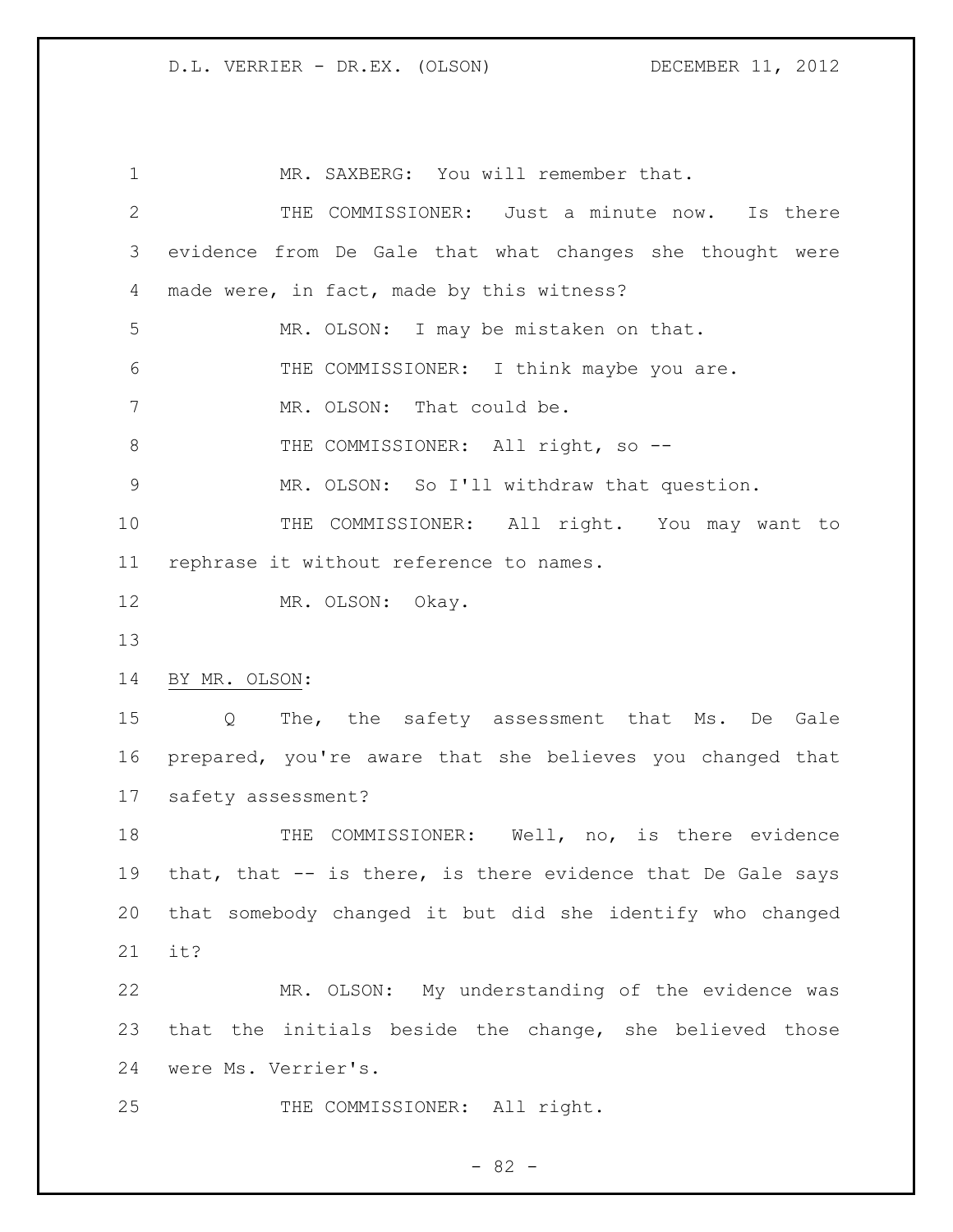MR. SAXBERG: You will remember that.

THE COMMISSIONER: Just a minute now. Is there evidence from De Gale that what changes she thought were made were, in fact, made by this witness?

MR. OLSON: I may be mistaken on that.

THE COMMISSIONER: I think maybe you are.

MR. OLSON: That could be.

THE COMMISSIONER: All right, so --

MR. OLSON: So I'll withdraw that question.

THE COMMISSIONER: All right. You may want to rephrase it without reference to names.

MR. OLSON: Okay.

BY MR. OLSON:

Q The, the safety assessment that Ms. De Gale prepared, you're aware that she believes you changed that safety assessment?

THE COMMISSIONER: Well, no, is there evidence that, that -- is there, is there evidence that De Gale says that somebody changed it but did she identify who changed it?

MR. OLSON: My understanding of the evidence was that the initials beside the change, she believed those were Ms. Verrier's.

THE COMMISSIONER: All right.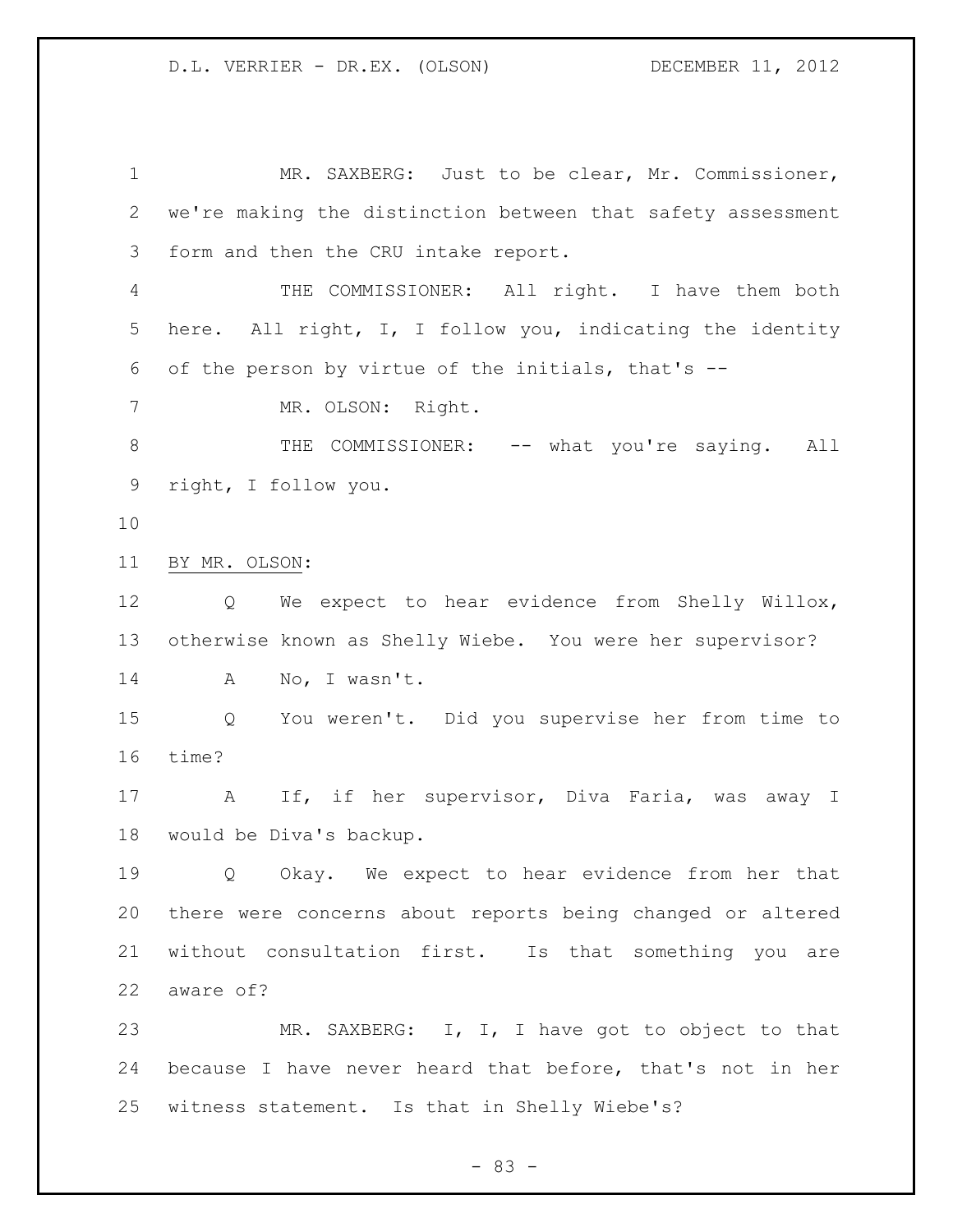MR. SAXBERG: Just to be clear, Mr. Commissioner, we're making the distinction between that safety assessment form and then the CRU intake report.

THE COMMISSIONER: All right. I have them both here. All right, I, I follow you, indicating the identity of the person by virtue of the initials, that's --

MR. OLSON: Right.

THE COMMISSIONER: -- what you're saying. All right, I follow you.

BY MR. OLSON:

Q We expect to hear evidence from Shelly Willox, otherwise known as Shelly Wiebe. You were her supervisor?

A No, I wasn't.

Q You weren't. Did you supervise her from time to time?

A If, if her supervisor, Diva Faria, was away I would be Diva's backup.

Q Okay. We expect to hear evidence from her that there were concerns about reports being changed or altered without consultation first. Is that something you are aware of?

MR. SAXBERG: I, I, I have got to object to that because I have never heard that before, that's not in her witness statement. Is that in Shelly Wiebe's?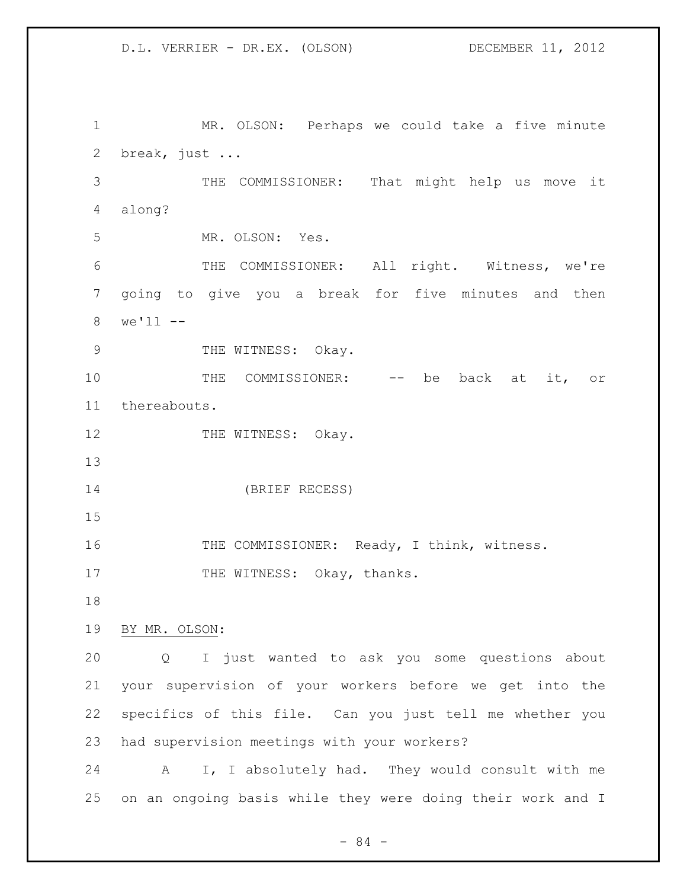MR. OLSON: Perhaps we could take a five minute break, just ...

THE COMMISSIONER: That might help us move it along?

MR. OLSON: Yes.

THE COMMISSIONER: All right. Witness, we're going to give you a break for five minutes and then we'll --

THE WITNESS: Okay.

THE COMMISSIONER: -- be back at it, or thereabouts.

THE WITNESS: Okay.

(BRIEF RECESS)

THE COMMISSIONER: Ready, I think, witness.

THE WITNESS: Okay, thanks.

BY MR. OLSON:

Q I just wanted to ask you some questions about your supervision of your workers before we get into the specifics of this file. Can you just tell me whether you had supervision meetings with your workers?

A I, I absolutely had. They would consult with me on an ongoing basis while they were doing their work and I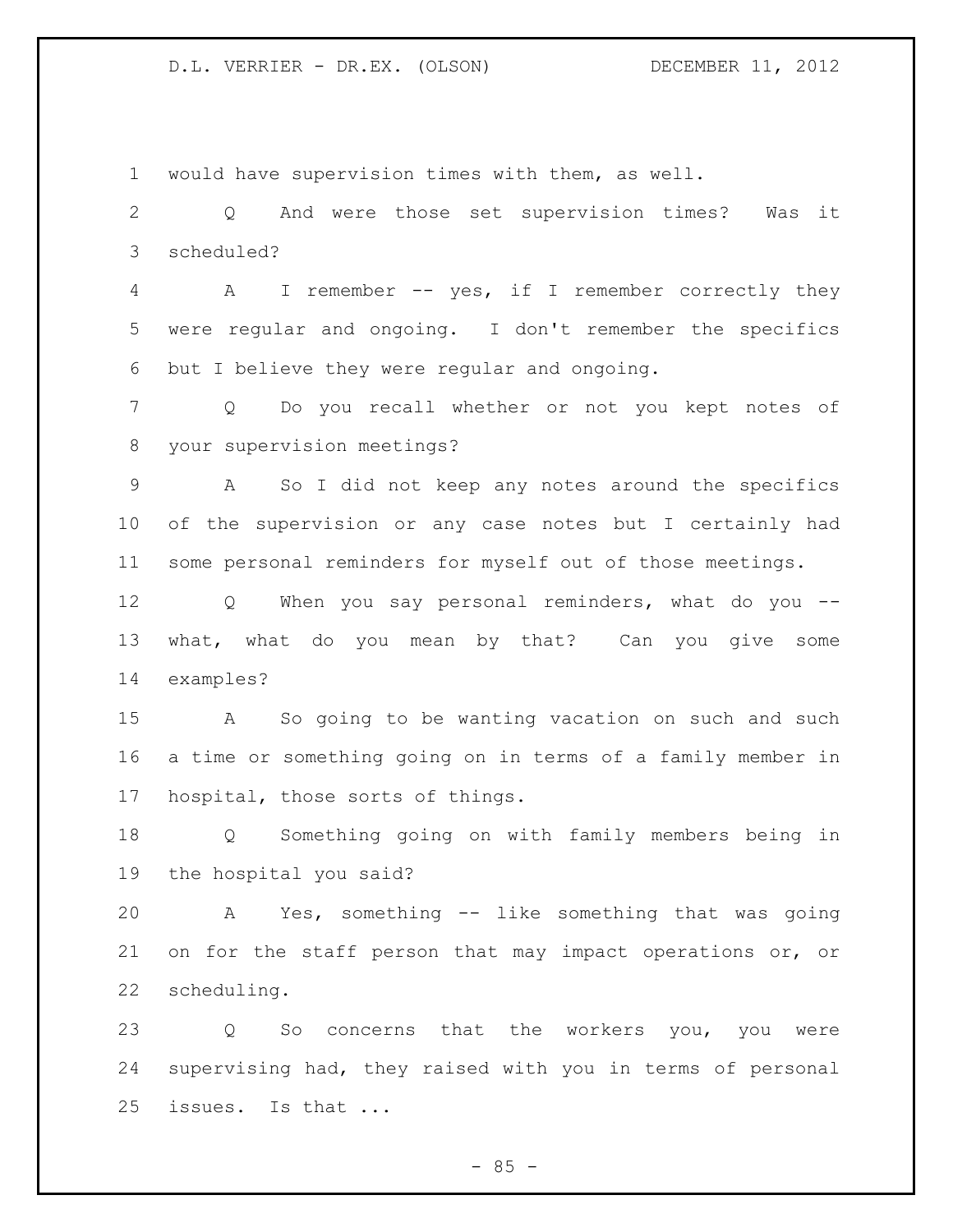would have supervision times with them, as well.

Q And were those set supervision times? Was it scheduled?

A I remember -- yes, if I remember correctly they were regular and ongoing. I don't remember the specifics but I believe they were regular and ongoing.

Q Do you recall whether or not you kept notes of your supervision meetings?

A So I did not keep any notes around the specifics of the supervision or any case notes but I certainly had some personal reminders for myself out of those meetings.

Q When you say personal reminders, what do you -- what, what do you mean by that? Can you give some examples?

A So going to be wanting vacation on such and such a time or something going on in terms of a family member in hospital, those sorts of things.

Q Something going on with family members being in the hospital you said?

A Yes, something -- like something that was going on for the staff person that may impact operations or, or scheduling.

Q So concerns that the workers you, you were supervising had, they raised with you in terms of personal issues. Is that ...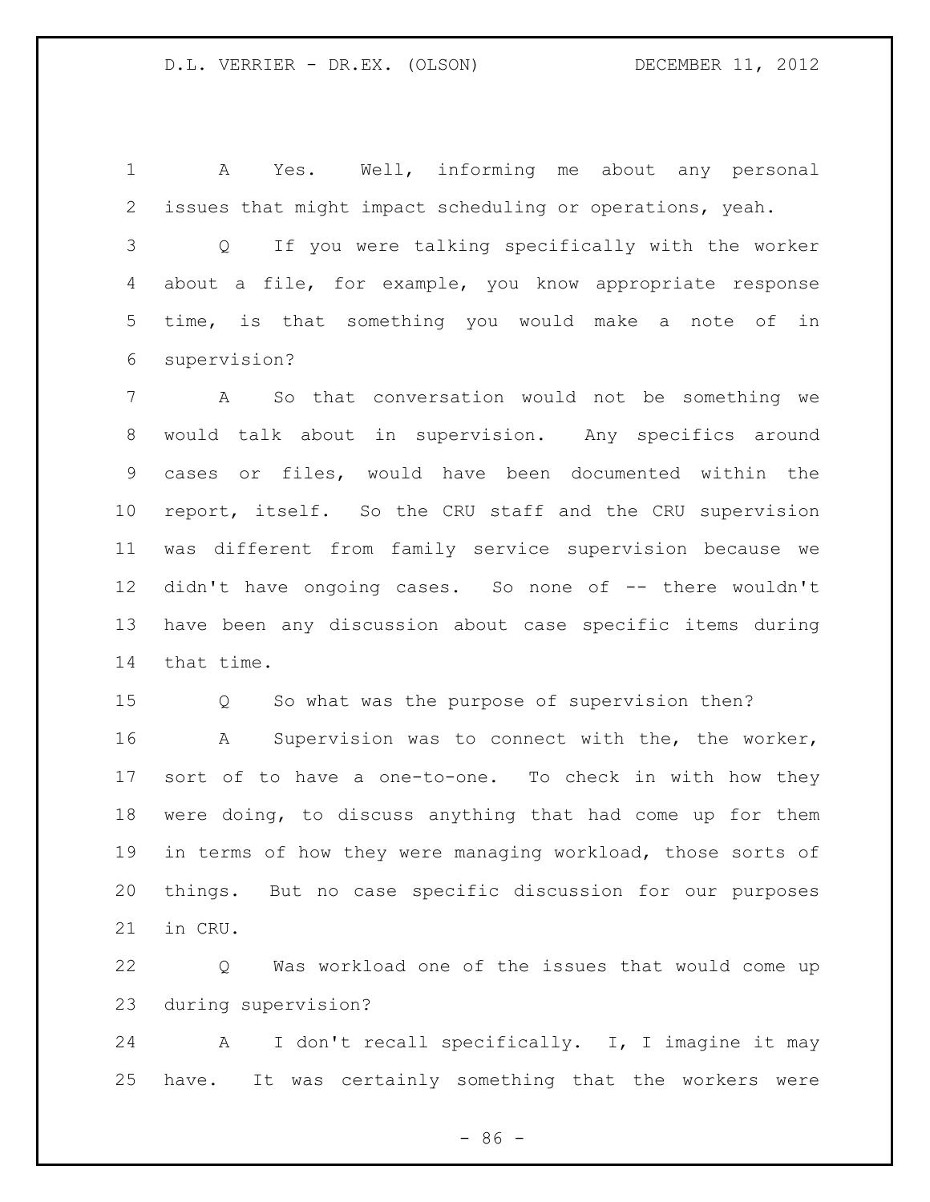A Yes. Well, informing me about any personal issues that might impact scheduling or operations, yeah.

Q If you were talking specifically with the worker about a file, for example, you know appropriate response time, is that something you would make a note of in supervision?

A So that conversation would not be something we would talk about in supervision. Any specifics around cases or files, would have been documented within the report, itself. So the CRU staff and the CRU supervision was different from family service supervision because we didn't have ongoing cases. So none of -- there wouldn't have been any discussion about case specific items during that time.

Q So what was the purpose of supervision then?

A Supervision was to connect with the, the worker, sort of to have a one-to-one. To check in with how they were doing, to discuss anything that had come up for them in terms of how they were managing workload, those sorts of things. But no case specific discussion for our purposes in CRU.

Q Was workload one of the issues that would come up during supervision?

A I don't recall specifically. I, I imagine it may have. It was certainly something that the workers were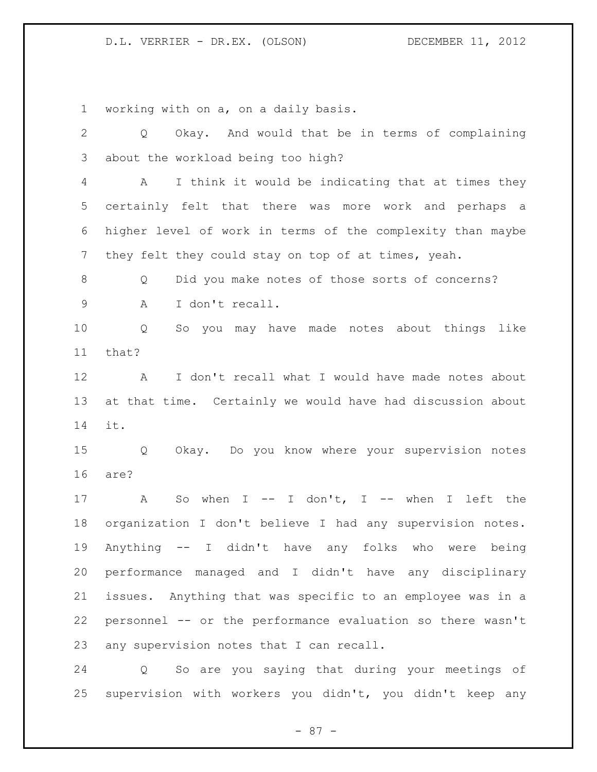working with on a, on a daily basis.

Q Okay. And would that be in terms of complaining about the workload being too high?

A I think it would be indicating that at times they certainly felt that there was more work and perhaps a higher level of work in terms of the complexity than maybe they felt they could stay on top of at times, yeah.

Q Did you make notes of those sorts of concerns?

A I don't recall.

Q So you may have made notes about things like that?

A I don't recall what I would have made notes about at that time. Certainly we would have had discussion about it.

Q Okay. Do you know where your supervision notes are?

A So when I -- I don't, I -- when I left the organization I don't believe I had any supervision notes. Anything -- I didn't have any folks who were being performance managed and I didn't have any disciplinary issues. Anything that was specific to an employee was in a personnel -- or the performance evaluation so there wasn't any supervision notes that I can recall.

Q So are you saying that during your meetings of supervision with workers you didn't, you didn't keep any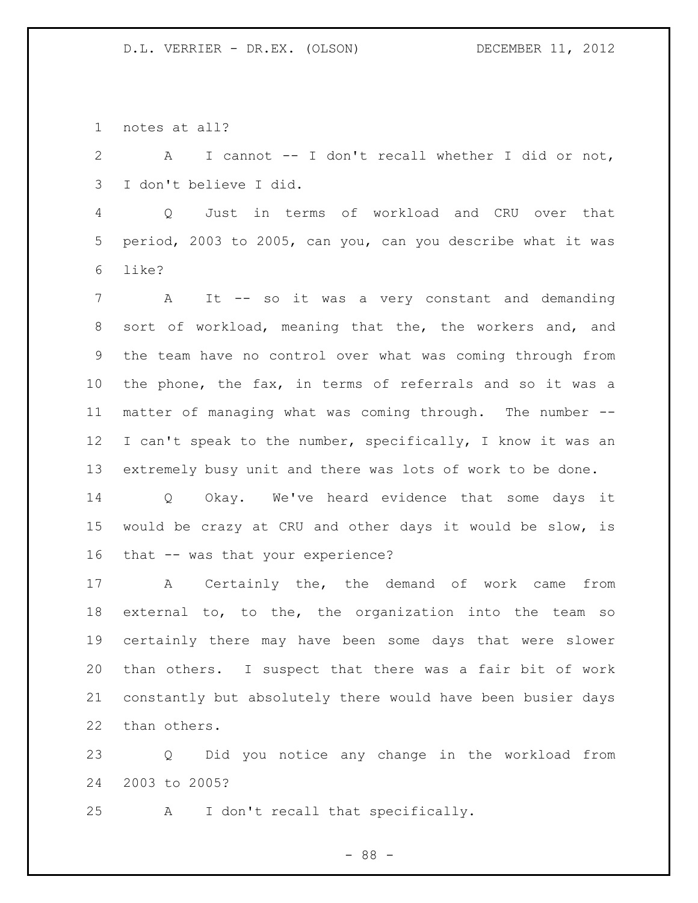notes at all?

A I cannot -- I don't recall whether I did or not, I don't believe I did.

Q Just in terms of workload and CRU over that period, 2003 to 2005, can you, can you describe what it was like?

A It -- so it was a very constant and demanding sort of workload, meaning that the, the workers and, and the team have no control over what was coming through from the phone, the fax, in terms of referrals and so it was a matter of managing what was coming through. The number -- I can't speak to the number, specifically, I know it was an extremely busy unit and there was lots of work to be done.

Q Okay. We've heard evidence that some days it would be crazy at CRU and other days it would be slow, is that -- was that your experience?

A Certainly the, the demand of work came from external to, to the, the organization into the team so certainly there may have been some days that were slower than others. I suspect that there was a fair bit of work constantly but absolutely there would have been busier days than others.

Q Did you notice any change in the workload from 2003 to 2005?

A I don't recall that specifically.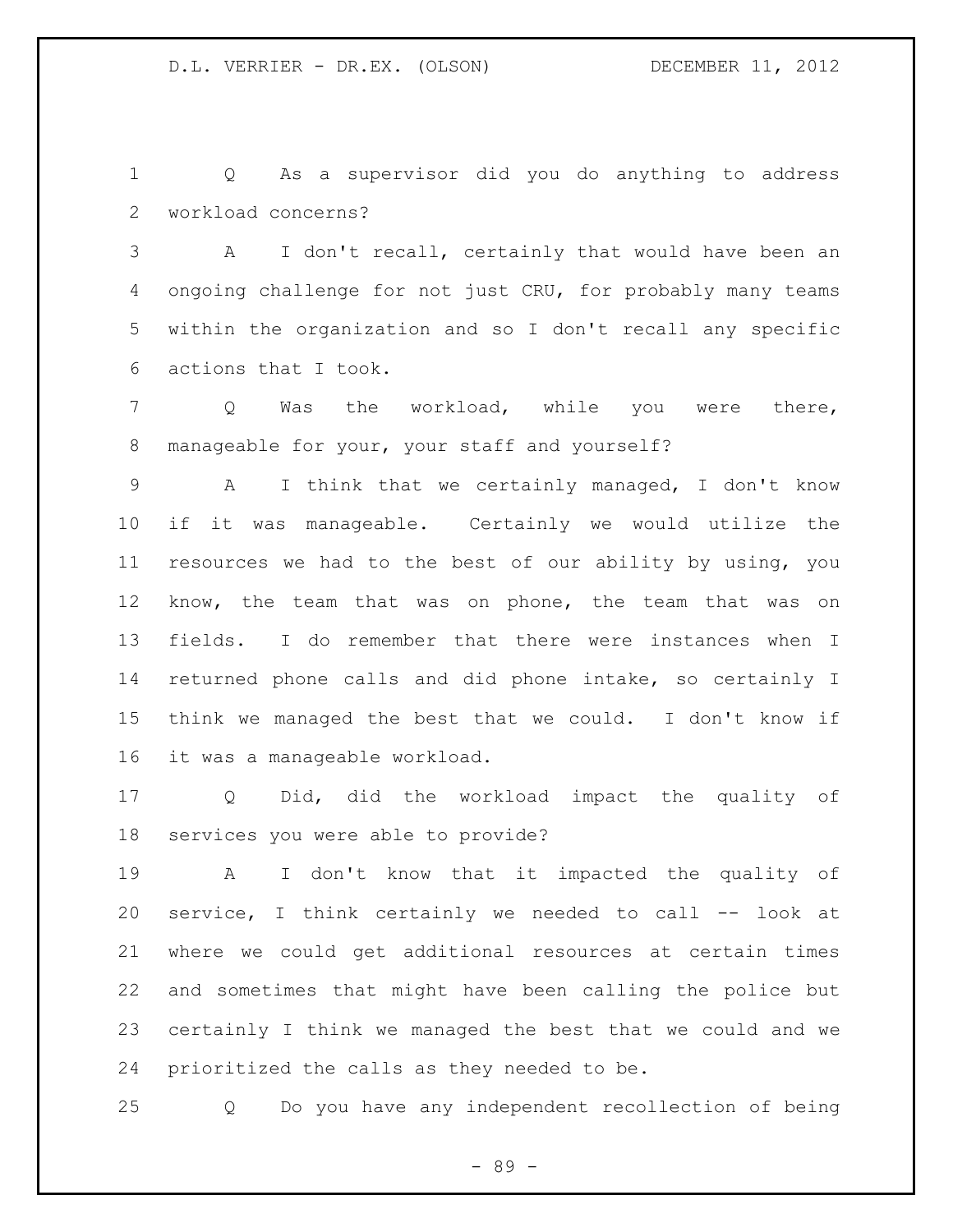Q As a supervisor did you do anything to address workload concerns?

A I don't recall, certainly that would have been an ongoing challenge for not just CRU, for probably many teams within the organization and so I don't recall any specific actions that I took.

Q Was the workload, while you were there, manageable for your, your staff and yourself?

A I think that we certainly managed, I don't know if it was manageable. Certainly we would utilize the resources we had to the best of our ability by using, you know, the team that was on phone, the team that was on fields. I do remember that there were instances when I returned phone calls and did phone intake, so certainly I think we managed the best that we could. I don't know if it was a manageable workload.

Q Did, did the workload impact the quality of services you were able to provide?

A I don't know that it impacted the quality of service, I think certainly we needed to call -- look at where we could get additional resources at certain times and sometimes that might have been calling the police but certainly I think we managed the best that we could and we prioritized the calls as they needed to be.

Q Do you have any independent recollection of being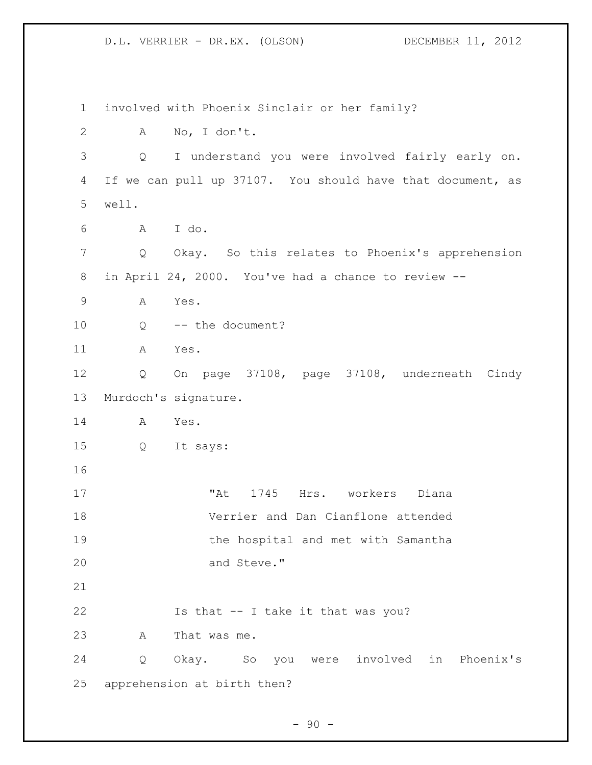involved with Phoenix Sinclair or her family?

A No, I don't.

Q I understand you were involved fairly early on. If we can pull up 37107. You should have that document, as well.

A I do.

Q Okay. So this relates to Phoenix's apprehension in April 24, 2000. You've had a chance to review --

A Yes.

Q -- the document?

A Yes.

Q On page 37108, page 37108, underneath Cindy Murdoch's signature.

A Yes.

Q It says:

> "At 1745 Hrs. workers Diana Verrier and Dan Cianflone attended the hospital and met with Samantha and Steve."

Is that -- I take it that was you?

A That was me.

Q Okay. So you were involved in Phoenix's apprehension at birth then?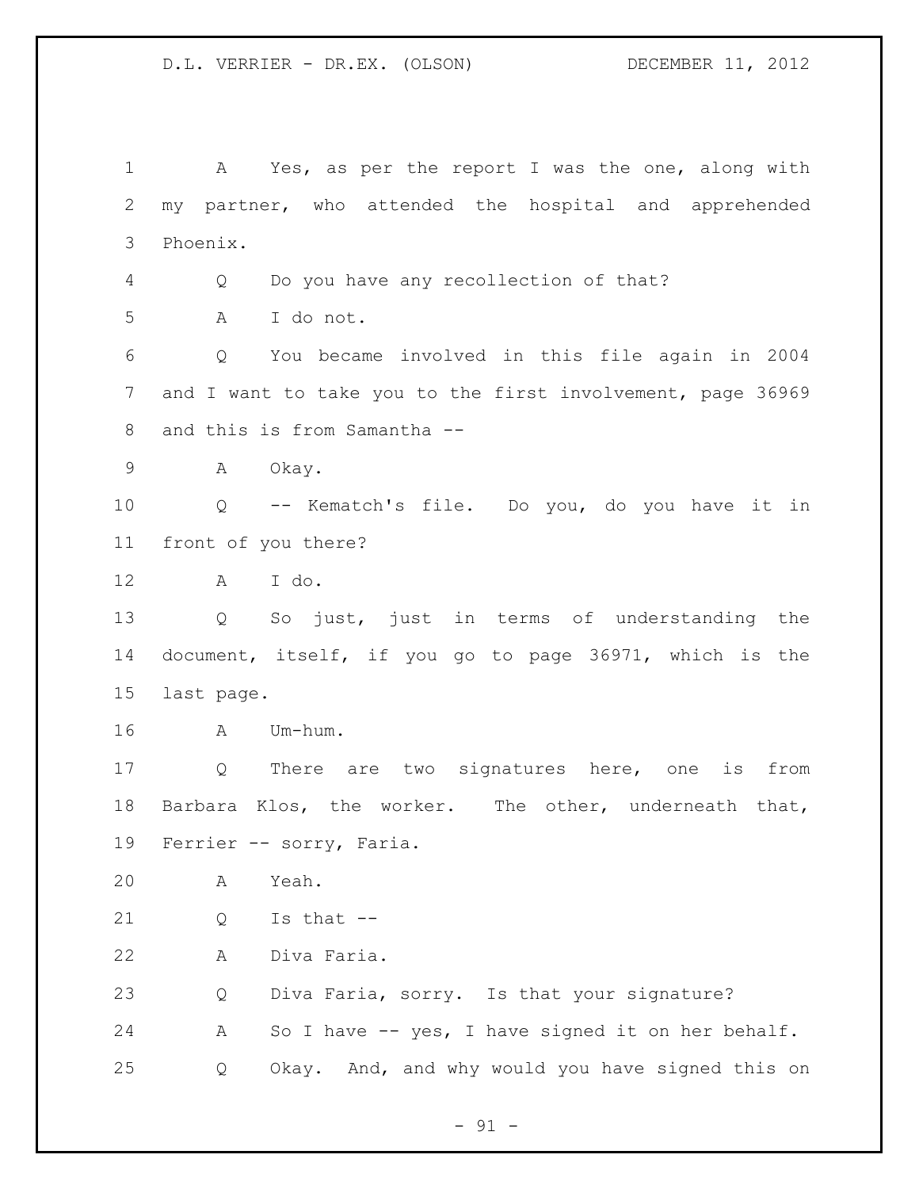1 A Yes, as per the report I was the one, along with
2 my partner, who attended the hospital and apprehended
3 Phoenix.

4 Q Do you have any recollection of that?

5 A I do not.

6 Q You became involved in this file again in 2004
7 and I want to take you to the first involvement, page 36969
8 and this is from Samantha --

9 A Okay.

10 Q -- Kematch's file. Do you, do you have it in
11 front of you there?

12 A I do.

13 Q So just, just in terms of understanding the
14 document, itself, if you go to page 36971, which is the
15 last page.

16 A Um-hum.

17 Q There are two signatures here, one is from
18 Barbara Klos, the worker. The other, underneath that,
19 Ferrier -- sorry, Faria.

20 A Yeah.

21 Q Is that --

22 A Diva Faria.

23 Q Diva Faria, sorry. Is that your signature?

24 A So I have -- yes, I have signed it on her behalf.

25 Q Okay. And, and why would you have signed this on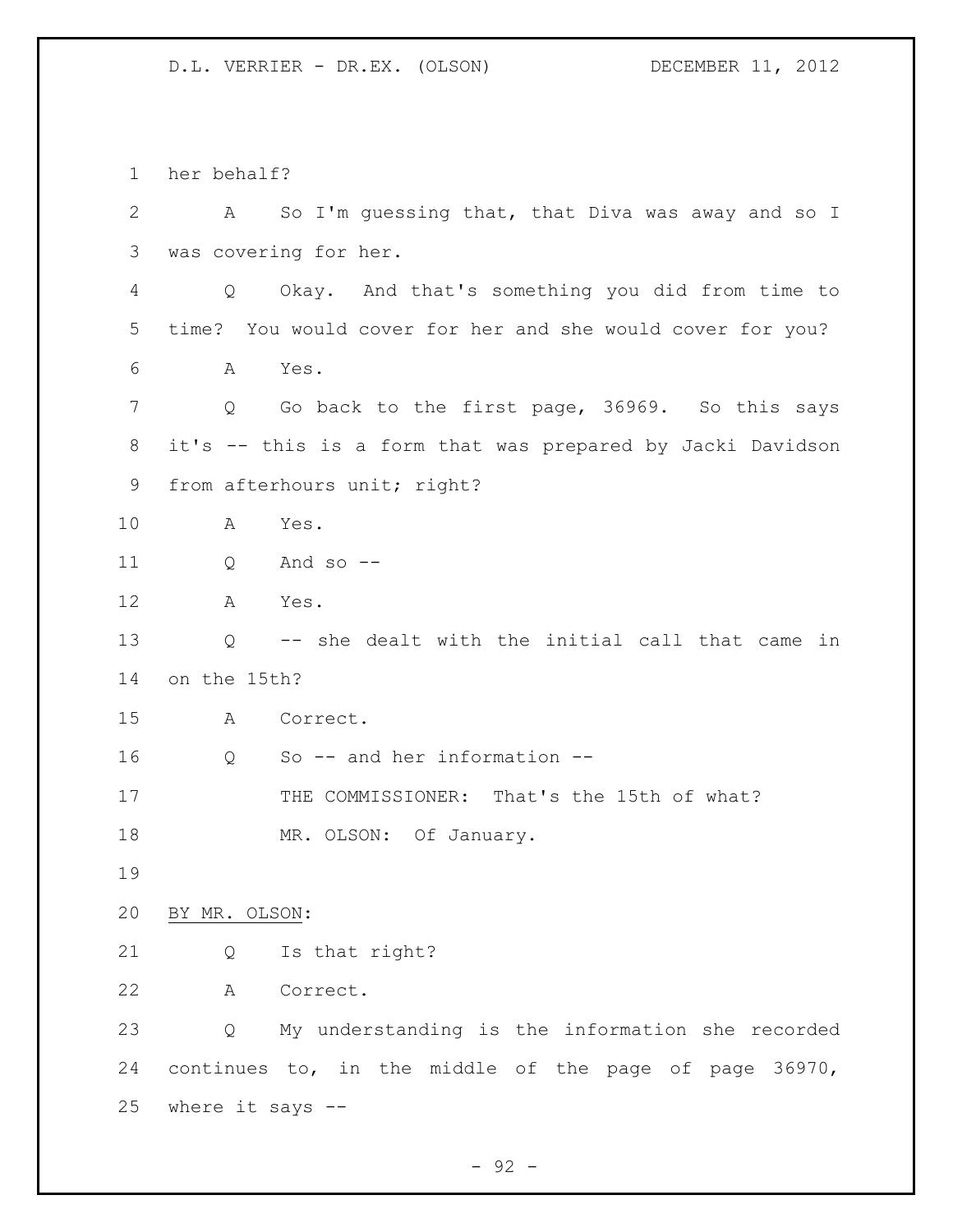her behalf?

A So I'm guessing that, that Diva was away and so I was covering for her.

Q Okay. And that's something you did from time to time? You would cover for her and she would cover for you?

A Yes.

Q Go back to the first page, 36969. So this says it's -- this is a form that was prepared by Jacki Davidson from afterhours unit; right?

A Yes.

Q And so --

A Yes.

Q -- she dealt with the initial call that came in on the 15th?

A Correct.

Q So -- and her information --

THE COMMISSIONER: That's the 15th of what?

MR. OLSON: Of January.

BY MR. OLSON:

Q Is that right?

A Correct.

Q My understanding is the information she recorded continues to, in the middle of the page of page 36970, where it says --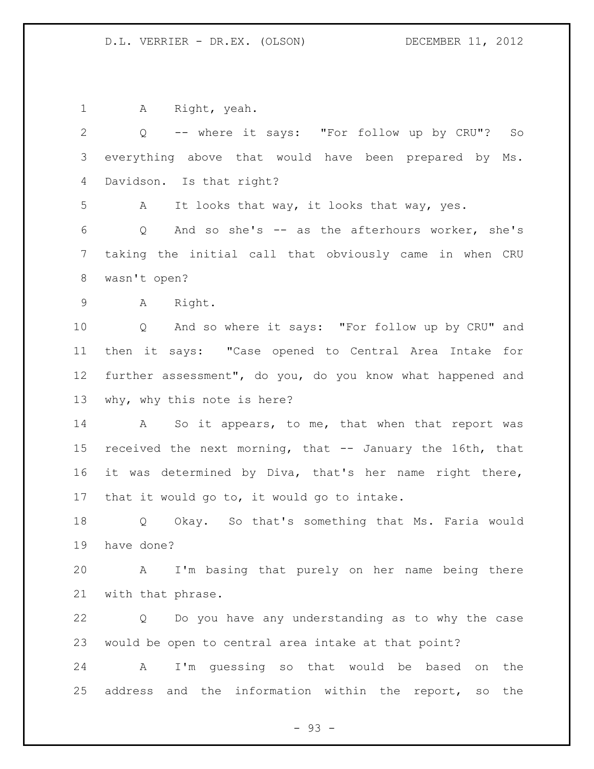A Right, yeah.

Q -- where it says: "For follow up by CRU"? So everything above that would have been prepared by Ms. Davidson. Is that right?

A It looks that way, it looks that way, yes.

Q And so she's -- as the afterhours worker, she's taking the initial call that obviously came in when CRU wasn't open?

A Right.

Q And so where it says: "For follow up by CRU" and then it says: "Case opened to Central Area Intake for further assessment", do you, do you know what happened and why, why this note is here?

A So it appears, to me, that when that report was received the next morning, that -- January the 16th, that it was determined by Diva, that's her name right there, that it would go to, it would go to intake.

Q Okay. So that's something that Ms. Faria would have done?

A I'm basing that purely on her name being there with that phrase.

Q Do you have any understanding as to why the case would be open to central area intake at that point?

A I'm guessing so that would be based on the address and the information within the report, so the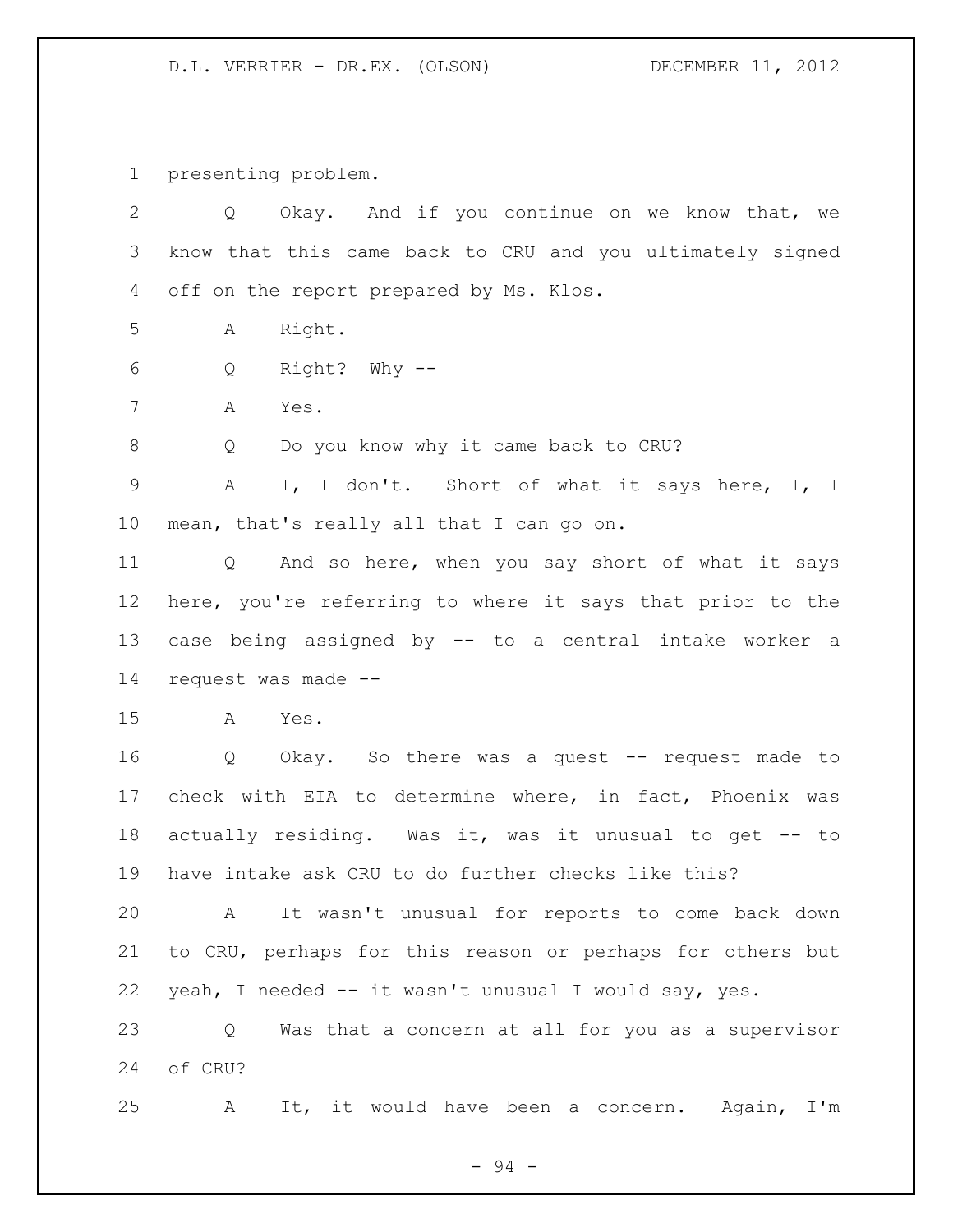presenting problem.

Q Okay. And if you continue on we know that, we know that this came back to CRU and you ultimately signed off on the report prepared by Ms. Klos.

A Right.

Q Right? Why --

A Yes.

Q Do you know why it came back to CRU?

A I, I don't. Short of what it says here, I, I mean, that's really all that I can go on.

Q And so here, when you say short of what it says here, you're referring to where it says that prior to the case being assigned by -- to a central intake worker a request was made --

A Yes.

Q Okay. So there was a quest -- request made to check with EIA to determine where, in fact, Phoenix was actually residing. Was it, was it unusual to get -- to have intake ask CRU to do further checks like this?

A It wasn't unusual for reports to come back down to CRU, perhaps for this reason or perhaps for others but yeah, I needed -- it wasn't unusual I would say, yes.

Q Was that a concern at all for you as a supervisor of CRU?

A It, it would have been a concern. Again, I'm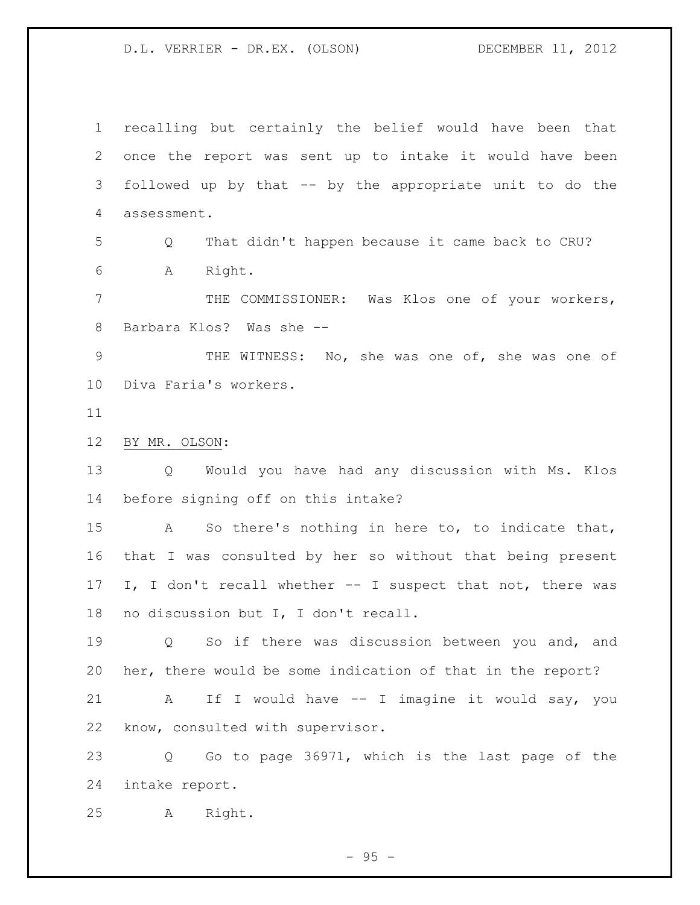recalling but certainly the belief would have been that once the report was sent up to intake it would have been followed up by that -- by the appropriate unit to do the assessment.

Q That didn't happen because it came back to CRU?

A Right.

THE COMMISSIONER: Was Klos one of your workers, Barbara Klos? Was she --

THE WITNESS: No, she was one of, she was one of Diva Faria's workers.

BY MR. OLSON:

Q Would you have had any discussion with Ms. Klos before signing off on this intake?

A So there's nothing in here to, to indicate that, that I was consulted by her so without that being present I, I don't recall whether -- I suspect that not, there was no discussion but I, I don't recall.

Q So if there was discussion between you and, and her, there would be some indication of that in the report?

A If I would have -- I imagine it would say, you know, consulted with supervisor.

Q Go to page 36971, which is the last page of the intake report.

A Right.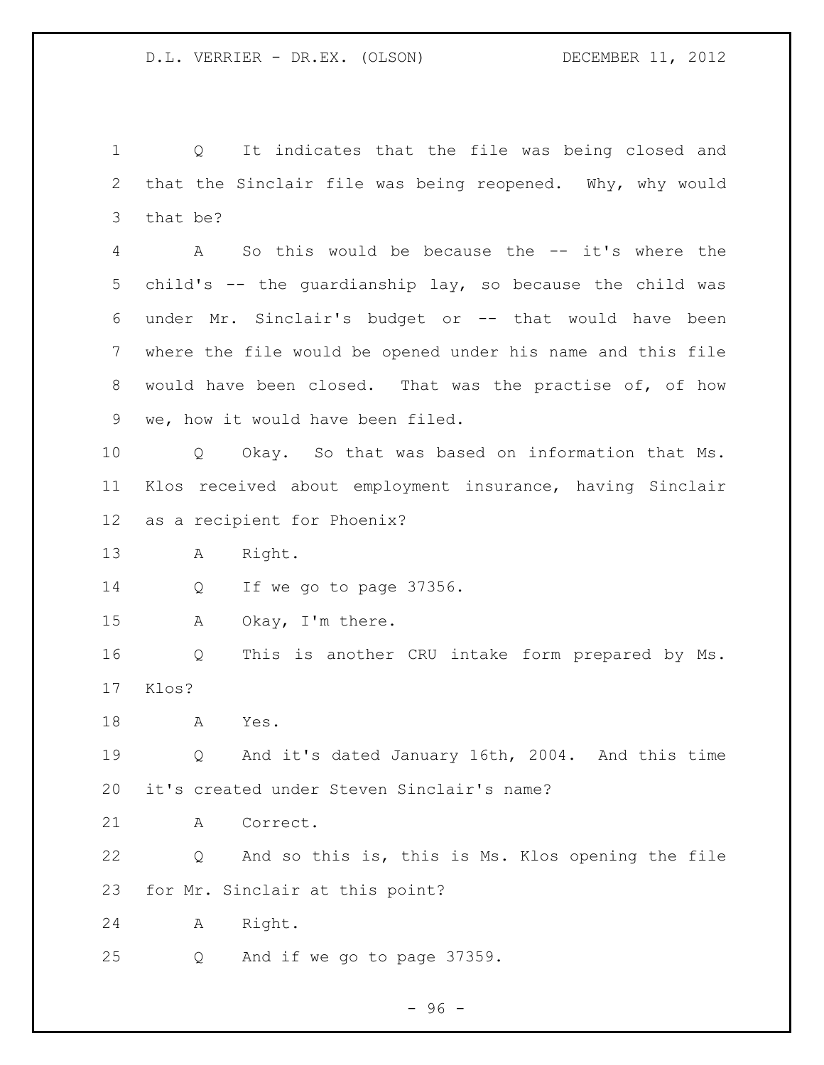Q It indicates that the file was being closed and that the Sinclair file was being reopened. Why, why would that be?

A So this would be because the -- it's where the child's -- the guardianship lay, so because the child was under Mr. Sinclair's budget or -- that would have been where the file would be opened under his name and this file would have been closed. That was the practise of, of how we, how it would have been filed.

Q Okay. So that was based on information that Ms. Klos received about employment insurance, having Sinclair as a recipient for Phoenix?

A Right.

Q If we go to page 37356.

A Okay, I'm there.

Q This is another CRU intake form prepared by Ms. Klos?

A Yes.

Q And it's dated January 16th, 2004. And this time it's created under Steven Sinclair's name?

A Correct.

Q And so this is, this is Ms. Klos opening the file for Mr. Sinclair at this point?

A Right.

Q And if we go to page 37359.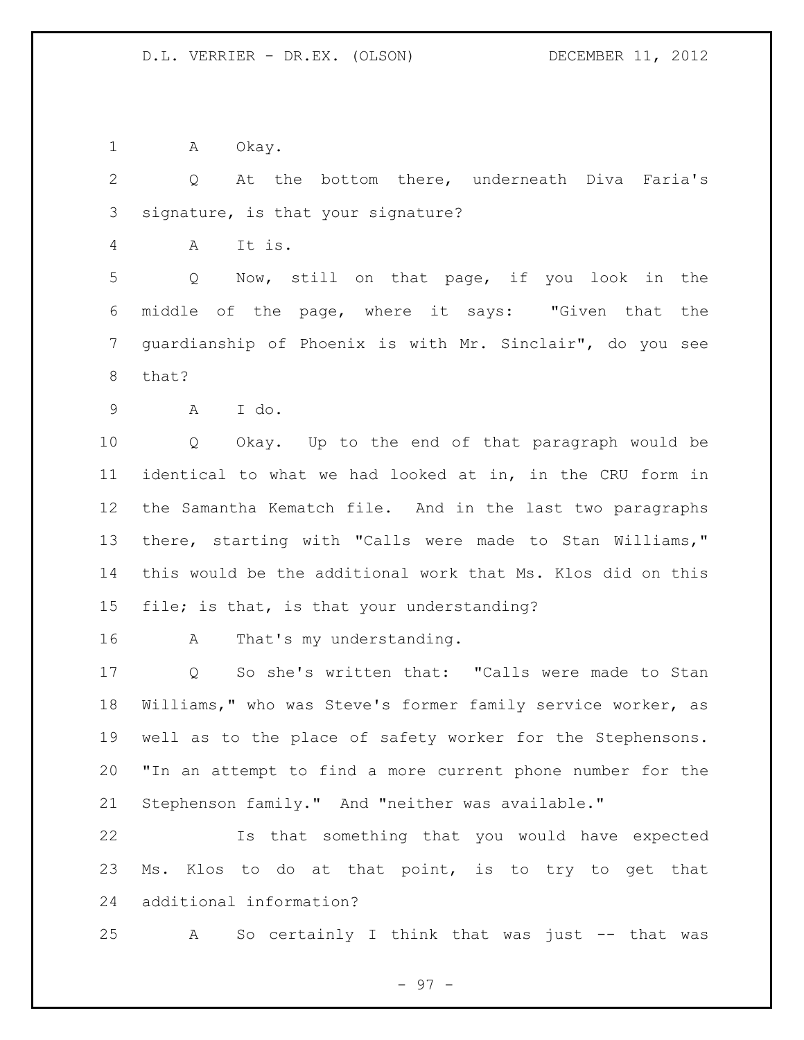A Okay.

Q At the bottom there, underneath Diva Faria's signature, is that your signature?

A It is.

Q Now, still on that page, if you look in the middle of the page, where it says: "Given that the guardianship of Phoenix is with Mr. Sinclair", do you see that?

A I do.

Q Okay. Up to the end of that paragraph would be identical to what we had looked at in, in the CRU form in the Samantha Kematch file. And in the last two paragraphs there, starting with "Calls were made to Stan Williams," this would be the additional work that Ms. Klos did on this file; is that, is that your understanding?

A That's my understanding.

Q So she's written that: "Calls were made to Stan Williams," who was Steve's former family service worker, as well as to the place of safety worker for the Stephensons. "In an attempt to find a more current phone number for the Stephenson family." And "neither was available."

Is that something that you would have expected Ms. Klos to do at that point, is to try to get that additional information?

A So certainly I think that was just -- that was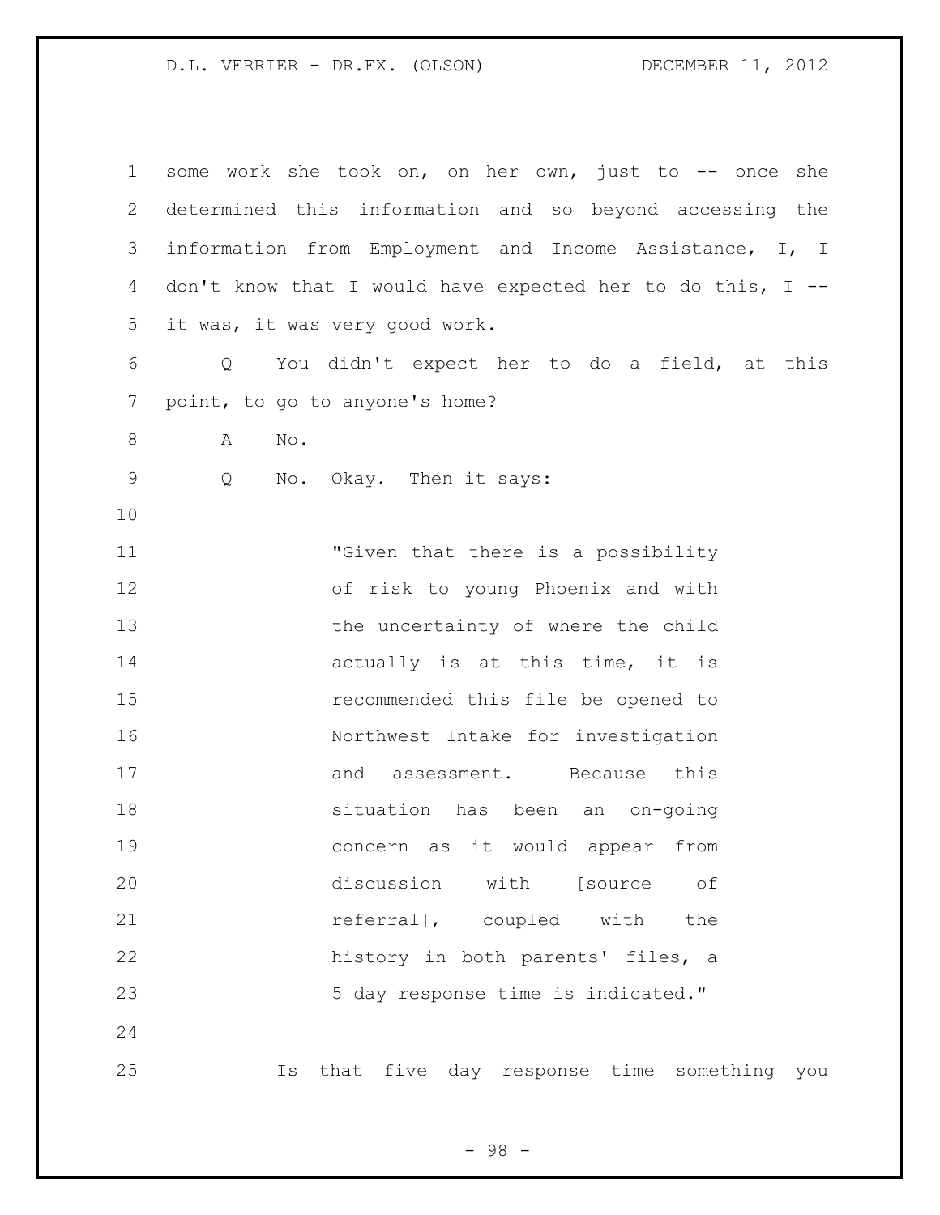some work she took on, on her own, just to -- once she determined this information and so beyond accessing the information from Employment and Income Assistance, I, I don't know that I would have expected her to do this, I -- it was, it was very good work.

Q You didn't expect her to do a field, at this point, to go to anyone's home?

A No.

Q No. Okay. Then it says:

> "Given that there is a possibility of risk to young Phoenix and with the uncertainty of where the child actually is at this time, it is recommended this file be opened to Northwest Intake for investigation and assessment. Because this situation has been an on-going concern as it would appear from discussion with [source of referral], coupled with the history in both parents' files, a 5 day response time is indicated."

Is that five day response time something you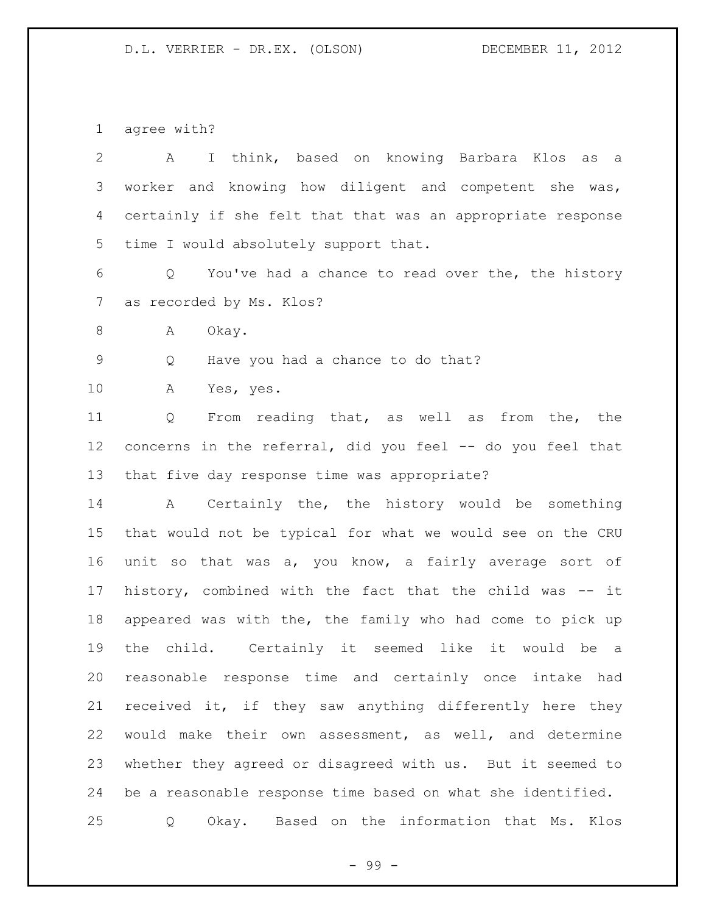agree with?

A I think, based on knowing Barbara Klos as a worker and knowing how diligent and competent she was, certainly if she felt that that was an appropriate response time I would absolutely support that.

Q You've had a chance to read over the, the history as recorded by Ms. Klos?

A Okay.

Q Have you had a chance to do that?

A Yes, yes.

Q From reading that, as well as from the, the concerns in the referral, did you feel -- do you feel that that five day response time was appropriate?

A Certainly the, the history would be something that would not be typical for what we would see on the CRU unit so that was a, you know, a fairly average sort of history, combined with the fact that the child was -- it appeared was with the, the family who had come to pick up the child. Certainly it seemed like it would be a reasonable response time and certainly once intake had received it, if they saw anything differently here they would make their own assessment, as well, and determine whether they agreed or disagreed with us. But it seemed to be a reasonable response time based on what she identified.

Q Okay. Based on the information that Ms. Klos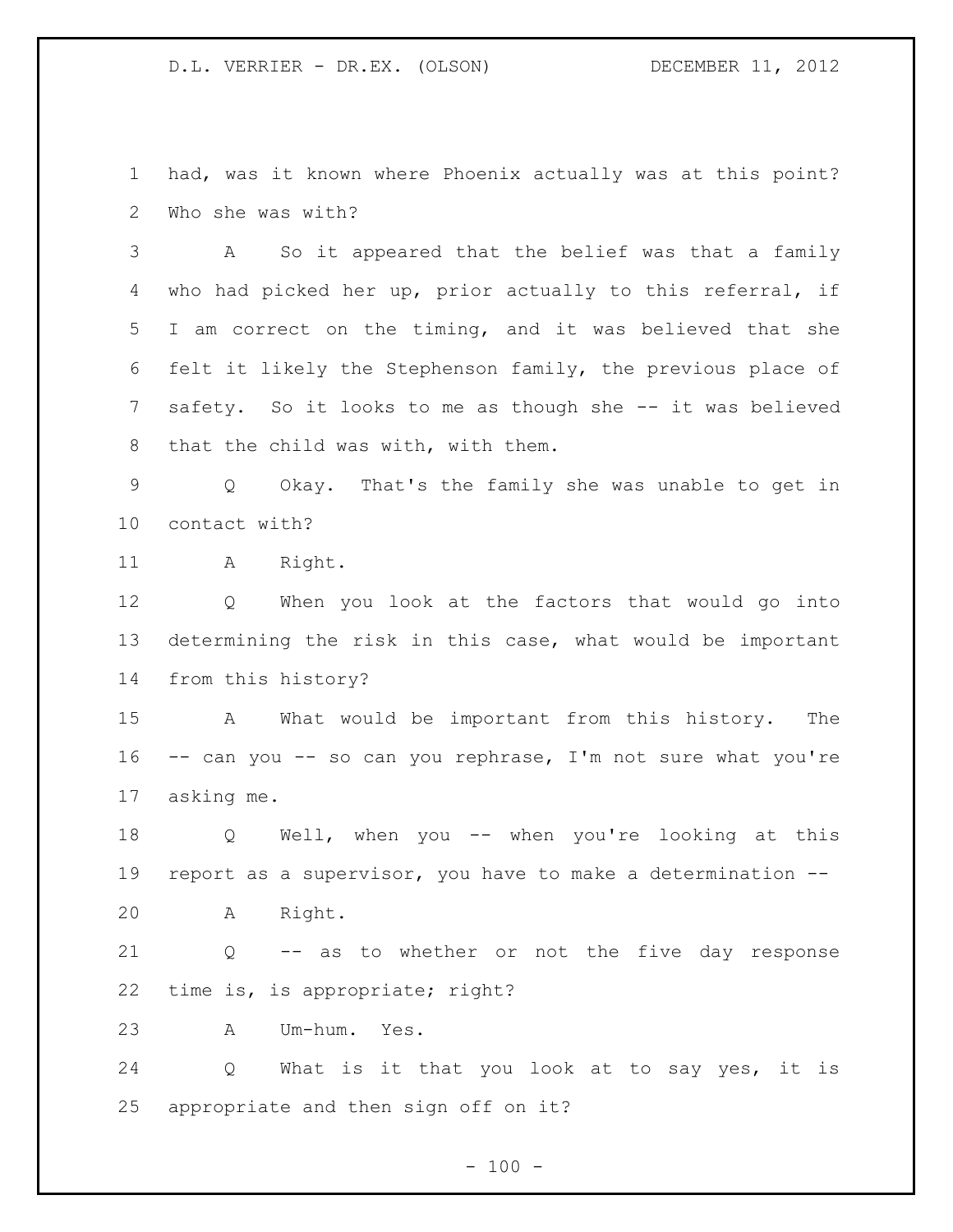had, was it known where Phoenix actually was at this point? Who she was with?

A So it appeared that the belief was that a family who had picked her up, prior actually to this referral, if I am correct on the timing, and it was believed that she felt it likely the Stephenson family, the previous place of safety. So it looks to me as though she -- it was believed that the child was with, with them.

Q Okay. That's the family she was unable to get in contact with?

A Right.

Q When you look at the factors that would go into determining the risk in this case, what would be important from this history?

A What would be important from this history. The -- can you -- so can you rephrase, I'm not sure what you're asking me.

Q Well, when you -- when you're looking at this report as a supervisor, you have to make a determination --

A Right.

Q -- as to whether or not the five day response time is, is appropriate; right?

A Um-hum. Yes.

Q What is it that you look at to say yes, it is appropriate and then sign off on it?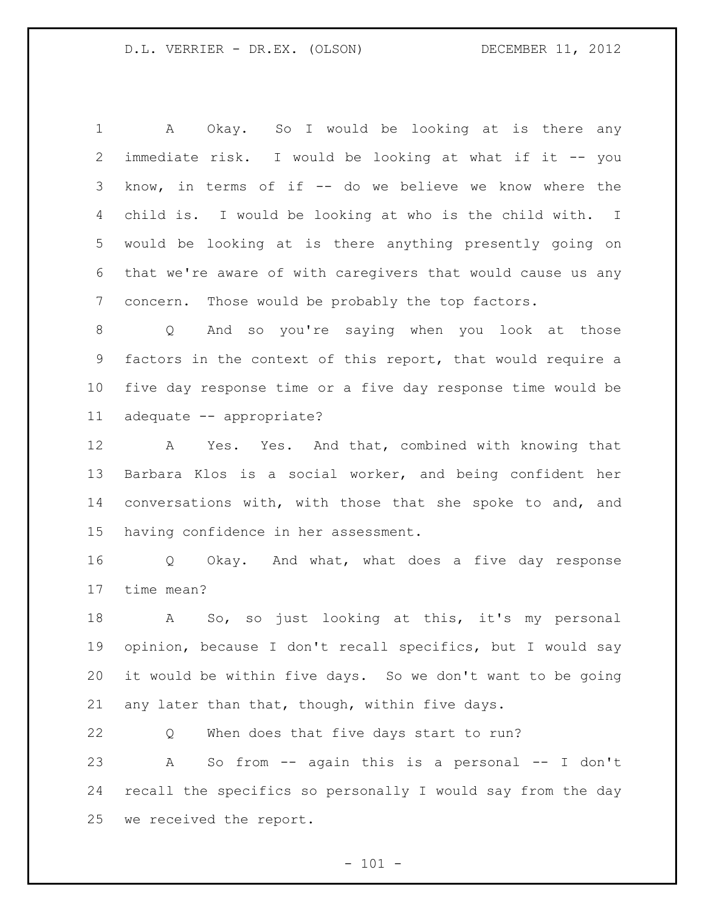A Okay. So I would be looking at is there any immediate risk. I would be looking at what if it -- you know, in terms of if -- do we believe we know where the child is. I would be looking at who is the child with. I would be looking at is there anything presently going on that we're aware of with caregivers that would cause us any concern. Those would be probably the top factors.

Q And so you're saying when you look at those factors in the context of this report, that would require a five day response time or a five day response time would be adequate -- appropriate?

A Yes. Yes. And that, combined with knowing that Barbara Klos is a social worker, and being confident her conversations with, with those that she spoke to and, and having confidence in her assessment.

Q Okay. And what, what does a five day response time mean?

A So, so just looking at this, it's my personal opinion, because I don't recall specifics, but I would say it would be within five days. So we don't want to be going any later than that, though, within five days.

Q When does that five days start to run?

A So from -- again this is a personal -- I don't recall the specifics so personally I would say from the day we received the report.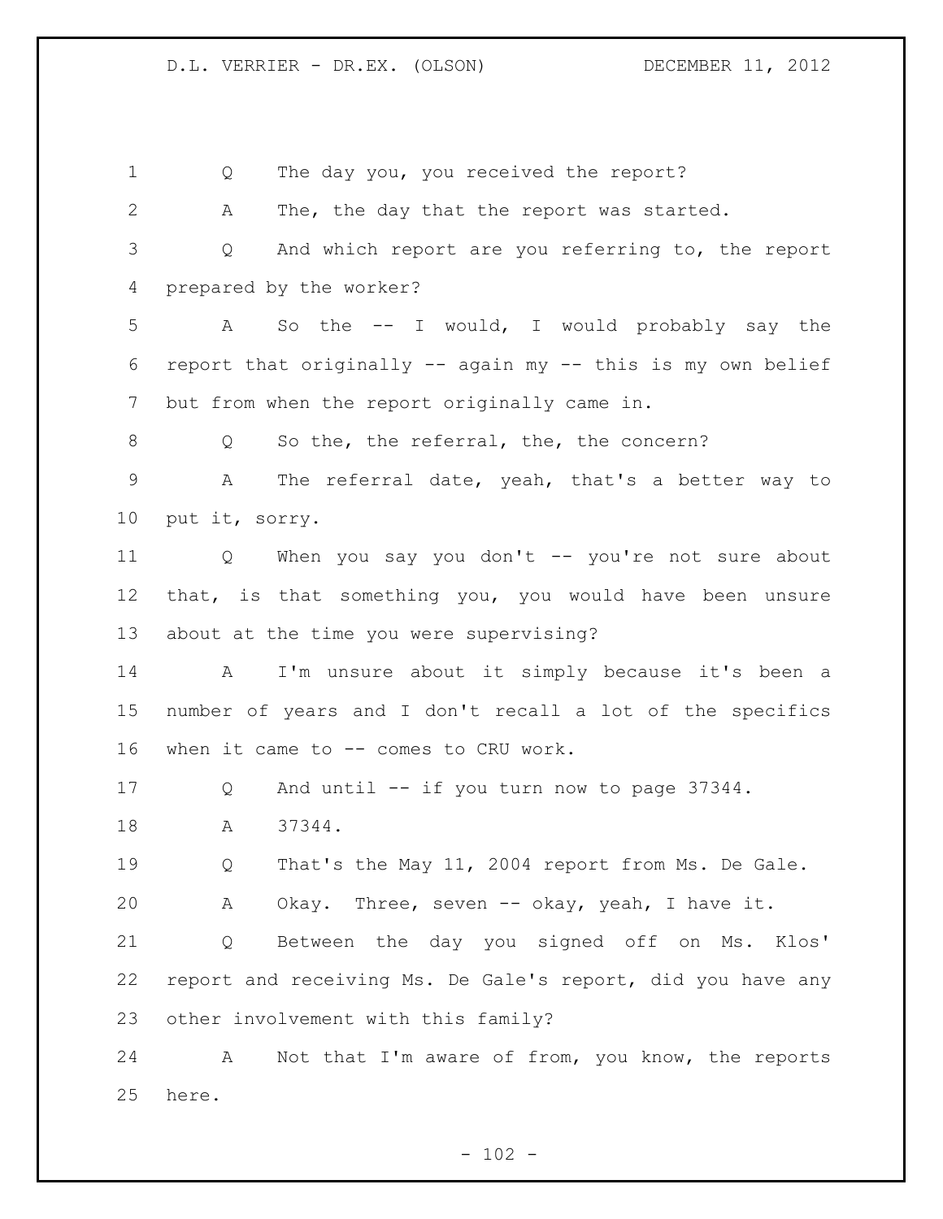1 Q The day you, you received the report?

2 A The, the day that the report was started.

3 Q And which report are you referring to, the report
4 prepared by the worker?

5 A So the -- I would, I would probably say the
6 report that originally -- again my -- this is my own belief
7 but from when the report originally came in.

8 Q So the, the referral, the, the concern?

9 A The referral date, yeah, that's a better way to
10 put it, sorry.

11 Q When you say you don't -- you're not sure about
12 that, is that something you, you would have been unsure
13 about at the time you were supervising?

14 A I'm unsure about it simply because it's been a
15 number of years and I don't recall a lot of the specifics
16 when it came to -- comes to CRU work.

17 Q And until -- if you turn now to page 37344.

18 A 37344.

19 Q That's the May 11, 2004 report from Ms. De Gale.

20 A Okay. Three, seven -- okay, yeah, I have it.

21 Q Between the day you signed off on Ms. Klos'
22 report and receiving Ms. De Gale's report, did you have any
23 other involvement with this family?

24 A Not that I'm aware of from, you know, the reports
25 here.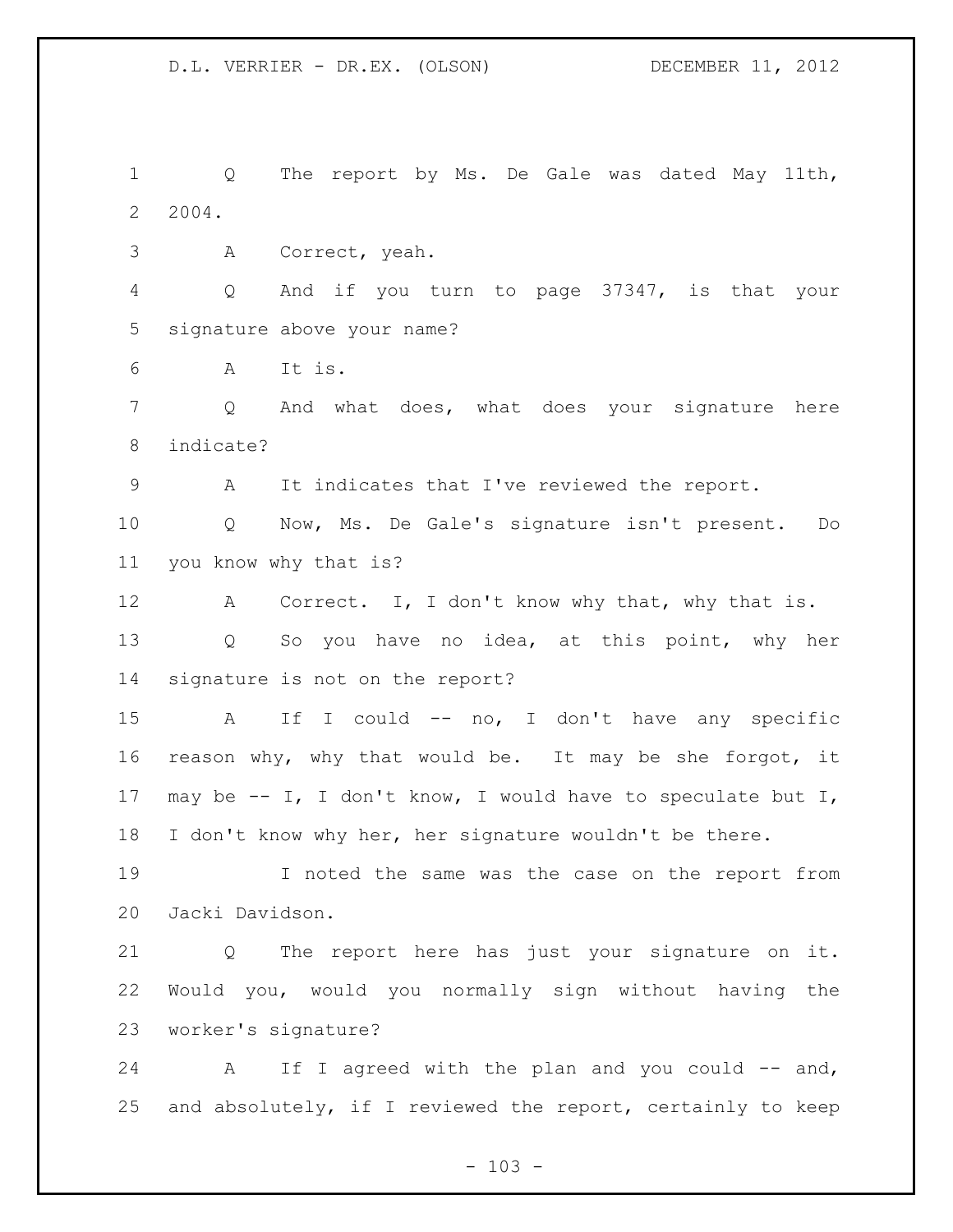Q The report by Ms. De Gale was dated May 11th, 2004.

A Correct, yeah.

Q And if you turn to page 37347, is that your signature above your name?

A It is.

Q And what does, what does your signature here indicate?

A It indicates that I've reviewed the report.

Q Now, Ms. De Gale's signature isn't present. Do you know why that is?

A Correct. I, I don't know why that, why that is.

Q So you have no idea, at this point, why her signature is not on the report?

A If I could -- no, I don't have any specific reason why, why that would be. It may be she forgot, it may be -- I, I don't know, I would have to speculate but I, I don't know why her, her signature wouldn't be there.

I noted the same was the case on the report from Jacki Davidson.

Q The report here has just your signature on it. Would you, would you normally sign without having the worker's signature?

A If I agreed with the plan and you could -- and, and absolutely, if I reviewed the report, certainly to keep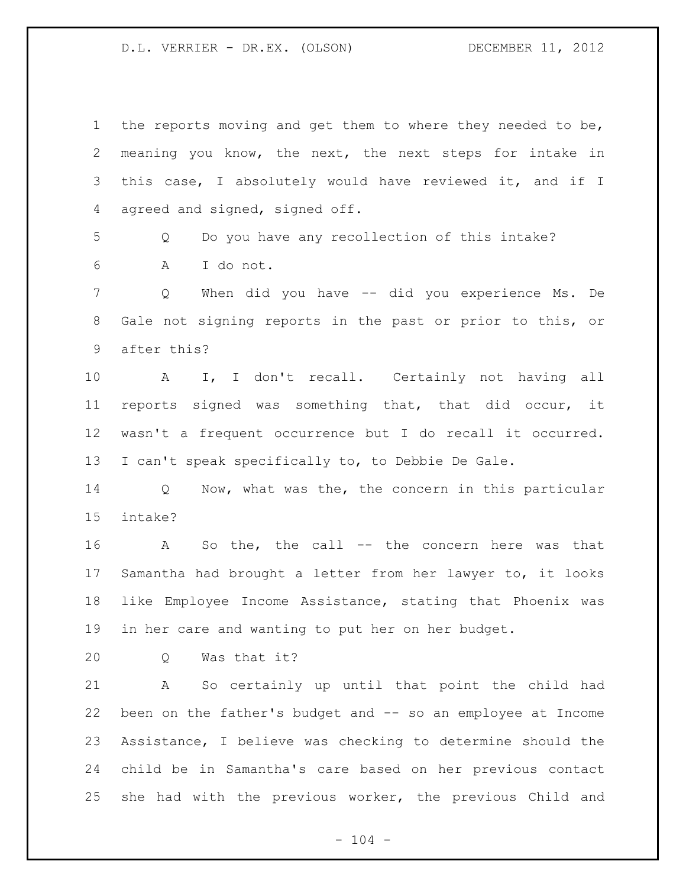the reports moving and get them to where they needed to be, meaning you know, the next, the next steps for intake in this case, I absolutely would have reviewed it, and if I agreed and signed, signed off.

Q Do you have any recollection of this intake?

A I do not.

Q When did you have -- did you experience Ms. De Gale not signing reports in the past or prior to this, or after this?

A I, I don't recall. Certainly not having all reports signed was something that, that did occur, it wasn't a frequent occurrence but I do recall it occurred. I can't speak specifically to, to Debbie De Gale.

Q Now, what was the, the concern in this particular intake?

A So the, the call -- the concern here was that Samantha had brought a letter from her lawyer to, it looks like Employee Income Assistance, stating that Phoenix was in her care and wanting to put her on her budget.

Q Was that it?

A So certainly up until that point the child had been on the father's budget and -- so an employee at Income Assistance, I believe was checking to determine should the child be in Samantha's care based on her previous contact she had with the previous worker, the previous Child and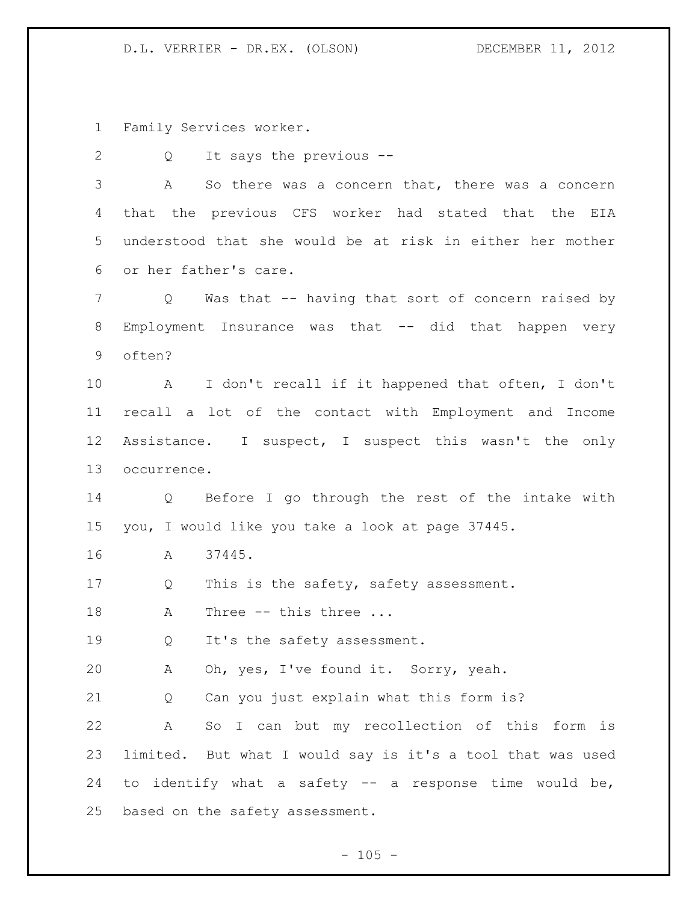Family Services worker.

Q It says the previous --

A So there was a concern that, there was a concern that the previous CFS worker had stated that the EIA understood that she would be at risk in either her mother or her father's care.

Q Was that -- having that sort of concern raised by Employment Insurance was that -- did that happen very often?

A I don't recall if it happened that often, I don't recall a lot of the contact with Employment and Income Assistance. I suspect, I suspect this wasn't the only occurrence.

Q Before I go through the rest of the intake with you, I would like you take a look at page 37445.

A 37445.

Q This is the safety, safety assessment.

A Three -- this three ...

Q It's the safety assessment.

A Oh, yes, I've found it. Sorry, yeah.

Q Can you just explain what this form is?

A So I can but my recollection of this form is limited. But what I would say is it's a tool that was used to identify what a safety -- a response time would be, based on the safety assessment.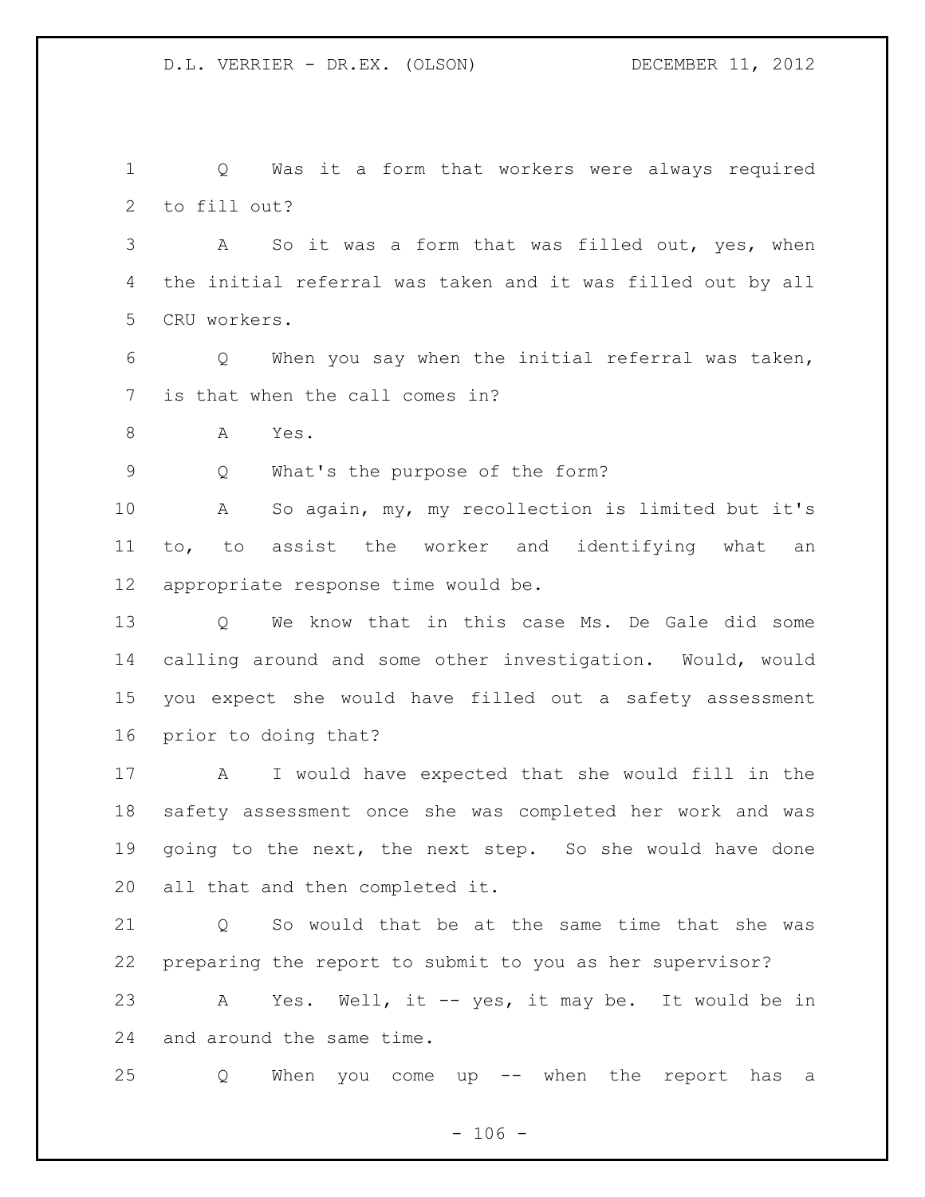Q Was it a form that workers were always required to fill out?

A So it was a form that was filled out, yes, when the initial referral was taken and it was filled out by all CRU workers.

Q When you say when the initial referral was taken, is that when the call comes in?

A Yes.

Q What's the purpose of the form?

A So again, my, my recollection is limited but it's to, to assist the worker and identifying what an appropriate response time would be.

Q We know that in this case Ms. De Gale did some calling around and some other investigation. Would, would you expect she would have filled out a safety assessment prior to doing that?

A I would have expected that she would fill in the safety assessment once she was completed her work and was going to the next, the next step. So she would have done all that and then completed it.

Q So would that be at the same time that she was preparing the report to submit to you as her supervisor?

A Yes. Well, it -- yes, it may be. It would be in and around the same time.

Q When you come up -- when the report has a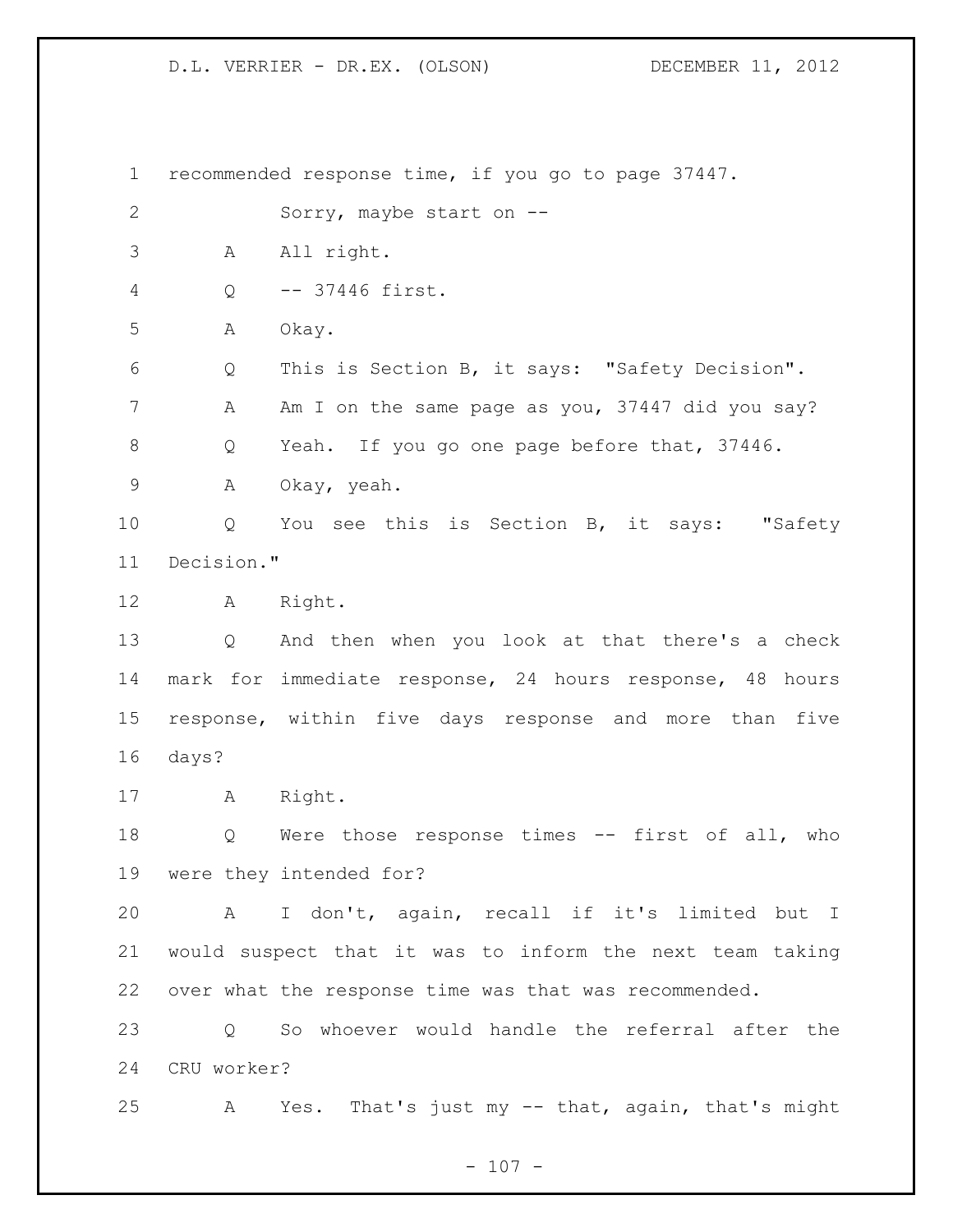recommended response time, if you go to page 37447.

Sorry, maybe start on --

A All right.

Q -- 37446 first.

A Okay.

Q This is Section B, it says: "Safety Decision".

A Am I on the same page as you, 37447 did you say?

Q Yeah. If you go one page before that, 37446.

A Okay, yeah.

Q You see this is Section B, it says: "Safety Decision."

A Right.

Q And then when you look at that there's a check mark for immediate response, 24 hours response, 48 hours response, within five days response and more than five days?

A Right.

Q Were those response times -- first of all, who were they intended for?

A I don't, again, recall if it's limited but I would suspect that it was to inform the next team taking over what the response time was that was recommended.

Q So whoever would handle the referral after the CRU worker?

A Yes. That's just my -- that, again, that's might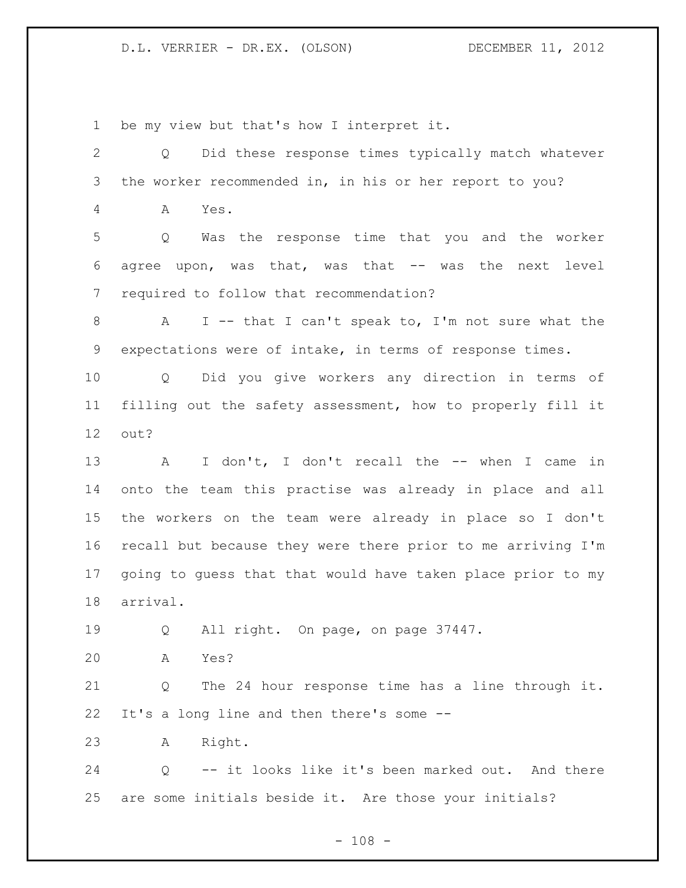be my view but that's how I interpret it.

Q Did these response times typically match whatever the worker recommended in, in his or her report to you?

A Yes.

Q Was the response time that you and the worker agree upon, was that, was that -- was the next level required to follow that recommendation?

A I -- that I can't speak to, I'm not sure what the expectations were of intake, in terms of response times.

Q Did you give workers any direction in terms of filling out the safety assessment, how to properly fill it out?

A I don't, I don't recall the -- when I came in onto the team this practise was already in place and all the workers on the team were already in place so I don't recall but because they were there prior to me arriving I'm going to guess that that would have taken place prior to my arrival.

Q All right. On page, on page 37447.

A Yes?

Q The 24 hour response time has a line through it. It's a long line and then there's some --

A Right.

Q -- it looks like it's been marked out. And there are some initials beside it. Are those your initials?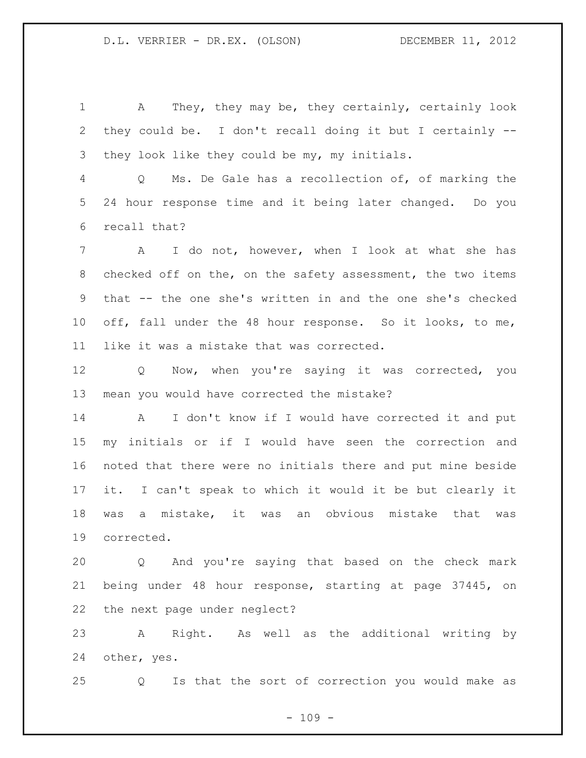A They, they may be, they certainly, certainly look they could be. I don't recall doing it but I certainly -- they look like they could be my, my initials.

Q Ms. De Gale has a recollection of, of marking the 24 hour response time and it being later changed. Do you recall that?

A I do not, however, when I look at what she has checked off on the, on the safety assessment, the two items that -- the one she's written in and the one she's checked off, fall under the 48 hour response. So it looks, to me, like it was a mistake that was corrected.

Q Now, when you're saying it was corrected, you mean you would have corrected the mistake?

A I don't know if I would have corrected it and put my initials or if I would have seen the correction and noted that there were no initials there and put mine beside it. I can't speak to which it would it be but clearly it was a mistake, it was an obvious mistake that was corrected.

Q And you're saying that based on the check mark being under 48 hour response, starting at page 37445, on the next page under neglect?

A Right. As well as the additional writing by other, yes.

Q Is that the sort of correction you would make as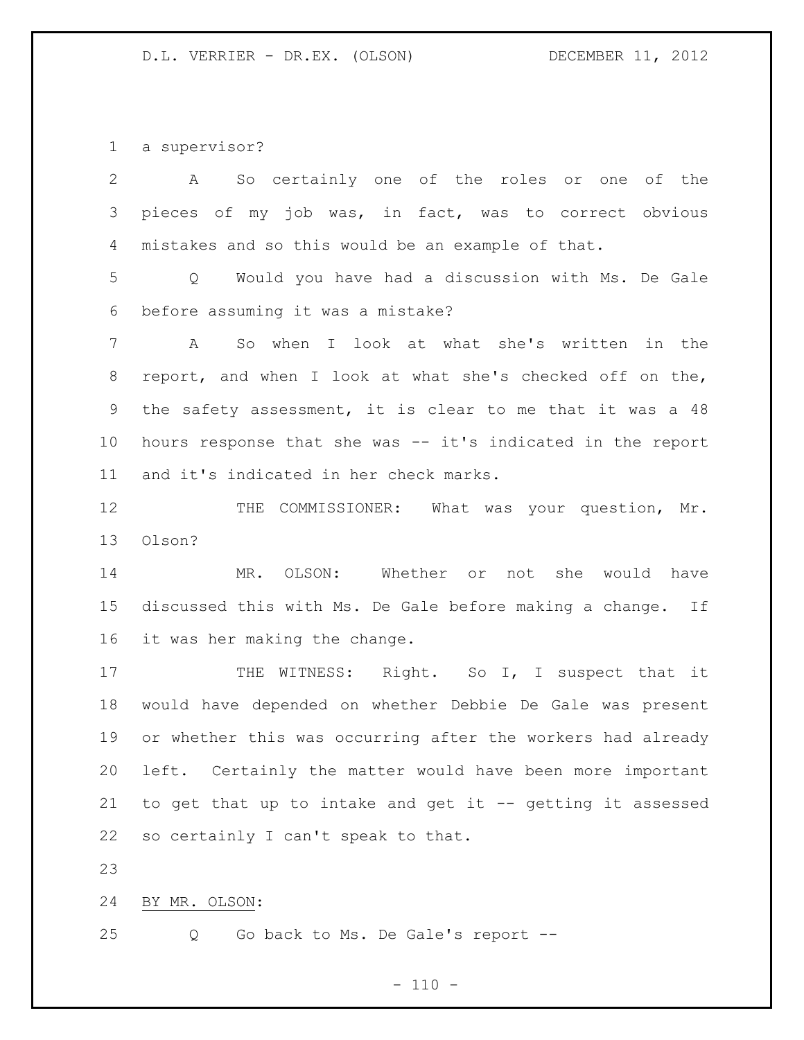a supervisor?

A So certainly one of the roles or one of the pieces of my job was, in fact, was to correct obvious mistakes and so this would be an example of that.

Q Would you have had a discussion with Ms. De Gale before assuming it was a mistake?

A So when I look at what she's written in the report, and when I look at what she's checked off on the, the safety assessment, it is clear to me that it was a 48 hours response that she was -- it's indicated in the report and it's indicated in her check marks.

THE COMMISSIONER: What was your question, Mr. Olson?

MR. OLSON: Whether or not she would have discussed this with Ms. De Gale before making a change. If it was her making the change.

THE WITNESS: Right. So I, I suspect that it would have depended on whether Debbie De Gale was present or whether this was occurring after the workers had already left. Certainly the matter would have been more important to get that up to intake and get it -- getting it assessed so certainly I can't speak to that.

BY MR. OLSON:

Q Go back to Ms. De Gale's report --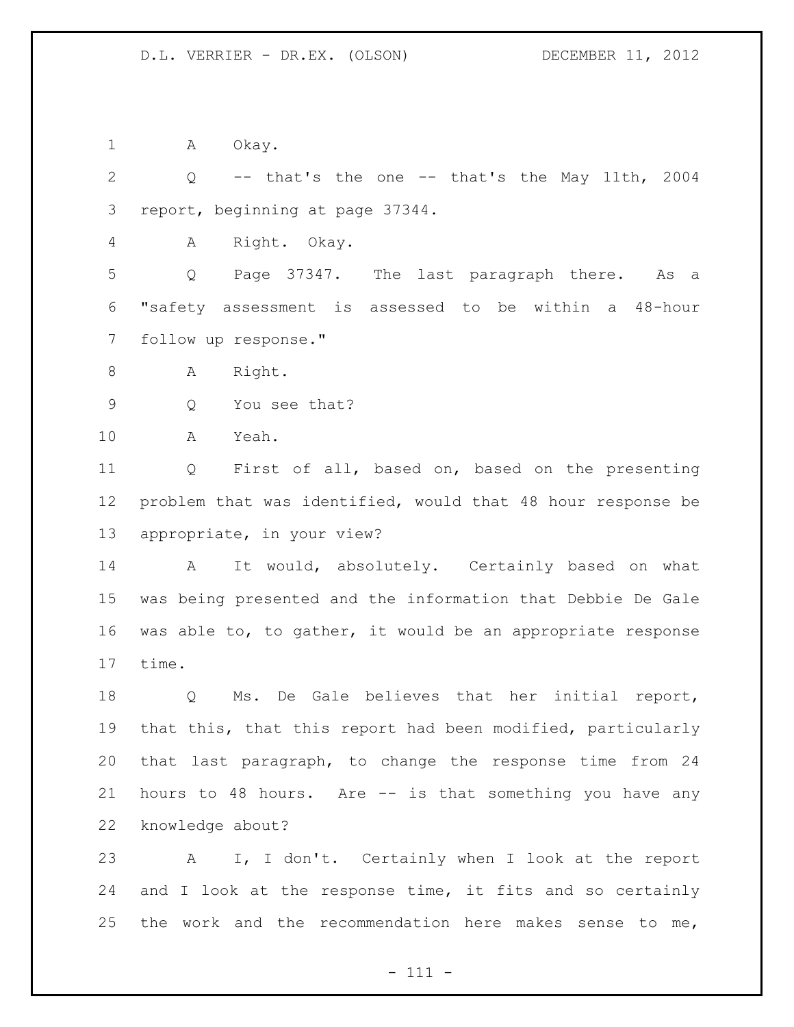A Okay.

Q -- that's the one -- that's the May 11th, 2004 report, beginning at page 37344.

A Right. Okay.

Q Page 37347. The last paragraph there. As a "safety assessment is assessed to be within a 48-hour follow up response."

A Right.

Q You see that?

A Yeah.

Q First of all, based on, based on the presenting problem that was identified, would that 48 hour response be appropriate, in your view?

A It would, absolutely. Certainly based on what was being presented and the information that Debbie De Gale was able to, to gather, it would be an appropriate response time.

Q Ms. De Gale believes that her initial report, that this, that this report had been modified, particularly that last paragraph, to change the response time from 24 hours to 48 hours. Are -- is that something you have any knowledge about?

A I, I don't. Certainly when I look at the report and I look at the response time, it fits and so certainly the work and the recommendation here makes sense to me,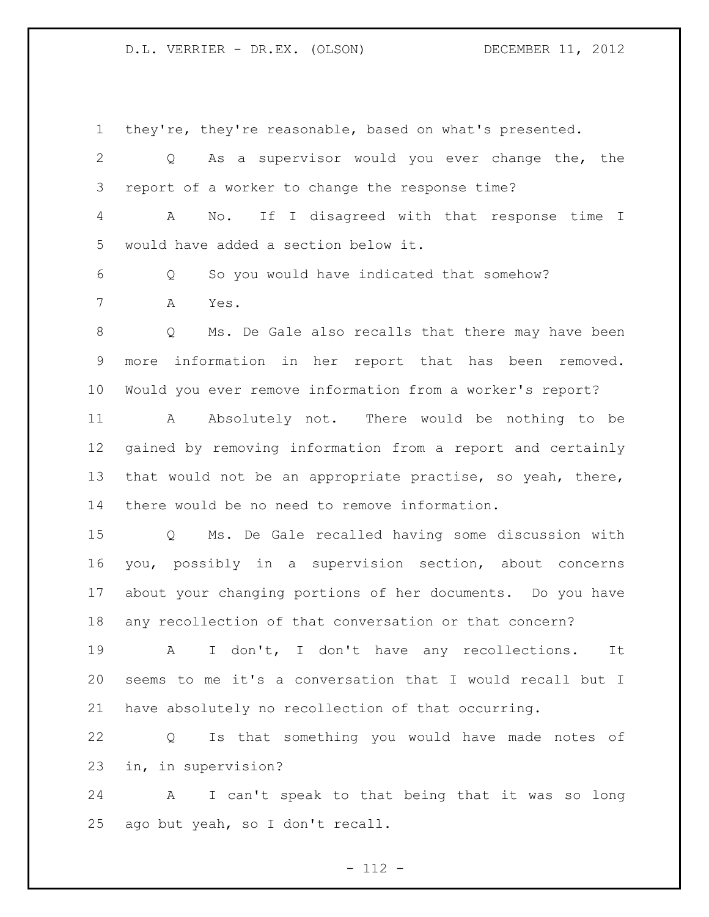they're, they're reasonable, based on what's presented.

Q As a supervisor would you ever change the, the report of a worker to change the response time?

A No. If I disagreed with that response time I would have added a section below it.

Q So you would have indicated that somehow?

A Yes.

Q Ms. De Gale also recalls that there may have been more information in her report that has been removed. Would you ever remove information from a worker's report?

A Absolutely not. There would be nothing to be gained by removing information from a report and certainly that would not be an appropriate practise, so yeah, there, there would be no need to remove information.

Q Ms. De Gale recalled having some discussion with you, possibly in a supervision section, about concerns about your changing portions of her documents. Do you have any recollection of that conversation or that concern?

A I don't, I don't have any recollections. It seems to me it's a conversation that I would recall but I have absolutely no recollection of that occurring.

Q Is that something you would have made notes of in, in supervision?

A I can't speak to that being that it was so long ago but yeah, so I don't recall.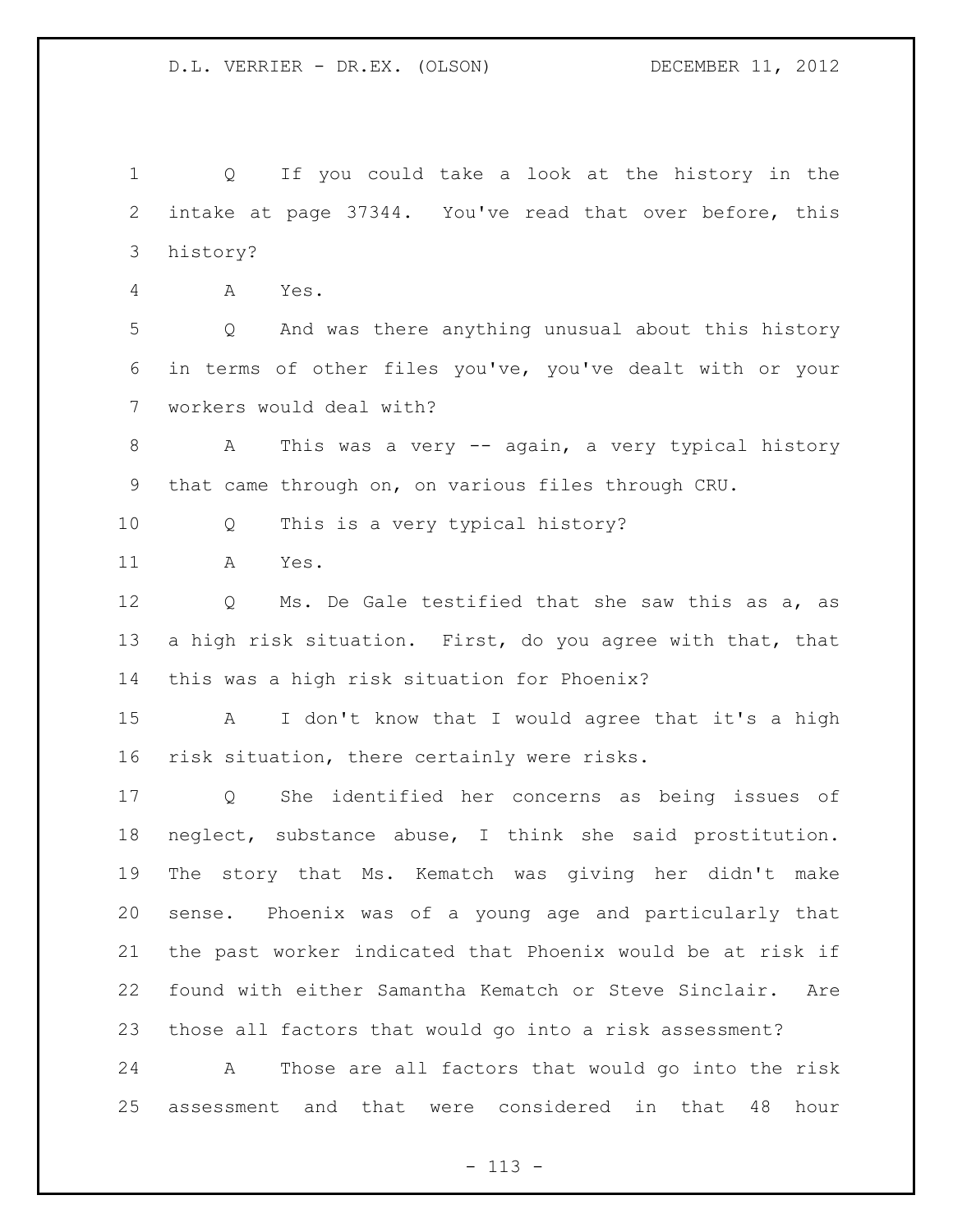Q If you could take a look at the history in the intake at page 37344. You've read that over before, this history?

A Yes.

Q And was there anything unusual about this history in terms of other files you've, you've dealt with or your workers would deal with?

A This was a very -- again, a very typical history that came through on, on various files through CRU.

Q This is a very typical history?

A Yes.

Q Ms. De Gale testified that she saw this as a, as a high risk situation. First, do you agree with that, that this was a high risk situation for Phoenix?

A I don't know that I would agree that it's a high risk situation, there certainly were risks.

Q She identified her concerns as being issues of neglect, substance abuse, I think she said prostitution. The story that Ms. Kematch was giving her didn't make sense. Phoenix was of a young age and particularly that the past worker indicated that Phoenix would be at risk if found with either Samantha Kematch or Steve Sinclair. Are those all factors that would go into a risk assessment?

A Those are all factors that would go into the risk assessment and that were considered in that 48 hour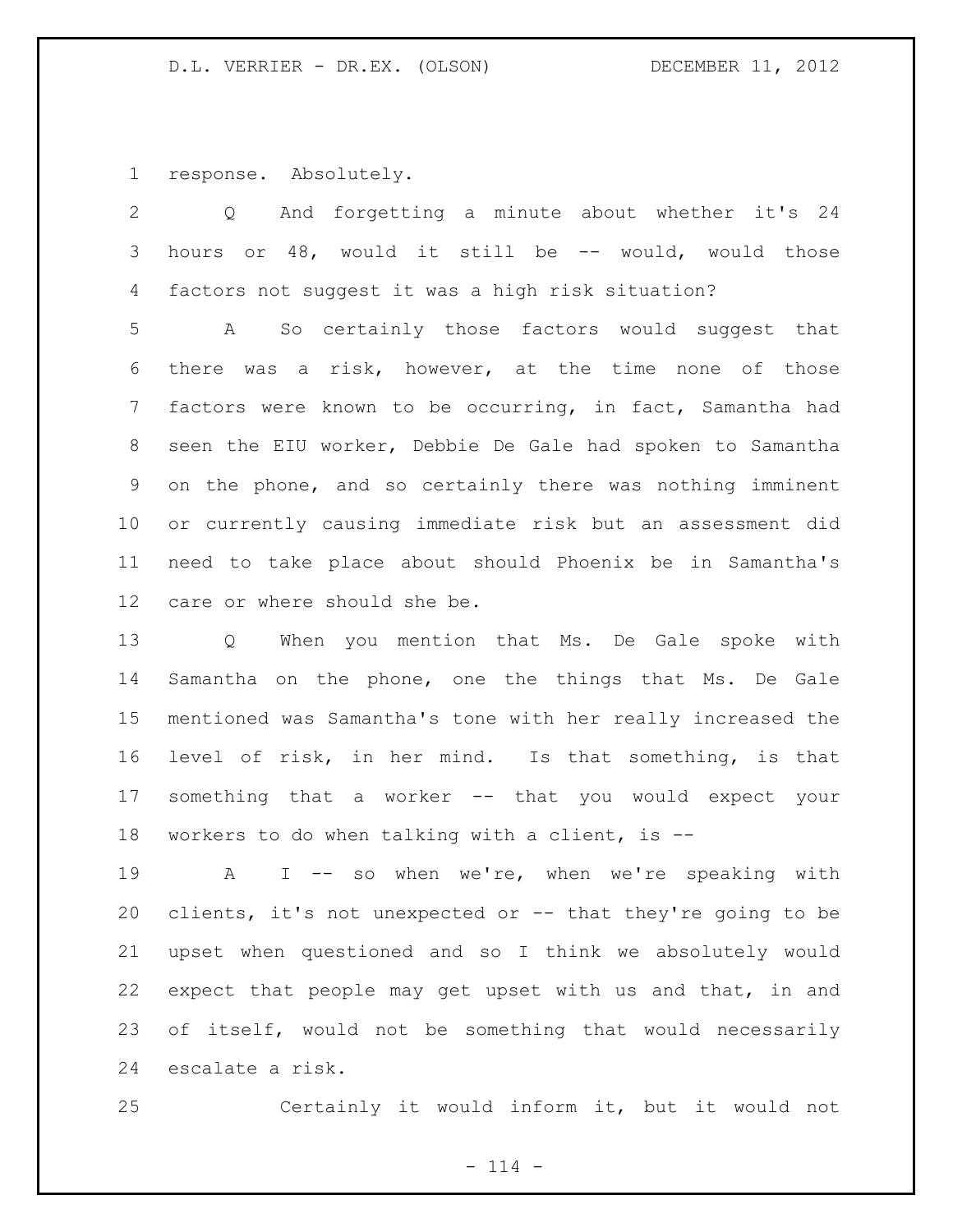response. Absolutely.

Q And forgetting a minute about whether it's 24 hours or 48, would it still be -- would, would those factors not suggest it was a high risk situation?

A So certainly those factors would suggest that there was a risk, however, at the time none of those factors were known to be occurring, in fact, Samantha had seen the EIU worker, Debbie De Gale had spoken to Samantha on the phone, and so certainly there was nothing imminent or currently causing immediate risk but an assessment did need to take place about should Phoenix be in Samantha's care or where should she be.

Q When you mention that Ms. De Gale spoke with Samantha on the phone, one the things that Ms. De Gale mentioned was Samantha's tone with her really increased the level of risk, in her mind. Is that something, is that something that a worker -- that you would expect your workers to do when talking with a client, is --

A I -- so when we're, when we're speaking with clients, it's not unexpected or -- that they're going to be upset when questioned and so I think we absolutely would expect that people may get upset with us and that, in and of itself, would not be something that would necessarily escalate a risk.

Certainly it would inform it, but it would not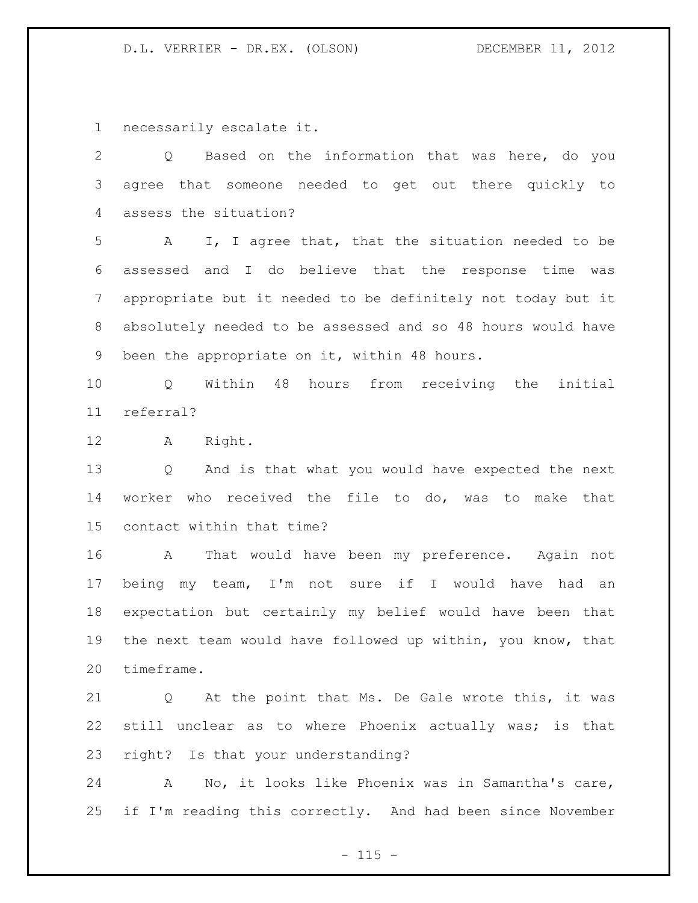necessarily escalate it.

Q Based on the information that was here, do you agree that someone needed to get out there quickly to assess the situation?

A I, I agree that, that the situation needed to be assessed and I do believe that the response time was appropriate but it needed to be definitely not today but it absolutely needed to be assessed and so 48 hours would have been the appropriate on it, within 48 hours.

Q Within 48 hours from receiving the initial referral?

A Right.

Q And is that what you would have expected the next worker who received the file to do, was to make that contact within that time?

A That would have been my preference. Again not being my team, I'm not sure if I would have had an expectation but certainly my belief would have been that the next team would have followed up within, you know, that timeframe.

Q At the point that Ms. De Gale wrote this, it was still unclear as to where Phoenix actually was; is that right? Is that your understanding?

A No, it looks like Phoenix was in Samantha's care, if I'm reading this correctly. And had been since November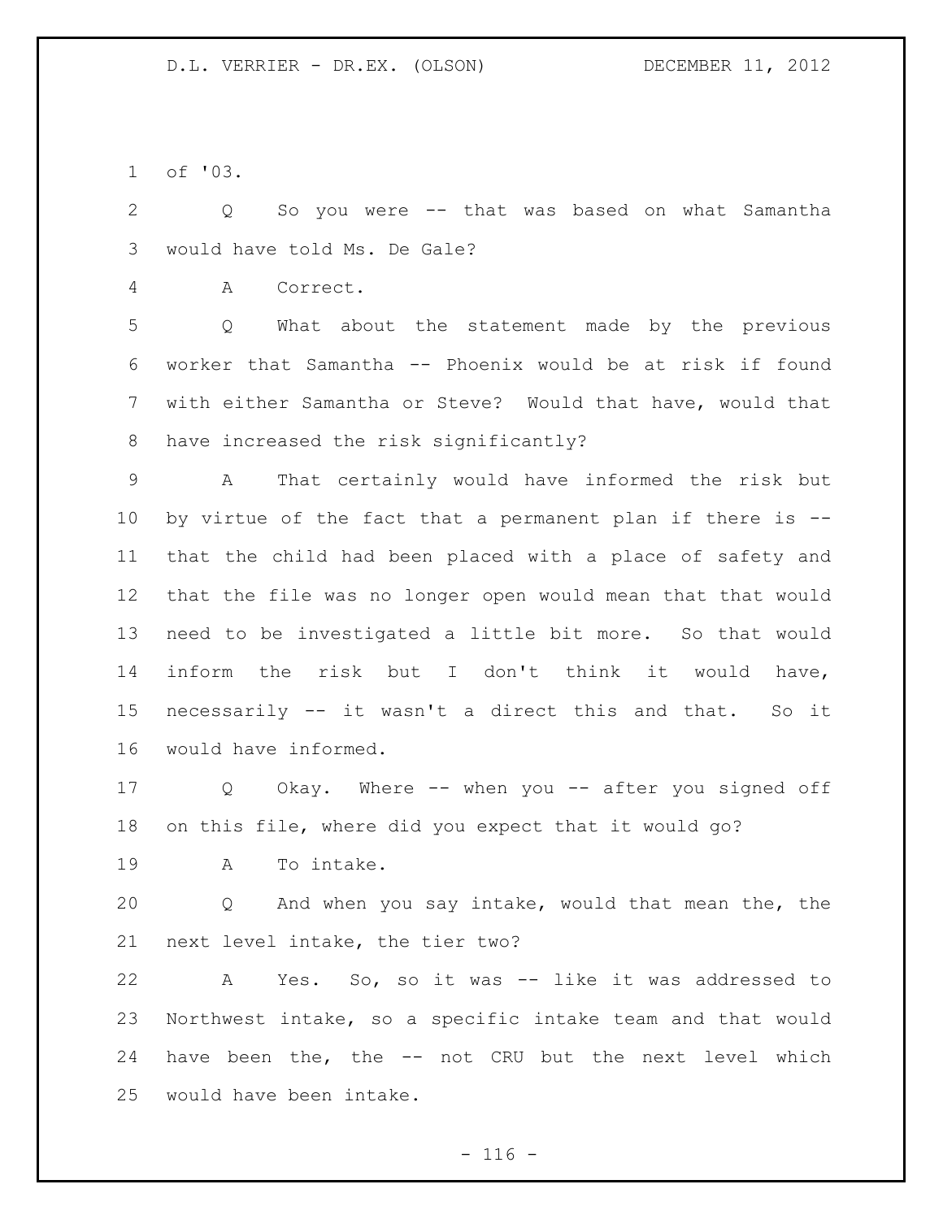of '03.

Q So you were -- that was based on what Samantha would have told Ms. De Gale?

A Correct.

Q What about the statement made by the previous worker that Samantha -- Phoenix would be at risk if found with either Samantha or Steve? Would that have, would that have increased the risk significantly?

A That certainly would have informed the risk but by virtue of the fact that a permanent plan if there is -- that the child had been placed with a place of safety and that the file was no longer open would mean that that would need to be investigated a little bit more. So that would inform the risk but I don't think it would have, necessarily -- it wasn't a direct this and that. So it would have informed.

Q Okay. Where -- when you -- after you signed off on this file, where did you expect that it would go?

A To intake.

Q And when you say intake, would that mean the, the next level intake, the tier two?

A Yes. So, so it was -- like it was addressed to Northwest intake, so a specific intake team and that would have been the, the -- not CRU but the next level which would have been intake.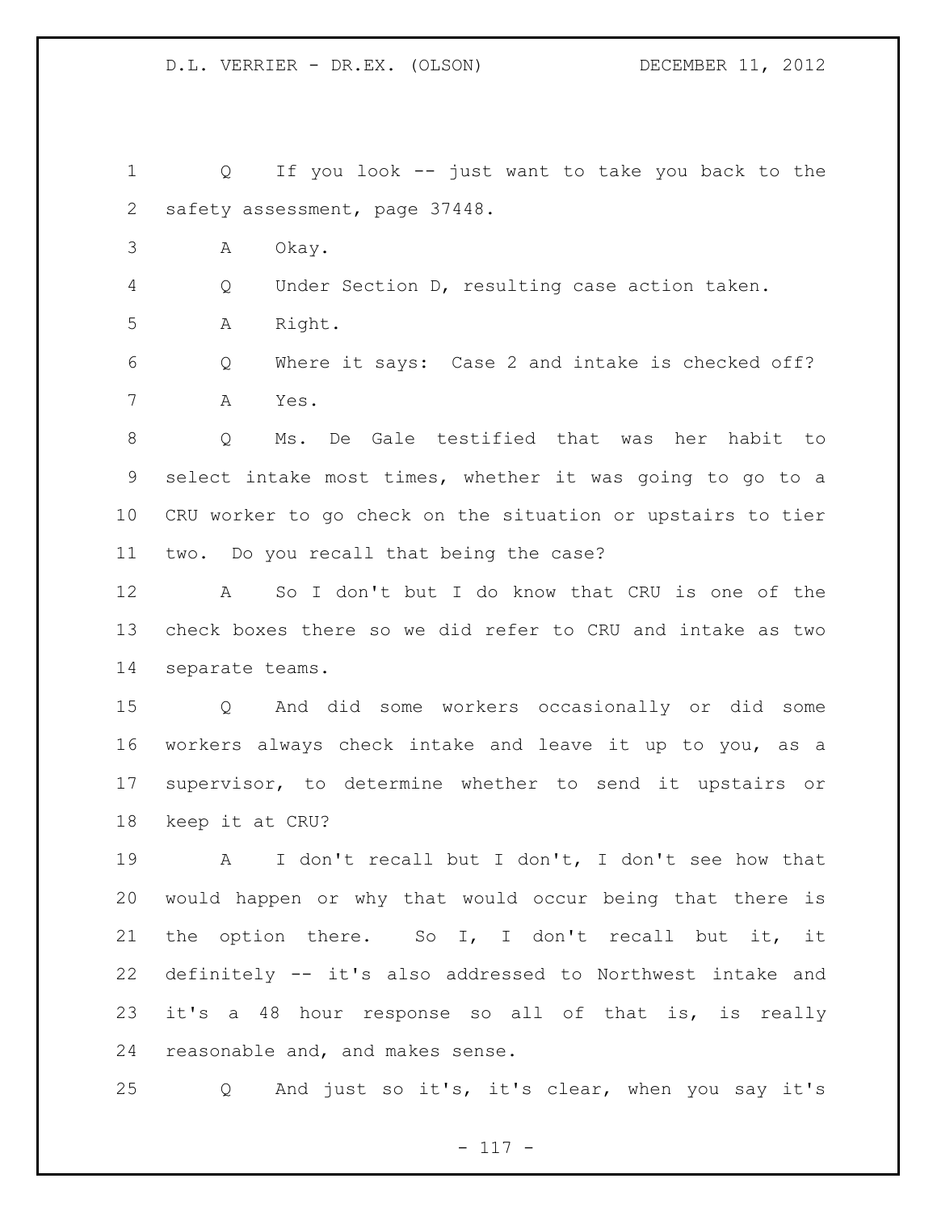Q If you look -- just want to take you back to the safety assessment, page 37448.

A Okay.

Q Under Section D, resulting case action taken.

A Right.

Q Where it says: Case 2 and intake is checked off?

A Yes.

Q Ms. De Gale testified that was her habit to select intake most times, whether it was going to go to a CRU worker to go check on the situation or upstairs to tier two. Do you recall that being the case?

A So I don't but I do know that CRU is one of the check boxes there so we did refer to CRU and intake as two separate teams.

Q And did some workers occasionally or did some workers always check intake and leave it up to you, as a supervisor, to determine whether to send it upstairs or keep it at CRU?

A I don't recall but I don't, I don't see how that would happen or why that would occur being that there is the option there. So I, I don't recall but it, it definitely -- it's also addressed to Northwest intake and it's a 48 hour response so all of that is, is really reasonable and, and makes sense.

Q And just so it's, it's clear, when you say it's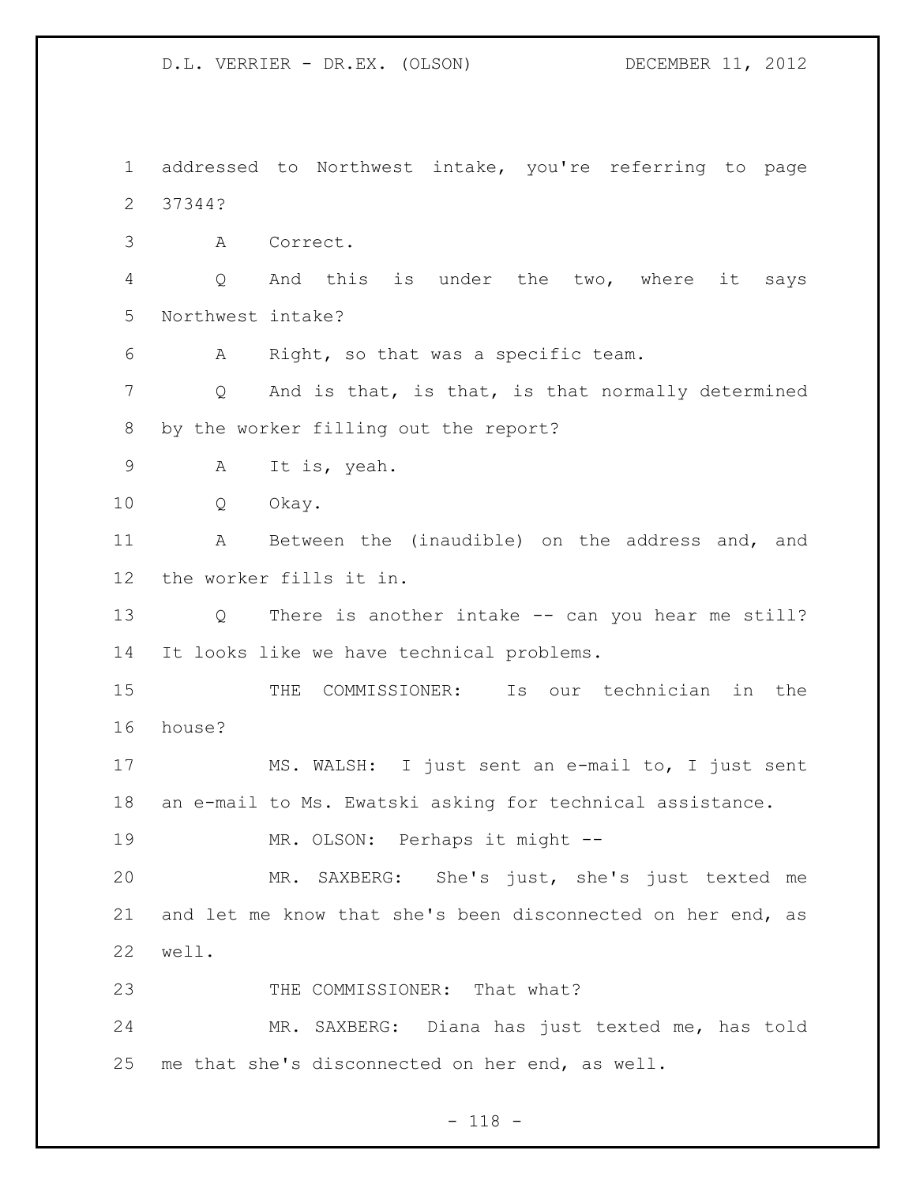addressed to Northwest intake, you're referring to page 37344?

A Correct.

Q And this is under the two, where it says Northwest intake?

A Right, so that was a specific team.

Q And is that, is that, is that normally determined by the worker filling out the report?

A It is, yeah.

Q Okay.

A Between the (inaudible) on the address and, and the worker fills it in.

Q There is another intake -- can you hear me still? It looks like we have technical problems.

THE COMMISSIONER: Is our technician in the house?

MS. WALSH: I just sent an e-mail to, I just sent an e-mail to Ms. Ewatski asking for technical assistance.

MR. OLSON: Perhaps it might --

MR. SAXBERG: She's just, she's just texted me and let me know that she's been disconnected on her end, as well.

THE COMMISSIONER: That what?

MR. SAXBERG: Diana has just texted me, has told me that she's disconnected on her end, as well.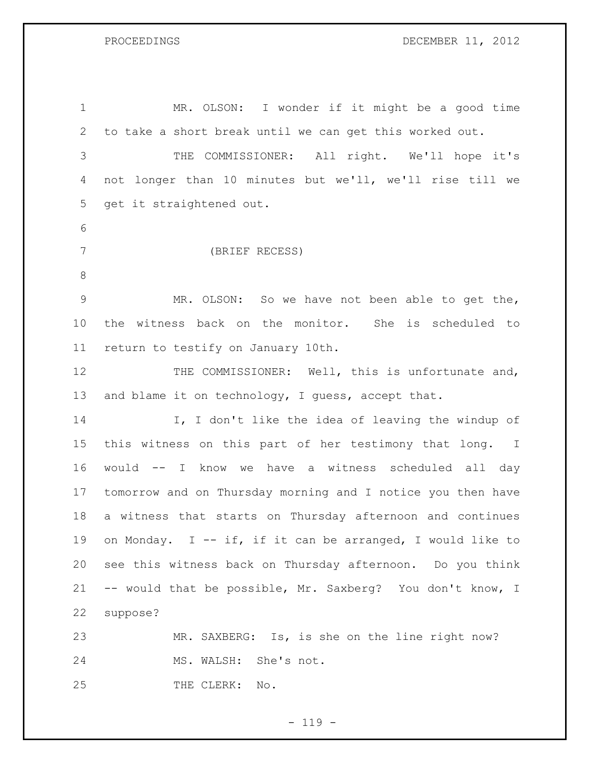MR. OLSON: I wonder if it might be a good time to take a short break until we can get this worked out.

THE COMMISSIONER: All right. We'll hope it's not longer than 10 minutes but we'll, we'll rise till we get it straightened out.

(BRIEF RECESS)

MR. OLSON: So we have not been able to get the, the witness back on the monitor. She is scheduled to return to testify on January 10th.

THE COMMISSIONER: Well, this is unfortunate and, and blame it on technology, I guess, accept that.

I, I don't like the idea of leaving the windup of this witness on this part of her testimony that long. I would -- I know we have a witness scheduled all day tomorrow and on Thursday morning and I notice you then have a witness that starts on Thursday afternoon and continues on Monday. I -- if, if it can be arranged, I would like to see this witness back on Thursday afternoon. Do you think -- would that be possible, Mr. Saxberg? You don't know, I suppose?

MR. SAXBERG: Is, is she on the line right now?

MS. WALSH: She's not.

THE CLERK: No.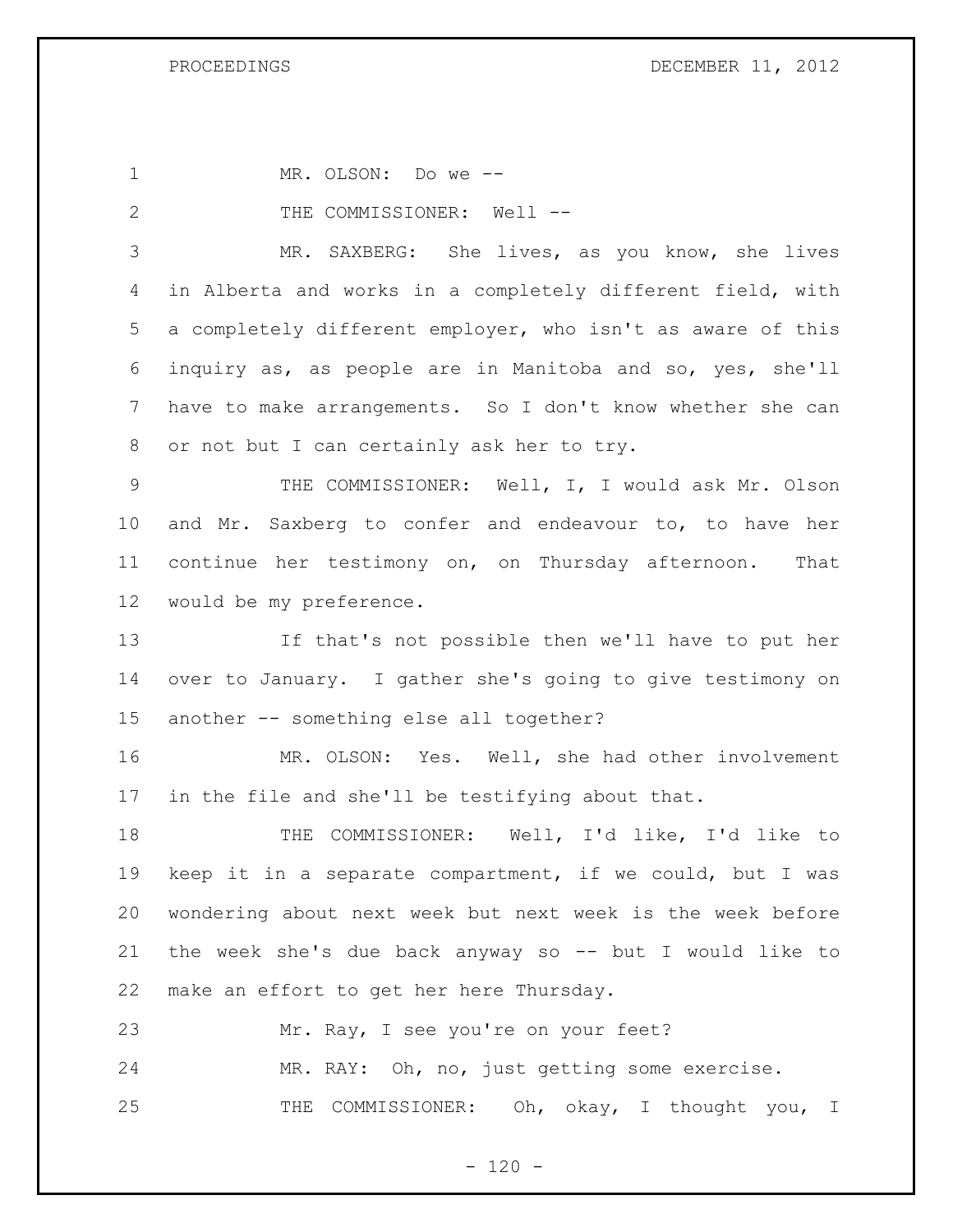MR. OLSON: Do we --

THE COMMISSIONER: Well --

MR. SAXBERG: She lives, as you know, she lives in Alberta and works in a completely different field, with a completely different employer, who isn't as aware of this inquiry as, as people are in Manitoba and so, yes, she'll have to make arrangements. So I don't know whether she can or not but I can certainly ask her to try.

THE COMMISSIONER: Well, I, I would ask Mr. Olson and Mr. Saxberg to confer and endeavour to, to have her continue her testimony on, on Thursday afternoon. That would be my preference.

If that's not possible then we'll have to put her over to January. I gather she's going to give testimony on another -- something else all together?

MR. OLSON: Yes. Well, she had other involvement in the file and she'll be testifying about that.

THE COMMISSIONER: Well, I'd like, I'd like to keep it in a separate compartment, if we could, but I was wondering about next week but next week is the week before the week she's due back anyway so -- but I would like to make an effort to get her here Thursday.

Mr. Ray, I see you're on your feet?

MR. RAY: Oh, no, just getting some exercise.

THE COMMISSIONER: Oh, okay, I thought you, I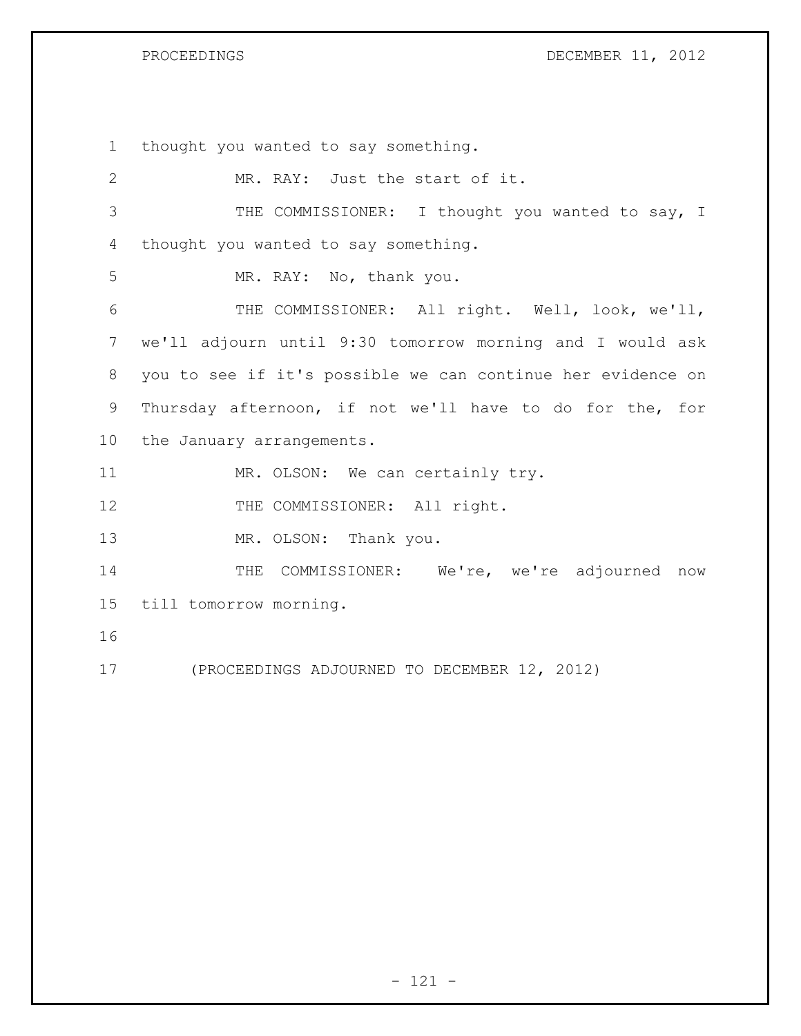thought you wanted to say something.

MR. RAY: Just the start of it.

THE COMMISSIONER: I thought you wanted to say, I thought you wanted to say something.

MR. RAY: No, thank you.

THE COMMISSIONER: All right. Well, look, we'll, we'll adjourn until 9:30 tomorrow morning and I would ask you to see if it's possible we can continue her evidence on Thursday afternoon, if not we'll have to do for the, for the January arrangements.

MR. OLSON: We can certainly try.

THE COMMISSIONER: All right.

MR. OLSON: Thank you.

THE COMMISSIONER: We're, we're adjourned now till tomorrow morning.

(PROCEEDINGS ADJOURNED TO DECEMBER 12, 2012)